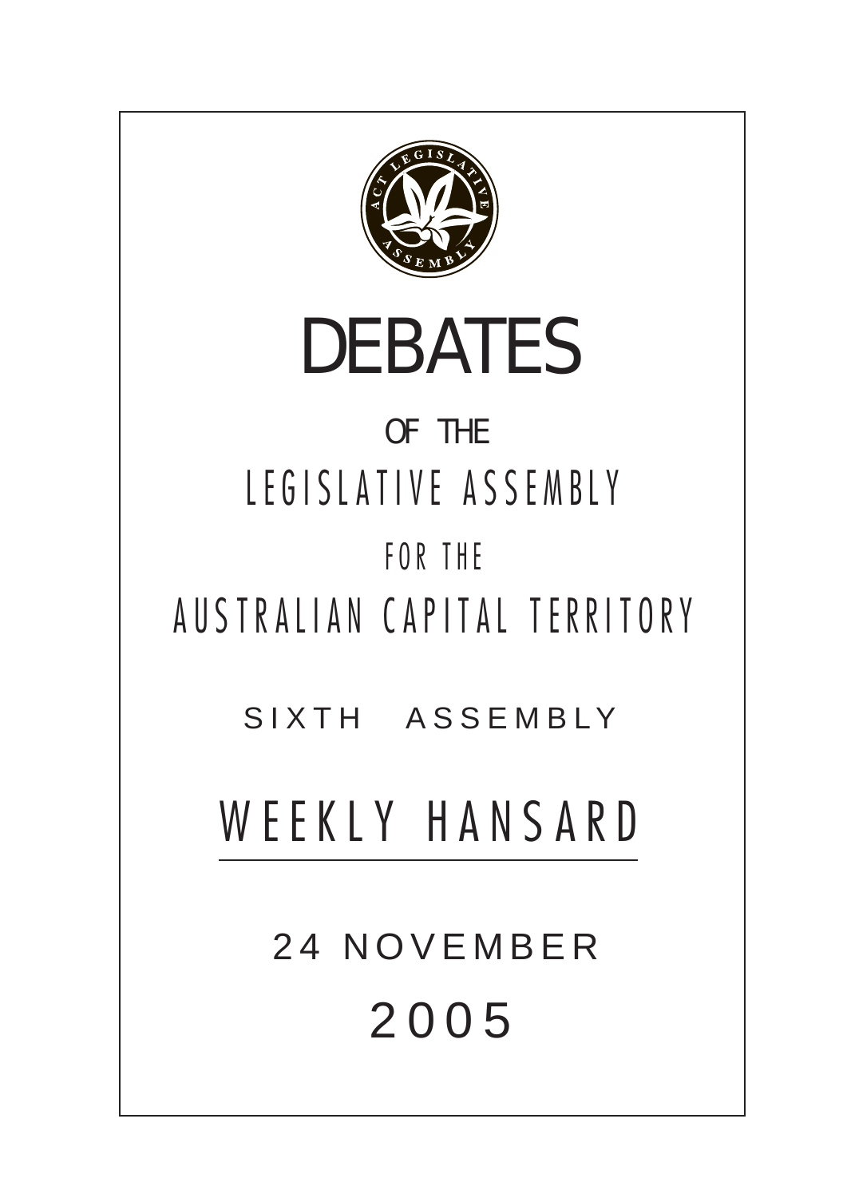# DEBATES

OF THE

LEGISLATIVE ASSEMBLY

FOR THE

AUSTRALIAN CAPITAL TERRITORY

SIXTH ASSEMBLY

## WEEKLY HANSARD

24 NOVEMBER

2005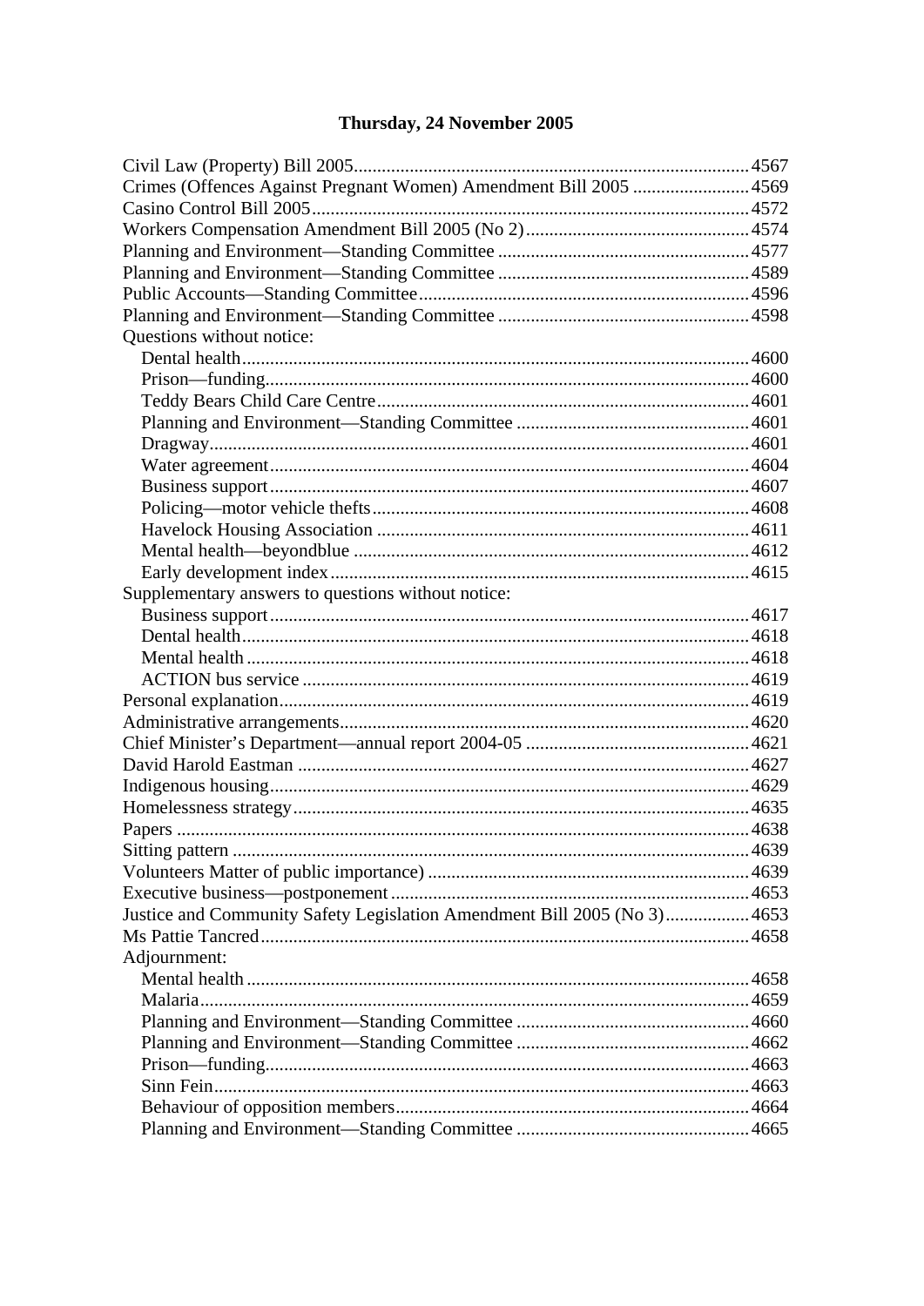## Thursday, 24 November 2005

Civil Law (Property) Bill 2005 ........ 4567
Crimes (Offences Against Pregnant Women) Amendment Bill 2005 ........ 4569
Casino Control Bill 2005 ........ 4572
Workers Compensation Amendment Bill 2005 (No 2) ........ 4574
Planning and Environment—Standing Committee ........ 4577
Planning and Environment—Standing Committee ........ 4589
Public Accounts—Standing Committee ........ 4596
Planning and Environment—Standing Committee ........ 4598
Questions without notice:
- Dental health ........ 4600
- Prison—funding ........ 4600
- Teddy Bears Child Care Centre ........ 4601
- Planning and Environment—Standing Committee ........ 4601
- Dragway ........ 4601
- Water agreement ........ 4604
- Business support ........ 4607
- Policing—motor vehicle thefts ........ 4608
- Havelock Housing Association ........ 4611
- Mental health—beyondblue ........ 4612
- Early development index ........ 4615

Supplementary answers to questions without notice:
- Business support ........ 4617
- Dental health ........ 4618
- Mental health ........ 4618
- ACTION bus service ........ 4619

Personal explanation ........ 4619
Administrative arrangements ........ 4620
Chief Minister's Department—annual report 2004-05 ........ 4621
David Harold Eastman ........ 4627
Indigenous housing ........ 4629
Homelessness strategy ........ 4635
Papers ........ 4638
Sitting pattern ........ 4639
Volunteers Matter of public importance) ........ 4639
Executive business—postponement ........ 4653
Justice and Community Safety Legislation Amendment Bill 2005 (No 3) ........ 4653
Ms Pattie Tancred ........ 4658
Adjournment:
- Mental health ........ 4658
- Malaria ........ 4659
- Planning and Environment—Standing Committee ........ 4660
- Planning and Environment—Standing Committee ........ 4662
- Prison—funding ........ 4663
- Sinn Fein ........ 4663
- Behaviour of opposition members ........ 4664
- Planning and Environment—Standing Committee ........ 4665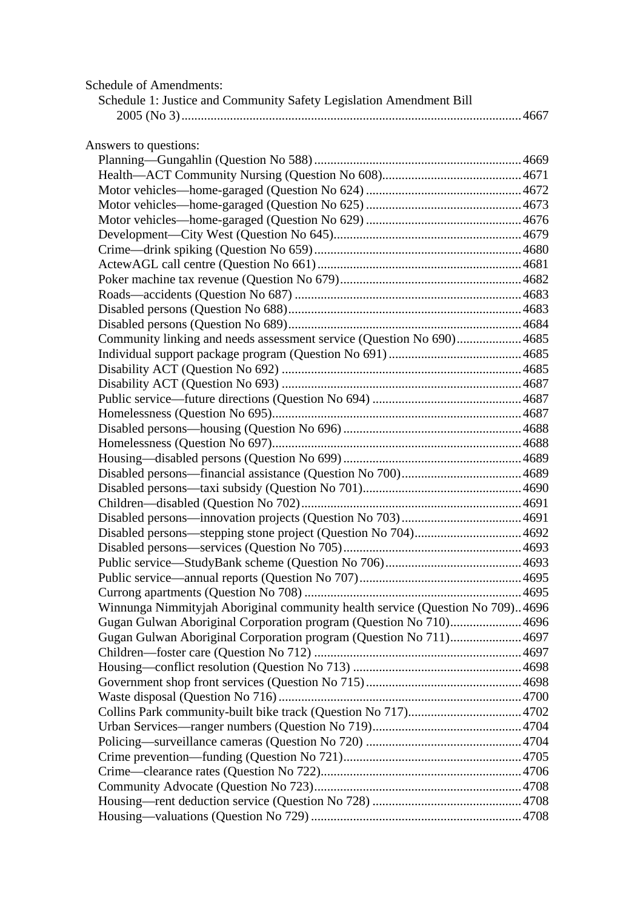Schedule of Amendments:

Schedule 1: Justice and Community Safety Legislation Amendment Bill 2005 (No 3) ........ 4667

Answers to questions:

Planning—Gungahlin (Question No 588) ........ 4669
Health—ACT Community Nursing (Question No 608) ........ 4671
Motor vehicles—home-garaged (Question No 624) ........ 4672
Motor vehicles—home-garaged (Question No 625) ........ 4673
Motor vehicles—home-garaged (Question No 629) ........ 4676
Development—City West (Question No 645) ........ 4679
Crime—drink spiking (Question No 659) ........ 4680
ActewAGL call centre (Question No 661) ........ 4681
Poker machine tax revenue (Question No 679) ........ 4682
Roads—accidents (Question No 687) ........ 4683
Disabled persons (Question No 688) ........ 4683
Disabled persons (Question No 689) ........ 4684
Community linking and needs assessment service (Question No 690) ........ 4685
Individual support package program (Question No 691) ........ 4685
Disability ACT (Question No 692) ........ 4685
Disability ACT (Question No 693) ........ 4687
Public service—future directions (Question No 694) ........ 4687
Homelessness (Question No 695) ........ 4687
Disabled persons—housing (Question No 696) ........ 4688
Homelessness (Question No 697) ........ 4688
Housing—disabled persons (Question No 699) ........ 4689
Disabled persons—financial assistance (Question No 700) ........ 4689
Disabled persons—taxi subsidy (Question No 701) ........ 4690
Children—disabled (Question No 702) ........ 4691
Disabled persons—innovation projects (Question No 703) ........ 4691
Disabled persons—stepping stone project (Question No 704) ........ 4692
Disabled persons—services (Question No 705) ........ 4693
Public service—StudyBank scheme (Question No 706) ........ 4693
Public service—annual reports (Question No 707) ........ 4695
Currong apartments (Question No 708) ........ 4695
Winnunga Nimmityjah Aboriginal community health service (Question No 709) ........ 4696
Gugan Gulwan Aboriginal Corporation program (Question No 710) ........ 4696
Gugan Gulwan Aboriginal Corporation program (Question No 711) ........ 4697
Children—foster care (Question No 712) ........ 4697
Housing—conflict resolution (Question No 713) ........ 4698
Government shop front services (Question No 715) ........ 4698
Waste disposal (Question No 716) ........ 4700
Collins Park community-built bike track (Question No 717) ........ 4702
Urban Services—ranger numbers (Question No 719) ........ 4704
Policing—surveillance cameras (Question No 720) ........ 4704
Crime prevention—funding (Question No 721) ........ 4705
Crime—clearance rates (Question No 722) ........ 4706
Community Advocate (Question No 723) ........ 4708
Housing—rent deduction service (Question No 728) ........ 4708
Housing—valuations (Question No 729) ........ 4708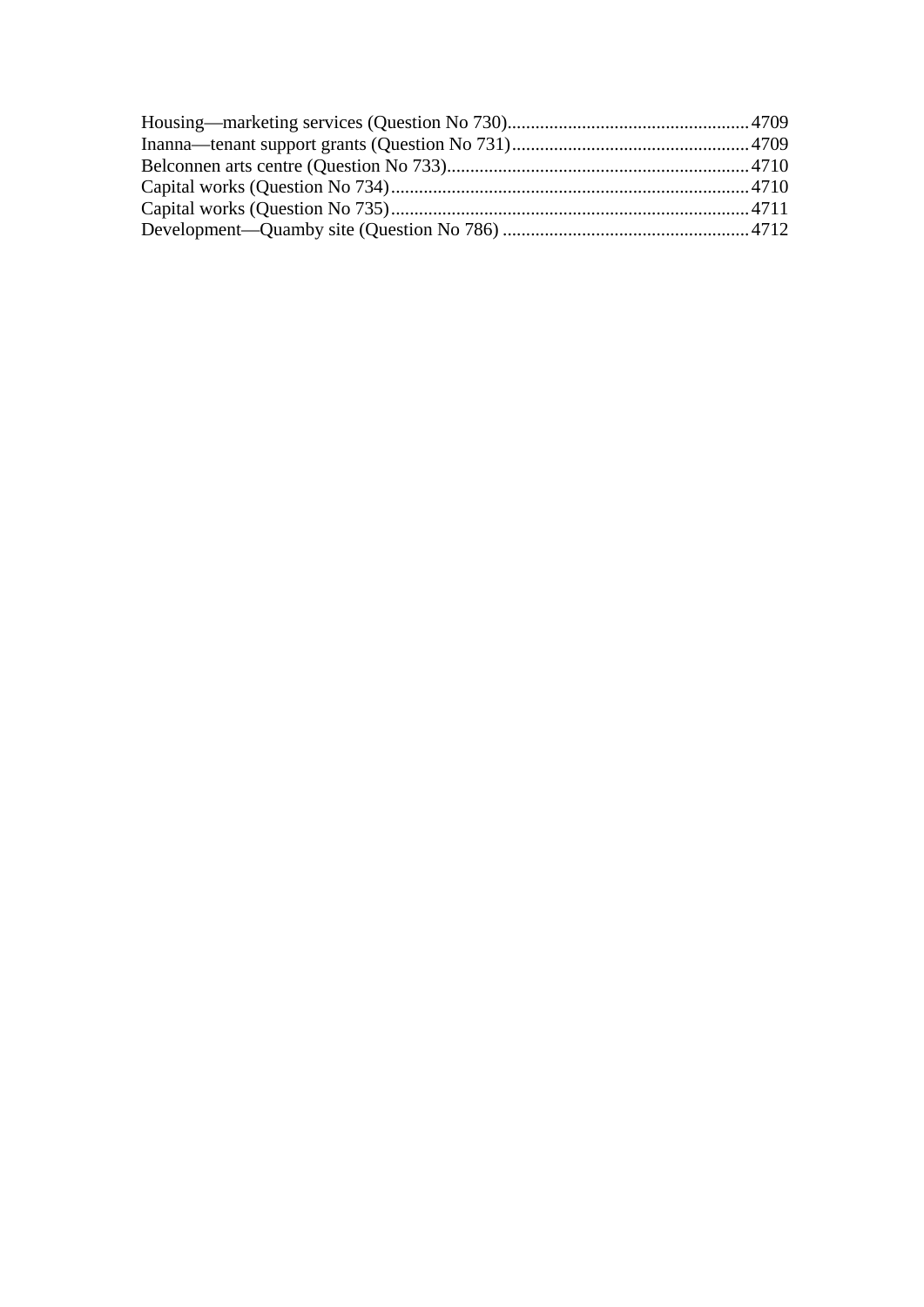Housing—marketing services (Question No 730) .................................................... 4709
Inanna—tenant support grants (Question No 731) .................................................. 4709
Belconnen arts centre (Question No 733) ................................................................ 4710
Capital works (Question No 734) ............................................................................ 4710
Capital works (Question No 735) ............................................................................ 4711
Development—Quamby site (Question No 786) ..................................................... 4712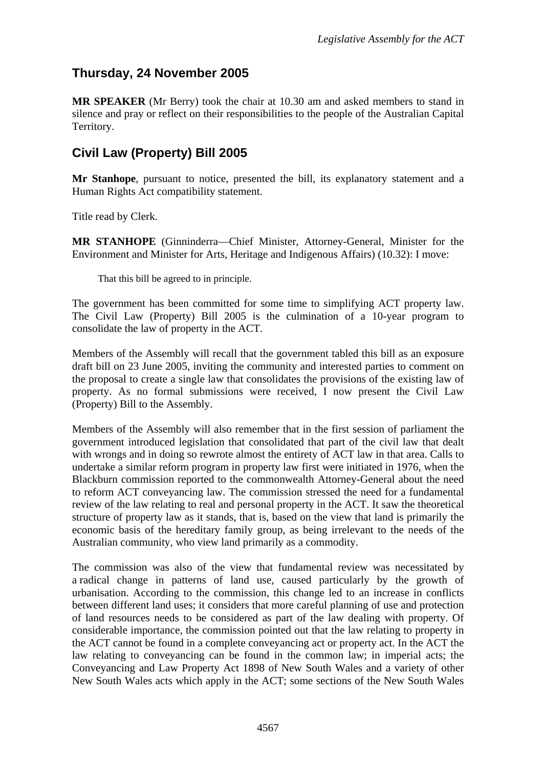## Thursday, 24 November 2005

**MR SPEAKER** (Mr Berry) took the chair at 10.30 am and asked members to stand in silence and pray or reflect on their responsibilities to the people of the Australian Capital Territory.

## Civil Law (Property) Bill 2005

**Mr Stanhope**, pursuant to notice, presented the bill, its explanatory statement and a Human Rights Act compatibility statement.

Title read by Clerk.

**MR STANHOPE** (Ginninderra—Chief Minister, Attorney-General, Minister for the Environment and Minister for Arts, Heritage and Indigenous Affairs) (10.32): I move:

> That this bill be agreed to in principle.

The government has been committed for some time to simplifying ACT property law. The Civil Law (Property) Bill 2005 is the culmination of a 10-year program to consolidate the law of property in the ACT.

Members of the Assembly will recall that the government tabled this bill as an exposure draft bill on 23 June 2005, inviting the community and interested parties to comment on the proposal to create a single law that consolidates the provisions of the existing law of property. As no formal submissions were received, I now present the Civil Law (Property) Bill to the Assembly.

Members of the Assembly will also remember that in the first session of parliament the government introduced legislation that consolidated that part of the civil law that dealt with wrongs and in doing so rewrote almost the entirety of ACT law in that area. Calls to undertake a similar reform program in property law first were initiated in 1976, when the Blackburn commission reported to the commonwealth Attorney-General about the need to reform ACT conveyancing law. The commission stressed the need for a fundamental review of the law relating to real and personal property in the ACT. It saw the theoretical structure of property law as it stands, that is, based on the view that land is primarily the economic basis of the hereditary family group, as being irrelevant to the needs of the Australian community, who view land primarily as a commodity.

The commission was also of the view that fundamental review was necessitated by a radical change in patterns of land use, caused particularly by the growth of urbanisation. According to the commission, this change led to an increase in conflicts between different land uses; it considers that more careful planning of use and protection of land resources needs to be considered as part of the law dealing with property. Of considerable importance, the commission pointed out that the law relating to property in the ACT cannot be found in a complete conveyancing act or property act. In the ACT the law relating to conveyancing can be found in the common law; in imperial acts; the Conveyancing and Law Property Act 1898 of New South Wales and a variety of other New South Wales acts which apply in the ACT; some sections of the New South Wales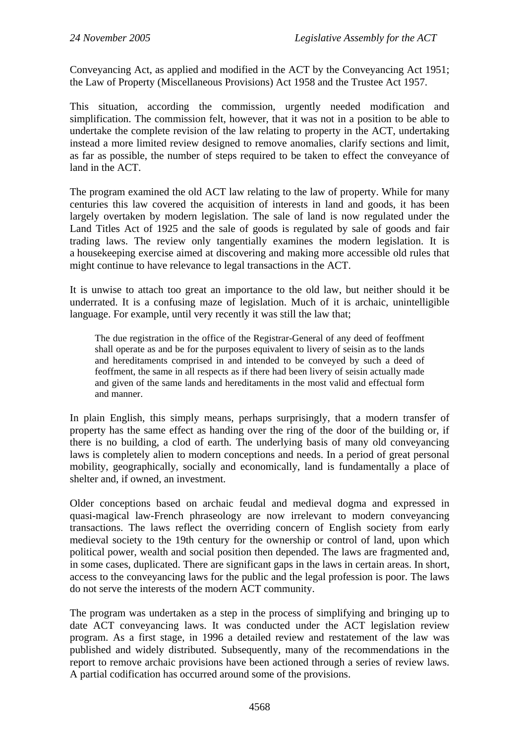Conveyancing Act, as applied and modified in the ACT by the Conveyancing Act 1951; the Law of Property (Miscellaneous Provisions) Act 1958 and the Trustee Act 1957.

This situation, according the commission, urgently needed modification and simplification. The commission felt, however, that it was not in a position to be able to undertake the complete revision of the law relating to property in the ACT, undertaking instead a more limited review designed to remove anomalies, clarify sections and limit, as far as possible, the number of steps required to be taken to effect the conveyance of land in the ACT.

The program examined the old ACT law relating to the law of property. While for many centuries this law covered the acquisition of interests in land and goods, it has been largely overtaken by modern legislation. The sale of land is now regulated under the Land Titles Act of 1925 and the sale of goods is regulated by sale of goods and fair trading laws. The review only tangentially examines the modern legislation. It is a housekeeping exercise aimed at discovering and making more accessible old rules that might continue to have relevance to legal transactions in the ACT.

It is unwise to attach too great an importance to the old law, but neither should it be underrated. It is a confusing maze of legislation. Much of it is archaic, unintelligible language. For example, until very recently it was still the law that;

> The due registration in the office of the Registrar-General of any deed of feoffment shall operate as and be for the purposes equivalent to livery of seisin as to the lands and hereditaments comprised in and intended to be conveyed by such a deed of feoffment, the same in all respects as if there had been livery of seisin actually made and given of the same lands and hereditaments in the most valid and effectual form and manner.

In plain English, this simply means, perhaps surprisingly, that a modern transfer of property has the same effect as handing over the ring of the door of the building or, if there is no building, a clod of earth. The underlying basis of many old conveyancing laws is completely alien to modern conceptions and needs. In a period of great personal mobility, geographically, socially and economically, land is fundamentally a place of shelter and, if owned, an investment.

Older conceptions based on archaic feudal and medieval dogma and expressed in quasi-magical law-French phraseology are now irrelevant to modern conveyancing transactions. The laws reflect the overriding concern of English society from early medieval society to the 19th century for the ownership or control of land, upon which political power, wealth and social position then depended. The laws are fragmented and, in some cases, duplicated. There are significant gaps in the laws in certain areas. In short, access to the conveyancing laws for the public and the legal profession is poor. The laws do not serve the interests of the modern ACT community.

The program was undertaken as a step in the process of simplifying and bringing up to date ACT conveyancing laws. It was conducted under the ACT legislation review program. As a first stage, in 1996 a detailed review and restatement of the law was published and widely distributed. Subsequently, many of the recommendations in the report to remove archaic provisions have been actioned through a series of review laws. A partial codification has occurred around some of the provisions.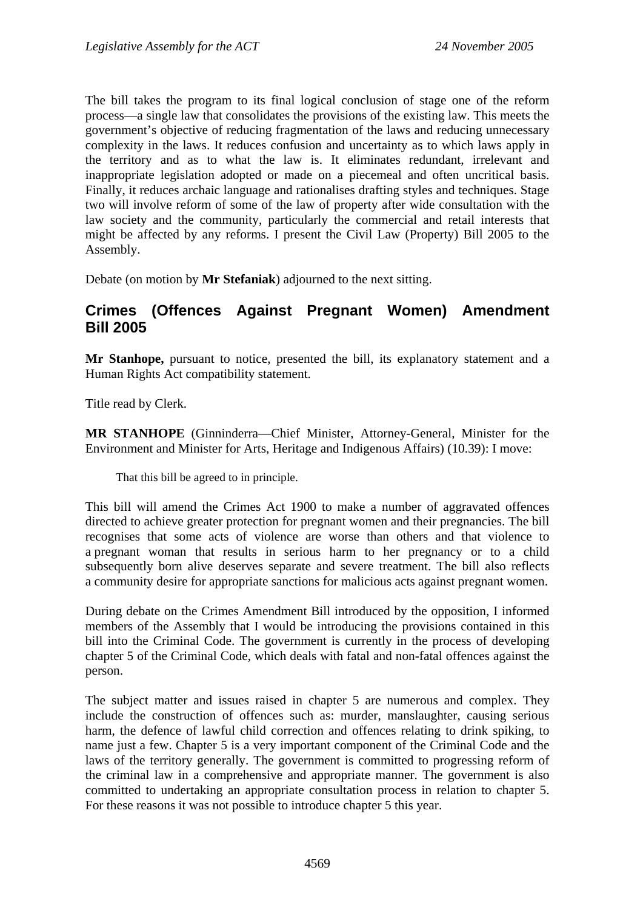The bill takes the program to its final logical conclusion of stage one of the reform process—a single law that consolidates the provisions of the existing law. This meets the government's objective of reducing fragmentation of the laws and reducing unnecessary complexity in the laws. It reduces confusion and uncertainty as to which laws apply in the territory and as to what the law is. It eliminates redundant, irrelevant and inappropriate legislation adopted or made on a piecemeal and often uncritical basis. Finally, it reduces archaic language and rationalises drafting styles and techniques. Stage two will involve reform of some of the law of property after wide consultation with the law society and the community, particularly the commercial and retail interests that might be affected by any reforms. I present the Civil Law (Property) Bill 2005 to the Assembly.

Debate (on motion by **Mr Stefaniak**) adjourned to the next sitting.

## Crimes (Offences Against Pregnant Women) Amendment Bill 2005

**Mr Stanhope,** pursuant to notice, presented the bill, its explanatory statement and a Human Rights Act compatibility statement.

Title read by Clerk.

**MR STANHOPE** (Ginninderra—Chief Minister, Attorney-General, Minister for the Environment and Minister for Arts, Heritage and Indigenous Affairs) (10.39): I move:

> That this bill be agreed to in principle.

This bill will amend the Crimes Act 1900 to make a number of aggravated offences directed to achieve greater protection for pregnant women and their pregnancies. The bill recognises that some acts of violence are worse than others and that violence to a pregnant woman that results in serious harm to her pregnancy or to a child subsequently born alive deserves separate and severe treatment. The bill also reflects a community desire for appropriate sanctions for malicious acts against pregnant women.

During debate on the Crimes Amendment Bill introduced by the opposition, I informed members of the Assembly that I would be introducing the provisions contained in this bill into the Criminal Code. The government is currently in the process of developing chapter 5 of the Criminal Code, which deals with fatal and non-fatal offences against the person.

The subject matter and issues raised in chapter 5 are numerous and complex. They include the construction of offences such as: murder, manslaughter, causing serious harm, the defence of lawful child correction and offences relating to drink spiking, to name just a few. Chapter 5 is a very important component of the Criminal Code and the laws of the territory generally. The government is committed to progressing reform of the criminal law in a comprehensive and appropriate manner. The government is also committed to undertaking an appropriate consultation process in relation to chapter 5. For these reasons it was not possible to introduce chapter 5 this year.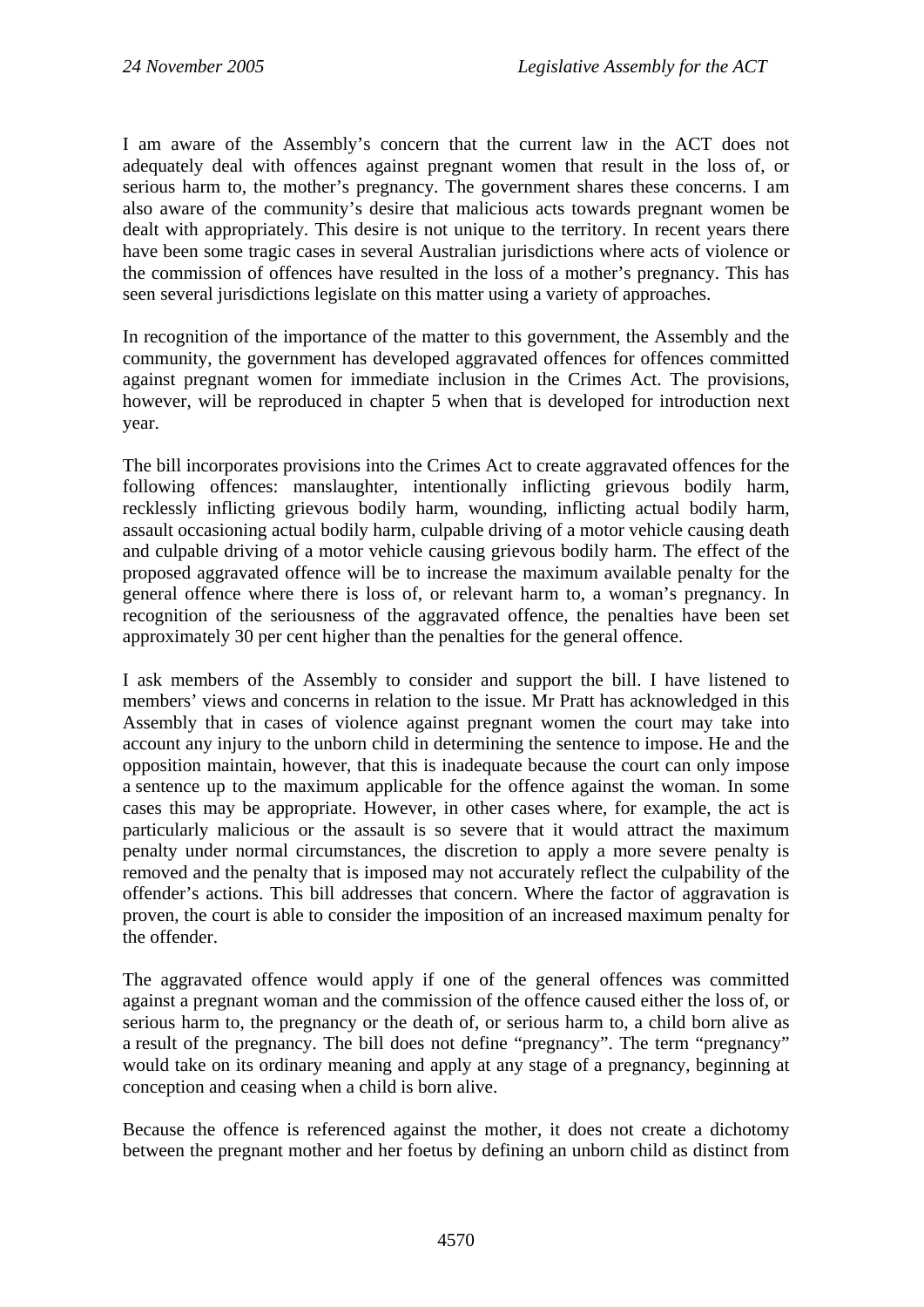I am aware of the Assembly's concern that the current law in the ACT does not adequately deal with offences against pregnant women that result in the loss of, or serious harm to, the mother's pregnancy. The government shares these concerns. I am also aware of the community's desire that malicious acts towards pregnant women be dealt with appropriately. This desire is not unique to the territory. In recent years there have been some tragic cases in several Australian jurisdictions where acts of violence or the commission of offences have resulted in the loss of a mother's pregnancy. This has seen several jurisdictions legislate on this matter using a variety of approaches.

In recognition of the importance of the matter to this government, the Assembly and the community, the government has developed aggravated offences for offences committed against pregnant women for immediate inclusion in the Crimes Act. The provisions, however, will be reproduced in chapter 5 when that is developed for introduction next year.

The bill incorporates provisions into the Crimes Act to create aggravated offences for the following offences: manslaughter, intentionally inflicting grievous bodily harm, recklessly inflicting grievous bodily harm, wounding, inflicting actual bodily harm, assault occasioning actual bodily harm, culpable driving of a motor vehicle causing death and culpable driving of a motor vehicle causing grievous bodily harm. The effect of the proposed aggravated offence will be to increase the maximum available penalty for the general offence where there is loss of, or relevant harm to, a woman's pregnancy. In recognition of the seriousness of the aggravated offence, the penalties have been set approximately 30 per cent higher than the penalties for the general offence.

I ask members of the Assembly to consider and support the bill. I have listened to members' views and concerns in relation to the issue. Mr Pratt has acknowledged in this Assembly that in cases of violence against pregnant women the court may take into account any injury to the unborn child in determining the sentence to impose. He and the opposition maintain, however, that this is inadequate because the court can only impose a sentence up to the maximum applicable for the offence against the woman. In some cases this may be appropriate. However, in other cases where, for example, the act is particularly malicious or the assault is so severe that it would attract the maximum penalty under normal circumstances, the discretion to apply a more severe penalty is removed and the penalty that is imposed may not accurately reflect the culpability of the offender's actions. This bill addresses that concern. Where the factor of aggravation is proven, the court is able to consider the imposition of an increased maximum penalty for the offender.

The aggravated offence would apply if one of the general offences was committed against a pregnant woman and the commission of the offence caused either the loss of, or serious harm to, the pregnancy or the death of, or serious harm to, a child born alive as a result of the pregnancy. The bill does not define "pregnancy". The term "pregnancy" would take on its ordinary meaning and apply at any stage of a pregnancy, beginning at conception and ceasing when a child is born alive.

Because the offence is referenced against the mother, it does not create a dichotomy between the pregnant mother and her foetus by defining an unborn child as distinct from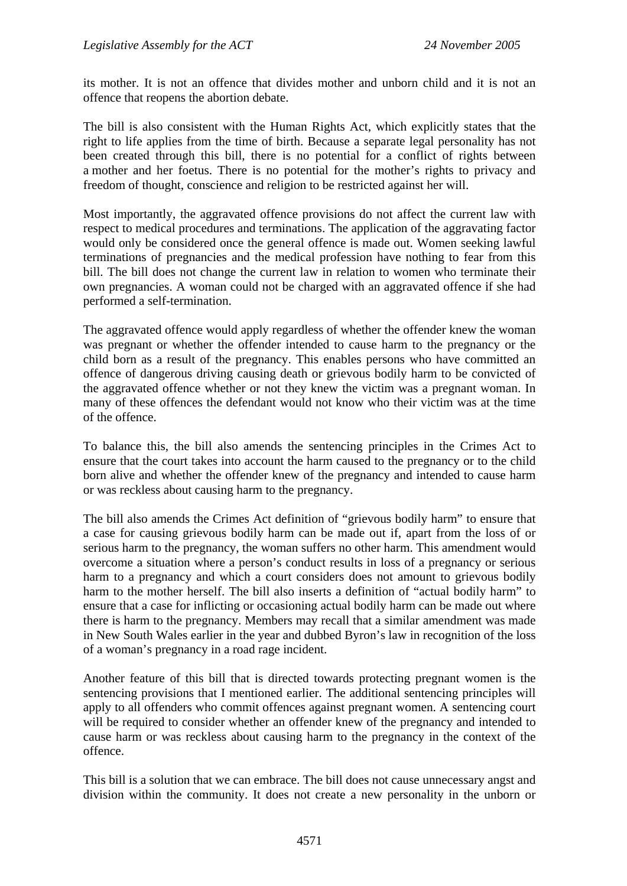its mother. It is not an offence that divides mother and unborn child and it is not an offence that reopens the abortion debate.

The bill is also consistent with the Human Rights Act, which explicitly states that the right to life applies from the time of birth. Because a separate legal personality has not been created through this bill, there is no potential for a conflict of rights between a mother and her foetus. There is no potential for the mother's rights to privacy and freedom of thought, conscience and religion to be restricted against her will.

Most importantly, the aggravated offence provisions do not affect the current law with respect to medical procedures and terminations. The application of the aggravating factor would only be considered once the general offence is made out. Women seeking lawful terminations of pregnancies and the medical profession have nothing to fear from this bill. The bill does not change the current law in relation to women who terminate their own pregnancies. A woman could not be charged with an aggravated offence if she had performed a self-termination.

The aggravated offence would apply regardless of whether the offender knew the woman was pregnant or whether the offender intended to cause harm to the pregnancy or the child born as a result of the pregnancy. This enables persons who have committed an offence of dangerous driving causing death or grievous bodily harm to be convicted of the aggravated offence whether or not they knew the victim was a pregnant woman. In many of these offences the defendant would not know who their victim was at the time of the offence.

To balance this, the bill also amends the sentencing principles in the Crimes Act to ensure that the court takes into account the harm caused to the pregnancy or to the child born alive and whether the offender knew of the pregnancy and intended to cause harm or was reckless about causing harm to the pregnancy.

The bill also amends the Crimes Act definition of "grievous bodily harm" to ensure that a case for causing grievous bodily harm can be made out if, apart from the loss of or serious harm to the pregnancy, the woman suffers no other harm. This amendment would overcome a situation where a person's conduct results in loss of a pregnancy or serious harm to a pregnancy and which a court considers does not amount to grievous bodily harm to the mother herself. The bill also inserts a definition of "actual bodily harm" to ensure that a case for inflicting or occasioning actual bodily harm can be made out where there is harm to the pregnancy. Members may recall that a similar amendment was made in New South Wales earlier in the year and dubbed Byron's law in recognition of the loss of a woman's pregnancy in a road rage incident.

Another feature of this bill that is directed towards protecting pregnant women is the sentencing provisions that I mentioned earlier. The additional sentencing principles will apply to all offenders who commit offences against pregnant women. A sentencing court will be required to consider whether an offender knew of the pregnancy and intended to cause harm or was reckless about causing harm to the pregnancy in the context of the offence.

This bill is a solution that we can embrace. The bill does not cause unnecessary angst and division within the community. It does not create a new personality in the unborn or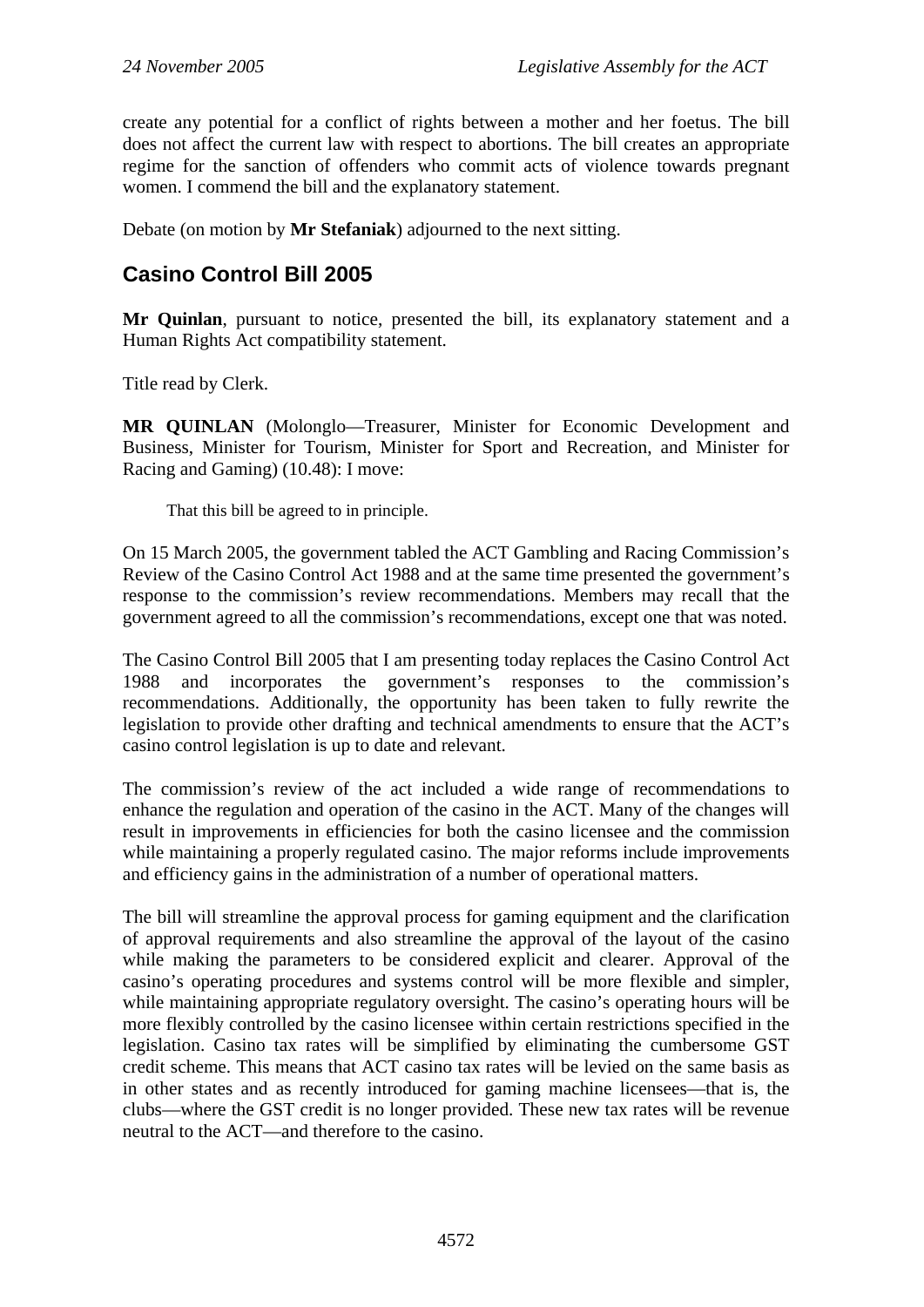create any potential for a conflict of rights between a mother and her foetus. The bill does not affect the current law with respect to abortions. The bill creates an appropriate regime for the sanction of offenders who commit acts of violence towards pregnant women. I commend the bill and the explanatory statement.

Debate (on motion by **Mr Stefaniak**) adjourned to the next sitting.

## Casino Control Bill 2005

**Mr Quinlan**, pursuant to notice, presented the bill, its explanatory statement and a Human Rights Act compatibility statement.

Title read by Clerk.

**MR QUINLAN** (Molonglo—Treasurer, Minister for Economic Development and Business, Minister for Tourism, Minister for Sport and Recreation, and Minister for Racing and Gaming) (10.48): I move:

> That this bill be agreed to in principle.

On 15 March 2005, the government tabled the ACT Gambling and Racing Commission's Review of the Casino Control Act 1988 and at the same time presented the government's response to the commission's review recommendations. Members may recall that the government agreed to all the commission's recommendations, except one that was noted.

The Casino Control Bill 2005 that I am presenting today replaces the Casino Control Act 1988 and incorporates the government's responses to the commission's recommendations. Additionally, the opportunity has been taken to fully rewrite the legislation to provide other drafting and technical amendments to ensure that the ACT's casino control legislation is up to date and relevant.

The commission's review of the act included a wide range of recommendations to enhance the regulation and operation of the casino in the ACT. Many of the changes will result in improvements in efficiencies for both the casino licensee and the commission while maintaining a properly regulated casino. The major reforms include improvements and efficiency gains in the administration of a number of operational matters.

The bill will streamline the approval process for gaming equipment and the clarification of approval requirements and also streamline the approval of the layout of the casino while making the parameters to be considered explicit and clearer. Approval of the casino's operating procedures and systems control will be more flexible and simpler, while maintaining appropriate regulatory oversight. The casino's operating hours will be more flexibly controlled by the casino licensee within certain restrictions specified in the legislation. Casino tax rates will be simplified by eliminating the cumbersome GST credit scheme. This means that ACT casino tax rates will be levied on the same basis as in other states and as recently introduced for gaming machine licensees—that is, the clubs—where the GST credit is no longer provided. These new tax rates will be revenue neutral to the ACT—and therefore to the casino.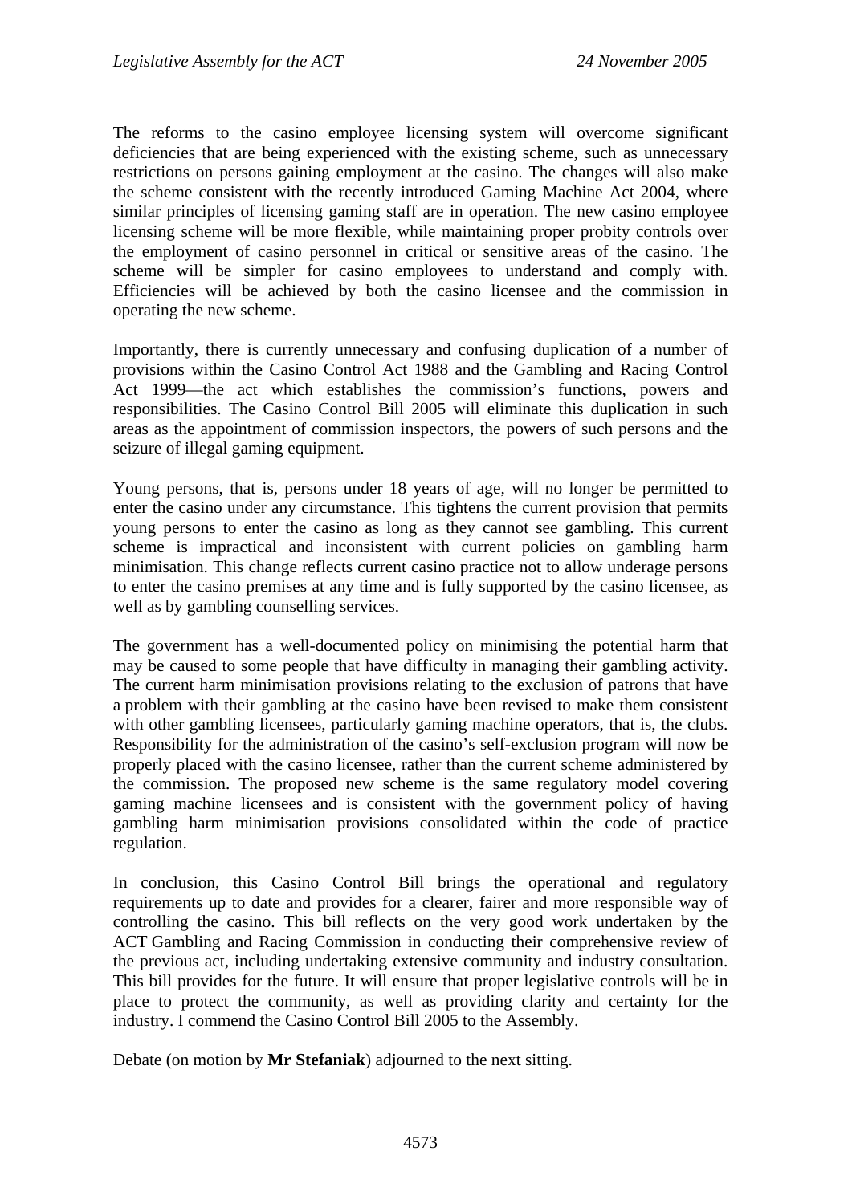The reforms to the casino employee licensing system will overcome significant deficiencies that are being experienced with the existing scheme, such as unnecessary restrictions on persons gaining employment at the casino. The changes will also make the scheme consistent with the recently introduced Gaming Machine Act 2004, where similar principles of licensing gaming staff are in operation. The new casino employee licensing scheme will be more flexible, while maintaining proper probity controls over the employment of casino personnel in critical or sensitive areas of the casino. The scheme will be simpler for casino employees to understand and comply with. Efficiencies will be achieved by both the casino licensee and the commission in operating the new scheme.

Importantly, there is currently unnecessary and confusing duplication of a number of provisions within the Casino Control Act 1988 and the Gambling and Racing Control Act 1999—the act which establishes the commission's functions, powers and responsibilities. The Casino Control Bill 2005 will eliminate this duplication in such areas as the appointment of commission inspectors, the powers of such persons and the seizure of illegal gaming equipment.

Young persons, that is, persons under 18 years of age, will no longer be permitted to enter the casino under any circumstance. This tightens the current provision that permits young persons to enter the casino as long as they cannot see gambling. This current scheme is impractical and inconsistent with current policies on gambling harm minimisation. This change reflects current casino practice not to allow underage persons to enter the casino premises at any time and is fully supported by the casino licensee, as well as by gambling counselling services.

The government has a well-documented policy on minimising the potential harm that may be caused to some people that have difficulty in managing their gambling activity. The current harm minimisation provisions relating to the exclusion of patrons that have a problem with their gambling at the casino have been revised to make them consistent with other gambling licensees, particularly gaming machine operators, that is, the clubs. Responsibility for the administration of the casino's self-exclusion program will now be properly placed with the casino licensee, rather than the current scheme administered by the commission. The proposed new scheme is the same regulatory model covering gaming machine licensees and is consistent with the government policy of having gambling harm minimisation provisions consolidated within the code of practice regulation.

In conclusion, this Casino Control Bill brings the operational and regulatory requirements up to date and provides for a clearer, fairer and more responsible way of controlling the casino. This bill reflects on the very good work undertaken by the ACT Gambling and Racing Commission in conducting their comprehensive review of the previous act, including undertaking extensive community and industry consultation. This bill provides for the future. It will ensure that proper legislative controls will be in place to protect the community, as well as providing clarity and certainty for the industry. I commend the Casino Control Bill 2005 to the Assembly.

Debate (on motion by **Mr Stefaniak**) adjourned to the next sitting.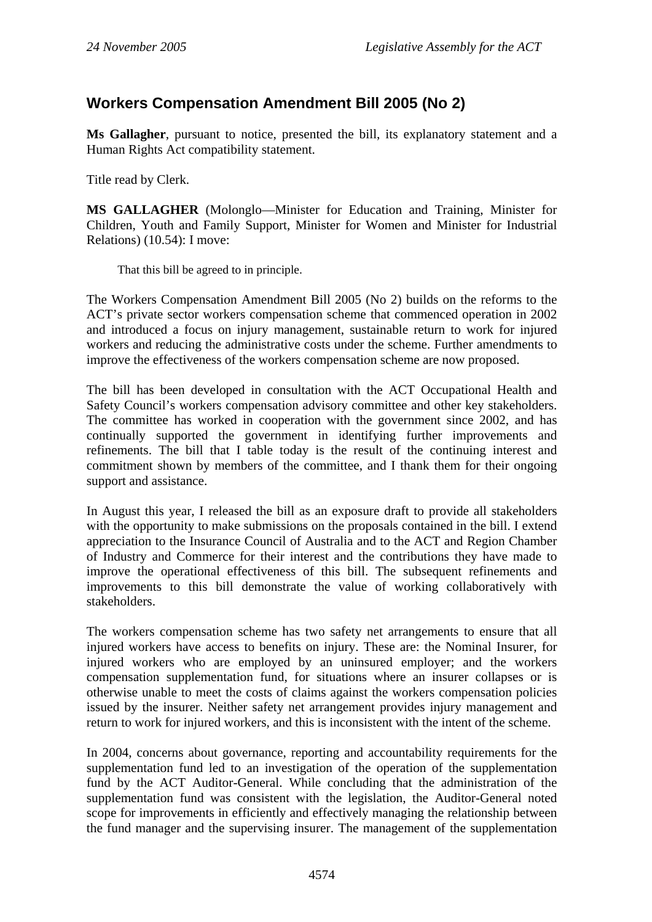## Workers Compensation Amendment Bill 2005 (No 2)

**Ms Gallagher**, pursuant to notice, presented the bill, its explanatory statement and a Human Rights Act compatibility statement.

Title read by Clerk.

**MS GALLAGHER** (Molonglo—Minister for Education and Training, Minister for Children, Youth and Family Support, Minister for Women and Minister for Industrial Relations) (10.54): I move:

> That this bill be agreed to in principle.

The Workers Compensation Amendment Bill 2005 (No 2) builds on the reforms to the ACT's private sector workers compensation scheme that commenced operation in 2002 and introduced a focus on injury management, sustainable return to work for injured workers and reducing the administrative costs under the scheme. Further amendments to improve the effectiveness of the workers compensation scheme are now proposed.

The bill has been developed in consultation with the ACT Occupational Health and Safety Council's workers compensation advisory committee and other key stakeholders. The committee has worked in cooperation with the government since 2002, and has continually supported the government in identifying further improvements and refinements. The bill that I table today is the result of the continuing interest and commitment shown by members of the committee, and I thank them for their ongoing support and assistance.

In August this year, I released the bill as an exposure draft to provide all stakeholders with the opportunity to make submissions on the proposals contained in the bill. I extend appreciation to the Insurance Council of Australia and to the ACT and Region Chamber of Industry and Commerce for their interest and the contributions they have made to improve the operational effectiveness of this bill. The subsequent refinements and improvements to this bill demonstrate the value of working collaboratively with stakeholders.

The workers compensation scheme has two safety net arrangements to ensure that all injured workers have access to benefits on injury. These are: the Nominal Insurer, for injured workers who are employed by an uninsured employer; and the workers compensation supplementation fund, for situations where an insurer collapses or is otherwise unable to meet the costs of claims against the workers compensation policies issued by the insurer. Neither safety net arrangement provides injury management and return to work for injured workers, and this is inconsistent with the intent of the scheme.

In 2004, concerns about governance, reporting and accountability requirements for the supplementation fund led to an investigation of the operation of the supplementation fund by the ACT Auditor-General. While concluding that the administration of the supplementation fund was consistent with the legislation, the Auditor-General noted scope for improvements in efficiently and effectively managing the relationship between the fund manager and the supervising insurer. The management of the supplementation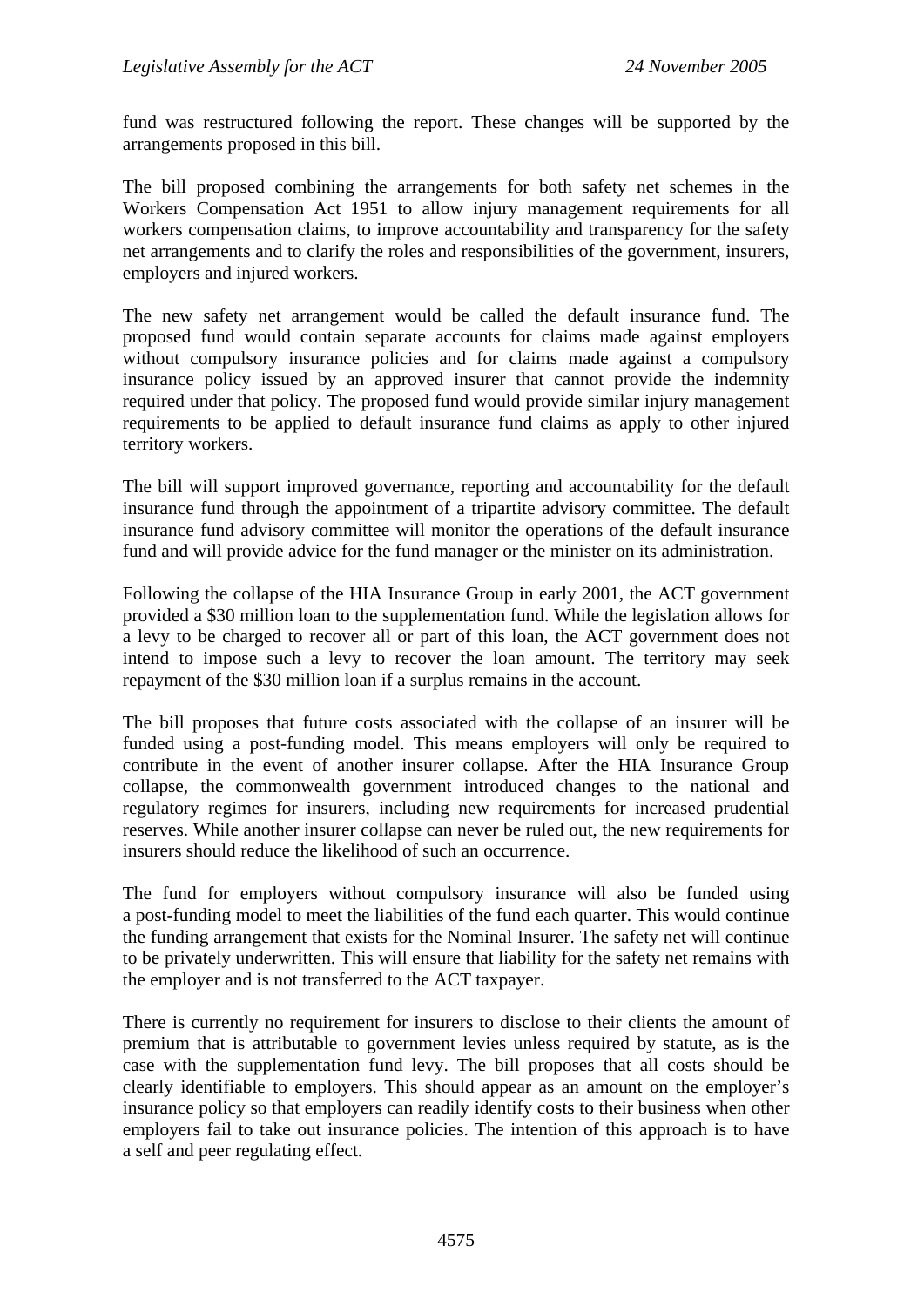fund was restructured following the report. These changes will be supported by the arrangements proposed in this bill.

The bill proposed combining the arrangements for both safety net schemes in the Workers Compensation Act 1951 to allow injury management requirements for all workers compensation claims, to improve accountability and transparency for the safety net arrangements and to clarify the roles and responsibilities of the government, insurers, employers and injured workers.

The new safety net arrangement would be called the default insurance fund. The proposed fund would contain separate accounts for claims made against employers without compulsory insurance policies and for claims made against a compulsory insurance policy issued by an approved insurer that cannot provide the indemnity required under that policy. The proposed fund would provide similar injury management requirements to be applied to default insurance fund claims as apply to other injured territory workers.

The bill will support improved governance, reporting and accountability for the default insurance fund through the appointment of a tripartite advisory committee. The default insurance fund advisory committee will monitor the operations of the default insurance fund and will provide advice for the fund manager or the minister on its administration.

Following the collapse of the HIA Insurance Group in early 2001, the ACT government provided a $30 million loan to the supplementation fund. While the legislation allows for a levy to be charged to recover all or part of this loan, the ACT government does not intend to impose such a levy to recover the loan amount. The territory may seek repayment of the $30 million loan if a surplus remains in the account.

The bill proposes that future costs associated with the collapse of an insurer will be funded using a post-funding model. This means employers will only be required to contribute in the event of another insurer collapse. After the HIA Insurance Group collapse, the commonwealth government introduced changes to the national and regulatory regimes for insurers, including new requirements for increased prudential reserves. While another insurer collapse can never be ruled out, the new requirements for insurers should reduce the likelihood of such an occurrence.

The fund for employers without compulsory insurance will also be funded using a post-funding model to meet the liabilities of the fund each quarter. This would continue the funding arrangement that exists for the Nominal Insurer. The safety net will continue to be privately underwritten. This will ensure that liability for the safety net remains with the employer and is not transferred to the ACT taxpayer.

There is currently no requirement for insurers to disclose to their clients the amount of premium that is attributable to government levies unless required by statute, as is the case with the supplementation fund levy. The bill proposes that all costs should be clearly identifiable to employers. This should appear as an amount on the employer's insurance policy so that employers can readily identify costs to their business when other employers fail to take out insurance policies. The intention of this approach is to have a self and peer regulating effect.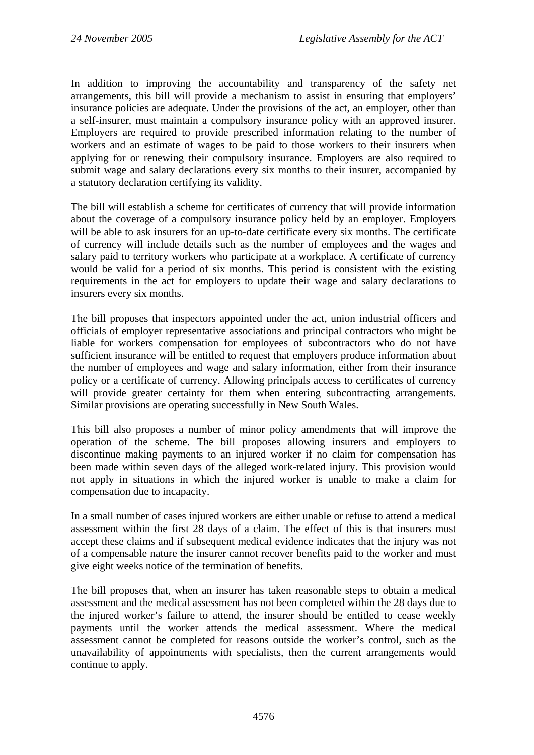In addition to improving the accountability and transparency of the safety net arrangements, this bill will provide a mechanism to assist in ensuring that employers' insurance policies are adequate. Under the provisions of the act, an employer, other than a self-insurer, must maintain a compulsory insurance policy with an approved insurer. Employers are required to provide prescribed information relating to the number of workers and an estimate of wages to be paid to those workers to their insurers when applying for or renewing their compulsory insurance. Employers are also required to submit wage and salary declarations every six months to their insurer, accompanied by a statutory declaration certifying its validity.

The bill will establish a scheme for certificates of currency that will provide information about the coverage of a compulsory insurance policy held by an employer. Employers will be able to ask insurers for an up-to-date certificate every six months. The certificate of currency will include details such as the number of employees and the wages and salary paid to territory workers who participate at a workplace. A certificate of currency would be valid for a period of six months. This period is consistent with the existing requirements in the act for employers to update their wage and salary declarations to insurers every six months.

The bill proposes that inspectors appointed under the act, union industrial officers and officials of employer representative associations and principal contractors who might be liable for workers compensation for employees of subcontractors who do not have sufficient insurance will be entitled to request that employers produce information about the number of employees and wage and salary information, either from their insurance policy or a certificate of currency. Allowing principals access to certificates of currency will provide greater certainty for them when entering subcontracting arrangements. Similar provisions are operating successfully in New South Wales.

This bill also proposes a number of minor policy amendments that will improve the operation of the scheme. The bill proposes allowing insurers and employers to discontinue making payments to an injured worker if no claim for compensation has been made within seven days of the alleged work-related injury. This provision would not apply in situations in which the injured worker is unable to make a claim for compensation due to incapacity.

In a small number of cases injured workers are either unable or refuse to attend a medical assessment within the first 28 days of a claim. The effect of this is that insurers must accept these claims and if subsequent medical evidence indicates that the injury was not of a compensable nature the insurer cannot recover benefits paid to the worker and must give eight weeks notice of the termination of benefits.

The bill proposes that, when an insurer has taken reasonable steps to obtain a medical assessment and the medical assessment has not been completed within the 28 days due to the injured worker's failure to attend, the insurer should be entitled to cease weekly payments until the worker attends the medical assessment. Where the medical assessment cannot be completed for reasons outside the worker's control, such as the unavailability of appointments with specialists, then the current arrangements would continue to apply.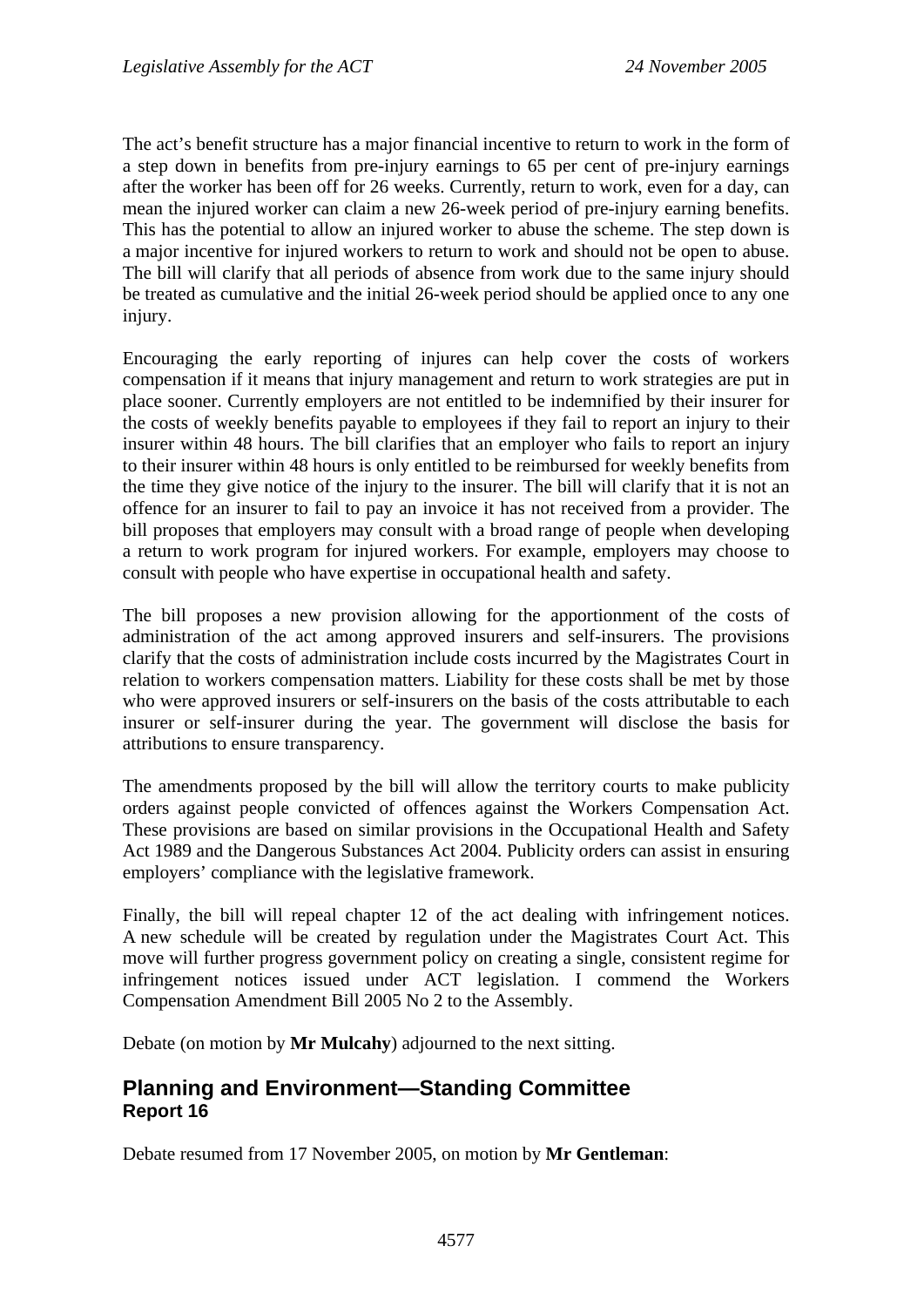The act's benefit structure has a major financial incentive to return to work in the form of a step down in benefits from pre-injury earnings to 65 per cent of pre-injury earnings after the worker has been off for 26 weeks. Currently, return to work, even for a day, can mean the injured worker can claim a new 26-week period of pre-injury earning benefits. This has the potential to allow an injured worker to abuse the scheme. The step down is a major incentive for injured workers to return to work and should not be open to abuse. The bill will clarify that all periods of absence from work due to the same injury should be treated as cumulative and the initial 26-week period should be applied once to any one injury.

Encouraging the early reporting of injures can help cover the costs of workers compensation if it means that injury management and return to work strategies are put in place sooner. Currently employers are not entitled to be indemnified by their insurer for the costs of weekly benefits payable to employees if they fail to report an injury to their insurer within 48 hours. The bill clarifies that an employer who fails to report an injury to their insurer within 48 hours is only entitled to be reimbursed for weekly benefits from the time they give notice of the injury to the insurer. The bill will clarify that it is not an offence for an insurer to fail to pay an invoice it has not received from a provider. The bill proposes that employers may consult with a broad range of people when developing a return to work program for injured workers. For example, employers may choose to consult with people who have expertise in occupational health and safety.

The bill proposes a new provision allowing for the apportionment of the costs of administration of the act among approved insurers and self-insurers. The provisions clarify that the costs of administration include costs incurred by the Magistrates Court in relation to workers compensation matters. Liability for these costs shall be met by those who were approved insurers or self-insurers on the basis of the costs attributable to each insurer or self-insurer during the year. The government will disclose the basis for attributions to ensure transparency.

The amendments proposed by the bill will allow the territory courts to make publicity orders against people convicted of offences against the Workers Compensation Act. These provisions are based on similar provisions in the Occupational Health and Safety Act 1989 and the Dangerous Substances Act 2004. Publicity orders can assist in ensuring employers' compliance with the legislative framework.

Finally, the bill will repeal chapter 12 of the act dealing with infringement notices. A new schedule will be created by regulation under the Magistrates Court Act. This move will further progress government policy on creating a single, consistent regime for infringement notices issued under ACT legislation. I commend the Workers Compensation Amendment Bill 2005 No 2 to the Assembly.

Debate (on motion by **Mr Mulcahy**) adjourned to the next sitting.

## Planning and Environment—Standing Committee
### Report 16

Debate resumed from 17 November 2005, on motion by **Mr Gentleman**: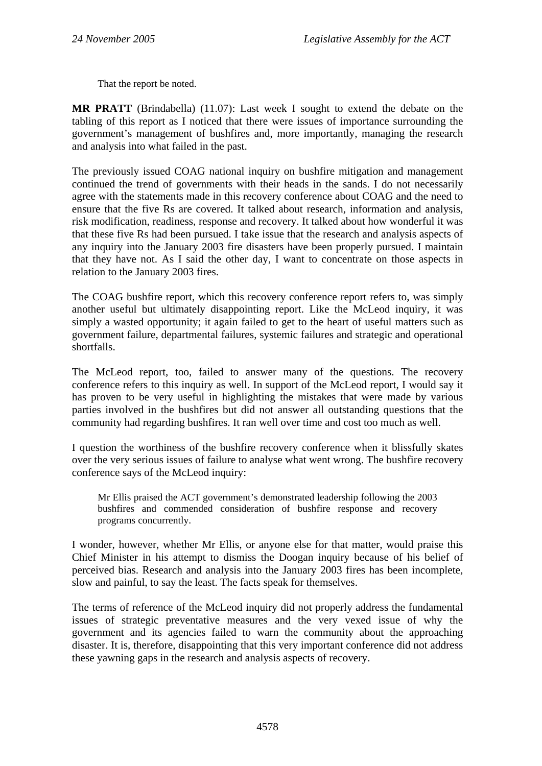That the report be noted.

**MR PRATT** (Brindabella) (11.07): Last week I sought to extend the debate on the tabling of this report as I noticed that there were issues of importance surrounding the government's management of bushfires and, more importantly, managing the research and analysis into what failed in the past.

The previously issued COAG national inquiry on bushfire mitigation and management continued the trend of governments with their heads in the sands. I do not necessarily agree with the statements made in this recovery conference about COAG and the need to ensure that the five Rs are covered. It talked about research, information and analysis, risk modification, readiness, response and recovery. It talked about how wonderful it was that these five Rs had been pursued. I take issue that the research and analysis aspects of any inquiry into the January 2003 fire disasters have been properly pursued. I maintain that they have not. As I said the other day, I want to concentrate on those aspects in relation to the January 2003 fires.

The COAG bushfire report, which this recovery conference report refers to, was simply another useful but ultimately disappointing report. Like the McLeod inquiry, it was simply a wasted opportunity; it again failed to get to the heart of useful matters such as government failure, departmental failures, systemic failures and strategic and operational shortfalls.

The McLeod report, too, failed to answer many of the questions. The recovery conference refers to this inquiry as well. In support of the McLeod report, I would say it has proven to be very useful in highlighting the mistakes that were made by various parties involved in the bushfires but did not answer all outstanding questions that the community had regarding bushfires. It ran well over time and cost too much as well.

I question the worthiness of the bushfire recovery conference when it blissfully skates over the very serious issues of failure to analyse what went wrong. The bushfire recovery conference says of the McLeod inquiry:

> Mr Ellis praised the ACT government's demonstrated leadership following the 2003 bushfires and commended consideration of bushfire response and recovery programs concurrently.

I wonder, however, whether Mr Ellis, or anyone else for that matter, would praise this Chief Minister in his attempt to dismiss the Doogan inquiry because of his belief of perceived bias. Research and analysis into the January 2003 fires has been incomplete, slow and painful, to say the least. The facts speak for themselves.

The terms of reference of the McLeod inquiry did not properly address the fundamental issues of strategic preventative measures and the very vexed issue of why the government and its agencies failed to warn the community about the approaching disaster. It is, therefore, disappointing that this very important conference did not address these yawning gaps in the research and analysis aspects of recovery.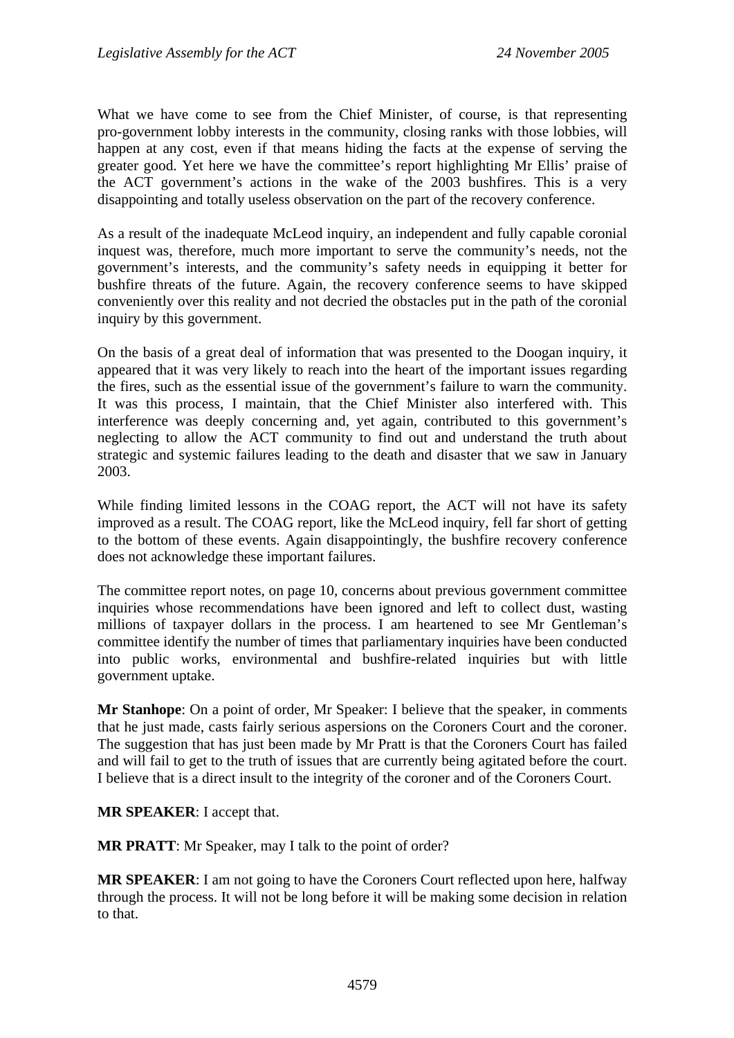What we have come to see from the Chief Minister, of course, is that representing pro-government lobby interests in the community, closing ranks with those lobbies, will happen at any cost, even if that means hiding the facts at the expense of serving the greater good. Yet here we have the committee's report highlighting Mr Ellis' praise of the ACT government's actions in the wake of the 2003 bushfires. This is a very disappointing and totally useless observation on the part of the recovery conference.

As a result of the inadequate McLeod inquiry, an independent and fully capable coronial inquest was, therefore, much more important to serve the community's needs, not the government's interests, and the community's safety needs in equipping it better for bushfire threats of the future. Again, the recovery conference seems to have skipped conveniently over this reality and not decried the obstacles put in the path of the coronial inquiry by this government.

On the basis of a great deal of information that was presented to the Doogan inquiry, it appeared that it was very likely to reach into the heart of the important issues regarding the fires, such as the essential issue of the government's failure to warn the community. It was this process, I maintain, that the Chief Minister also interfered with. This interference was deeply concerning and, yet again, contributed to this government's neglecting to allow the ACT community to find out and understand the truth about strategic and systemic failures leading to the death and disaster that we saw in January 2003.

While finding limited lessons in the COAG report, the ACT will not have its safety improved as a result. The COAG report, like the McLeod inquiry, fell far short of getting to the bottom of these events. Again disappointingly, the bushfire recovery conference does not acknowledge these important failures.

The committee report notes, on page 10, concerns about previous government committee inquiries whose recommendations have been ignored and left to collect dust, wasting millions of taxpayer dollars in the process. I am heartened to see Mr Gentleman's committee identify the number of times that parliamentary inquiries have been conducted into public works, environmental and bushfire-related inquiries but with little government uptake.

**Mr Stanhope**: On a point of order, Mr Speaker: I believe that the speaker, in comments that he just made, casts fairly serious aspersions on the Coroners Court and the coroner. The suggestion that has just been made by Mr Pratt is that the Coroners Court has failed and will fail to get to the truth of issues that are currently being agitated before the court. I believe that is a direct insult to the integrity of the coroner and of the Coroners Court.

**MR SPEAKER**: I accept that.

**MR PRATT**: Mr Speaker, may I talk to the point of order?

**MR SPEAKER**: I am not going to have the Coroners Court reflected upon here, halfway through the process. It will not be long before it will be making some decision in relation to that.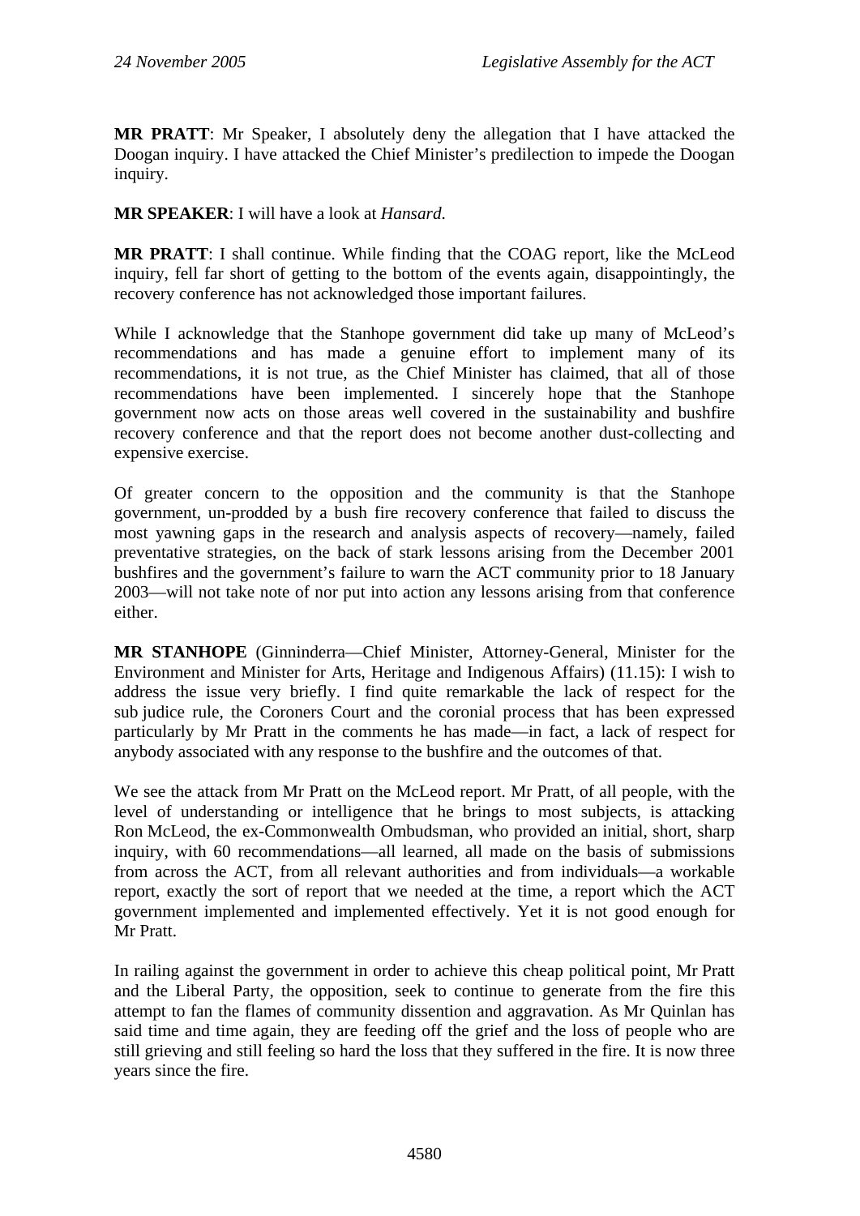**MR PRATT**: Mr Speaker, I absolutely deny the allegation that I have attacked the Doogan inquiry. I have attacked the Chief Minister's predilection to impede the Doogan inquiry.

**MR SPEAKER**: I will have a look at *Hansard*.

**MR PRATT**: I shall continue. While finding that the COAG report, like the McLeod inquiry, fell far short of getting to the bottom of the events again, disappointingly, the recovery conference has not acknowledged those important failures.

While I acknowledge that the Stanhope government did take up many of McLeod's recommendations and has made a genuine effort to implement many of its recommendations, it is not true, as the Chief Minister has claimed, that all of those recommendations have been implemented. I sincerely hope that the Stanhope government now acts on those areas well covered in the sustainability and bushfire recovery conference and that the report does not become another dust-collecting and expensive exercise.

Of greater concern to the opposition and the community is that the Stanhope government, un-prodded by a bush fire recovery conference that failed to discuss the most yawning gaps in the research and analysis aspects of recovery—namely, failed preventative strategies, on the back of stark lessons arising from the December 2001 bushfires and the government's failure to warn the ACT community prior to 18 January 2003—will not take note of nor put into action any lessons arising from that conference either.

**MR STANHOPE** (Ginninderra—Chief Minister, Attorney-General, Minister for the Environment and Minister for Arts, Heritage and Indigenous Affairs) (11.15): I wish to address the issue very briefly. I find quite remarkable the lack of respect for the sub judice rule, the Coroners Court and the coronial process that has been expressed particularly by Mr Pratt in the comments he has made—in fact, a lack of respect for anybody associated with any response to the bushfire and the outcomes of that.

We see the attack from Mr Pratt on the McLeod report. Mr Pratt, of all people, with the level of understanding or intelligence that he brings to most subjects, is attacking Ron McLeod, the ex-Commonwealth Ombudsman, who provided an initial, short, sharp inquiry, with 60 recommendations—all learned, all made on the basis of submissions from across the ACT, from all relevant authorities and from individuals—a workable report, exactly the sort of report that we needed at the time, a report which the ACT government implemented and implemented effectively. Yet it is not good enough for Mr Pratt.

In railing against the government in order to achieve this cheap political point, Mr Pratt and the Liberal Party, the opposition, seek to continue to generate from the fire this attempt to fan the flames of community dissention and aggravation. As Mr Quinlan has said time and time again, they are feeding off the grief and the loss of people who are still grieving and still feeling so hard the loss that they suffered in the fire. It is now three years since the fire.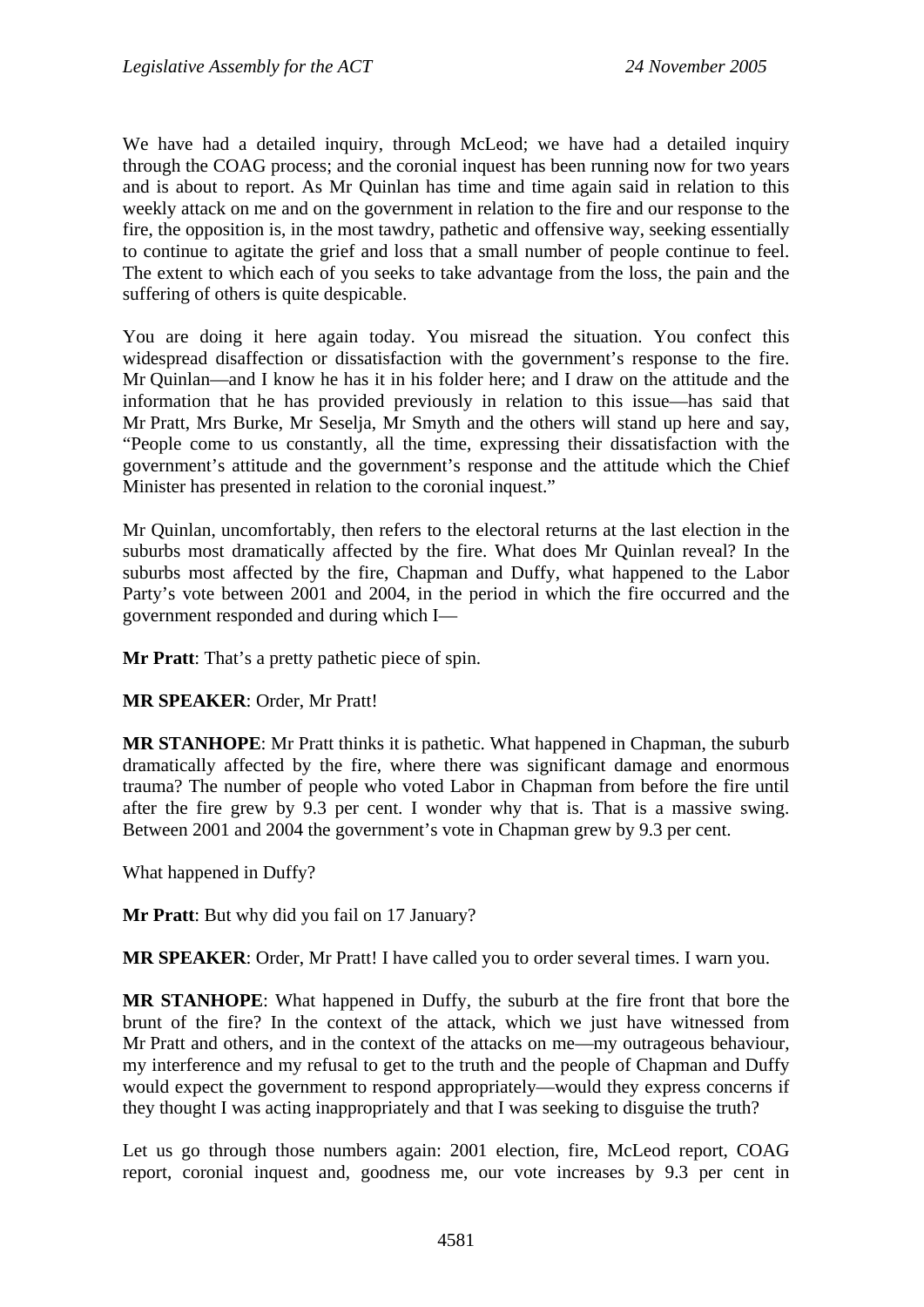We have had a detailed inquiry, through McLeod; we have had a detailed inquiry through the COAG process; and the coronial inquest has been running now for two years and is about to report. As Mr Quinlan has time and time again said in relation to this weekly attack on me and on the government in relation to the fire and our response to the fire, the opposition is, in the most tawdry, pathetic and offensive way, seeking essentially to continue to agitate the grief and loss that a small number of people continue to feel. The extent to which each of you seeks to take advantage from the loss, the pain and the suffering of others is quite despicable.

You are doing it here again today. You misread the situation. You confect this widespread disaffection or dissatisfaction with the government's response to the fire. Mr Quinlan—and I know he has it in his folder here; and I draw on the attitude and the information that he has provided previously in relation to this issue—has said that Mr Pratt, Mrs Burke, Mr Seselja, Mr Smyth and the others will stand up here and say, "People come to us constantly, all the time, expressing their dissatisfaction with the government's attitude and the government's response and the attitude which the Chief Minister has presented in relation to the coronial inquest."

Mr Quinlan, uncomfortably, then refers to the electoral returns at the last election in the suburbs most dramatically affected by the fire. What does Mr Quinlan reveal? In the suburbs most affected by the fire, Chapman and Duffy, what happened to the Labor Party's vote between 2001 and 2004, in the period in which the fire occurred and the government responded and during which I—

**Mr Pratt**: That's a pretty pathetic piece of spin.

**MR SPEAKER**: Order, Mr Pratt!

**MR STANHOPE**: Mr Pratt thinks it is pathetic. What happened in Chapman, the suburb dramatically affected by the fire, where there was significant damage and enormous trauma? The number of people who voted Labor in Chapman from before the fire until after the fire grew by 9.3 per cent. I wonder why that is. That is a massive swing. Between 2001 and 2004 the government's vote in Chapman grew by 9.3 per cent.

What happened in Duffy?

**Mr Pratt**: But why did you fail on 17 January?

**MR SPEAKER**: Order, Mr Pratt! I have called you to order several times. I warn you.

**MR STANHOPE**: What happened in Duffy, the suburb at the fire front that bore the brunt of the fire? In the context of the attack, which we just have witnessed from Mr Pratt and others, and in the context of the attacks on me—my outrageous behaviour, my interference and my refusal to get to the truth and the people of Chapman and Duffy would expect the government to respond appropriately—would they express concerns if they thought I was acting inappropriately and that I was seeking to disguise the truth?

Let us go through those numbers again: 2001 election, fire, McLeod report, COAG report, coronial inquest and, goodness me, our vote increases by 9.3 per cent in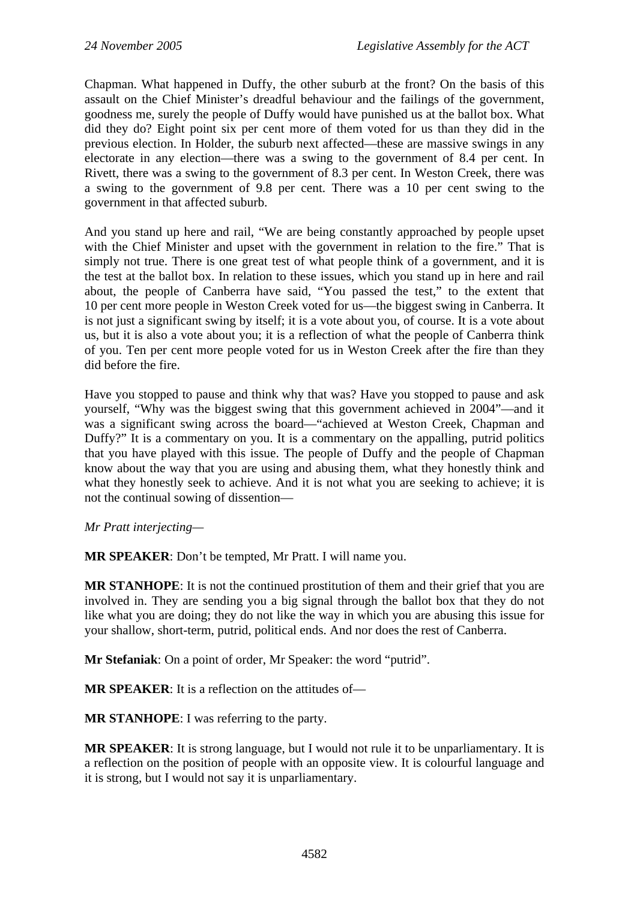Chapman. What happened in Duffy, the other suburb at the front? On the basis of this assault on the Chief Minister's dreadful behaviour and the failings of the government, goodness me, surely the people of Duffy would have punished us at the ballot box. What did they do? Eight point six per cent more of them voted for us than they did in the previous election. In Holder, the suburb next affected—these are massive swings in any electorate in any election—there was a swing to the government of 8.4 per cent. In Rivett, there was a swing to the government of 8.3 per cent. In Weston Creek, there was a swing to the government of 9.8 per cent. There was a 10 per cent swing to the government in that affected suburb.

And you stand up here and rail, "We are being constantly approached by people upset with the Chief Minister and upset with the government in relation to the fire." That is simply not true. There is one great test of what people think of a government, and it is the test at the ballot box. In relation to these issues, which you stand up in here and rail about, the people of Canberra have said, "You passed the test," to the extent that 10 per cent more people in Weston Creek voted for us—the biggest swing in Canberra. It is not just a significant swing by itself; it is a vote about you, of course. It is a vote about us, but it is also a vote about you; it is a reflection of what the people of Canberra think of you. Ten per cent more people voted for us in Weston Creek after the fire than they did before the fire.

Have you stopped to pause and think why that was? Have you stopped to pause and ask yourself, "Why was the biggest swing that this government achieved in 2004"—and it was a significant swing across the board—"achieved at Weston Creek, Chapman and Duffy?" It is a commentary on you. It is a commentary on the appalling, putrid politics that you have played with this issue. The people of Duffy and the people of Chapman know about the way that you are using and abusing them, what they honestly think and what they honestly seek to achieve. And it is not what you are seeking to achieve; it is not the continual sowing of dissention—

*Mr Pratt interjecting*—

**MR SPEAKER**: Don't be tempted, Mr Pratt. I will name you.

**MR STANHOPE**: It is not the continued prostitution of them and their grief that you are involved in. They are sending you a big signal through the ballot box that they do not like what you are doing; they do not like the way in which you are abusing this issue for your shallow, short-term, putrid, political ends. And nor does the rest of Canberra.

**Mr Stefaniak**: On a point of order, Mr Speaker: the word "putrid".

**MR SPEAKER**: It is a reflection on the attitudes of—

**MR STANHOPE**: I was referring to the party.

**MR SPEAKER**: It is strong language, but I would not rule it to be unparliamentary. It is a reflection on the position of people with an opposite view. It is colourful language and it is strong, but I would not say it is unparliamentary.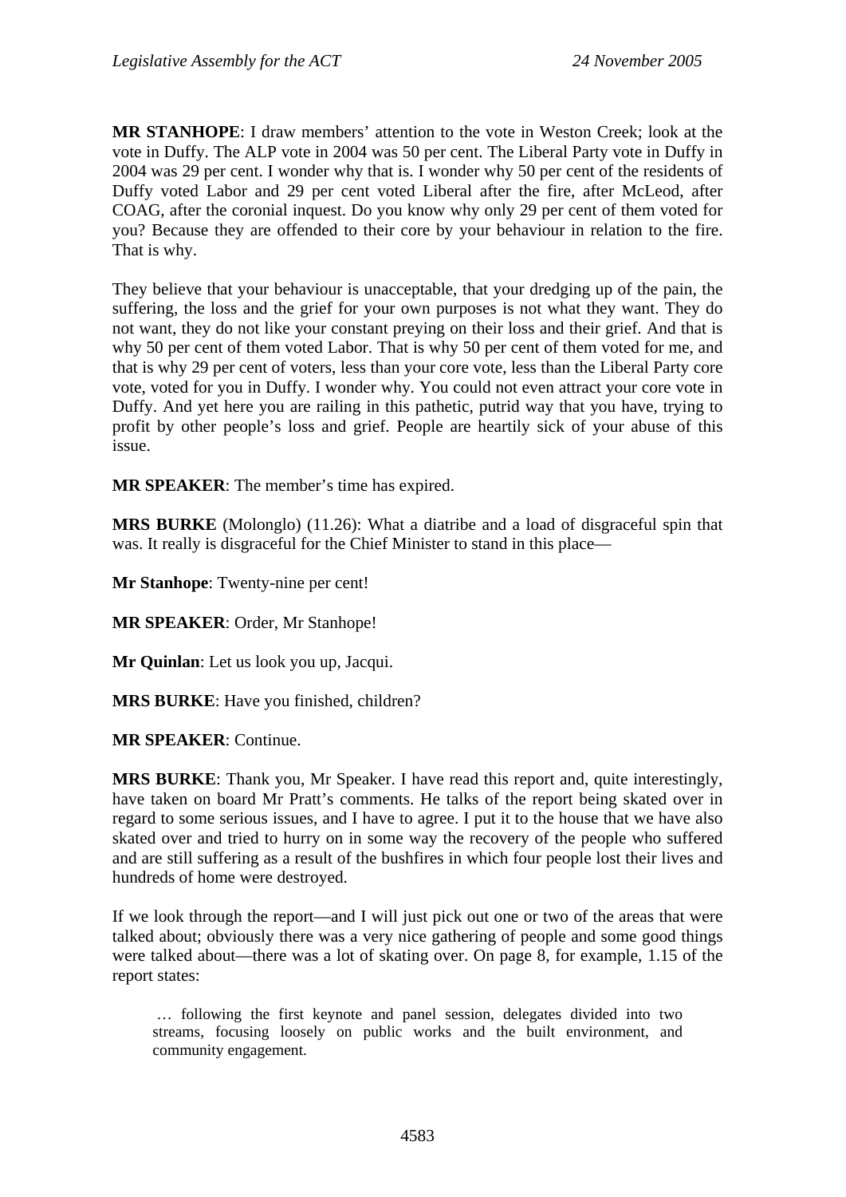**MR STANHOPE**: I draw members' attention to the vote in Weston Creek; look at the vote in Duffy. The ALP vote in 2004 was 50 per cent. The Liberal Party vote in Duffy in 2004 was 29 per cent. I wonder why that is. I wonder why 50 per cent of the residents of Duffy voted Labor and 29 per cent voted Liberal after the fire, after McLeod, after COAG, after the coronial inquest. Do you know why only 29 per cent of them voted for you? Because they are offended to their core by your behaviour in relation to the fire. That is why.

They believe that your behaviour is unacceptable, that your dredging up of the pain, the suffering, the loss and the grief for your own purposes is not what they want. They do not want, they do not like your constant preying on their loss and their grief. And that is why 50 per cent of them voted Labor. That is why 50 per cent of them voted for me, and that is why 29 per cent of voters, less than your core vote, less than the Liberal Party core vote, voted for you in Duffy. I wonder why. You could not even attract your core vote in Duffy. And yet here you are railing in this pathetic, putrid way that you have, trying to profit by other people's loss and grief. People are heartily sick of your abuse of this issue.

**MR SPEAKER**: The member's time has expired.

**MRS BURKE** (Molonglo) (11.26): What a diatribe and a load of disgraceful spin that was. It really is disgraceful for the Chief Minister to stand in this place—

**Mr Stanhope**: Twenty-nine per cent!

**MR SPEAKER**: Order, Mr Stanhope!

**Mr Quinlan**: Let us look you up, Jacqui.

**MRS BURKE**: Have you finished, children?

**MR SPEAKER**: Continue.

**MRS BURKE**: Thank you, Mr Speaker. I have read this report and, quite interestingly, have taken on board Mr Pratt's comments. He talks of the report being skated over in regard to some serious issues, and I have to agree. I put it to the house that we have also skated over and tried to hurry on in some way the recovery of the people who suffered and are still suffering as a result of the bushfires in which four people lost their lives and hundreds of home were destroyed.

If we look through the report—and I will just pick out one or two of the areas that were talked about; obviously there was a very nice gathering of people and some good things were talked about—there was a lot of skating over. On page 8, for example, 1.15 of the report states:

> … following the first keynote and panel session, delegates divided into two streams, focusing loosely on public works and the built environment, and community engagement.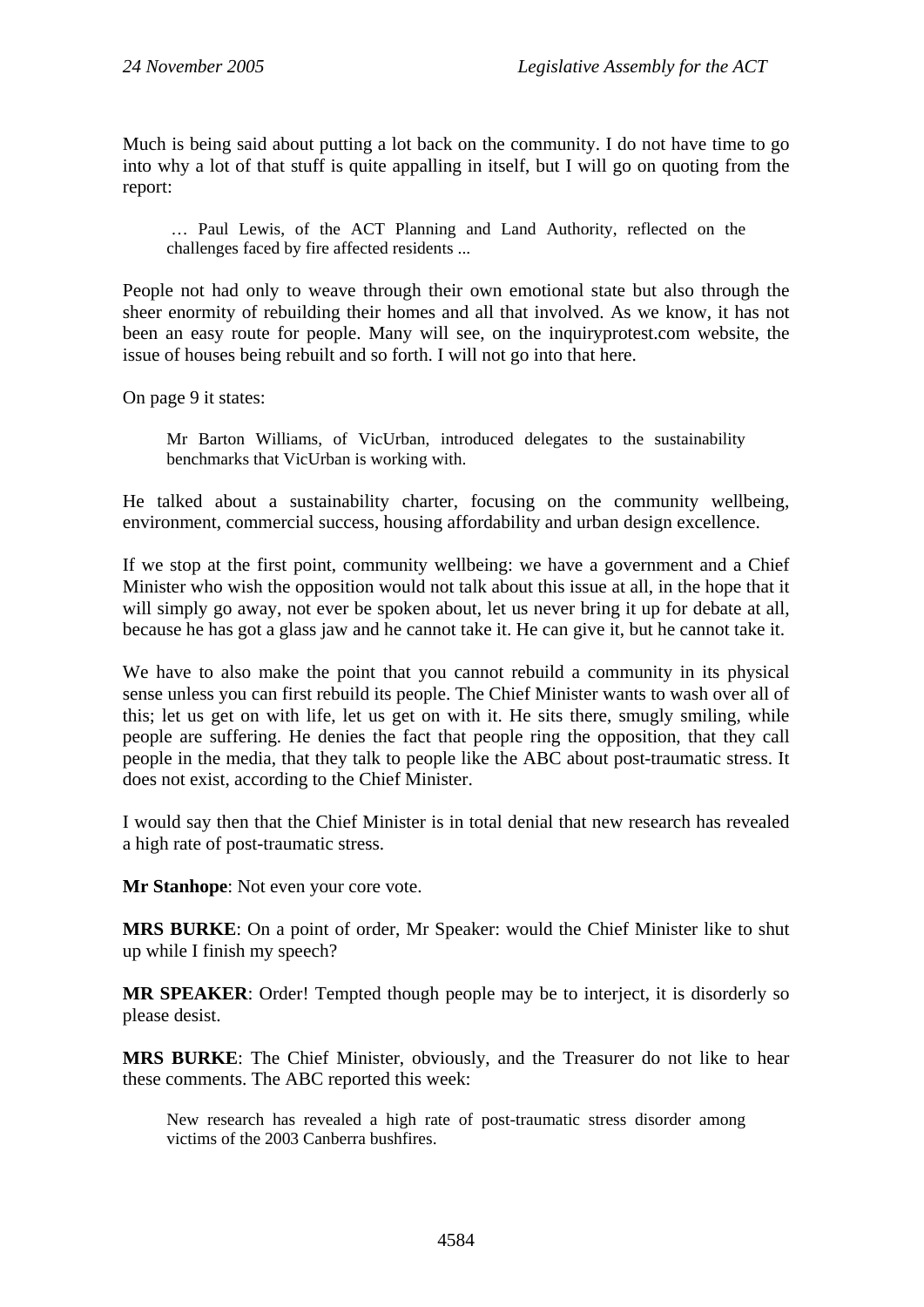Much is being said about putting a lot back on the community. I do not have time to go into why a lot of that stuff is quite appalling in itself, but I will go on quoting from the report:

> … Paul Lewis, of the ACT Planning and Land Authority, reflected on the challenges faced by fire affected residents ...

People not had only to weave through their own emotional state but also through the sheer enormity of rebuilding their homes and all that involved. As we know, it has not been an easy route for people. Many will see, on the inquiryprotest.com website, the issue of houses being rebuilt and so forth. I will not go into that here.

On page 9 it states:

> Mr Barton Williams, of VicUrban, introduced delegates to the sustainability benchmarks that VicUrban is working with.

He talked about a sustainability charter, focusing on the community wellbeing, environment, commercial success, housing affordability and urban design excellence.

If we stop at the first point, community wellbeing: we have a government and a Chief Minister who wish the opposition would not talk about this issue at all, in the hope that it will simply go away, not ever be spoken about, let us never bring it up for debate at all, because he has got a glass jaw and he cannot take it. He can give it, but he cannot take it.

We have to also make the point that you cannot rebuild a community in its physical sense unless you can first rebuild its people. The Chief Minister wants to wash over all of this; let us get on with life, let us get on with it. He sits there, smugly smiling, while people are suffering. He denies the fact that people ring the opposition, that they call people in the media, that they talk to people like the ABC about post-traumatic stress. It does not exist, according to the Chief Minister.

I would say then that the Chief Minister is in total denial that new research has revealed a high rate of post-traumatic stress.

**Mr Stanhope**: Not even your core vote.

**MRS BURKE**: On a point of order, Mr Speaker: would the Chief Minister like to shut up while I finish my speech?

**MR SPEAKER**: Order! Tempted though people may be to interject, it is disorderly so please desist.

**MRS BURKE**: The Chief Minister, obviously, and the Treasurer do not like to hear these comments. The ABC reported this week:

> New research has revealed a high rate of post-traumatic stress disorder among victims of the 2003 Canberra bushfires.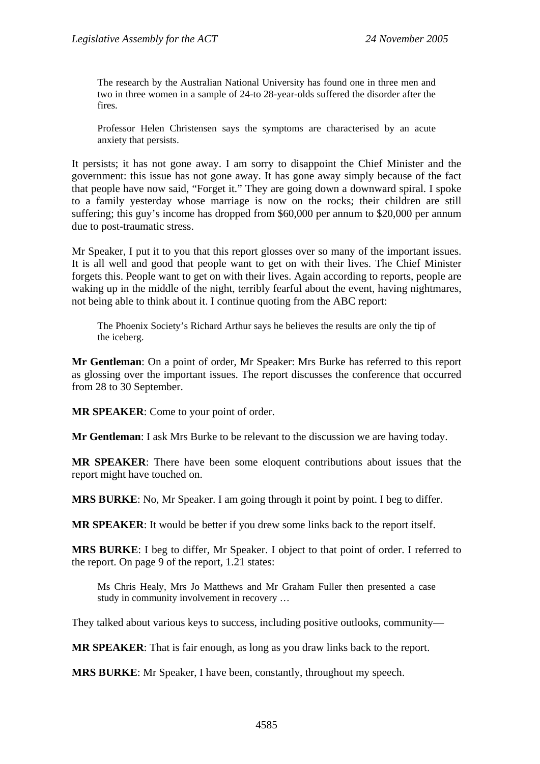> The research by the Australian National University has found one in three men and two in three women in a sample of 24-to 28-year-olds suffered the disorder after the fires.
>
> Professor Helen Christensen says the symptoms are characterised by an acute anxiety that persists.

It persists; it has not gone away. I am sorry to disappoint the Chief Minister and the government: this issue has not gone away. It has gone away simply because of the fact that people have now said, "Forget it." They are going down a downward spiral. I spoke to a family yesterday whose marriage is now on the rocks; their children are still suffering; this guy's income has dropped from $60,000 per annum to $20,000 per annum due to post-traumatic stress.

Mr Speaker, I put it to you that this report glosses over so many of the important issues. It is all well and good that people want to get on with their lives. The Chief Minister forgets this. People want to get on with their lives. Again according to reports, people are waking up in the middle of the night, terribly fearful about the event, having nightmares, not being able to think about it. I continue quoting from the ABC report:

> The Phoenix Society's Richard Arthur says he believes the results are only the tip of the iceberg.

**Mr Gentleman**: On a point of order, Mr Speaker: Mrs Burke has referred to this report as glossing over the important issues. The report discusses the conference that occurred from 28 to 30 September.

**MR SPEAKER**: Come to your point of order.

**Mr Gentleman**: I ask Mrs Burke to be relevant to the discussion we are having today.

**MR SPEAKER**: There have been some eloquent contributions about issues that the report might have touched on.

**MRS BURKE**: No, Mr Speaker. I am going through it point by point. I beg to differ.

**MR SPEAKER**: It would be better if you drew some links back to the report itself.

**MRS BURKE**: I beg to differ, Mr Speaker. I object to that point of order. I referred to the report. On page 9 of the report, 1.21 states:

> Ms Chris Healy, Mrs Jo Matthews and Mr Graham Fuller then presented a case study in community involvement in recovery …

They talked about various keys to success, including positive outlooks, community—

**MR SPEAKER**: That is fair enough, as long as you draw links back to the report.

**MRS BURKE**: Mr Speaker, I have been, constantly, throughout my speech.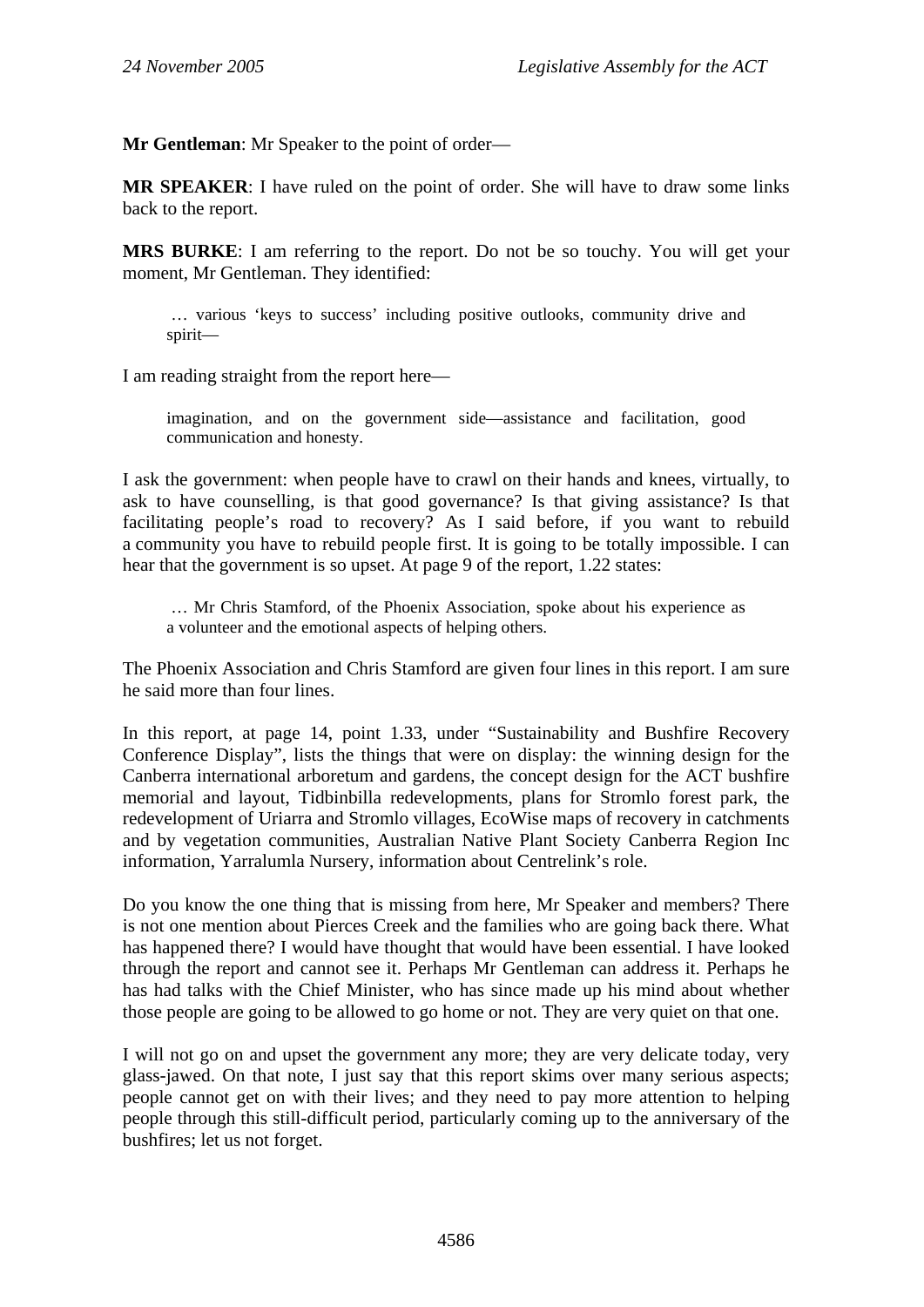**Mr Gentleman**: Mr Speaker to the point of order—

**MR SPEAKER**: I have ruled on the point of order. She will have to draw some links back to the report.

**MRS BURKE**: I am referring to the report. Do not be so touchy. You will get your moment, Mr Gentleman. They identified:

> … various 'keys to success' including positive outlooks, community drive and spirit—

I am reading straight from the report here—

> imagination, and on the government side—assistance and facilitation, good communication and honesty.

I ask the government: when people have to crawl on their hands and knees, virtually, to ask to have counselling, is that good governance? Is that giving assistance? Is that facilitating people's road to recovery? As I said before, if you want to rebuild a community you have to rebuild people first. It is going to be totally impossible. I can hear that the government is so upset. At page 9 of the report, 1.22 states:

> … Mr Chris Stamford, of the Phoenix Association, spoke about his experience as a volunteer and the emotional aspects of helping others.

The Phoenix Association and Chris Stamford are given four lines in this report. I am sure he said more than four lines.

In this report, at page 14, point 1.33, under "Sustainability and Bushfire Recovery Conference Display", lists the things that were on display: the winning design for the Canberra international arboretum and gardens, the concept design for the ACT bushfire memorial and layout, Tidbinbilla redevelopments, plans for Stromlo forest park, the redevelopment of Uriarra and Stromlo villages, EcoWise maps of recovery in catchments and by vegetation communities, Australian Native Plant Society Canberra Region Inc information, Yarralumla Nursery, information about Centrelink's role.

Do you know the one thing that is missing from here, Mr Speaker and members? There is not one mention about Pierces Creek and the families who are going back there. What has happened there? I would have thought that would have been essential. I have looked through the report and cannot see it. Perhaps Mr Gentleman can address it. Perhaps he has had talks with the Chief Minister, who has since made up his mind about whether those people are going to be allowed to go home or not. They are very quiet on that one.

I will not go on and upset the government any more; they are very delicate today, very glass-jawed. On that note, I just say that this report skims over many serious aspects; people cannot get on with their lives; and they need to pay more attention to helping people through this still-difficult period, particularly coming up to the anniversary of the bushfires; let us not forget.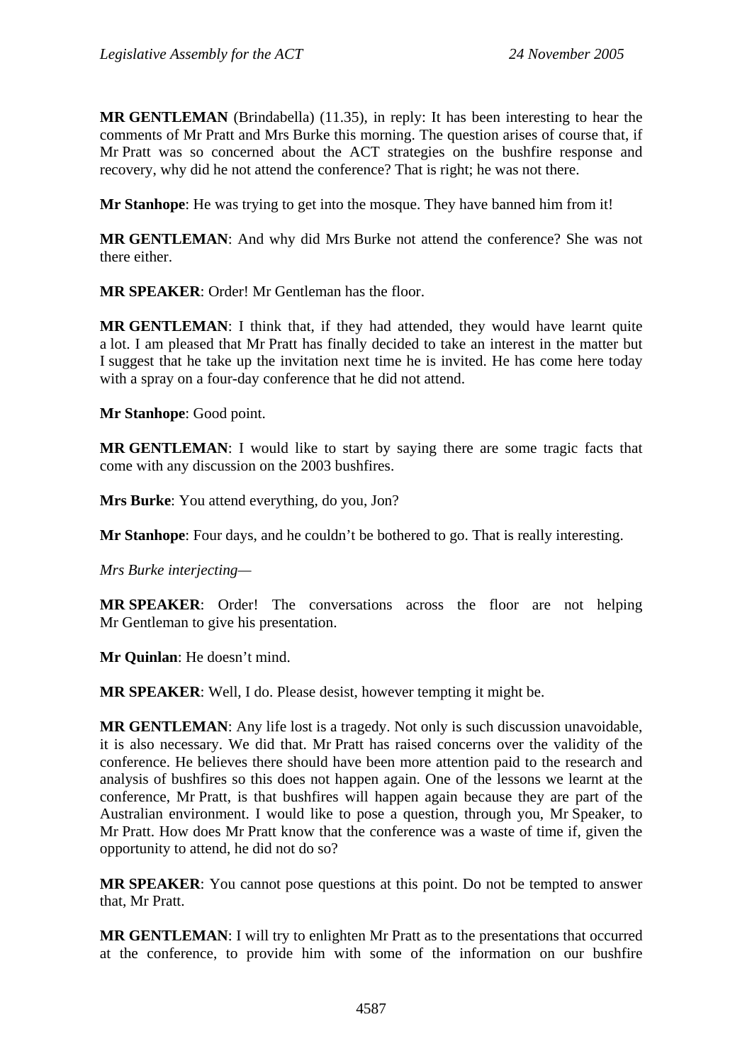**MR GENTLEMAN** (Brindabella) (11.35), in reply: It has been interesting to hear the comments of Mr Pratt and Mrs Burke this morning. The question arises of course that, if Mr Pratt was so concerned about the ACT strategies on the bushfire response and recovery, why did he not attend the conference? That is right; he was not there.

**Mr Stanhope**: He was trying to get into the mosque. They have banned him from it!

**MR GENTLEMAN**: And why did Mrs Burke not attend the conference? She was not there either.

**MR SPEAKER**: Order! Mr Gentleman has the floor.

**MR GENTLEMAN**: I think that, if they had attended, they would have learnt quite a lot. I am pleased that Mr Pratt has finally decided to take an interest in the matter but I suggest that he take up the invitation next time he is invited. He has come here today with a spray on a four-day conference that he did not attend.

**Mr Stanhope**: Good point.

**MR GENTLEMAN**: I would like to start by saying there are some tragic facts that come with any discussion on the 2003 bushfires.

**Mrs Burke**: You attend everything, do you, Jon?

**Mr Stanhope**: Four days, and he couldn't be bothered to go. That is really interesting.

*Mrs Burke interjecting—*

**MR SPEAKER**: Order! The conversations across the floor are not helping Mr Gentleman to give his presentation.

**Mr Quinlan**: He doesn't mind.

**MR SPEAKER**: Well, I do. Please desist, however tempting it might be.

**MR GENTLEMAN**: Any life lost is a tragedy. Not only is such discussion unavoidable, it is also necessary. We did that. Mr Pratt has raised concerns over the validity of the conference. He believes there should have been more attention paid to the research and analysis of bushfires so this does not happen again. One of the lessons we learnt at the conference, Mr Pratt, is that bushfires will happen again because they are part of the Australian environment. I would like to pose a question, through you, Mr Speaker, to Mr Pratt. How does Mr Pratt know that the conference was a waste of time if, given the opportunity to attend, he did not do so?

**MR SPEAKER**: You cannot pose questions at this point. Do not be tempted to answer that, Mr Pratt.

**MR GENTLEMAN**: I will try to enlighten Mr Pratt as to the presentations that occurred at the conference, to provide him with some of the information on our bushfire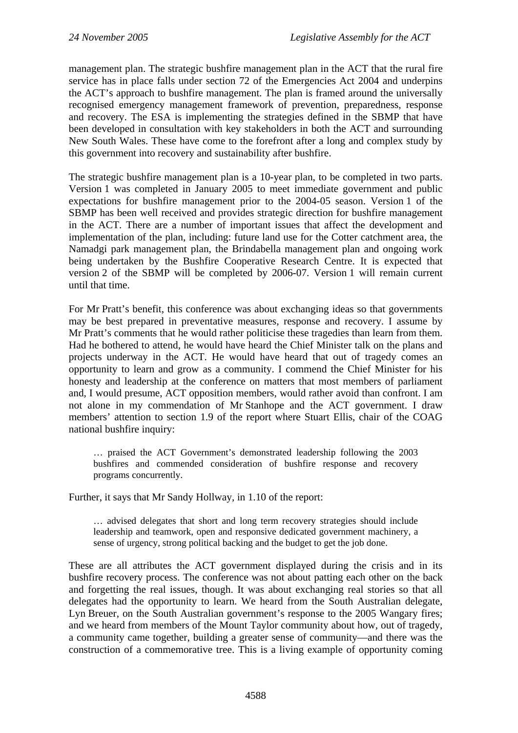management plan. The strategic bushfire management plan in the ACT that the rural fire service has in place falls under section 72 of the Emergencies Act 2004 and underpins the ACT's approach to bushfire management. The plan is framed around the universally recognised emergency management framework of prevention, preparedness, response and recovery. The ESA is implementing the strategies defined in the SBMP that have been developed in consultation with key stakeholders in both the ACT and surrounding New South Wales. These have come to the forefront after a long and complex study by this government into recovery and sustainability after bushfire.

The strategic bushfire management plan is a 10-year plan, to be completed in two parts. Version 1 was completed in January 2005 to meet immediate government and public expectations for bushfire management prior to the 2004-05 season. Version 1 of the SBMP has been well received and provides strategic direction for bushfire management in the ACT. There are a number of important issues that affect the development and implementation of the plan, including: future land use for the Cotter catchment area, the Namadgi park management plan, the Brindabella management plan and ongoing work being undertaken by the Bushfire Cooperative Research Centre. It is expected that version 2 of the SBMP will be completed by 2006-07. Version 1 will remain current until that time.

For Mr Pratt's benefit, this conference was about exchanging ideas so that governments may be best prepared in preventative measures, response and recovery. I assume by Mr Pratt's comments that he would rather politicise these tragedies than learn from them. Had he bothered to attend, he would have heard the Chief Minister talk on the plans and projects underway in the ACT. He would have heard that out of tragedy comes an opportunity to learn and grow as a community. I commend the Chief Minister for his honesty and leadership at the conference on matters that most members of parliament and, I would presume, ACT opposition members, would rather avoid than confront. I am not alone in my commendation of Mr Stanhope and the ACT government. I draw members' attention to section 1.9 of the report where Stuart Ellis, chair of the COAG national bushfire inquiry:

> … praised the ACT Government's demonstrated leadership following the 2003 bushfires and commended consideration of bushfire response and recovery programs concurrently.

Further, it says that Mr Sandy Hollway, in 1.10 of the report:

> … advised delegates that short and long term recovery strategies should include leadership and teamwork, open and responsive dedicated government machinery, a sense of urgency, strong political backing and the budget to get the job done.

These are all attributes the ACT government displayed during the crisis and in its bushfire recovery process. The conference was not about patting each other on the back and forgetting the real issues, though. It was about exchanging real stories so that all delegates had the opportunity to learn. We heard from the South Australian delegate, Lyn Breuer, on the South Australian government's response to the 2005 Wangary fires; and we heard from members of the Mount Taylor community about how, out of tragedy, a community came together, building a greater sense of community—and there was the construction of a commemorative tree. This is a living example of opportunity coming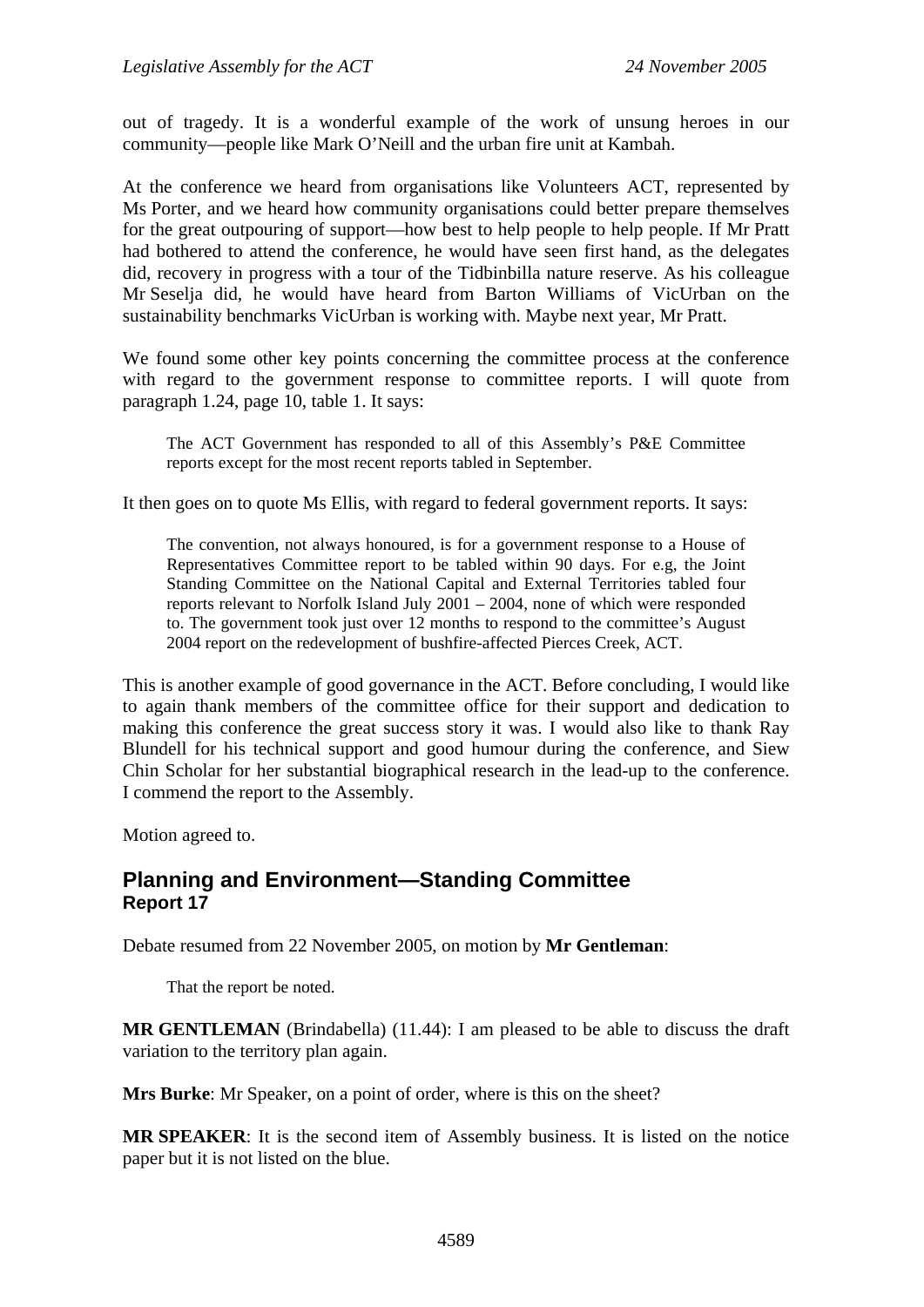out of tragedy. It is a wonderful example of the work of unsung heroes in our community—people like Mark O'Neill and the urban fire unit at Kambah.

At the conference we heard from organisations like Volunteers ACT, represented by Ms Porter, and we heard how community organisations could better prepare themselves for the great outpouring of support—how best to help people to help people. If Mr Pratt had bothered to attend the conference, he would have seen first hand, as the delegates did, recovery in progress with a tour of the Tidbinbilla nature reserve. As his colleague Mr Seselja did, he would have heard from Barton Williams of VicUrban on the sustainability benchmarks VicUrban is working with. Maybe next year, Mr Pratt.

We found some other key points concerning the committee process at the conference with regard to the government response to committee reports. I will quote from paragraph 1.24, page 10, table 1. It says:

> The ACT Government has responded to all of this Assembly's P&E Committee reports except for the most recent reports tabled in September.

It then goes on to quote Ms Ellis, with regard to federal government reports. It says:

> The convention, not always honoured, is for a government response to a House of Representatives Committee report to be tabled within 90 days. For e.g, the Joint Standing Committee on the National Capital and External Territories tabled four reports relevant to Norfolk Island July 2001 – 2004, none of which were responded to. The government took just over 12 months to respond to the committee's August 2004 report on the redevelopment of bushfire-affected Pierces Creek, ACT.

This is another example of good governance in the ACT. Before concluding, I would like to again thank members of the committee office for their support and dedication to making this conference the great success story it was. I would also like to thank Ray Blundell for his technical support and good humour during the conference, and Siew Chin Scholar for her substantial biographical research in the lead-up to the conference. I commend the report to the Assembly.

Motion agreed to.

## Planning and Environment—Standing Committee
### Report 17

Debate resumed from 22 November 2005, on motion by **Mr Gentleman**:

> That the report be noted.

**MR GENTLEMAN** (Brindabella) (11.44): I am pleased to be able to discuss the draft variation to the territory plan again.

**Mrs Burke**: Mr Speaker, on a point of order, where is this on the sheet?

**MR SPEAKER**: It is the second item of Assembly business. It is listed on the notice paper but it is not listed on the blue.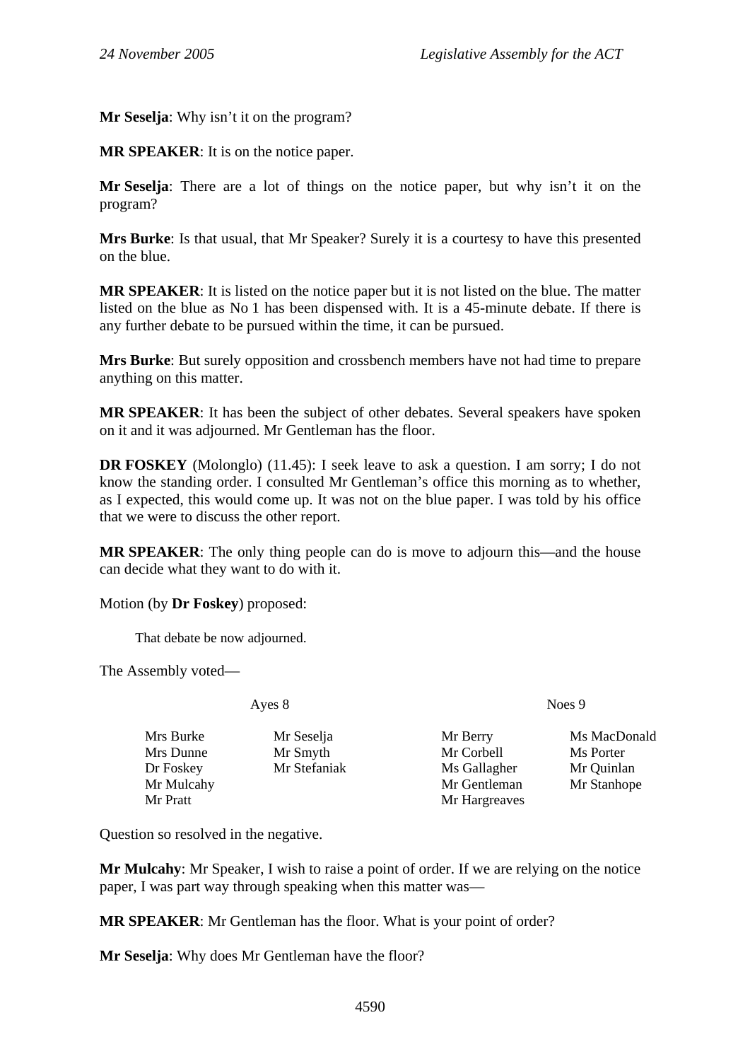**Mr Seselja**: Why isn't it on the program?

**MR SPEAKER**: It is on the notice paper.

**Mr Seselja**: There are a lot of things on the notice paper, but why isn't it on the program?

**Mrs Burke**: Is that usual, that Mr Speaker? Surely it is a courtesy to have this presented on the blue.

**MR SPEAKER**: It is listed on the notice paper but it is not listed on the blue. The matter listed on the blue as No 1 has been dispensed with. It is a 45-minute debate. If there is any further debate to be pursued within the time, it can be pursued.

**Mrs Burke**: But surely opposition and crossbench members have not had time to prepare anything on this matter.

**MR SPEAKER**: It has been the subject of other debates. Several speakers have spoken on it and it was adjourned. Mr Gentleman has the floor.

**DR FOSKEY** (Molonglo) (11.45): I seek leave to ask a question. I am sorry; I do not know the standing order. I consulted Mr Gentleman's office this morning as to whether, as I expected, this would come up. It was not on the blue paper. I was told by his office that we were to discuss the other report.

**MR SPEAKER**: The only thing people can do is move to adjourn this—and the house can decide what they want to do with it.

Motion (by **Dr Foskey**) proposed:

> That debate be now adjourned.

The Assembly voted—

| Ayes 8 | | Noes 9 | |
|---|---|---|---|
| Mrs Burke | Mr Seselja | Mr Berry | Ms MacDonald |
| Mrs Dunne | Mr Smyth | Mr Corbell | Ms Porter |
| Dr Foskey | Mr Stefaniak | Ms Gallagher | Mr Quinlan |
| Mr Mulcahy | | Mr Gentleman | Mr Stanhope |
| Mr Pratt | | Mr Hargreaves | |

Question so resolved in the negative.

**Mr Mulcahy**: Mr Speaker, I wish to raise a point of order. If we are relying on the notice paper, I was part way through speaking when this matter was—

**MR SPEAKER**: Mr Gentleman has the floor. What is your point of order?

**Mr Seselja**: Why does Mr Gentleman have the floor?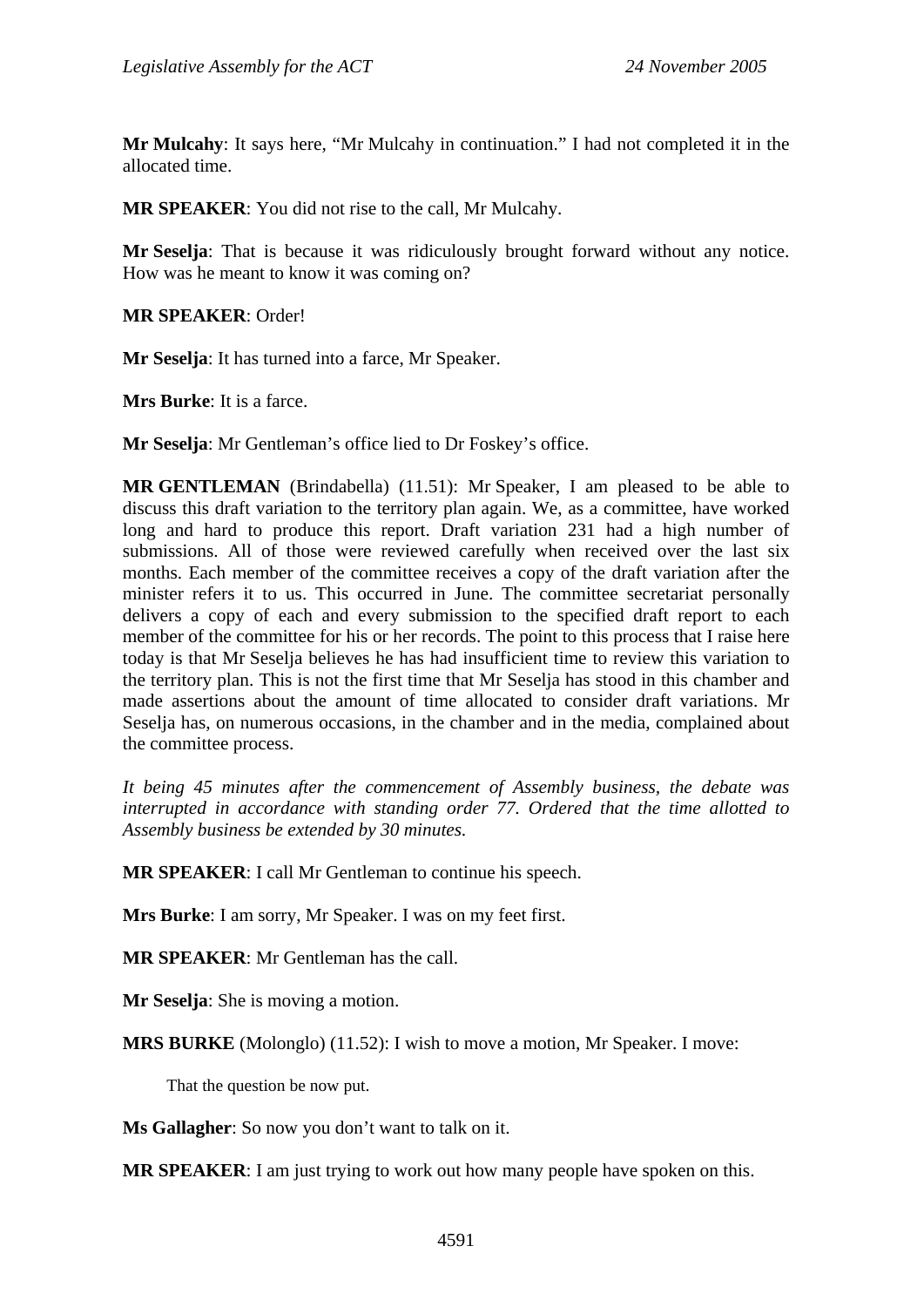**Mr Mulcahy**: It says here, "Mr Mulcahy in continuation." I had not completed it in the allocated time.

**MR SPEAKER**: You did not rise to the call, Mr Mulcahy.

**Mr Seselja**: That is because it was ridiculously brought forward without any notice. How was he meant to know it was coming on?

**MR SPEAKER**: Order!

**Mr Seselja**: It has turned into a farce, Mr Speaker.

**Mrs Burke**: It is a farce.

**Mr Seselja**: Mr Gentleman's office lied to Dr Foskey's office.

**MR GENTLEMAN** (Brindabella) (11.51): Mr Speaker, I am pleased to be able to discuss this draft variation to the territory plan again. We, as a committee, have worked long and hard to produce this report. Draft variation 231 had a high number of submissions. All of those were reviewed carefully when received over the last six months. Each member of the committee receives a copy of the draft variation after the minister refers it to us. This occurred in June. The committee secretariat personally delivers a copy of each and every submission to the specified draft report to each member of the committee for his or her records. The point to this process that I raise here today is that Mr Seselja believes he has had insufficient time to review this variation to the territory plan. This is not the first time that Mr Seselja has stood in this chamber and made assertions about the amount of time allocated to consider draft variations. Mr Seselja has, on numerous occasions, in the chamber and in the media, complained about the committee process.

*It being 45 minutes after the commencement of Assembly business, the debate was interrupted in accordance with standing order 77. Ordered that the time allotted to Assembly business be extended by 30 minutes.*

**MR SPEAKER**: I call Mr Gentleman to continue his speech.

**Mrs Burke**: I am sorry, Mr Speaker. I was on my feet first.

**MR SPEAKER**: Mr Gentleman has the call.

**Mr Seselja**: She is moving a motion.

**MRS BURKE** (Molonglo) (11.52): I wish to move a motion, Mr Speaker. I move:

> That the question be now put.

**Ms Gallagher**: So now you don't want to talk on it.

**MR SPEAKER**: I am just trying to work out how many people have spoken on this.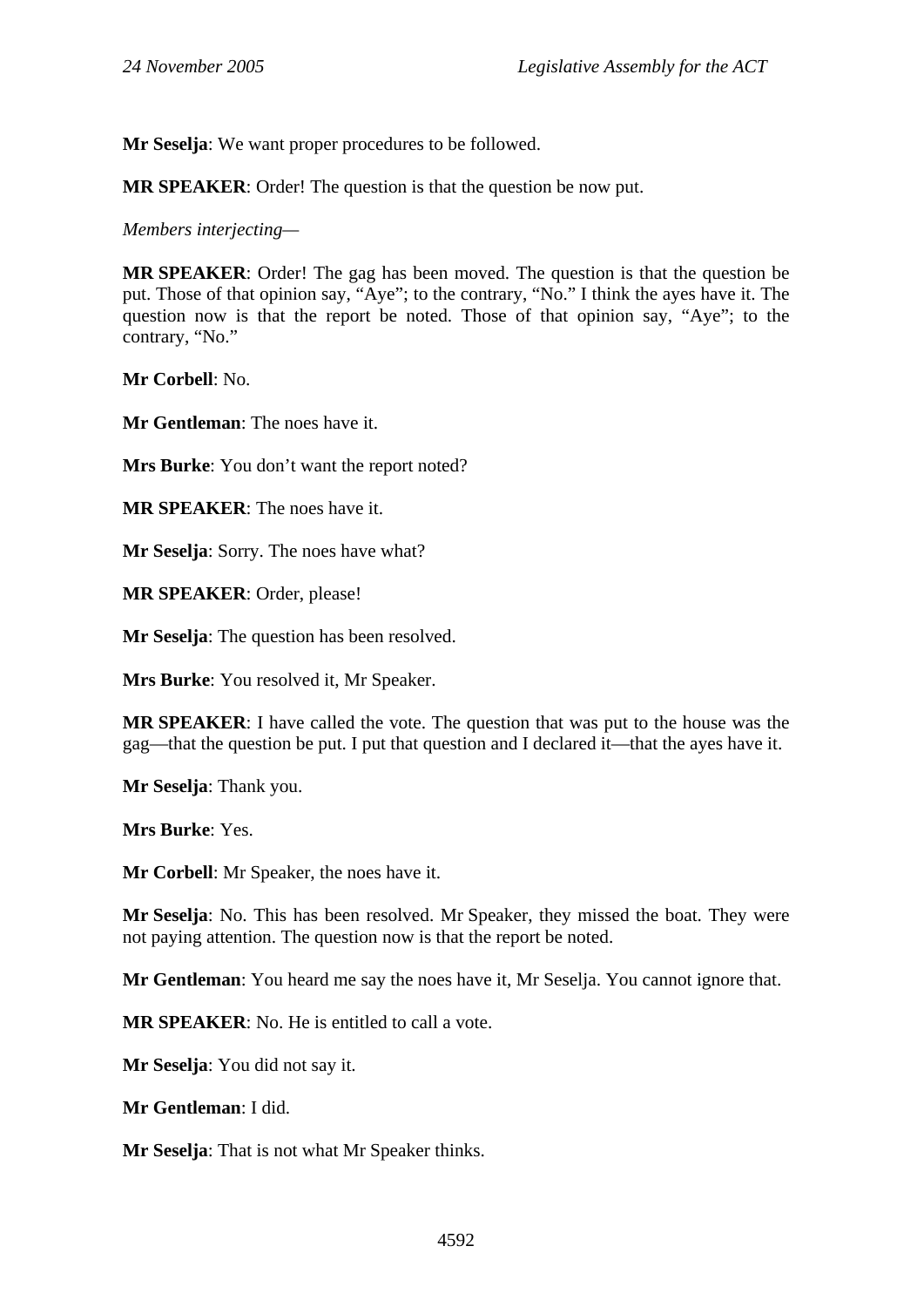**Mr Seselja**: We want proper procedures to be followed.

**MR SPEAKER**: Order! The question is that the question be now put.

*Members interjecting*—

**MR SPEAKER**: Order! The gag has been moved. The question is that the question be put. Those of that opinion say, "Aye"; to the contrary, "No." I think the ayes have it. The question now is that the report be noted. Those of that opinion say, "Aye"; to the contrary, "No."

**Mr Corbell**: No.

**Mr Gentleman**: The noes have it.

**Mrs Burke**: You don't want the report noted?

**MR SPEAKER**: The noes have it.

**Mr Seselja**: Sorry. The noes have what?

**MR SPEAKER**: Order, please!

**Mr Seselja**: The question has been resolved.

**Mrs Burke**: You resolved it, Mr Speaker.

**MR SPEAKER**: I have called the vote. The question that was put to the house was the gag—that the question be put. I put that question and I declared it—that the ayes have it.

**Mr Seselja**: Thank you.

**Mrs Burke**: Yes.

**Mr Corbell**: Mr Speaker, the noes have it.

**Mr Seselja**: No. This has been resolved. Mr Speaker, they missed the boat. They were not paying attention. The question now is that the report be noted.

**Mr Gentleman**: You heard me say the noes have it, Mr Seselja. You cannot ignore that.

**MR SPEAKER**: No. He is entitled to call a vote.

**Mr Seselja**: You did not say it.

**Mr Gentleman**: I did.

**Mr Seselja**: That is not what Mr Speaker thinks.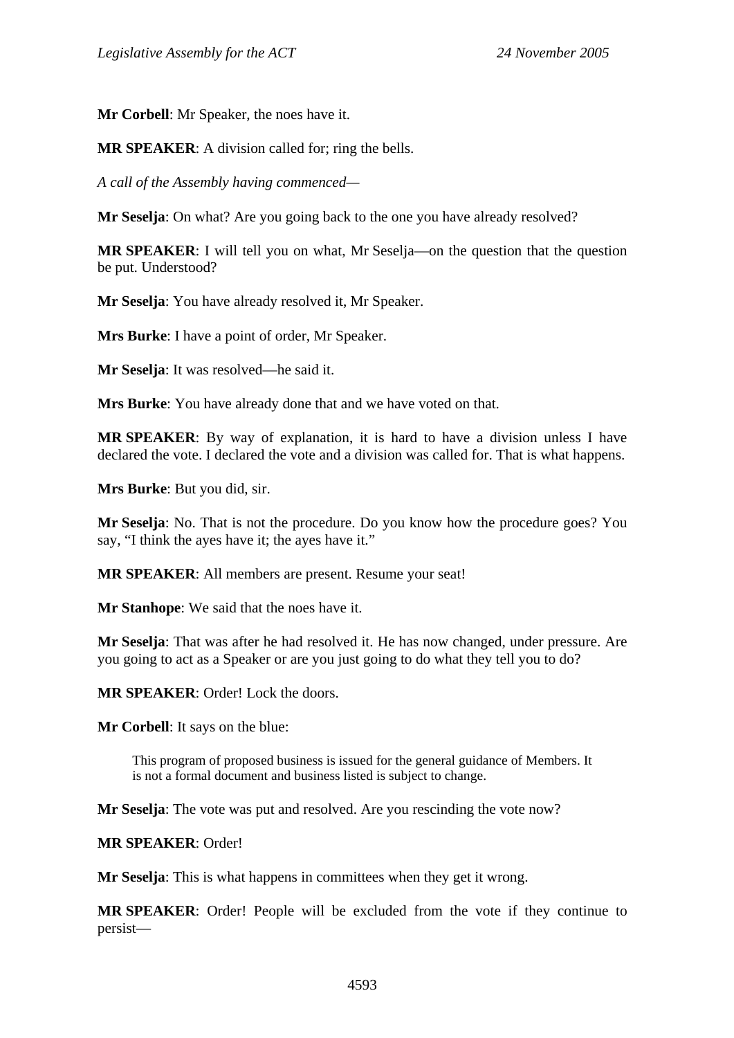**Mr Corbell**: Mr Speaker, the noes have it.

**MR SPEAKER**: A division called for; ring the bells.

*A call of the Assembly having commenced—*

**Mr Seselja**: On what? Are you going back to the one you have already resolved?

**MR SPEAKER**: I will tell you on what, Mr Seselja—on the question that the question be put. Understood?

**Mr Seselja**: You have already resolved it, Mr Speaker.

**Mrs Burke**: I have a point of order, Mr Speaker.

**Mr Seselja**: It was resolved—he said it.

**Mrs Burke**: You have already done that and we have voted on that.

**MR SPEAKER**: By way of explanation, it is hard to have a division unless I have declared the vote. I declared the vote and a division was called for. That is what happens.

**Mrs Burke**: But you did, sir.

**Mr Seselja**: No. That is not the procedure. Do you know how the procedure goes? You say, "I think the ayes have it; the ayes have it."

**MR SPEAKER**: All members are present. Resume your seat!

**Mr Stanhope**: We said that the noes have it.

**Mr Seselja**: That was after he had resolved it. He has now changed, under pressure. Are you going to act as a Speaker or are you just going to do what they tell you to do?

**MR SPEAKER**: Order! Lock the doors.

**Mr Corbell**: It says on the blue:

> This program of proposed business is issued for the general guidance of Members. It is not a formal document and business listed is subject to change.

**Mr Seselja**: The vote was put and resolved. Are you rescinding the vote now?

**MR SPEAKER**: Order!

**Mr Seselja**: This is what happens in committees when they get it wrong.

**MR SPEAKER**: Order! People will be excluded from the vote if they continue to persist—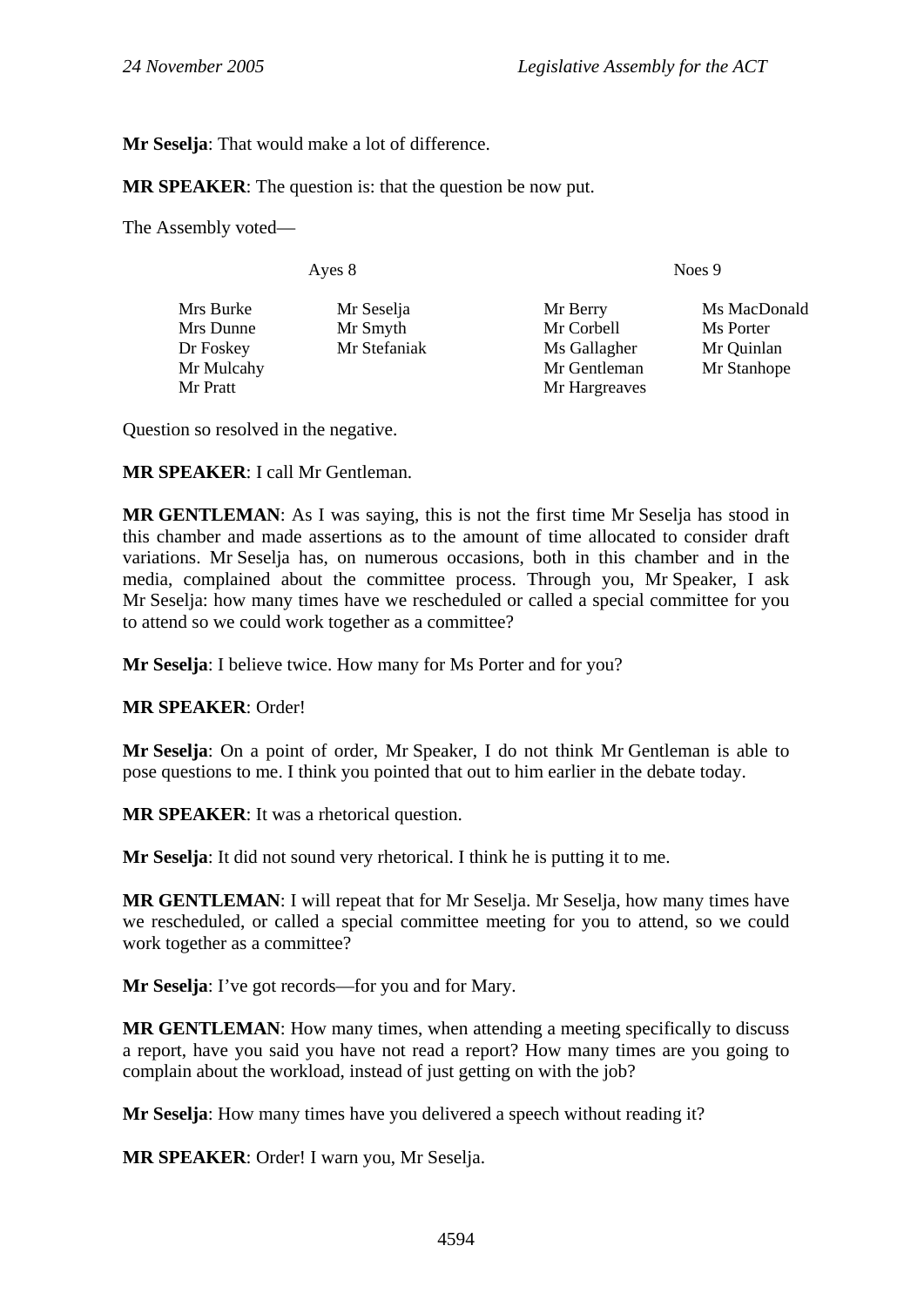**Mr Seselja**: That would make a lot of difference.

**MR SPEAKER**: The question is: that the question be now put.

The Assembly voted—

| Ayes 8 | | Noes 9 | |
|---|---|---|---|
| Mrs Burke | Mr Seselja | Mr Berry | Ms MacDonald |
| Mrs Dunne | Mr Smyth | Mr Corbell | Ms Porter |
| Dr Foskey | Mr Stefaniak | Ms Gallagher | Mr Quinlan |
| Mr Mulcahy | | Mr Gentleman | Mr Stanhope |
| Mr Pratt | | Mr Hargreaves | |

Question so resolved in the negative.

**MR SPEAKER**: I call Mr Gentleman.

**MR GENTLEMAN**: As I was saying, this is not the first time Mr Seselja has stood in this chamber and made assertions as to the amount of time allocated to consider draft variations. Mr Seselja has, on numerous occasions, both in this chamber and in the media, complained about the committee process. Through you, Mr Speaker, I ask Mr Seselja: how many times have we rescheduled or called a special committee for you to attend so we could work together as a committee?

**Mr Seselja**: I believe twice. How many for Ms Porter and for you?

**MR SPEAKER**: Order!

**Mr Seselja**: On a point of order, Mr Speaker, I do not think Mr Gentleman is able to pose questions to me. I think you pointed that out to him earlier in the debate today.

**MR SPEAKER**: It was a rhetorical question.

**Mr Seselja**: It did not sound very rhetorical. I think he is putting it to me.

**MR GENTLEMAN**: I will repeat that for Mr Seselja. Mr Seselja, how many times have we rescheduled, or called a special committee meeting for you to attend, so we could work together as a committee?

**Mr Seselja**: I've got records—for you and for Mary.

**MR GENTLEMAN**: How many times, when attending a meeting specifically to discuss a report, have you said you have not read a report? How many times are you going to complain about the workload, instead of just getting on with the job?

**Mr Seselja**: How many times have you delivered a speech without reading it?

**MR SPEAKER**: Order! I warn you, Mr Seselja.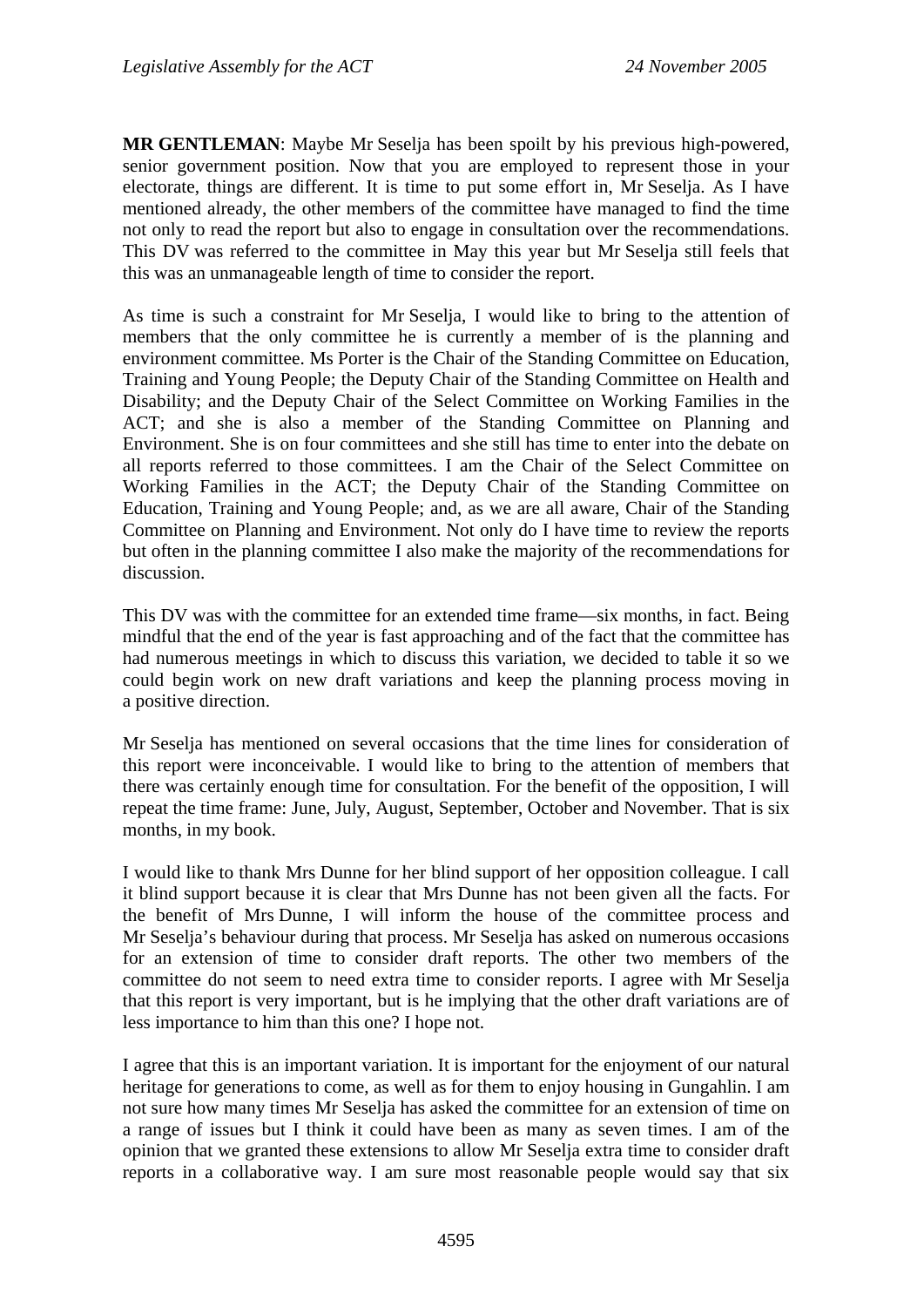**MR GENTLEMAN**: Maybe Mr Seselja has been spoilt by his previous high-powered, senior government position. Now that you are employed to represent those in your electorate, things are different. It is time to put some effort in, Mr Seselja. As I have mentioned already, the other members of the committee have managed to find the time not only to read the report but also to engage in consultation over the recommendations. This DV was referred to the committee in May this year but Mr Seselja still feels that this was an unmanageable length of time to consider the report.

As time is such a constraint for Mr Seselja, I would like to bring to the attention of members that the only committee he is currently a member of is the planning and environment committee. Ms Porter is the Chair of the Standing Committee on Education, Training and Young People; the Deputy Chair of the Standing Committee on Health and Disability; and the Deputy Chair of the Select Committee on Working Families in the ACT; and she is also a member of the Standing Committee on Planning and Environment. She is on four committees and she still has time to enter into the debate on all reports referred to those committees. I am the Chair of the Select Committee on Working Families in the ACT; the Deputy Chair of the Standing Committee on Education, Training and Young People; and, as we are all aware, Chair of the Standing Committee on Planning and Environment. Not only do I have time to review the reports but often in the planning committee I also make the majority of the recommendations for discussion.

This DV was with the committee for an extended time frame—six months, in fact. Being mindful that the end of the year is fast approaching and of the fact that the committee has had numerous meetings in which to discuss this variation, we decided to table it so we could begin work on new draft variations and keep the planning process moving in a positive direction.

Mr Seselja has mentioned on several occasions that the time lines for consideration of this report were inconceivable. I would like to bring to the attention of members that there was certainly enough time for consultation. For the benefit of the opposition, I will repeat the time frame: June, July, August, September, October and November. That is six months, in my book.

I would like to thank Mrs Dunne for her blind support of her opposition colleague. I call it blind support because it is clear that Mrs Dunne has not been given all the facts. For the benefit of Mrs Dunne, I will inform the house of the committee process and Mr Seselja's behaviour during that process. Mr Seselja has asked on numerous occasions for an extension of time to consider draft reports. The other two members of the committee do not seem to need extra time to consider reports. I agree with Mr Seselja that this report is very important, but is he implying that the other draft variations are of less importance to him than this one? I hope not.

I agree that this is an important variation. It is important for the enjoyment of our natural heritage for generations to come, as well as for them to enjoy housing in Gungahlin. I am not sure how many times Mr Seselja has asked the committee for an extension of time on a range of issues but I think it could have been as many as seven times. I am of the opinion that we granted these extensions to allow Mr Seselja extra time to consider draft reports in a collaborative way. I am sure most reasonable people would say that six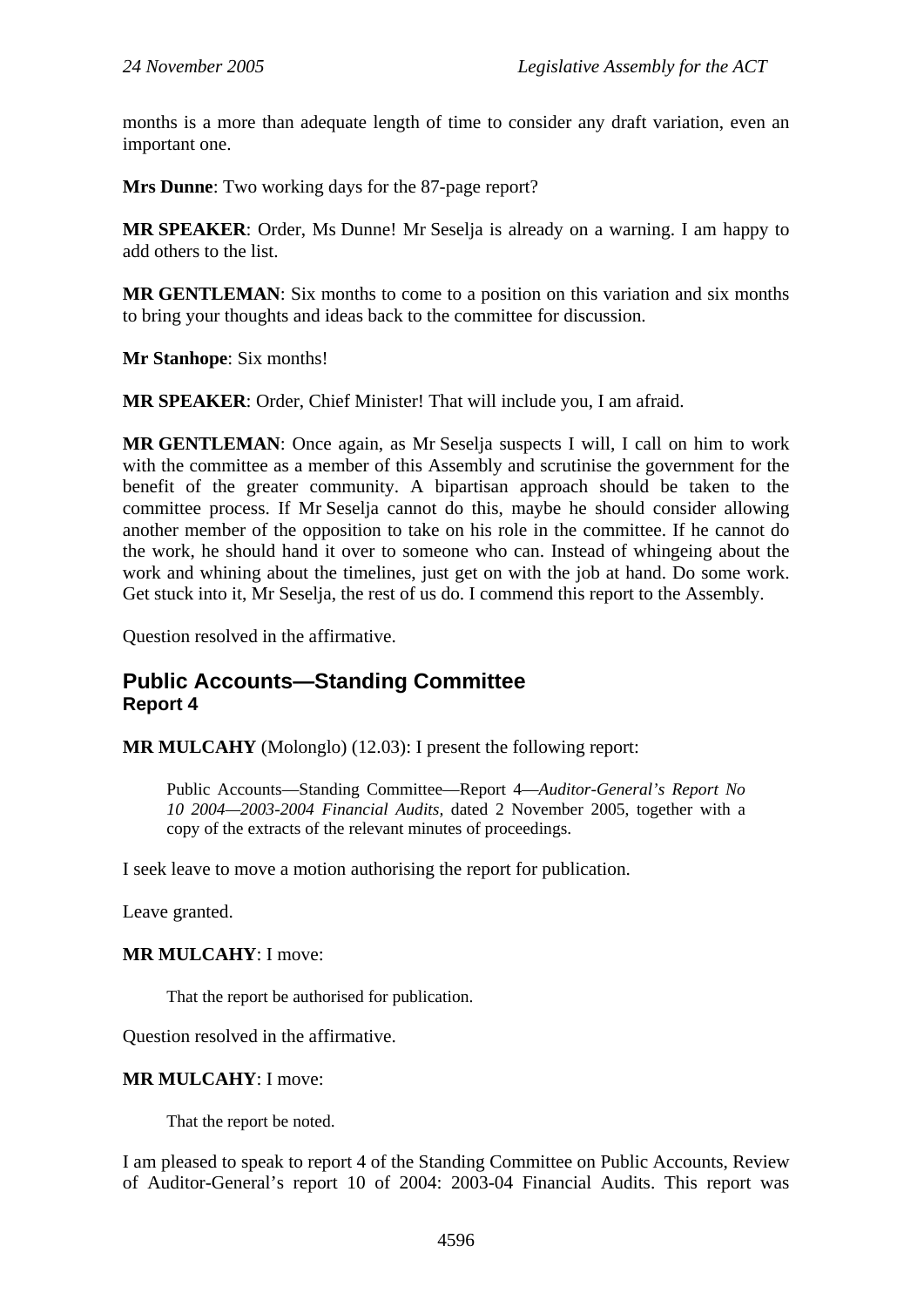months is a more than adequate length of time to consider any draft variation, even an important one.

**Mrs Dunne**: Two working days for the 87-page report?

**MR SPEAKER**: Order, Ms Dunne! Mr Seselja is already on a warning. I am happy to add others to the list.

**MR GENTLEMAN**: Six months to come to a position on this variation and six months to bring your thoughts and ideas back to the committee for discussion.

**Mr Stanhope**: Six months!

**MR SPEAKER**: Order, Chief Minister! That will include you, I am afraid.

**MR GENTLEMAN**: Once again, as Mr Seselja suspects I will, I call on him to work with the committee as a member of this Assembly and scrutinise the government for the benefit of the greater community. A bipartisan approach should be taken to the committee process. If Mr Seselja cannot do this, maybe he should consider allowing another member of the opposition to take on his role in the committee. If he cannot do the work, he should hand it over to someone who can. Instead of whingeing about the work and whining about the timelines, just get on with the job at hand. Do some work. Get stuck into it, Mr Seselja, the rest of us do. I commend this report to the Assembly.

Question resolved in the affirmative.

## Public Accounts—Standing Committee
### Report 4

**MR MULCAHY** (Molonglo) (12.03): I present the following report:

> Public Accounts—Standing Committee—Report 4—*Auditor-General's Report No 10 2004—2003-2004 Financial Audits*, dated 2 November 2005, together with a copy of the extracts of the relevant minutes of proceedings.

I seek leave to move a motion authorising the report for publication.

Leave granted.

**MR MULCAHY**: I move:

> That the report be authorised for publication.

Question resolved in the affirmative.

**MR MULCAHY**: I move:

> That the report be noted.

I am pleased to speak to report 4 of the Standing Committee on Public Accounts, Review of Auditor-General's report 10 of 2004: 2003-04 Financial Audits. This report was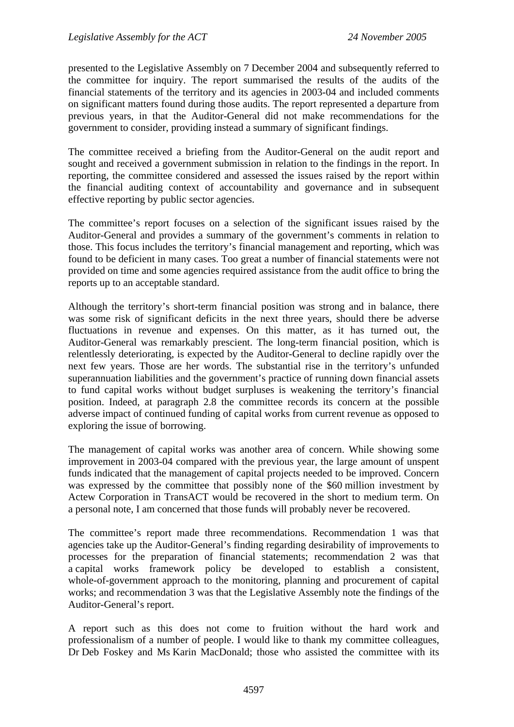presented to the Legislative Assembly on 7 December 2004 and subsequently referred to the committee for inquiry. The report summarised the results of the audits of the financial statements of the territory and its agencies in 2003-04 and included comments on significant matters found during those audits. The report represented a departure from previous years, in that the Auditor-General did not make recommendations for the government to consider, providing instead a summary of significant findings.

The committee received a briefing from the Auditor-General on the audit report and sought and received a government submission in relation to the findings in the report. In reporting, the committee considered and assessed the issues raised by the report within the financial auditing context of accountability and governance and in subsequent effective reporting by public sector agencies.

The committee's report focuses on a selection of the significant issues raised by the Auditor-General and provides a summary of the government's comments in relation to those. This focus includes the territory's financial management and reporting, which was found to be deficient in many cases. Too great a number of financial statements were not provided on time and some agencies required assistance from the audit office to bring the reports up to an acceptable standard.

Although the territory's short-term financial position was strong and in balance, there was some risk of significant deficits in the next three years, should there be adverse fluctuations in revenue and expenses. On this matter, as it has turned out, the Auditor-General was remarkably prescient. The long-term financial position, which is relentlessly deteriorating, is expected by the Auditor-General to decline rapidly over the next few years. Those are her words. The substantial rise in the territory's unfunded superannuation liabilities and the government's practice of running down financial assets to fund capital works without budget surpluses is weakening the territory's financial position. Indeed, at paragraph 2.8 the committee records its concern at the possible adverse impact of continued funding of capital works from current revenue as opposed to exploring the issue of borrowing.

The management of capital works was another area of concern. While showing some improvement in 2003-04 compared with the previous year, the large amount of unspent funds indicated that the management of capital projects needed to be improved. Concern was expressed by the committee that possibly none of the $60 million investment by Actew Corporation in TransACT would be recovered in the short to medium term. On a personal note, I am concerned that those funds will probably never be recovered.

The committee's report made three recommendations. Recommendation 1 was that agencies take up the Auditor-General's finding regarding desirability of improvements to processes for the preparation of financial statements; recommendation 2 was that a capital works framework policy be developed to establish a consistent, whole-of-government approach to the monitoring, planning and procurement of capital works; and recommendation 3 was that the Legislative Assembly note the findings of the Auditor-General's report.

A report such as this does not come to fruition without the hard work and professionalism of a number of people. I would like to thank my committee colleagues, Dr Deb Foskey and Ms Karin MacDonald; those who assisted the committee with its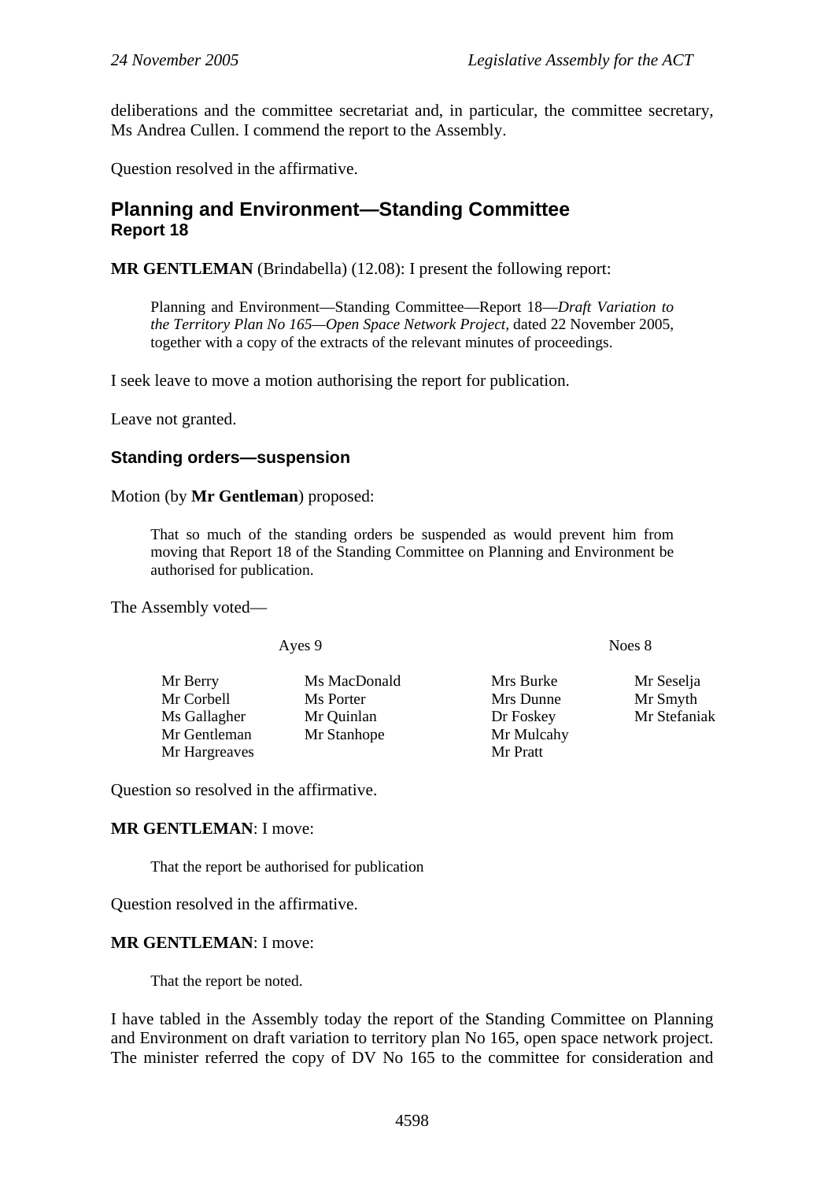deliberations and the committee secretariat and, in particular, the committee secretary, Ms Andrea Cullen. I commend the report to the Assembly.

Question resolved in the affirmative.

## Planning and Environment—Standing Committee
### Report 18

**MR GENTLEMAN** (Brindabella) (12.08): I present the following report:

> Planning and Environment—Standing Committee—Report 18—*Draft Variation to the Territory Plan No 165—Open Space Network Project*, dated 22 November 2005, together with a copy of the extracts of the relevant minutes of proceedings.

I seek leave to move a motion authorising the report for publication.

Leave not granted.

### Standing orders—suspension

Motion (by **Mr Gentleman**) proposed:

> That so much of the standing orders be suspended as would prevent him from moving that Report 18 of the Standing Committee on Planning and Environment be authorised for publication.

The Assembly voted—

| Ayes 9 | | Noes 8 | |
|---|---|---|---|
| Mr Berry | Ms MacDonald | Mrs Burke | Mr Seselja |
| Mr Corbell | Ms Porter | Mrs Dunne | Mr Smyth |
| Ms Gallagher | Mr Quinlan | Dr Foskey | Mr Stefaniak |
| Mr Gentleman | Mr Stanhope | Mr Mulcahy | |
| Mr Hargreaves | | Mr Pratt | |

Question so resolved in the affirmative.

**MR GENTLEMAN**: I move:

> That the report be authorised for publication

Question resolved in the affirmative.

**MR GENTLEMAN**: I move:

> That the report be noted.

I have tabled in the Assembly today the report of the Standing Committee on Planning and Environment on draft variation to territory plan No 165, open space network project. The minister referred the copy of DV No 165 to the committee for consideration and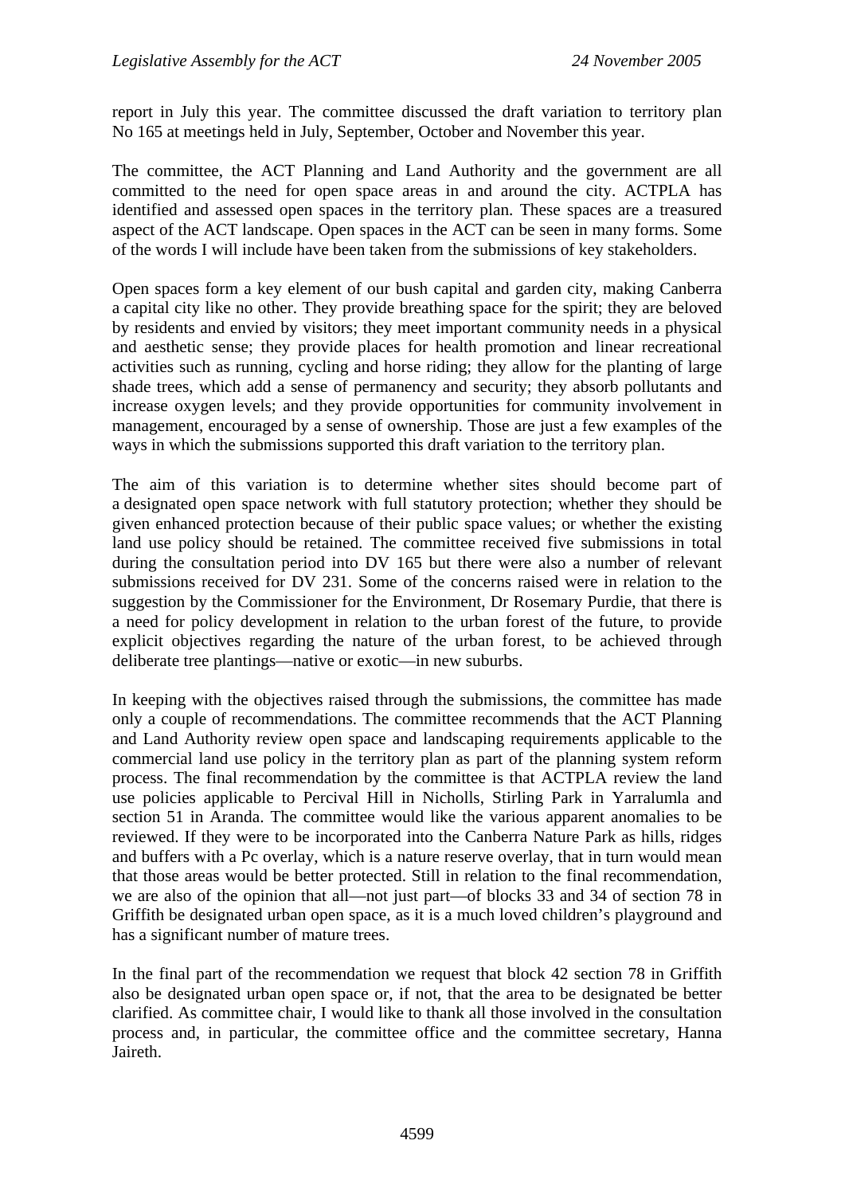report in July this year. The committee discussed the draft variation to territory plan No 165 at meetings held in July, September, October and November this year.

The committee, the ACT Planning and Land Authority and the government are all committed to the need for open space areas in and around the city. ACTPLA has identified and assessed open spaces in the territory plan. These spaces are a treasured aspect of the ACT landscape. Open spaces in the ACT can be seen in many forms. Some of the words I will include have been taken from the submissions of key stakeholders.

Open spaces form a key element of our bush capital and garden city, making Canberra a capital city like no other. They provide breathing space for the spirit; they are beloved by residents and envied by visitors; they meet important community needs in a physical and aesthetic sense; they provide places for health promotion and linear recreational activities such as running, cycling and horse riding; they allow for the planting of large shade trees, which add a sense of permanency and security; they absorb pollutants and increase oxygen levels; and they provide opportunities for community involvement in management, encouraged by a sense of ownership. Those are just a few examples of the ways in which the submissions supported this draft variation to the territory plan.

The aim of this variation is to determine whether sites should become part of a designated open space network with full statutory protection; whether they should be given enhanced protection because of their public space values; or whether the existing land use policy should be retained. The committee received five submissions in total during the consultation period into DV 165 but there were also a number of relevant submissions received for DV 231. Some of the concerns raised were in relation to the suggestion by the Commissioner for the Environment, Dr Rosemary Purdie, that there is a need for policy development in relation to the urban forest of the future, to provide explicit objectives regarding the nature of the urban forest, to be achieved through deliberate tree plantings—native or exotic—in new suburbs.

In keeping with the objectives raised through the submissions, the committee has made only a couple of recommendations. The committee recommends that the ACT Planning and Land Authority review open space and landscaping requirements applicable to the commercial land use policy in the territory plan as part of the planning system reform process. The final recommendation by the committee is that ACTPLA review the land use policies applicable to Percival Hill in Nicholls, Stirling Park in Yarralumla and section 51 in Aranda. The committee would like the various apparent anomalies to be reviewed. If they were to be incorporated into the Canberra Nature Park as hills, ridges and buffers with a Pc overlay, which is a nature reserve overlay, that in turn would mean that those areas would be better protected. Still in relation to the final recommendation, we are also of the opinion that all—not just part—of blocks 33 and 34 of section 78 in Griffith be designated urban open space, as it is a much loved children's playground and has a significant number of mature trees.

In the final part of the recommendation we request that block 42 section 78 in Griffith also be designated urban open space or, if not, that the area to be designated be better clarified. As committee chair, I would like to thank all those involved in the consultation process and, in particular, the committee office and the committee secretary, Hanna Jaireth.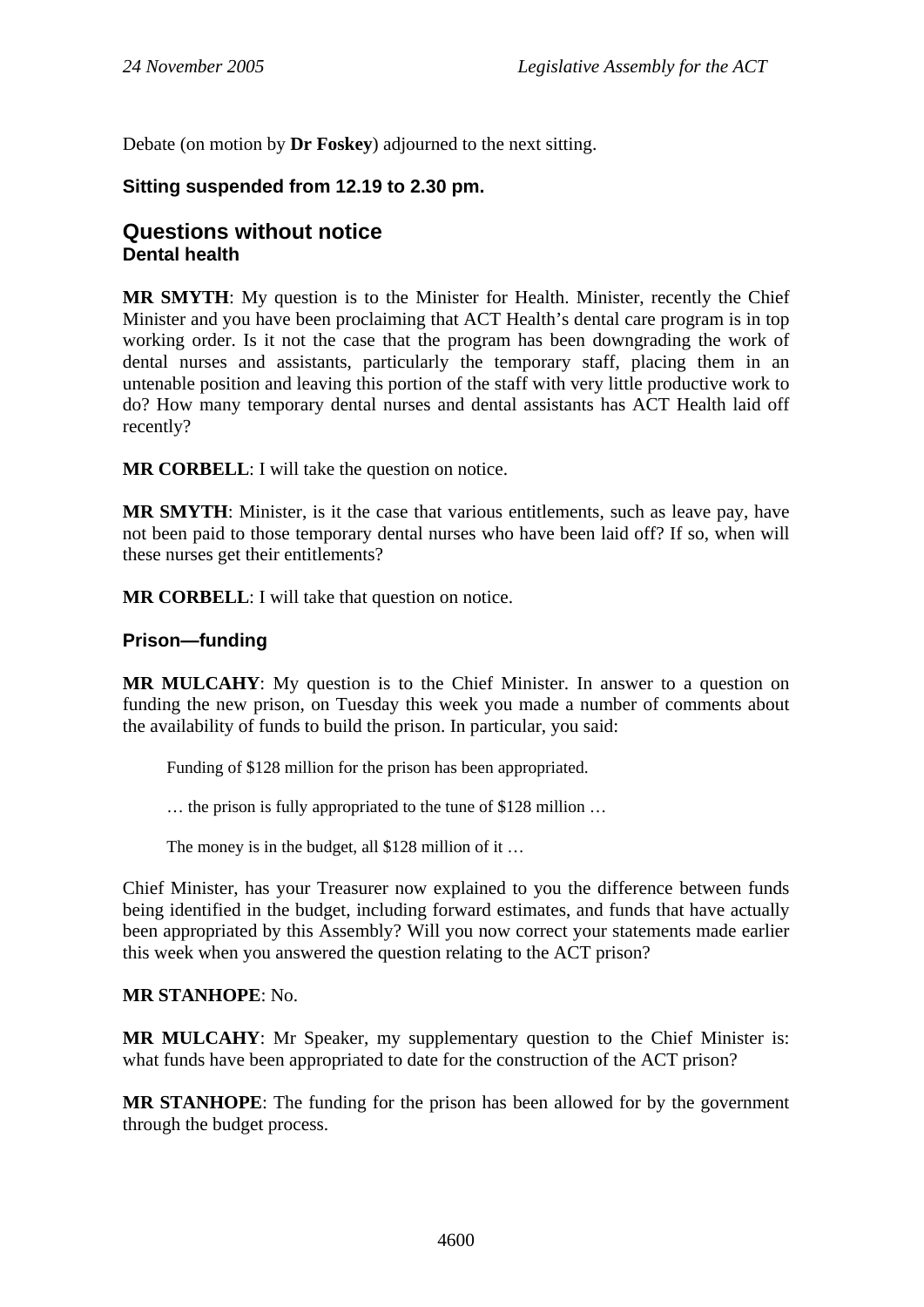Debate (on motion by **Dr Foskey**) adjourned to the next sitting.

### Sitting suspended from 12.19 to 2.30 pm.

## Questions without notice

### Dental health

**MR SMYTH**: My question is to the Minister for Health. Minister, recently the Chief Minister and you have been proclaiming that ACT Health's dental care program is in top working order. Is it not the case that the program has been downgrading the work of dental nurses and assistants, particularly the temporary staff, placing them in an untenable position and leaving this portion of the staff with very little productive work to do? How many temporary dental nurses and dental assistants has ACT Health laid off recently?

**MR CORBELL**: I will take the question on notice.

**MR SMYTH**: Minister, is it the case that various entitlements, such as leave pay, have not been paid to those temporary dental nurses who have been laid off? If so, when will these nurses get their entitlements?

**MR CORBELL**: I will take that question on notice.

### Prison—funding

**MR MULCAHY**: My question is to the Chief Minister. In answer to a question on funding the new prison, on Tuesday this week you made a number of comments about the availability of funds to build the prison. In particular, you said:

> Funding of $128 million for the prison has been appropriated.
>
> … the prison is fully appropriated to the tune of $128 million …
>
> The money is in the budget, all $128 million of it …

Chief Minister, has your Treasurer now explained to you the difference between funds being identified in the budget, including forward estimates, and funds that have actually been appropriated by this Assembly? Will you now correct your statements made earlier this week when you answered the question relating to the ACT prison?

**MR STANHOPE**: No.

**MR MULCAHY**: Mr Speaker, my supplementary question to the Chief Minister is: what funds have been appropriated to date for the construction of the ACT prison?

**MR STANHOPE**: The funding for the prison has been allowed for by the government through the budget process.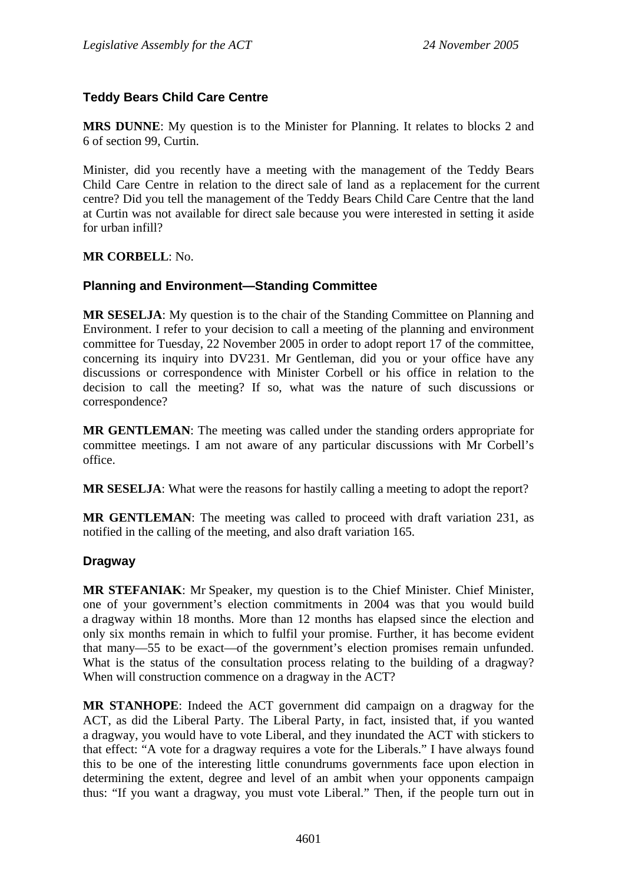### Teddy Bears Child Care Centre

**MRS DUNNE**: My question is to the Minister for Planning. It relates to blocks 2 and 6 of section 99, Curtin.

Minister, did you recently have a meeting with the management of the Teddy Bears Child Care Centre in relation to the direct sale of land as a replacement for the current centre? Did you tell the management of the Teddy Bears Child Care Centre that the land at Curtin was not available for direct sale because you were interested in setting it aside for urban infill?

**MR CORBELL**: No.

### Planning and Environment—Standing Committee

**MR SESELJA**: My question is to the chair of the Standing Committee on Planning and Environment. I refer to your decision to call a meeting of the planning and environment committee for Tuesday, 22 November 2005 in order to adopt report 17 of the committee, concerning its inquiry into DV231. Mr Gentleman, did you or your office have any discussions or correspondence with Minister Corbell or his office in relation to the decision to call the meeting? If so, what was the nature of such discussions or correspondence?

**MR GENTLEMAN**: The meeting was called under the standing orders appropriate for committee meetings. I am not aware of any particular discussions with Mr Corbell's office.

**MR SESELJA**: What were the reasons for hastily calling a meeting to adopt the report?

**MR GENTLEMAN**: The meeting was called to proceed with draft variation 231, as notified in the calling of the meeting, and also draft variation 165.

### Dragway

**MR STEFANIAK**: Mr Speaker, my question is to the Chief Minister. Chief Minister, one of your government's election commitments in 2004 was that you would build a dragway within 18 months. More than 12 months has elapsed since the election and only six months remain in which to fulfil your promise. Further, it has become evident that many—55 to be exact—of the government's election promises remain unfunded. What is the status of the consultation process relating to the building of a dragway? When will construction commence on a dragway in the ACT?

**MR STANHOPE**: Indeed the ACT government did campaign on a dragway for the ACT, as did the Liberal Party. The Liberal Party, in fact, insisted that, if you wanted a dragway, you would have to vote Liberal, and they inundated the ACT with stickers to that effect: "A vote for a dragway requires a vote for the Liberals." I have always found this to be one of the interesting little conundrums governments face upon election in determining the extent, degree and level of an ambit when your opponents campaign thus: "If you want a dragway, you must vote Liberal." Then, if the people turn out in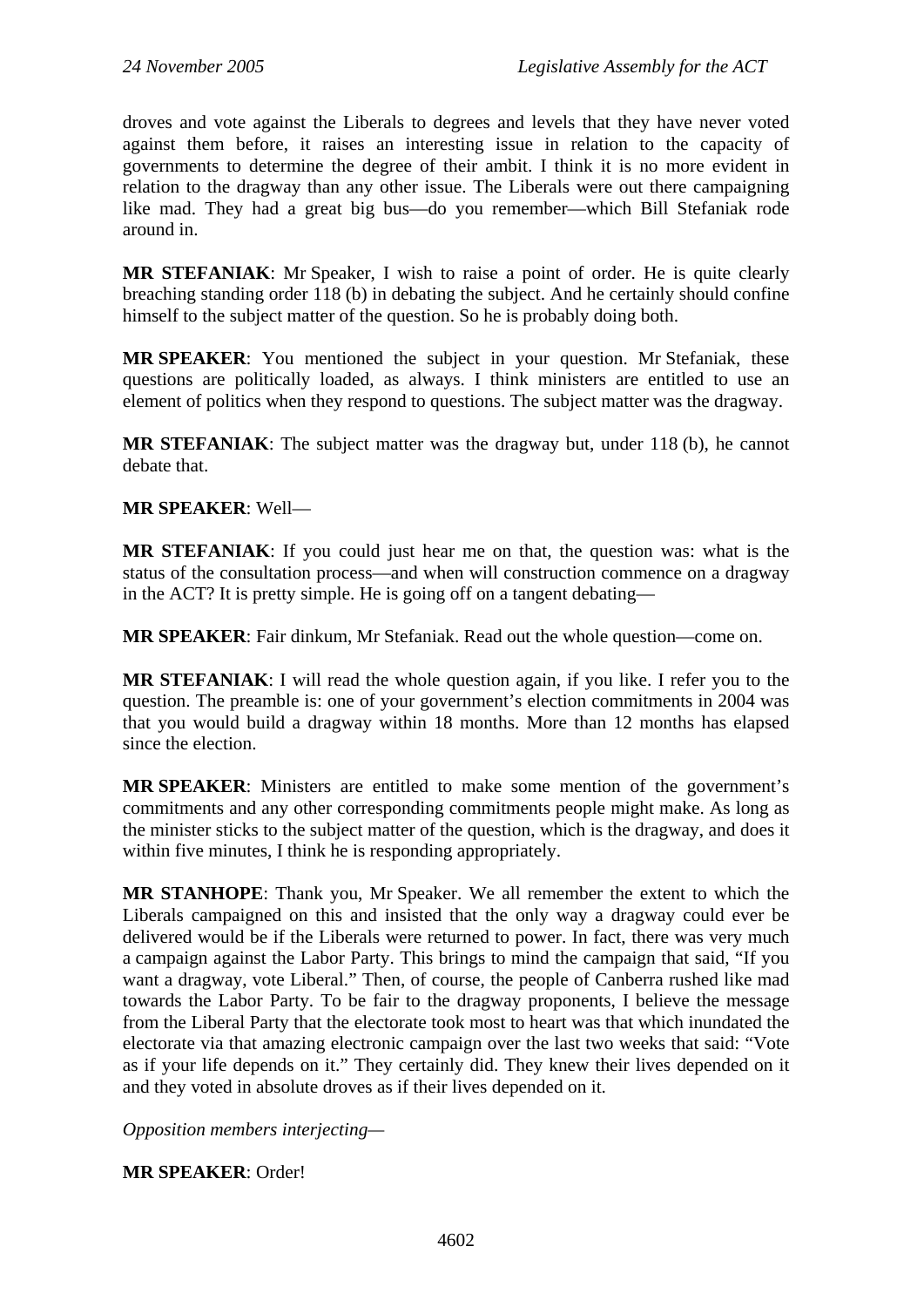droves and vote against the Liberals to degrees and levels that they have never voted against them before, it raises an interesting issue in relation to the capacity of governments to determine the degree of their ambit. I think it is no more evident in relation to the dragway than any other issue. The Liberals were out there campaigning like mad. They had a great big bus—do you remember—which Bill Stefaniak rode around in.

**MR STEFANIAK**: Mr Speaker, I wish to raise a point of order. He is quite clearly breaching standing order 118 (b) in debating the subject. And he certainly should confine himself to the subject matter of the question. So he is probably doing both.

**MR SPEAKER**: You mentioned the subject in your question. Mr Stefaniak, these questions are politically loaded, as always. I think ministers are entitled to use an element of politics when they respond to questions. The subject matter was the dragway.

**MR STEFANIAK**: The subject matter was the dragway but, under 118 (b), he cannot debate that.

**MR SPEAKER**: Well—

**MR STEFANIAK**: If you could just hear me on that, the question was: what is the status of the consultation process—and when will construction commence on a dragway in the ACT? It is pretty simple. He is going off on a tangent debating—

**MR SPEAKER**: Fair dinkum, Mr Stefaniak. Read out the whole question—come on.

**MR STEFANIAK**: I will read the whole question again, if you like. I refer you to the question. The preamble is: one of your government's election commitments in 2004 was that you would build a dragway within 18 months. More than 12 months has elapsed since the election.

**MR SPEAKER**: Ministers are entitled to make some mention of the government's commitments and any other corresponding commitments people might make. As long as the minister sticks to the subject matter of the question, which is the dragway, and does it within five minutes, I think he is responding appropriately.

**MR STANHOPE**: Thank you, Mr Speaker. We all remember the extent to which the Liberals campaigned on this and insisted that the only way a dragway could ever be delivered would be if the Liberals were returned to power. In fact, there was very much a campaign against the Labor Party. This brings to mind the campaign that said, "If you want a dragway, vote Liberal." Then, of course, the people of Canberra rushed like mad towards the Labor Party. To be fair to the dragway proponents, I believe the message from the Liberal Party that the electorate took most to heart was that which inundated the electorate via that amazing electronic campaign over the last two weeks that said: "Vote as if your life depends on it." They certainly did. They knew their lives depended on it and they voted in absolute droves as if their lives depended on it.

*Opposition members interjecting*—

**MR SPEAKER**: Order!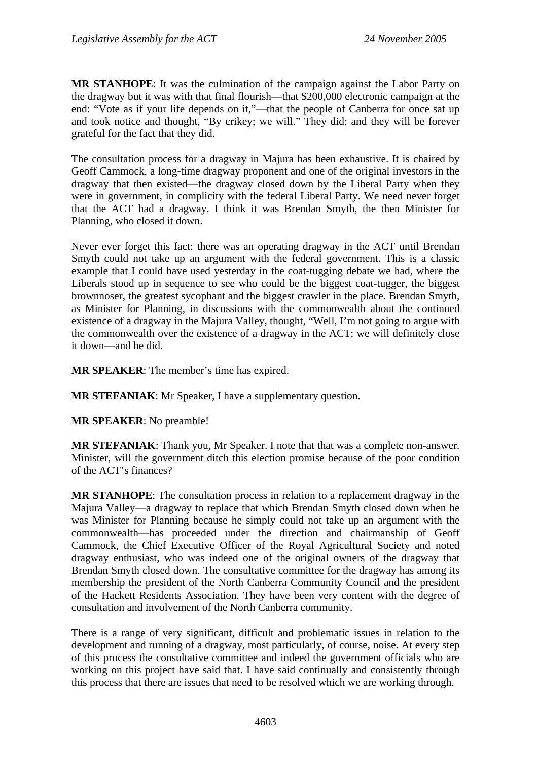**MR STANHOPE**: It was the culmination of the campaign against the Labor Party on the dragway but it was with that final flourish—that $200,000 electronic campaign at the end: “Vote as if your life depends on it,”—that the people of Canberra for once sat up and took notice and thought, “By crikey; we will.” They did; and they will be forever grateful for the fact that they did.

The consultation process for a dragway in Majura has been exhaustive. It is chaired by Geoff Cammock, a long-time dragway proponent and one of the original investors in the dragway that then existed—the dragway closed down by the Liberal Party when they were in government, in complicity with the federal Liberal Party. We need never forget that the ACT had a dragway. I think it was Brendan Smyth, the then Minister for Planning, who closed it down.

Never ever forget this fact: there was an operating dragway in the ACT until Brendan Smyth could not take up an argument with the federal government. This is a classic example that I could have used yesterday in the coat-tugging debate we had, where the Liberals stood up in sequence to see who could be the biggest coat-tugger, the biggest brownnoser, the greatest sycophant and the biggest crawler in the place. Brendan Smyth, as Minister for Planning, in discussions with the commonwealth about the continued existence of a dragway in the Majura Valley, thought, “Well, I’m not going to argue with the commonwealth over the existence of a dragway in the ACT; we will definitely close it down—and he did.

**MR SPEAKER**: The member’s time has expired.

**MR STEFANIAK**: Mr Speaker, I have a supplementary question.

**MR SPEAKER**: No preamble!

**MR STEFANIAK**: Thank you, Mr Speaker. I note that that was a complete non-answer. Minister, will the government ditch this election promise because of the poor condition of the ACT’s finances?

**MR STANHOPE**: The consultation process in relation to a replacement dragway in the Majura Valley—a dragway to replace that which Brendan Smyth closed down when he was Minister for Planning because he simply could not take up an argument with the commonwealth—has proceeded under the direction and chairmanship of Geoff Cammock, the Chief Executive Officer of the Royal Agricultural Society and noted dragway enthusiast, who was indeed one of the original owners of the dragway that Brendan Smyth closed down. The consultative committee for the dragway has among its membership the president of the North Canberra Community Council and the president of the Hackett Residents Association. They have been very content with the degree of consultation and involvement of the North Canberra community.

There is a range of very significant, difficult and problematic issues in relation to the development and running of a dragway, most particularly, of course, noise. At every step of this process the consultative committee and indeed the government officials who are working on this project have said that. I have said continually and consistently through this process that there are issues that need to be resolved which we are working through.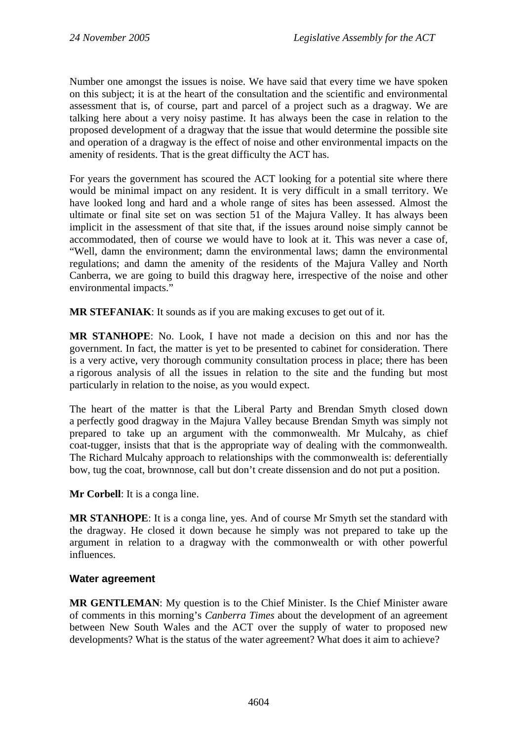Number one amongst the issues is noise. We have said that every time we have spoken on this subject; it is at the heart of the consultation and the scientific and environmental assessment that is, of course, part and parcel of a project such as a dragway. We are talking here about a very noisy pastime. It has always been the case in relation to the proposed development of a dragway that the issue that would determine the possible site and operation of a dragway is the effect of noise and other environmental impacts on the amenity of residents. That is the great difficulty the ACT has.

For years the government has scoured the ACT looking for a potential site where there would be minimal impact on any resident. It is very difficult in a small territory. We have looked long and hard and a whole range of sites has been assessed. Almost the ultimate or final site set on was section 51 of the Majura Valley. It has always been implicit in the assessment of that site that, if the issues around noise simply cannot be accommodated, then of course we would have to look at it. This was never a case of, "Well, damn the environment; damn the environmental laws; damn the environmental regulations; and damn the amenity of the residents of the Majura Valley and North Canberra, we are going to build this dragway here, irrespective of the noise and other environmental impacts."

**MR STEFANIAK**: It sounds as if you are making excuses to get out of it.

**MR STANHOPE**: No. Look, I have not made a decision on this and nor has the government. In fact, the matter is yet to be presented to cabinet for consideration. There is a very active, very thorough community consultation process in place; there has been a rigorous analysis of all the issues in relation to the site and the funding but most particularly in relation to the noise, as you would expect.

The heart of the matter is that the Liberal Party and Brendan Smyth closed down a perfectly good dragway in the Majura Valley because Brendan Smyth was simply not prepared to take up an argument with the commonwealth. Mr Mulcahy, as chief coat-tugger, insists that that is the appropriate way of dealing with the commonwealth. The Richard Mulcahy approach to relationships with the commonwealth is: deferentially bow, tug the coat, brownnose, call but don't create dissension and do not put a position.

**Mr Corbell**: It is a conga line.

**MR STANHOPE**: It is a conga line, yes. And of course Mr Smyth set the standard with the dragway. He closed it down because he simply was not prepared to take up the argument in relation to a dragway with the commonwealth or with other powerful influences.

### Water agreement

**MR GENTLEMAN**: My question is to the Chief Minister. Is the Chief Minister aware of comments in this morning's *Canberra Times* about the development of an agreement between New South Wales and the ACT over the supply of water to proposed new developments? What is the status of the water agreement? What does it aim to achieve?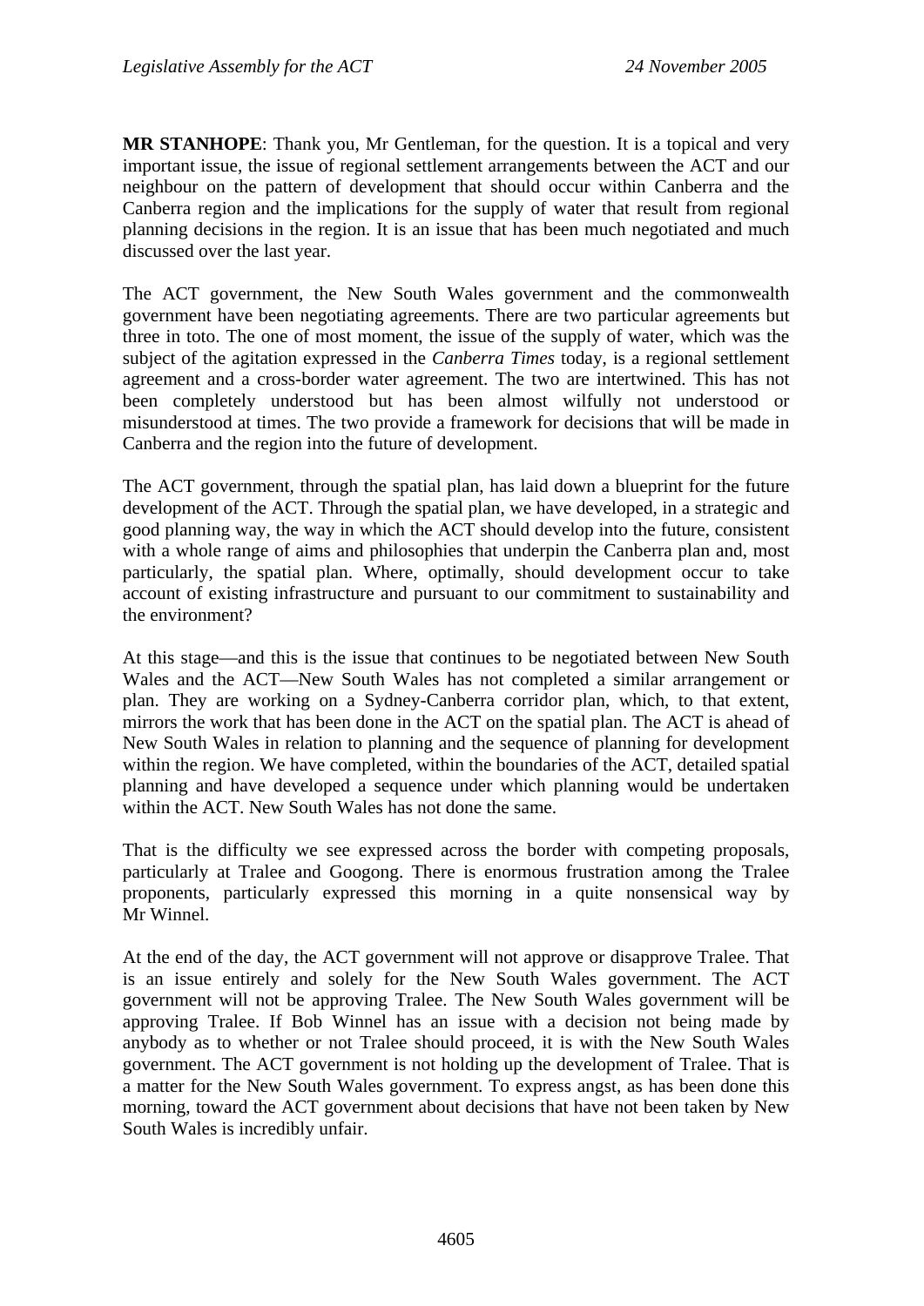**MR STANHOPE**: Thank you, Mr Gentleman, for the question. It is a topical and very important issue, the issue of regional settlement arrangements between the ACT and our neighbour on the pattern of development that should occur within Canberra and the Canberra region and the implications for the supply of water that result from regional planning decisions in the region. It is an issue that has been much negotiated and much discussed over the last year.

The ACT government, the New South Wales government and the commonwealth government have been negotiating agreements. There are two particular agreements but three in toto. The one of most moment, the issue of the supply of water, which was the subject of the agitation expressed in the *Canberra Times* today, is a regional settlement agreement and a cross-border water agreement. The two are intertwined. This has not been completely understood but has been almost wilfully not understood or misunderstood at times. The two provide a framework for decisions that will be made in Canberra and the region into the future of development.

The ACT government, through the spatial plan, has laid down a blueprint for the future development of the ACT. Through the spatial plan, we have developed, in a strategic and good planning way, the way in which the ACT should develop into the future, consistent with a whole range of aims and philosophies that underpin the Canberra plan and, most particularly, the spatial plan. Where, optimally, should development occur to take account of existing infrastructure and pursuant to our commitment to sustainability and the environment?

At this stage—and this is the issue that continues to be negotiated between New South Wales and the ACT—New South Wales has not completed a similar arrangement or plan. They are working on a Sydney-Canberra corridor plan, which, to that extent, mirrors the work that has been done in the ACT on the spatial plan. The ACT is ahead of New South Wales in relation to planning and the sequence of planning for development within the region. We have completed, within the boundaries of the ACT, detailed spatial planning and have developed a sequence under which planning would be undertaken within the ACT. New South Wales has not done the same.

That is the difficulty we see expressed across the border with competing proposals, particularly at Tralee and Googong. There is enormous frustration among the Tralee proponents, particularly expressed this morning in a quite nonsensical way by Mr Winnel.

At the end of the day, the ACT government will not approve or disapprove Tralee. That is an issue entirely and solely for the New South Wales government. The ACT government will not be approving Tralee. The New South Wales government will be approving Tralee. If Bob Winnel has an issue with a decision not being made by anybody as to whether or not Tralee should proceed, it is with the New South Wales government. The ACT government is not holding up the development of Tralee. That is a matter for the New South Wales government. To express angst, as has been done this morning, toward the ACT government about decisions that have not been taken by New South Wales is incredibly unfair.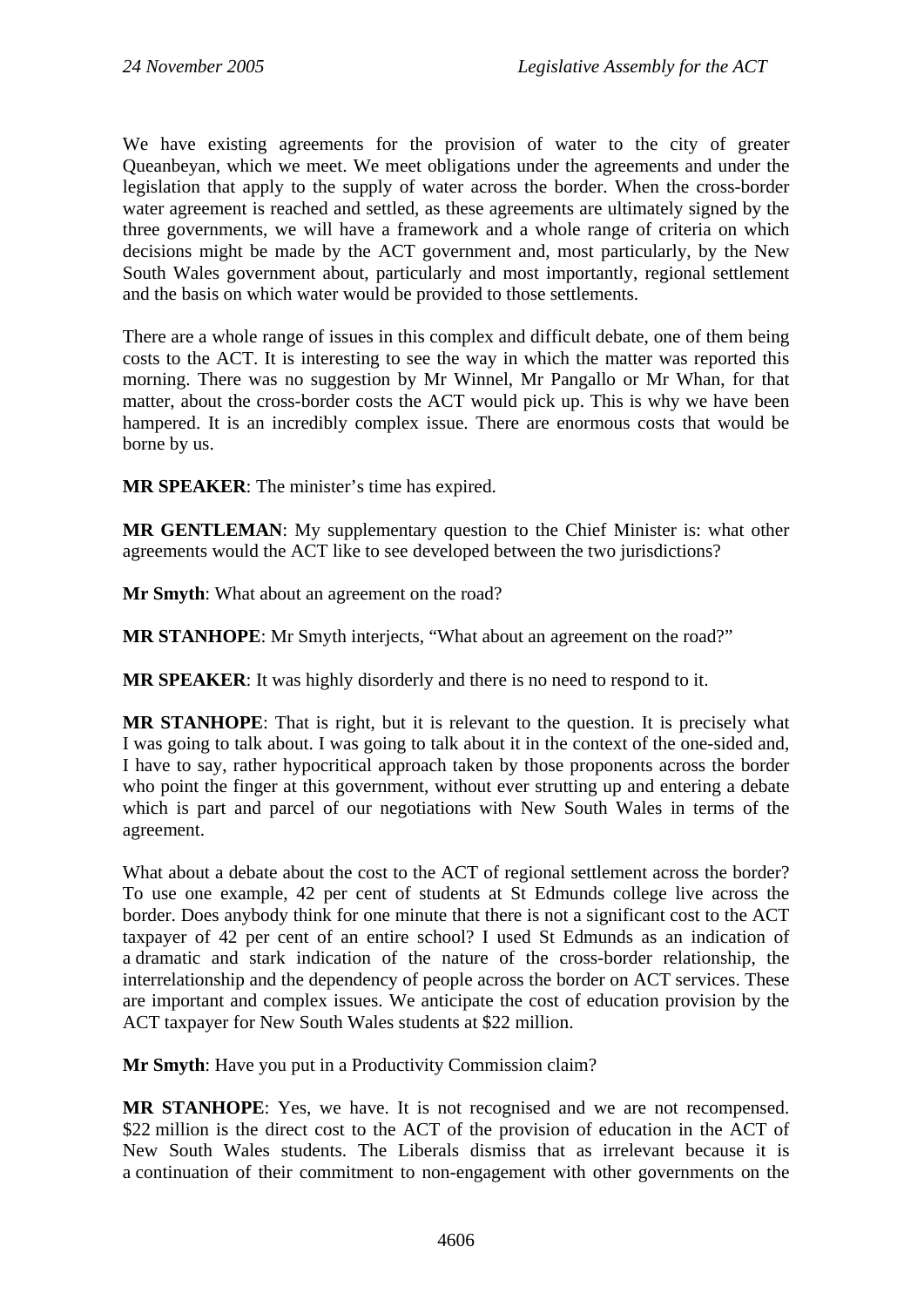We have existing agreements for the provision of water to the city of greater Queanbeyan, which we meet. We meet obligations under the agreements and under the legislation that apply to the supply of water across the border. When the cross-border water agreement is reached and settled, as these agreements are ultimately signed by the three governments, we will have a framework and a whole range of criteria on which decisions might be made by the ACT government and, most particularly, by the New South Wales government about, particularly and most importantly, regional settlement and the basis on which water would be provided to those settlements.

There are a whole range of issues in this complex and difficult debate, one of them being costs to the ACT. It is interesting to see the way in which the matter was reported this morning. There was no suggestion by Mr Winnel, Mr Pangallo or Mr Whan, for that matter, about the cross-border costs the ACT would pick up. This is why we have been hampered. It is an incredibly complex issue. There are enormous costs that would be borne by us.

**MR SPEAKER**: The minister's time has expired.

**MR GENTLEMAN**: My supplementary question to the Chief Minister is: what other agreements would the ACT like to see developed between the two jurisdictions?

**Mr Smyth**: What about an agreement on the road?

**MR STANHOPE**: Mr Smyth interjects, "What about an agreement on the road?"

**MR SPEAKER**: It was highly disorderly and there is no need to respond to it.

**MR STANHOPE**: That is right, but it is relevant to the question. It is precisely what I was going to talk about. I was going to talk about it in the context of the one-sided and, I have to say, rather hypocritical approach taken by those proponents across the border who point the finger at this government, without ever strutting up and entering a debate which is part and parcel of our negotiations with New South Wales in terms of the agreement.

What about a debate about the cost to the ACT of regional settlement across the border? To use one example, 42 per cent of students at St Edmunds college live across the border. Does anybody think for one minute that there is not a significant cost to the ACT taxpayer of 42 per cent of an entire school? I used St Edmunds as an indication of a dramatic and stark indication of the nature of the cross-border relationship, the interrelationship and the dependency of people across the border on ACT services. These are important and complex issues. We anticipate the cost of education provision by the ACT taxpayer for New South Wales students at $22 million.

**Mr Smyth**: Have you put in a Productivity Commission claim?

**MR STANHOPE**: Yes, we have. It is not recognised and we are not recompensed. $22 million is the direct cost to the ACT of the provision of education in the ACT of New South Wales students. The Liberals dismiss that as irrelevant because it is a continuation of their commitment to non-engagement with other governments on the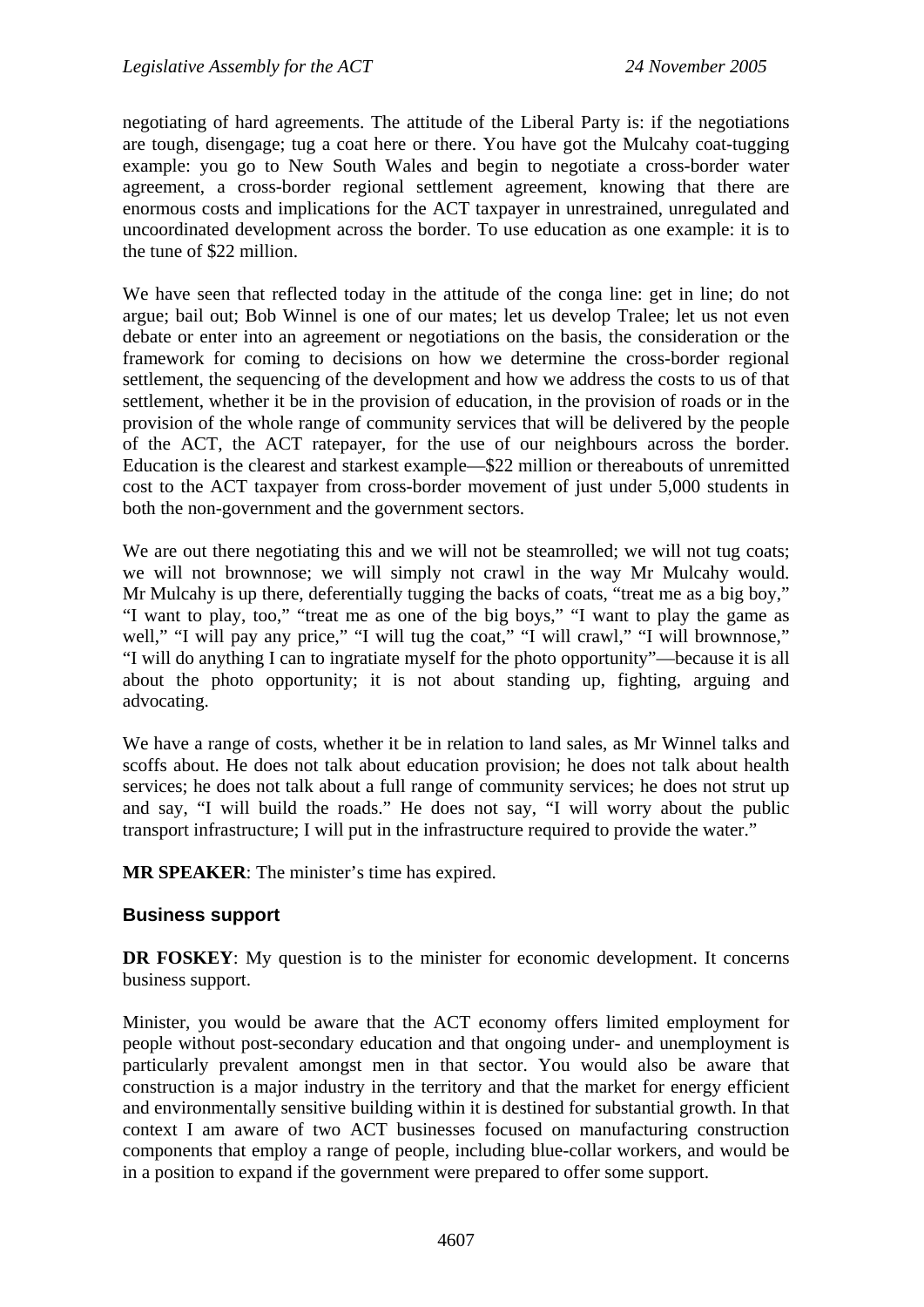negotiating of hard agreements. The attitude of the Liberal Party is: if the negotiations are tough, disengage; tug a coat here or there. You have got the Mulcahy coat-tugging example: you go to New South Wales and begin to negotiate a cross-border water agreement, a cross-border regional settlement agreement, knowing that there are enormous costs and implications for the ACT taxpayer in unrestrained, unregulated and uncoordinated development across the border. To use education as one example: it is to the tune of $22 million.

We have seen that reflected today in the attitude of the conga line: get in line; do not argue; bail out; Bob Winnel is one of our mates; let us develop Tralee; let us not even debate or enter into an agreement or negotiations on the basis, the consideration or the framework for coming to decisions on how we determine the cross-border regional settlement, the sequencing of the development and how we address the costs to us of that settlement, whether it be in the provision of education, in the provision of roads or in the provision of the whole range of community services that will be delivered by the people of the ACT, the ACT ratepayer, for the use of our neighbours across the border. Education is the clearest and starkest example—$22 million or thereabouts of unremitted cost to the ACT taxpayer from cross-border movement of just under 5,000 students in both the non-government and the government sectors.

We are out there negotiating this and we will not be steamrolled; we will not tug coats; we will not brownnose; we will simply not crawl in the way Mr Mulcahy would. Mr Mulcahy is up there, deferentially tugging the backs of coats, "treat me as a big boy," "I want to play, too," "treat me as one of the big boys," "I want to play the game as well," "I will pay any price," "I will tug the coat," "I will crawl," "I will brownnose," "I will do anything I can to ingratiate myself for the photo opportunity"—because it is all about the photo opportunity; it is not about standing up, fighting, arguing and advocating.

We have a range of costs, whether it be in relation to land sales, as Mr Winnel talks and scoffs about. He does not talk about education provision; he does not talk about health services; he does not talk about a full range of community services; he does not strut up and say, "I will build the roads." He does not say, "I will worry about the public transport infrastructure; I will put in the infrastructure required to provide the water."

**MR SPEAKER**: The minister's time has expired.

### Business support

**DR FOSKEY**: My question is to the minister for economic development. It concerns business support.

Minister, you would be aware that the ACT economy offers limited employment for people without post-secondary education and that ongoing under- and unemployment is particularly prevalent amongst men in that sector. You would also be aware that construction is a major industry in the territory and that the market for energy efficient and environmentally sensitive building within it is destined for substantial growth. In that context I am aware of two ACT businesses focused on manufacturing construction components that employ a range of people, including blue-collar workers, and would be in a position to expand if the government were prepared to offer some support.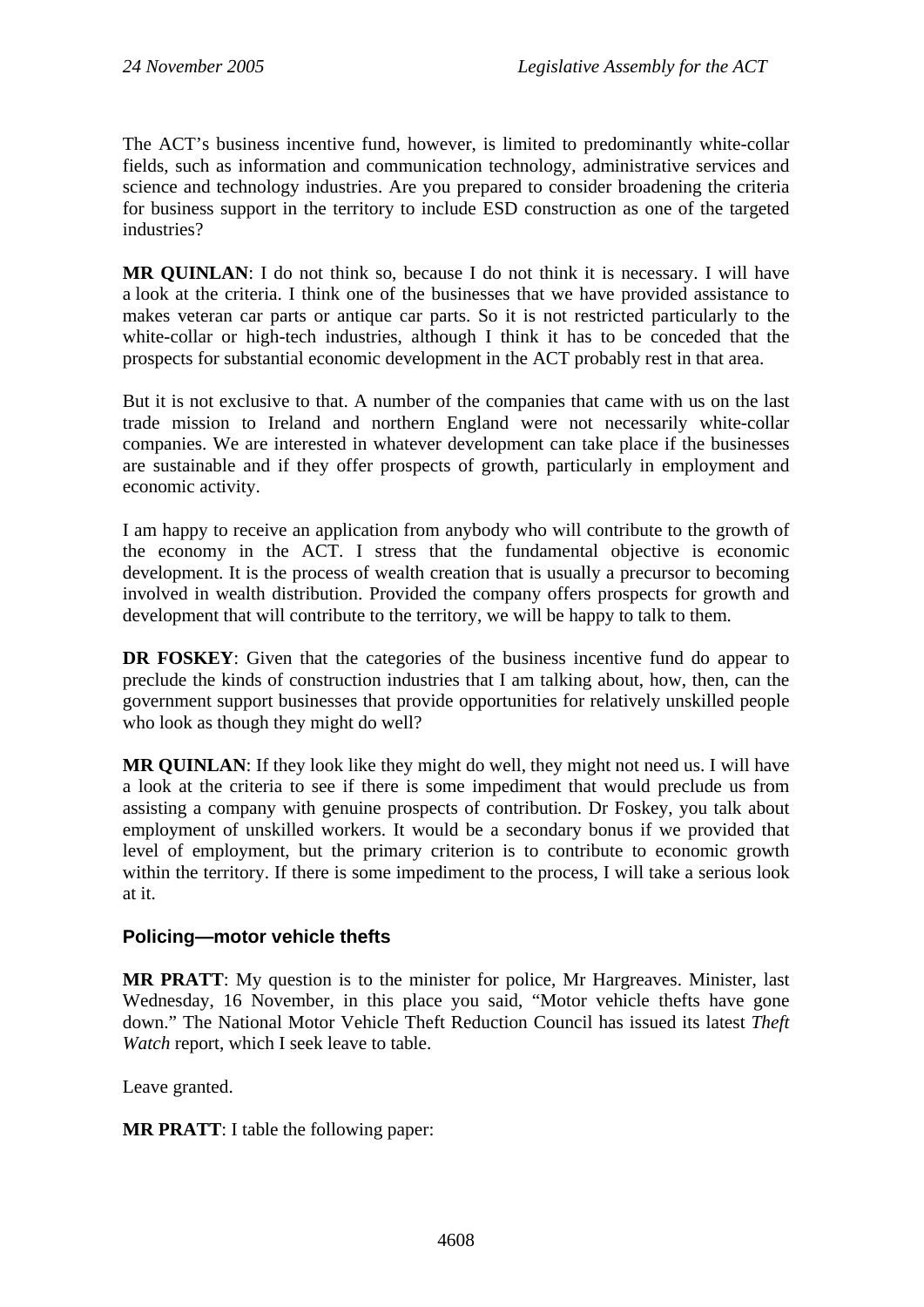The ACT's business incentive fund, however, is limited to predominantly white-collar fields, such as information and communication technology, administrative services and science and technology industries. Are you prepared to consider broadening the criteria for business support in the territory to include ESD construction as one of the targeted industries?

**MR QUINLAN**: I do not think so, because I do not think it is necessary. I will have a look at the criteria. I think one of the businesses that we have provided assistance to makes veteran car parts or antique car parts. So it is not restricted particularly to the white-collar or high-tech industries, although I think it has to be conceded that the prospects for substantial economic development in the ACT probably rest in that area.

But it is not exclusive to that. A number of the companies that came with us on the last trade mission to Ireland and northern England were not necessarily white-collar companies. We are interested in whatever development can take place if the businesses are sustainable and if they offer prospects of growth, particularly in employment and economic activity.

I am happy to receive an application from anybody who will contribute to the growth of the economy in the ACT. I stress that the fundamental objective is economic development. It is the process of wealth creation that is usually a precursor to becoming involved in wealth distribution. Provided the company offers prospects for growth and development that will contribute to the territory, we will be happy to talk to them.

**DR FOSKEY**: Given that the categories of the business incentive fund do appear to preclude the kinds of construction industries that I am talking about, how, then, can the government support businesses that provide opportunities for relatively unskilled people who look as though they might do well?

**MR QUINLAN**: If they look like they might do well, they might not need us. I will have a look at the criteria to see if there is some impediment that would preclude us from assisting a company with genuine prospects of contribution. Dr Foskey, you talk about employment of unskilled workers. It would be a secondary bonus if we provided that level of employment, but the primary criterion is to contribute to economic growth within the territory. If there is some impediment to the process, I will take a serious look at it.

### Policing—motor vehicle thefts

**MR PRATT**: My question is to the minister for police, Mr Hargreaves. Minister, last Wednesday, 16 November, in this place you said, "Motor vehicle thefts have gone down." The National Motor Vehicle Theft Reduction Council has issued its latest *Theft Watch* report, which I seek leave to table.

Leave granted.

**MR PRATT**: I table the following paper: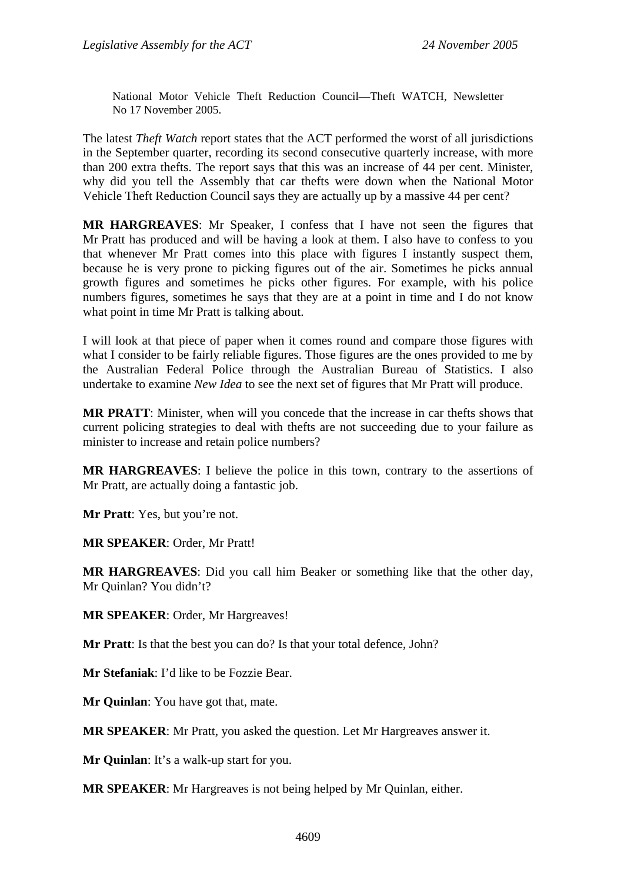National Motor Vehicle Theft Reduction Council—Theft WATCH, Newsletter No 17 November 2005.

The latest *Theft Watch* report states that the ACT performed the worst of all jurisdictions in the September quarter, recording its second consecutive quarterly increase, with more than 200 extra thefts. The report says that this was an increase of 44 per cent. Minister, why did you tell the Assembly that car thefts were down when the National Motor Vehicle Theft Reduction Council says they are actually up by a massive 44 per cent?

**MR HARGREAVES**: Mr Speaker, I confess that I have not seen the figures that Mr Pratt has produced and will be having a look at them. I also have to confess to you that whenever Mr Pratt comes into this place with figures I instantly suspect them, because he is very prone to picking figures out of the air. Sometimes he picks annual growth figures and sometimes he picks other figures. For example, with his police numbers figures, sometimes he says that they are at a point in time and I do not know what point in time Mr Pratt is talking about.

I will look at that piece of paper when it comes round and compare those figures with what I consider to be fairly reliable figures. Those figures are the ones provided to me by the Australian Federal Police through the Australian Bureau of Statistics. I also undertake to examine *New Idea* to see the next set of figures that Mr Pratt will produce.

**MR PRATT**: Minister, when will you concede that the increase in car thefts shows that current policing strategies to deal with thefts are not succeeding due to your failure as minister to increase and retain police numbers?

**MR HARGREAVES**: I believe the police in this town, contrary to the assertions of Mr Pratt, are actually doing a fantastic job.

**Mr Pratt**: Yes, but you're not.

**MR SPEAKER**: Order, Mr Pratt!

**MR HARGREAVES**: Did you call him Beaker or something like that the other day, Mr Quinlan? You didn't?

**MR SPEAKER**: Order, Mr Hargreaves!

**Mr Pratt**: Is that the best you can do? Is that your total defence, John?

**Mr Stefaniak**: I'd like to be Fozzie Bear.

**Mr Quinlan**: You have got that, mate.

**MR SPEAKER**: Mr Pratt, you asked the question. Let Mr Hargreaves answer it.

**Mr Quinlan**: It's a walk-up start for you.

**MR SPEAKER**: Mr Hargreaves is not being helped by Mr Quinlan, either.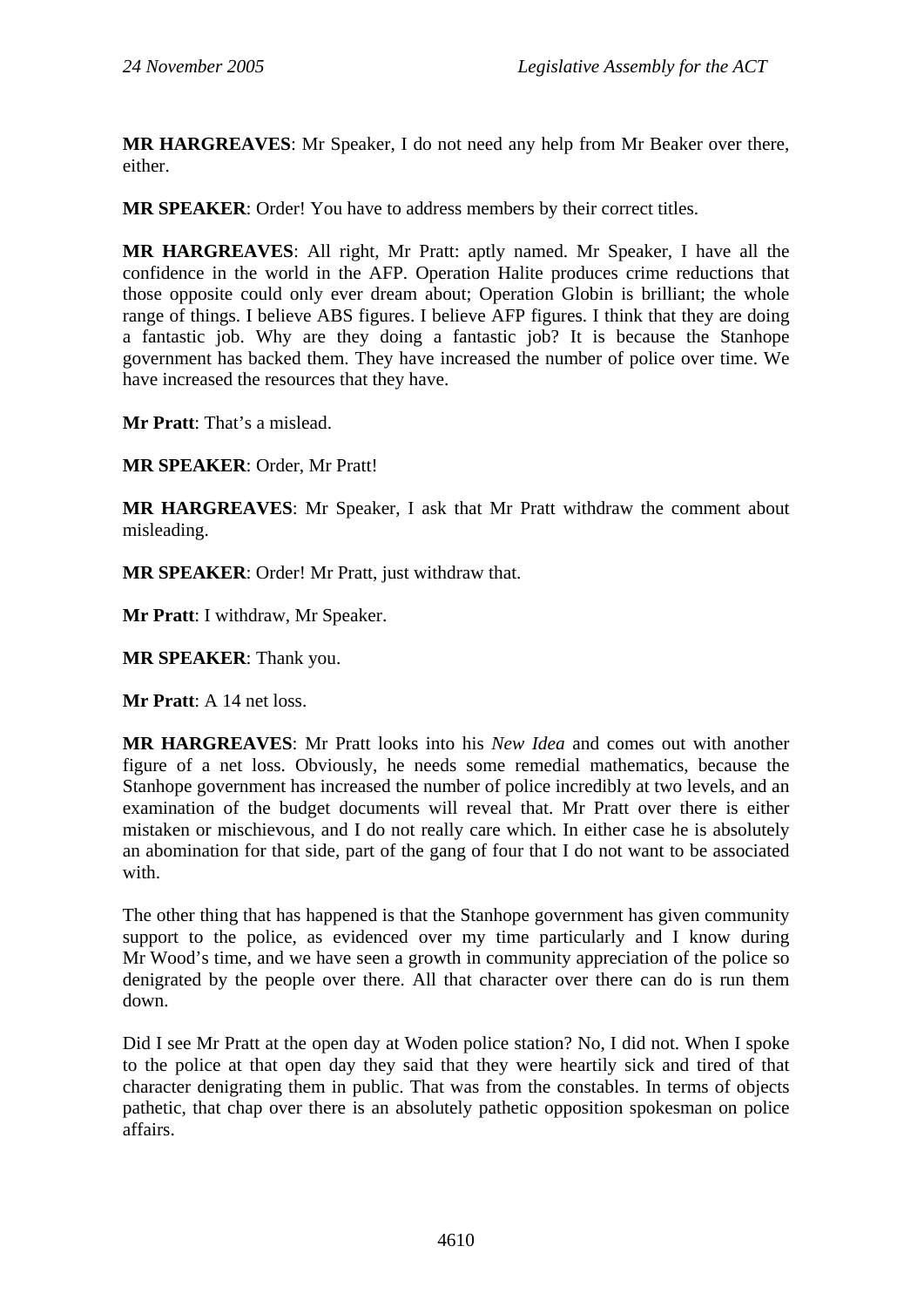**MR HARGREAVES**: Mr Speaker, I do not need any help from Mr Beaker over there, either.

**MR SPEAKER**: Order! You have to address members by their correct titles.

**MR HARGREAVES**: All right, Mr Pratt: aptly named. Mr Speaker, I have all the confidence in the world in the AFP. Operation Halite produces crime reductions that those opposite could only ever dream about; Operation Globin is brilliant; the whole range of things. I believe ABS figures. I believe AFP figures. I think that they are doing a fantastic job. Why are they doing a fantastic job? It is because the Stanhope government has backed them. They have increased the number of police over time. We have increased the resources that they have.

**Mr Pratt**: That's a mislead.

**MR SPEAKER**: Order, Mr Pratt!

**MR HARGREAVES**: Mr Speaker, I ask that Mr Pratt withdraw the comment about misleading.

**MR SPEAKER**: Order! Mr Pratt, just withdraw that.

**Mr Pratt**: I withdraw, Mr Speaker.

**MR SPEAKER**: Thank you.

**Mr Pratt**: A 14 net loss.

**MR HARGREAVES**: Mr Pratt looks into his *New Idea* and comes out with another figure of a net loss. Obviously, he needs some remedial mathematics, because the Stanhope government has increased the number of police incredibly at two levels, and an examination of the budget documents will reveal that. Mr Pratt over there is either mistaken or mischievous, and I do not really care which. In either case he is absolutely an abomination for that side, part of the gang of four that I do not want to be associated with.

The other thing that has happened is that the Stanhope government has given community support to the police, as evidenced over my time particularly and I know during Mr Wood's time, and we have seen a growth in community appreciation of the police so denigrated by the people over there. All that character over there can do is run them down.

Did I see Mr Pratt at the open day at Woden police station? No, I did not. When I spoke to the police at that open day they said that they were heartily sick and tired of that character denigrating them in public. That was from the constables. In terms of objects pathetic, that chap over there is an absolutely pathetic opposition spokesman on police affairs.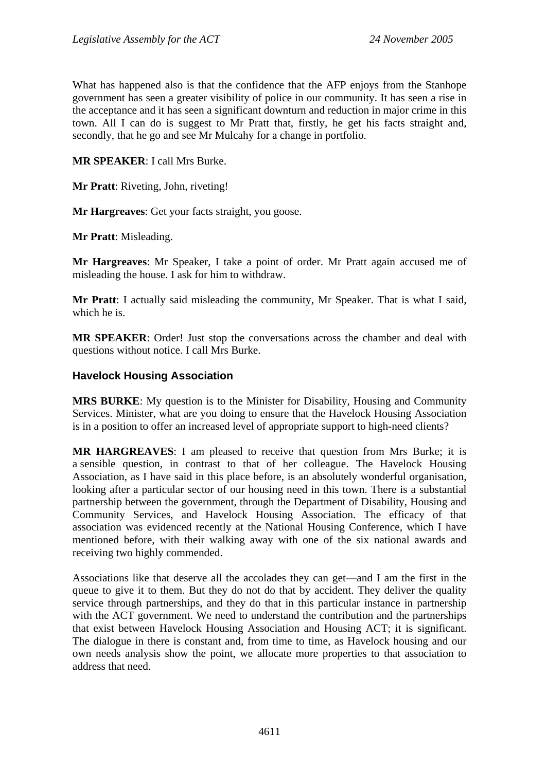What has happened also is that the confidence that the AFP enjoys from the Stanhope government has seen a greater visibility of police in our community. It has seen a rise in the acceptance and it has seen a significant downturn and reduction in major crime in this town. All I can do is suggest to Mr Pratt that, firstly, he get his facts straight and, secondly, that he go and see Mr Mulcahy for a change in portfolio.

**MR SPEAKER**: I call Mrs Burke.

**Mr Pratt**: Riveting, John, riveting!

**Mr Hargreaves**: Get your facts straight, you goose.

**Mr Pratt**: Misleading.

**Mr Hargreaves**: Mr Speaker, I take a point of order. Mr Pratt again accused me of misleading the house. I ask for him to withdraw.

**Mr Pratt**: I actually said misleading the community, Mr Speaker. That is what I said, which he is.

**MR SPEAKER**: Order! Just stop the conversations across the chamber and deal with questions without notice. I call Mrs Burke.

### Havelock Housing Association

**MRS BURKE**: My question is to the Minister for Disability, Housing and Community Services. Minister, what are you doing to ensure that the Havelock Housing Association is in a position to offer an increased level of appropriate support to high-need clients?

**MR HARGREAVES**: I am pleased to receive that question from Mrs Burke; it is a sensible question, in contrast to that of her colleague. The Havelock Housing Association, as I have said in this place before, is an absolutely wonderful organisation, looking after a particular sector of our housing need in this town. There is a substantial partnership between the government, through the Department of Disability, Housing and Community Services, and Havelock Housing Association. The efficacy of that association was evidenced recently at the National Housing Conference, which I have mentioned before, with their walking away with one of the six national awards and receiving two highly commended.

Associations like that deserve all the accolades they can get—and I am the first in the queue to give it to them. But they do not do that by accident. They deliver the quality service through partnerships, and they do that in this particular instance in partnership with the ACT government. We need to understand the contribution and the partnerships that exist between Havelock Housing Association and Housing ACT; it is significant. The dialogue in there is constant and, from time to time, as Havelock housing and our own needs analysis show the point, we allocate more properties to that association to address that need.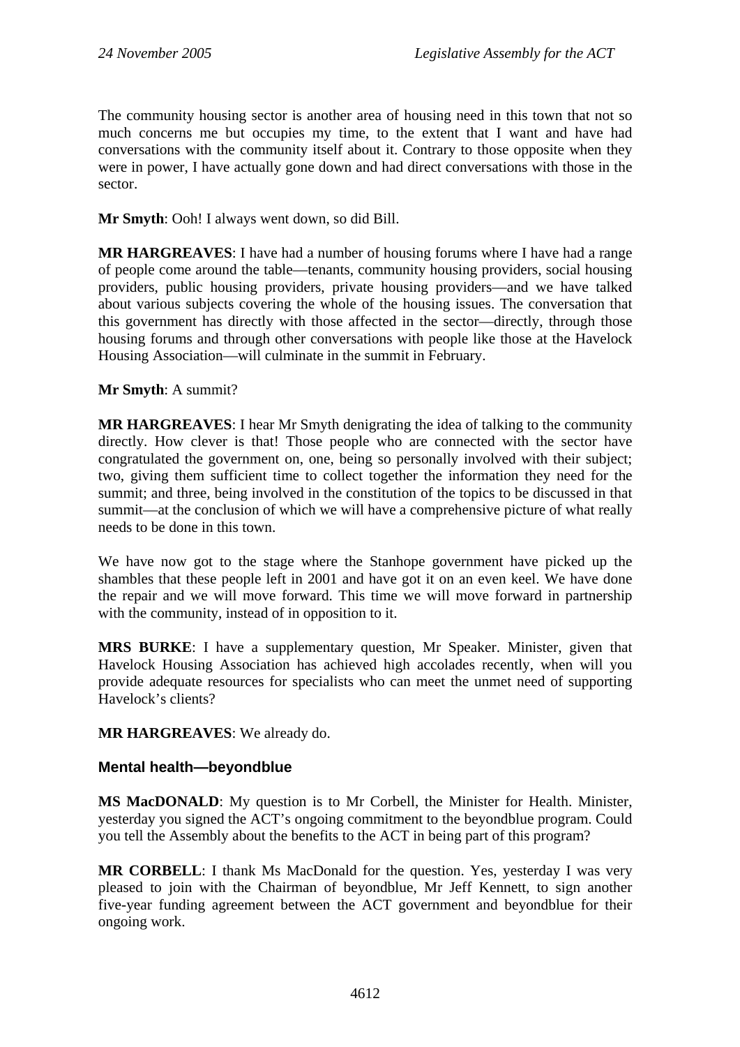The community housing sector is another area of housing need in this town that not so much concerns me but occupies my time, to the extent that I want and have had conversations with the community itself about it. Contrary to those opposite when they were in power, I have actually gone down and had direct conversations with those in the sector.

**Mr Smyth**: Ooh! I always went down, so did Bill.

**MR HARGREAVES**: I have had a number of housing forums where I have had a range of people come around the table—tenants, community housing providers, social housing providers, public housing providers, private housing providers—and we have talked about various subjects covering the whole of the housing issues. The conversation that this government has directly with those affected in the sector—directly, through those housing forums and through other conversations with people like those at the Havelock Housing Association—will culminate in the summit in February.

**Mr Smyth**: A summit?

**MR HARGREAVES**: I hear Mr Smyth denigrating the idea of talking to the community directly. How clever is that! Those people who are connected with the sector have congratulated the government on, one, being so personally involved with their subject; two, giving them sufficient time to collect together the information they need for the summit; and three, being involved in the constitution of the topics to be discussed in that summit—at the conclusion of which we will have a comprehensive picture of what really needs to be done in this town.

We have now got to the stage where the Stanhope government have picked up the shambles that these people left in 2001 and have got it on an even keel. We have done the repair and we will move forward. This time we will move forward in partnership with the community, instead of in opposition to it.

**MRS BURKE**: I have a supplementary question, Mr Speaker. Minister, given that Havelock Housing Association has achieved high accolades recently, when will you provide adequate resources for specialists who can meet the unmet need of supporting Havelock's clients?

**MR HARGREAVES**: We already do.

### Mental health—beyondblue

**MS MacDONALD**: My question is to Mr Corbell, the Minister for Health. Minister, yesterday you signed the ACT's ongoing commitment to the beyondblue program. Could you tell the Assembly about the benefits to the ACT in being part of this program?

**MR CORBELL**: I thank Ms MacDonald for the question. Yes, yesterday I was very pleased to join with the Chairman of beyondblue, Mr Jeff Kennett, to sign another five-year funding agreement between the ACT government and beyondblue for their ongoing work.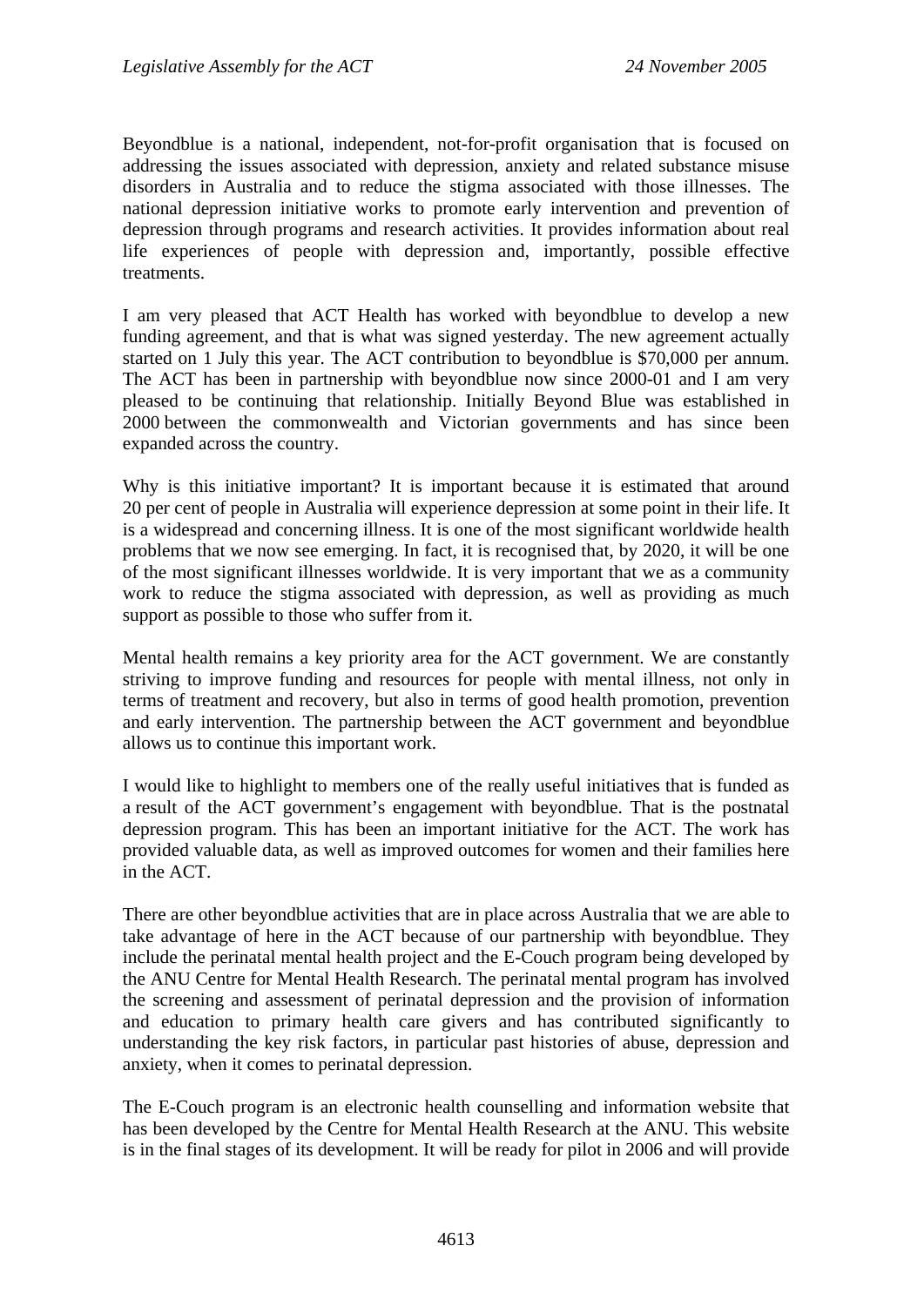Beyondblue is a national, independent, not-for-profit organisation that is focused on addressing the issues associated with depression, anxiety and related substance misuse disorders in Australia and to reduce the stigma associated with those illnesses. The national depression initiative works to promote early intervention and prevention of depression through programs and research activities. It provides information about real life experiences of people with depression and, importantly, possible effective treatments.

I am very pleased that ACT Health has worked with beyondblue to develop a new funding agreement, and that is what was signed yesterday. The new agreement actually started on 1 July this year. The ACT contribution to beyondblue is $70,000 per annum. The ACT has been in partnership with beyondblue now since 2000-01 and I am very pleased to be continuing that relationship. Initially Beyond Blue was established in 2000 between the commonwealth and Victorian governments and has since been expanded across the country.

Why is this initiative important? It is important because it is estimated that around 20 per cent of people in Australia will experience depression at some point in their life. It is a widespread and concerning illness. It is one of the most significant worldwide health problems that we now see emerging. In fact, it is recognised that, by 2020, it will be one of the most significant illnesses worldwide. It is very important that we as a community work to reduce the stigma associated with depression, as well as providing as much support as possible to those who suffer from it.

Mental health remains a key priority area for the ACT government. We are constantly striving to improve funding and resources for people with mental illness, not only in terms of treatment and recovery, but also in terms of good health promotion, prevention and early intervention. The partnership between the ACT government and beyondblue allows us to continue this important work.

I would like to highlight to members one of the really useful initiatives that is funded as a result of the ACT government's engagement with beyondblue. That is the postnatal depression program. This has been an important initiative for the ACT. The work has provided valuable data, as well as improved outcomes for women and their families here in the ACT.

There are other beyondblue activities that are in place across Australia that we are able to take advantage of here in the ACT because of our partnership with beyondblue. They include the perinatal mental health project and the E-Couch program being developed by the ANU Centre for Mental Health Research. The perinatal mental program has involved the screening and assessment of perinatal depression and the provision of information and education to primary health care givers and has contributed significantly to understanding the key risk factors, in particular past histories of abuse, depression and anxiety, when it comes to perinatal depression.

The E-Couch program is an electronic health counselling and information website that has been developed by the Centre for Mental Health Research at the ANU. This website is in the final stages of its development. It will be ready for pilot in 2006 and will provide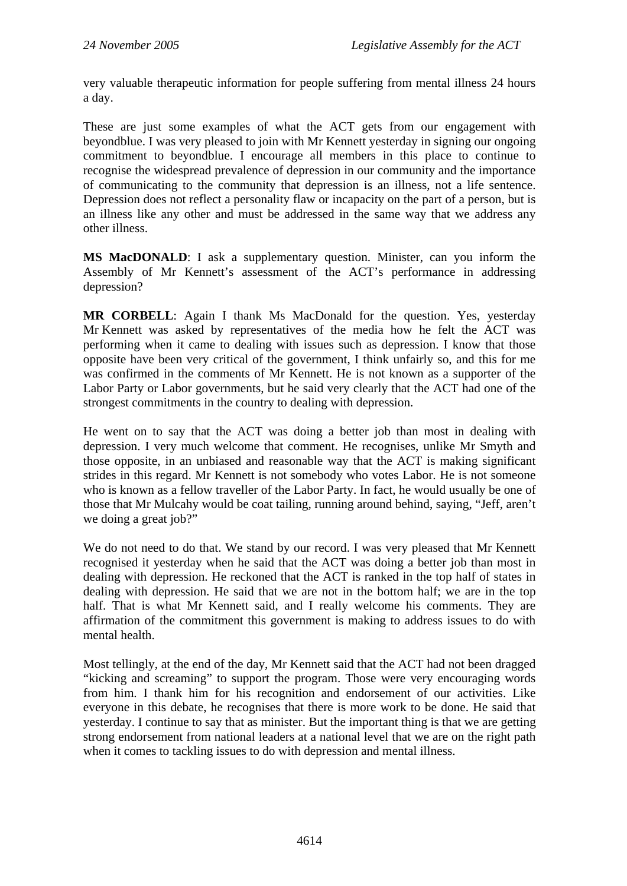very valuable therapeutic information for people suffering from mental illness 24 hours a day.

These are just some examples of what the ACT gets from our engagement with beyondblue. I was very pleased to join with Mr Kennett yesterday in signing our ongoing commitment to beyondblue. I encourage all members in this place to continue to recognise the widespread prevalence of depression in our community and the importance of communicating to the community that depression is an illness, not a life sentence. Depression does not reflect a personality flaw or incapacity on the part of a person, but is an illness like any other and must be addressed in the same way that we address any other illness.

**MS MacDONALD**: I ask a supplementary question. Minister, can you inform the Assembly of Mr Kennett's assessment of the ACT's performance in addressing depression?

**MR CORBELL**: Again I thank Ms MacDonald for the question. Yes, yesterday Mr Kennett was asked by representatives of the media how he felt the ACT was performing when it came to dealing with issues such as depression. I know that those opposite have been very critical of the government, I think unfairly so, and this for me was confirmed in the comments of Mr Kennett. He is not known as a supporter of the Labor Party or Labor governments, but he said very clearly that the ACT had one of the strongest commitments in the country to dealing with depression.

He went on to say that the ACT was doing a better job than most in dealing with depression. I very much welcome that comment. He recognises, unlike Mr Smyth and those opposite, in an unbiased and reasonable way that the ACT is making significant strides in this regard. Mr Kennett is not somebody who votes Labor. He is not someone who is known as a fellow traveller of the Labor Party. In fact, he would usually be one of those that Mr Mulcahy would be coat tailing, running around behind, saying, "Jeff, aren't we doing a great job?"

We do not need to do that. We stand by our record. I was very pleased that Mr Kennett recognised it yesterday when he said that the ACT was doing a better job than most in dealing with depression. He reckoned that the ACT is ranked in the top half of states in dealing with depression. He said that we are not in the bottom half; we are in the top half. That is what Mr Kennett said, and I really welcome his comments. They are affirmation of the commitment this government is making to address issues to do with mental health.

Most tellingly, at the end of the day, Mr Kennett said that the ACT had not been dragged "kicking and screaming" to support the program. Those were very encouraging words from him. I thank him for his recognition and endorsement of our activities. Like everyone in this debate, he recognises that there is more work to be done. He said that yesterday. I continue to say that as minister. But the important thing is that we are getting strong endorsement from national leaders at a national level that we are on the right path when it comes to tackling issues to do with depression and mental illness.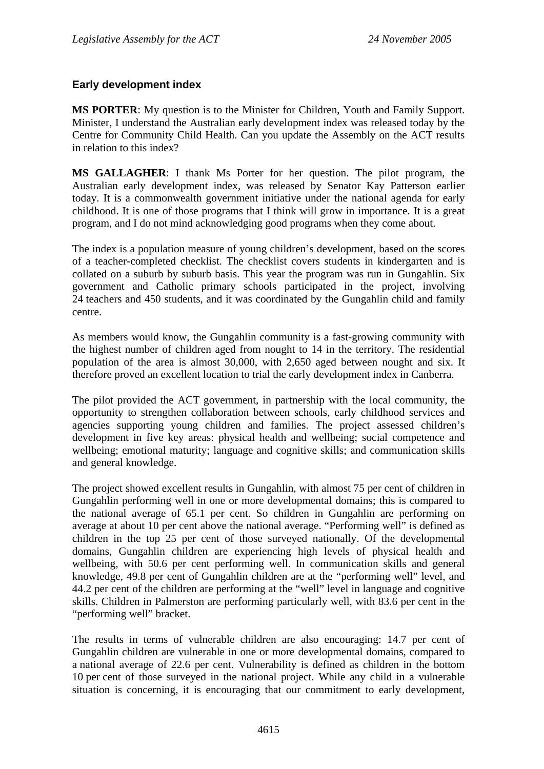### Early development index

**MS PORTER**: My question is to the Minister for Children, Youth and Family Support. Minister, I understand the Australian early development index was released today by the Centre for Community Child Health. Can you update the Assembly on the ACT results in relation to this index?

**MS GALLAGHER**: I thank Ms Porter for her question. The pilot program, the Australian early development index, was released by Senator Kay Patterson earlier today. It is a commonwealth government initiative under the national agenda for early childhood. It is one of those programs that I think will grow in importance. It is a great program, and I do not mind acknowledging good programs when they come about.

The index is a population measure of young children's development, based on the scores of a teacher-completed checklist. The checklist covers students in kindergarten and is collated on a suburb by suburb basis. This year the program was run in Gungahlin. Six government and Catholic primary schools participated in the project, involving 24 teachers and 450 students, and it was coordinated by the Gungahlin child and family centre.

As members would know, the Gungahlin community is a fast-growing community with the highest number of children aged from nought to 14 in the territory. The residential population of the area is almost 30,000, with 2,650 aged between nought and six. It therefore proved an excellent location to trial the early development index in Canberra.

The pilot provided the ACT government, in partnership with the local community, the opportunity to strengthen collaboration between schools, early childhood services and agencies supporting young children and families. The project assessed children's development in five key areas: physical health and wellbeing; social competence and wellbeing; emotional maturity; language and cognitive skills; and communication skills and general knowledge.

The project showed excellent results in Gungahlin, with almost 75 per cent of children in Gungahlin performing well in one or more developmental domains; this is compared to the national average of 65.1 per cent. So children in Gungahlin are performing on average at about 10 per cent above the national average. "Performing well" is defined as children in the top 25 per cent of those surveyed nationally. Of the developmental domains, Gungahlin children are experiencing high levels of physical health and wellbeing, with 50.6 per cent performing well. In communication skills and general knowledge, 49.8 per cent of Gungahlin children are at the "performing well" level, and 44.2 per cent of the children are performing at the "well" level in language and cognitive skills. Children in Palmerston are performing particularly well, with 83.6 per cent in the "performing well" bracket.

The results in terms of vulnerable children are also encouraging: 14.7 per cent of Gungahlin children are vulnerable in one or more developmental domains, compared to a national average of 22.6 per cent. Vulnerability is defined as children in the bottom 10 per cent of those surveyed in the national project. While any child in a vulnerable situation is concerning, it is encouraging that our commitment to early development,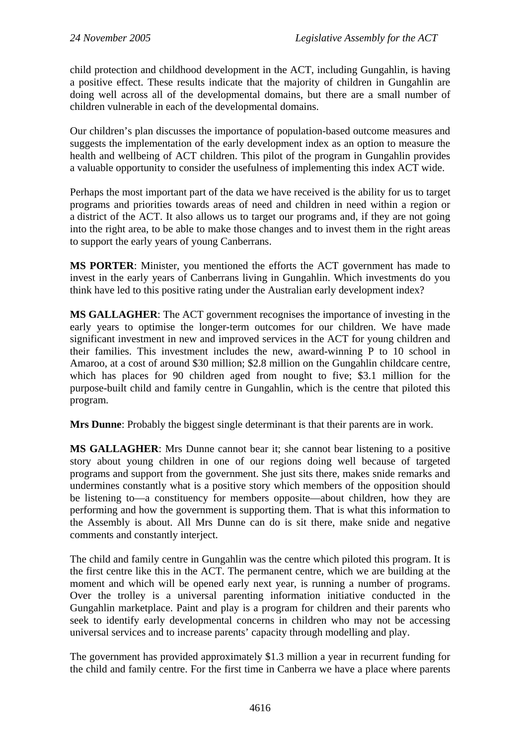child protection and childhood development in the ACT, including Gungahlin, is having a positive effect. These results indicate that the majority of children in Gungahlin are doing well across all of the developmental domains, but there are a small number of children vulnerable in each of the developmental domains.

Our children's plan discusses the importance of population-based outcome measures and suggests the implementation of the early development index as an option to measure the health and wellbeing of ACT children. This pilot of the program in Gungahlin provides a valuable opportunity to consider the usefulness of implementing this index ACT wide.

Perhaps the most important part of the data we have received is the ability for us to target programs and priorities towards areas of need and children in need within a region or a district of the ACT. It also allows us to target our programs and, if they are not going into the right area, to be able to make those changes and to invest them in the right areas to support the early years of young Canberrans.

**MS PORTER**: Minister, you mentioned the efforts the ACT government has made to invest in the early years of Canberrans living in Gungahlin. Which investments do you think have led to this positive rating under the Australian early development index?

**MS GALLAGHER**: The ACT government recognises the importance of investing in the early years to optimise the longer-term outcomes for our children. We have made significant investment in new and improved services in the ACT for young children and their families. This investment includes the new, award-winning P to 10 school in Amaroo, at a cost of around $30 million; $2.8 million on the Gungahlin childcare centre, which has places for 90 children aged from nought to five; $3.1 million for the purpose-built child and family centre in Gungahlin, which is the centre that piloted this program.

**Mrs Dunne**: Probably the biggest single determinant is that their parents are in work.

**MS GALLAGHER**: Mrs Dunne cannot bear it; she cannot bear listening to a positive story about young children in one of our regions doing well because of targeted programs and support from the government. She just sits there, makes snide remarks and undermines constantly what is a positive story which members of the opposition should be listening to—a constituency for members opposite—about children, how they are performing and how the government is supporting them. That is what this information to the Assembly is about. All Mrs Dunne can do is sit there, make snide and negative comments and constantly interject.

The child and family centre in Gungahlin was the centre which piloted this program. It is the first centre like this in the ACT. The permanent centre, which we are building at the moment and which will be opened early next year, is running a number of programs. Over the trolley is a universal parenting information initiative conducted in the Gungahlin marketplace. Paint and play is a program for children and their parents who seek to identify early developmental concerns in children who may not be accessing universal services and to increase parents' capacity through modelling and play.

The government has provided approximately $1.3 million a year in recurrent funding for the child and family centre. For the first time in Canberra we have a place where parents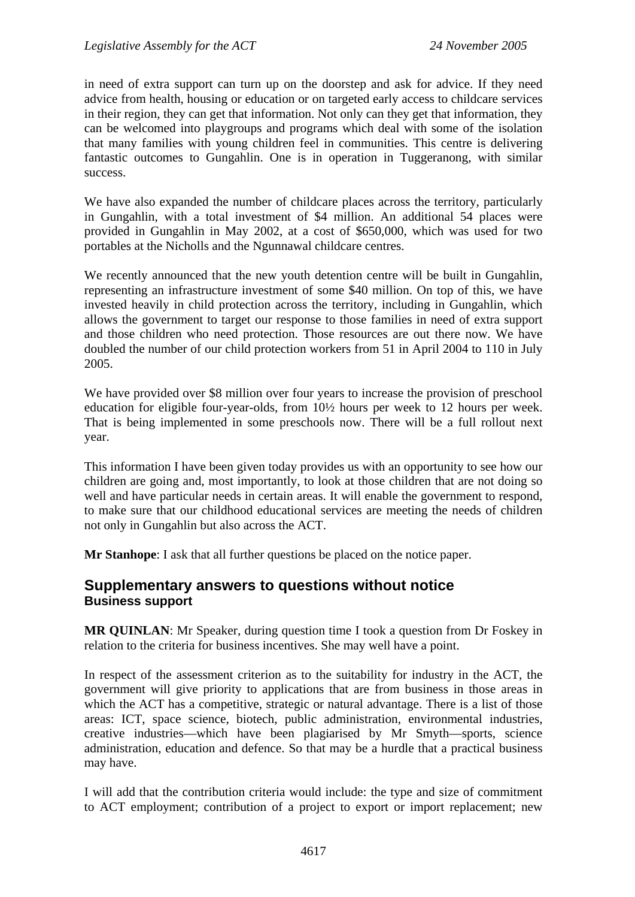in need of extra support can turn up on the doorstep and ask for advice. If they need advice from health, housing or education or on targeted early access to childcare services in their region, they can get that information. Not only can they get that information, they can be welcomed into playgroups and programs which deal with some of the isolation that many families with young children feel in communities. This centre is delivering fantastic outcomes to Gungahlin. One is in operation in Tuggeranong, with similar success.

We have also expanded the number of childcare places across the territory, particularly in Gungahlin, with a total investment of $4 million. An additional 54 places were provided in Gungahlin in May 2002, at a cost of $650,000, which was used for two portables at the Nicholls and the Ngunnawal childcare centres.

We recently announced that the new youth detention centre will be built in Gungahlin, representing an infrastructure investment of some $40 million. On top of this, we have invested heavily in child protection across the territory, including in Gungahlin, which allows the government to target our response to those families in need of extra support and those children who need protection. Those resources are out there now. We have doubled the number of our child protection workers from 51 in April 2004 to 110 in July 2005.

We have provided over $8 million over four years to increase the provision of preschool education for eligible four-year-olds, from 10½ hours per week to 12 hours per week. That is being implemented in some preschools now. There will be a full rollout next year.

This information I have been given today provides us with an opportunity to see how our children are going and, most importantly, to look at those children that are not doing so well and have particular needs in certain areas. It will enable the government to respond, to make sure that our childhood educational services are meeting the needs of children not only in Gungahlin but also across the ACT.

**Mr Stanhope**: I ask that all further questions be placed on the notice paper.

## Supplementary answers to questions without notice
### Business support

**MR QUINLAN**: Mr Speaker, during question time I took a question from Dr Foskey in relation to the criteria for business incentives. She may well have a point.

In respect of the assessment criterion as to the suitability for industry in the ACT, the government will give priority to applications that are from business in those areas in which the ACT has a competitive, strategic or natural advantage. There is a list of those areas: ICT, space science, biotech, public administration, environmental industries, creative industries—which have been plagiarised by Mr Smyth—sports, science administration, education and defence. So that may be a hurdle that a practical business may have.

I will add that the contribution criteria would include: the type and size of commitment to ACT employment; contribution of a project to export or import replacement; new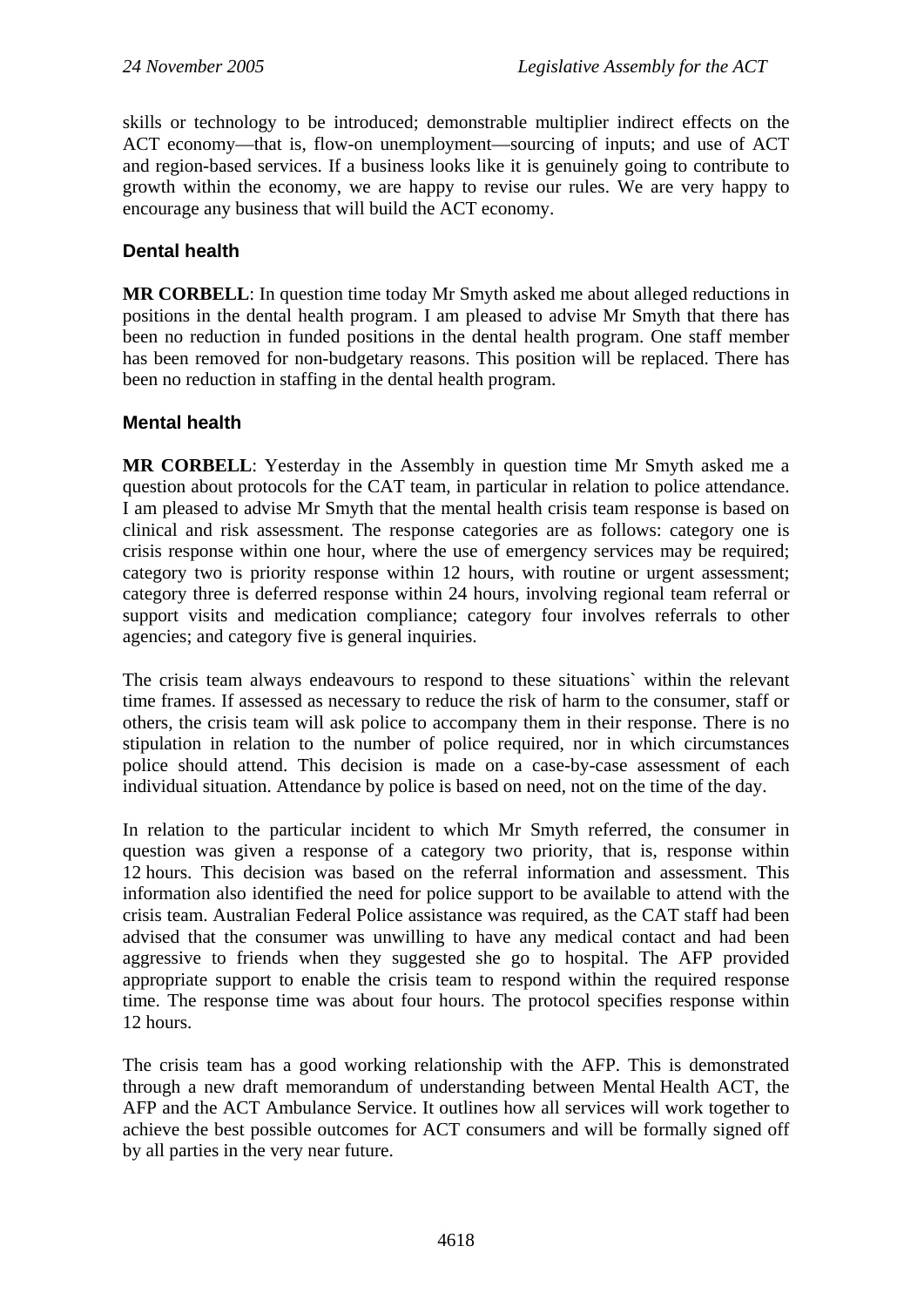skills or technology to be introduced; demonstrable multiplier indirect effects on the ACT economy—that is, flow-on unemployment—sourcing of inputs; and use of ACT and region-based services. If a business looks like it is genuinely going to contribute to growth within the economy, we are happy to revise our rules. We are very happy to encourage any business that will build the ACT economy.

### Dental health

**MR CORBELL**: In question time today Mr Smyth asked me about alleged reductions in positions in the dental health program. I am pleased to advise Mr Smyth that there has been no reduction in funded positions in the dental health program. One staff member has been removed for non-budgetary reasons. This position will be replaced. There has been no reduction in staffing in the dental health program.

### Mental health

**MR CORBELL**: Yesterday in the Assembly in question time Mr Smyth asked me a question about protocols for the CAT team, in particular in relation to police attendance. I am pleased to advise Mr Smyth that the mental health crisis team response is based on clinical and risk assessment. The response categories are as follows: category one is crisis response within one hour, where the use of emergency services may be required; category two is priority response within 12 hours, with routine or urgent assessment; category three is deferred response within 24 hours, involving regional team referral or support visits and medication compliance; category four involves referrals to other agencies; and category five is general inquiries.

The crisis team always endeavours to respond to these situations` within the relevant time frames. If assessed as necessary to reduce the risk of harm to the consumer, staff or others, the crisis team will ask police to accompany them in their response. There is no stipulation in relation to the number of police required, nor in which circumstances police should attend. This decision is made on a case-by-case assessment of each individual situation. Attendance by police is based on need, not on the time of the day.

In relation to the particular incident to which Mr Smyth referred, the consumer in question was given a response of a category two priority, that is, response within 12 hours. This decision was based on the referral information and assessment. This information also identified the need for police support to be available to attend with the crisis team. Australian Federal Police assistance was required, as the CAT staff had been advised that the consumer was unwilling to have any medical contact and had been aggressive to friends when they suggested she go to hospital. The AFP provided appropriate support to enable the crisis team to respond within the required response time. The response time was about four hours. The protocol specifies response within 12 hours.

The crisis team has a good working relationship with the AFP. This is demonstrated through a new draft memorandum of understanding between Mental Health ACT, the AFP and the ACT Ambulance Service. It outlines how all services will work together to achieve the best possible outcomes for ACT consumers and will be formally signed off by all parties in the very near future.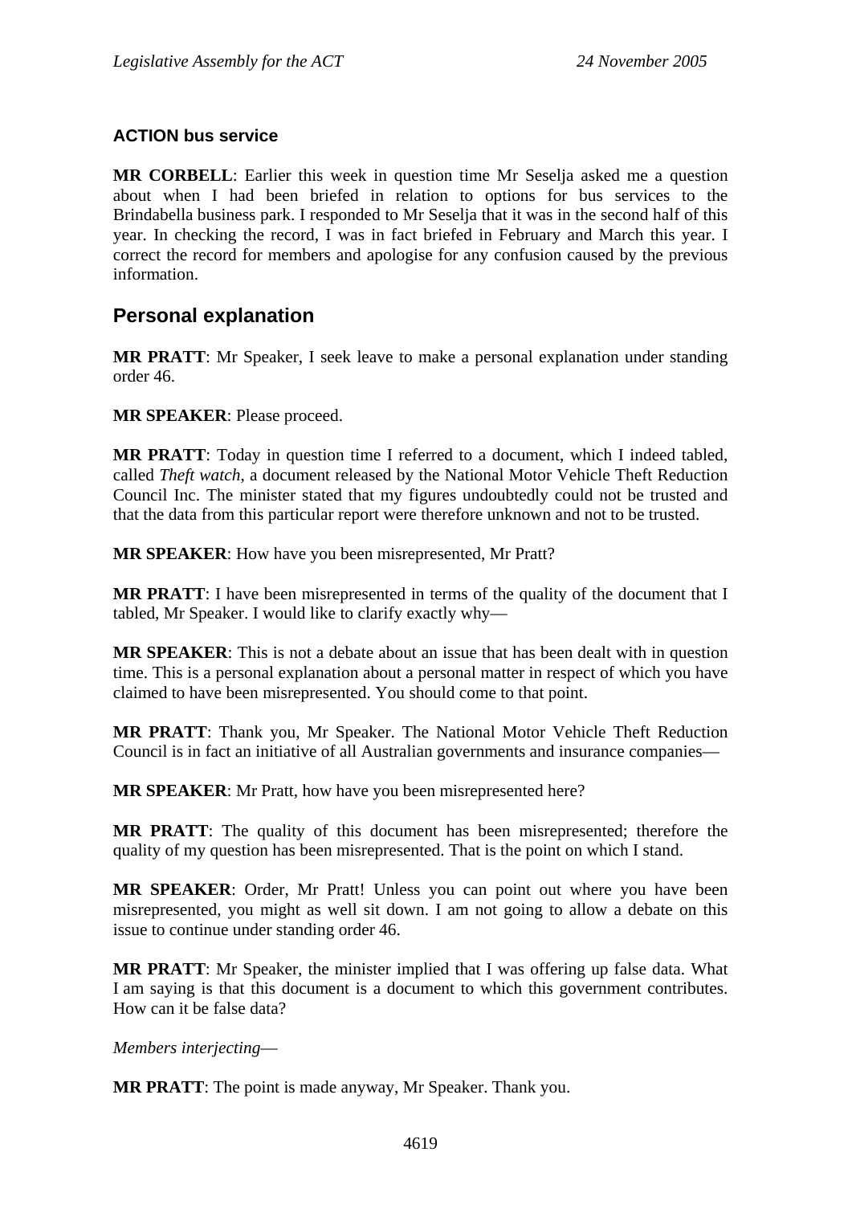### ACTION bus service

**MR CORBELL**: Earlier this week in question time Mr Seselja asked me a question about when I had been briefed in relation to options for bus services to the Brindabella business park. I responded to Mr Seselja that it was in the second half of this year. In checking the record, I was in fact briefed in February and March this year. I correct the record for members and apologise for any confusion caused by the previous information.

## Personal explanation

**MR PRATT**: Mr Speaker, I seek leave to make a personal explanation under standing order 46.

**MR SPEAKER**: Please proceed.

**MR PRATT**: Today in question time I referred to a document, which I indeed tabled, called *Theft watch*, a document released by the National Motor Vehicle Theft Reduction Council Inc. The minister stated that my figures undoubtedly could not be trusted and that the data from this particular report were therefore unknown and not to be trusted.

**MR SPEAKER**: How have you been misrepresented, Mr Pratt?

**MR PRATT**: I have been misrepresented in terms of the quality of the document that I tabled, Mr Speaker. I would like to clarify exactly why—

**MR SPEAKER**: This is not a debate about an issue that has been dealt with in question time. This is a personal explanation about a personal matter in respect of which you have claimed to have been misrepresented. You should come to that point.

**MR PRATT**: Thank you, Mr Speaker. The National Motor Vehicle Theft Reduction Council is in fact an initiative of all Australian governments and insurance companies—

**MR SPEAKER**: Mr Pratt, how have you been misrepresented here?

**MR PRATT**: The quality of this document has been misrepresented; therefore the quality of my question has been misrepresented. That is the point on which I stand.

**MR SPEAKER**: Order, Mr Pratt! Unless you can point out where you have been misrepresented, you might as well sit down. I am not going to allow a debate on this issue to continue under standing order 46.

**MR PRATT**: Mr Speaker, the minister implied that I was offering up false data. What I am saying is that this document is a document to which this government contributes. How can it be false data?

*Members interjecting*—

**MR PRATT**: The point is made anyway, Mr Speaker. Thank you.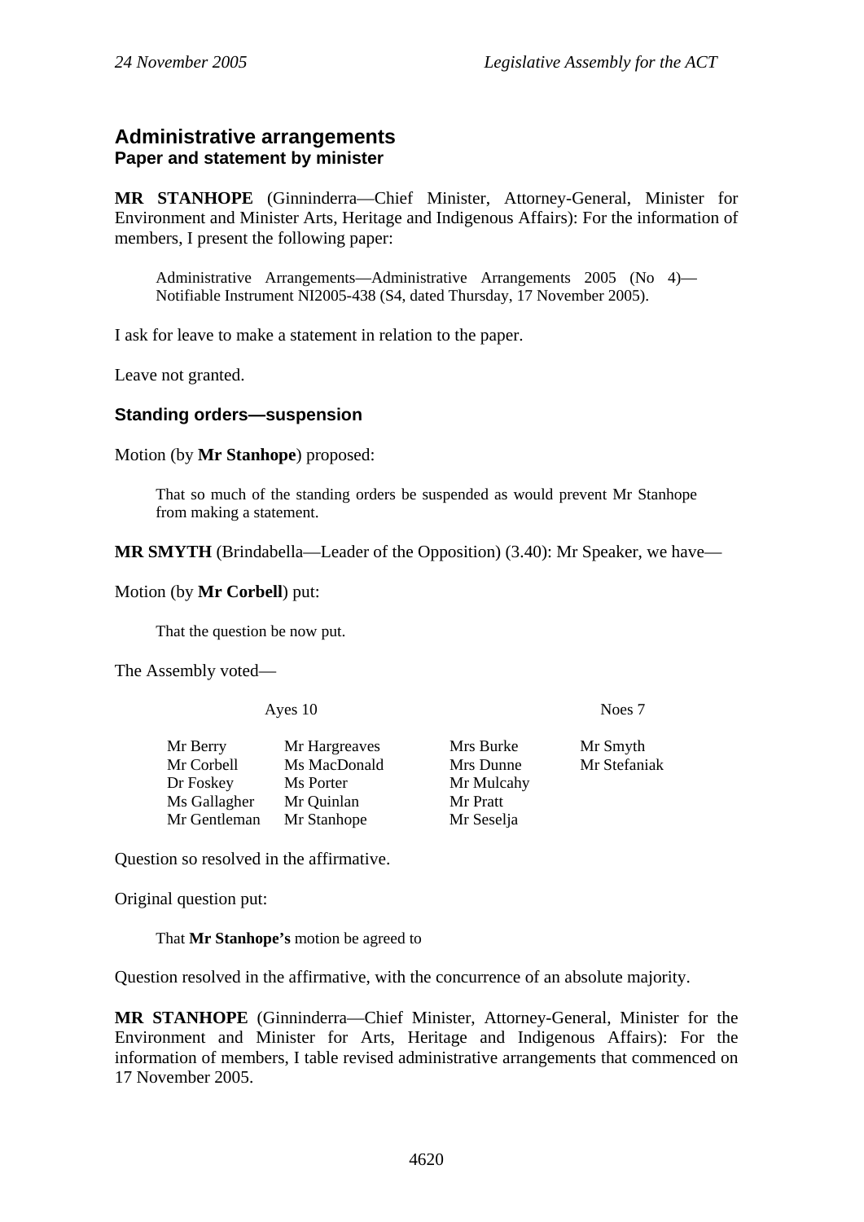## Administrative arrangements

### Paper and statement by minister

**MR STANHOPE** (Ginninderra—Chief Minister, Attorney-General, Minister for Environment and Minister Arts, Heritage and Indigenous Affairs): For the information of members, I present the following paper:

> Administrative Arrangements—Administrative Arrangements 2005 (No 4)—Notifiable Instrument NI2005-438 (S4, dated Thursday, 17 November 2005).

I ask for leave to make a statement in relation to the paper.

Leave not granted.

### Standing orders—suspension

Motion (by **Mr Stanhope**) proposed:

> That so much of the standing orders be suspended as would prevent Mr Stanhope from making a statement.

**MR SMYTH** (Brindabella—Leader of the Opposition) (3.40): Mr Speaker, we have—

Motion (by **Mr Corbell**) put:

> That the question be now put.

The Assembly voted—

| Ayes 10 | | Noes 7 | |
|---|---|---|---|
| Mr Berry | Mr Hargreaves | Mrs Burke | Mr Smyth |
| Mr Corbell | Ms MacDonald | Mrs Dunne | Mr Stefaniak |
| Dr Foskey | Ms Porter | Mr Mulcahy | |
| Ms Gallagher | Mr Quinlan | Mr Pratt | |
| Mr Gentleman | Mr Stanhope | Mr Seselja | |

Question so resolved in the affirmative.

Original question put:

> That **Mr Stanhope's** motion be agreed to

Question resolved in the affirmative, with the concurrence of an absolute majority.

**MR STANHOPE** (Ginninderra—Chief Minister, Attorney-General, Minister for the Environment and Minister for Arts, Heritage and Indigenous Affairs): For the information of members, I table revised administrative arrangements that commenced on 17 November 2005.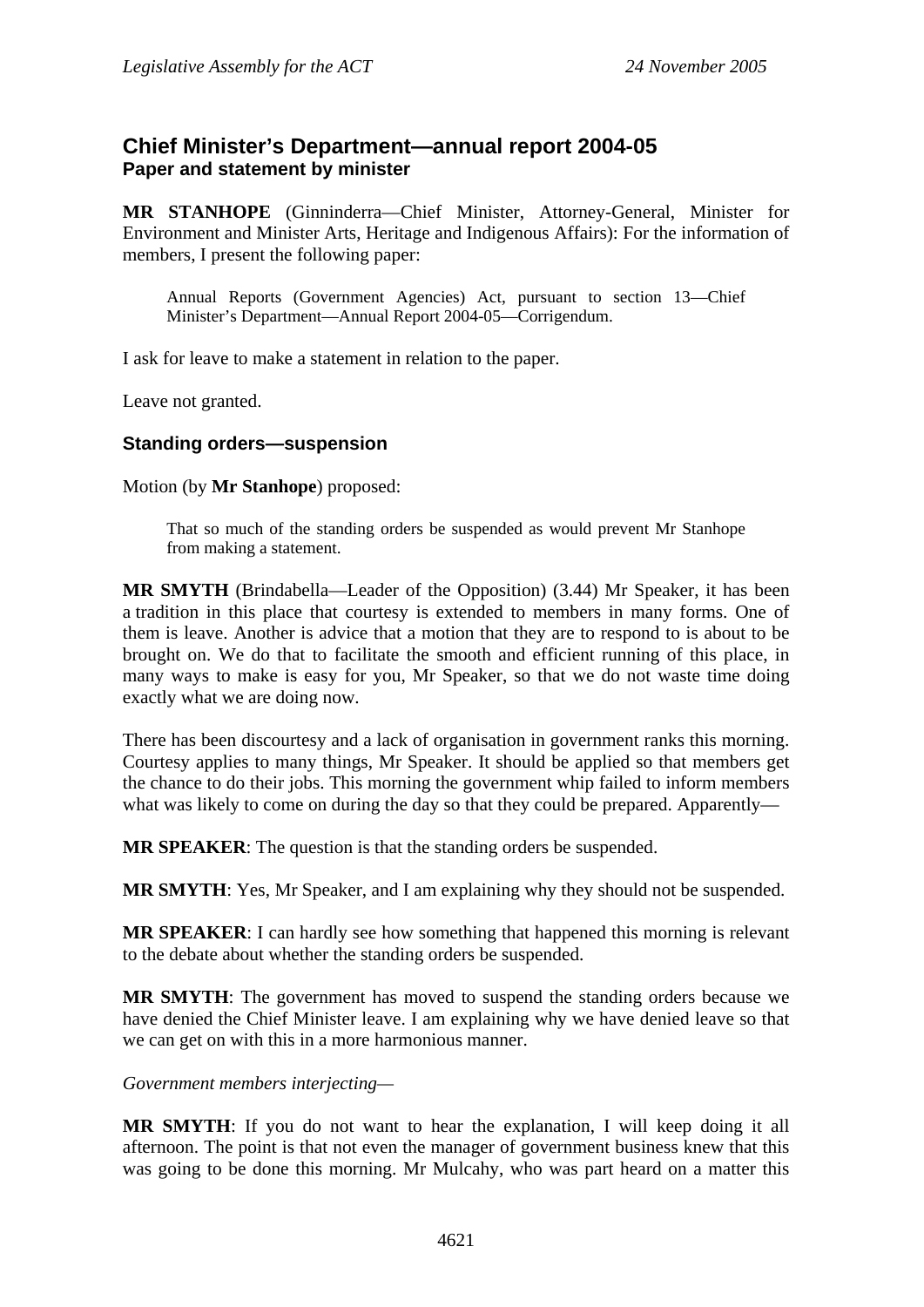## Chief Minister's Department—annual report 2004-05
### Paper and statement by minister

**MR STANHOPE** (Ginninderra—Chief Minister, Attorney-General, Minister for Environment and Minister Arts, Heritage and Indigenous Affairs): For the information of members, I present the following paper:

> Annual Reports (Government Agencies) Act, pursuant to section 13—Chief Minister's Department—Annual Report 2004-05—Corrigendum.

I ask for leave to make a statement in relation to the paper.

Leave not granted.

### Standing orders—suspension

Motion (by **Mr Stanhope**) proposed:

> That so much of the standing orders be suspended as would prevent Mr Stanhope from making a statement.

**MR SMYTH** (Brindabella—Leader of the Opposition) (3.44) Mr Speaker, it has been a tradition in this place that courtesy is extended to members in many forms. One of them is leave. Another is advice that a motion that they are to respond to is about to be brought on. We do that to facilitate the smooth and efficient running of this place, in many ways to make is easy for you, Mr Speaker, so that we do not waste time doing exactly what we are doing now.

There has been discourtesy and a lack of organisation in government ranks this morning. Courtesy applies to many things, Mr Speaker. It should be applied so that members get the chance to do their jobs. This morning the government whip failed to inform members what was likely to come on during the day so that they could be prepared. Apparently—

**MR SPEAKER**: The question is that the standing orders be suspended.

**MR SMYTH**: Yes, Mr Speaker, and I am explaining why they should not be suspended.

**MR SPEAKER**: I can hardly see how something that happened this morning is relevant to the debate about whether the standing orders be suspended.

**MR SMYTH**: The government has moved to suspend the standing orders because we have denied the Chief Minister leave. I am explaining why we have denied leave so that we can get on with this in a more harmonious manner.

*Government members interjecting—*

**MR SMYTH**: If you do not want to hear the explanation, I will keep doing it all afternoon. The point is that not even the manager of government business knew that this was going to be done this morning. Mr Mulcahy, who was part heard on a matter this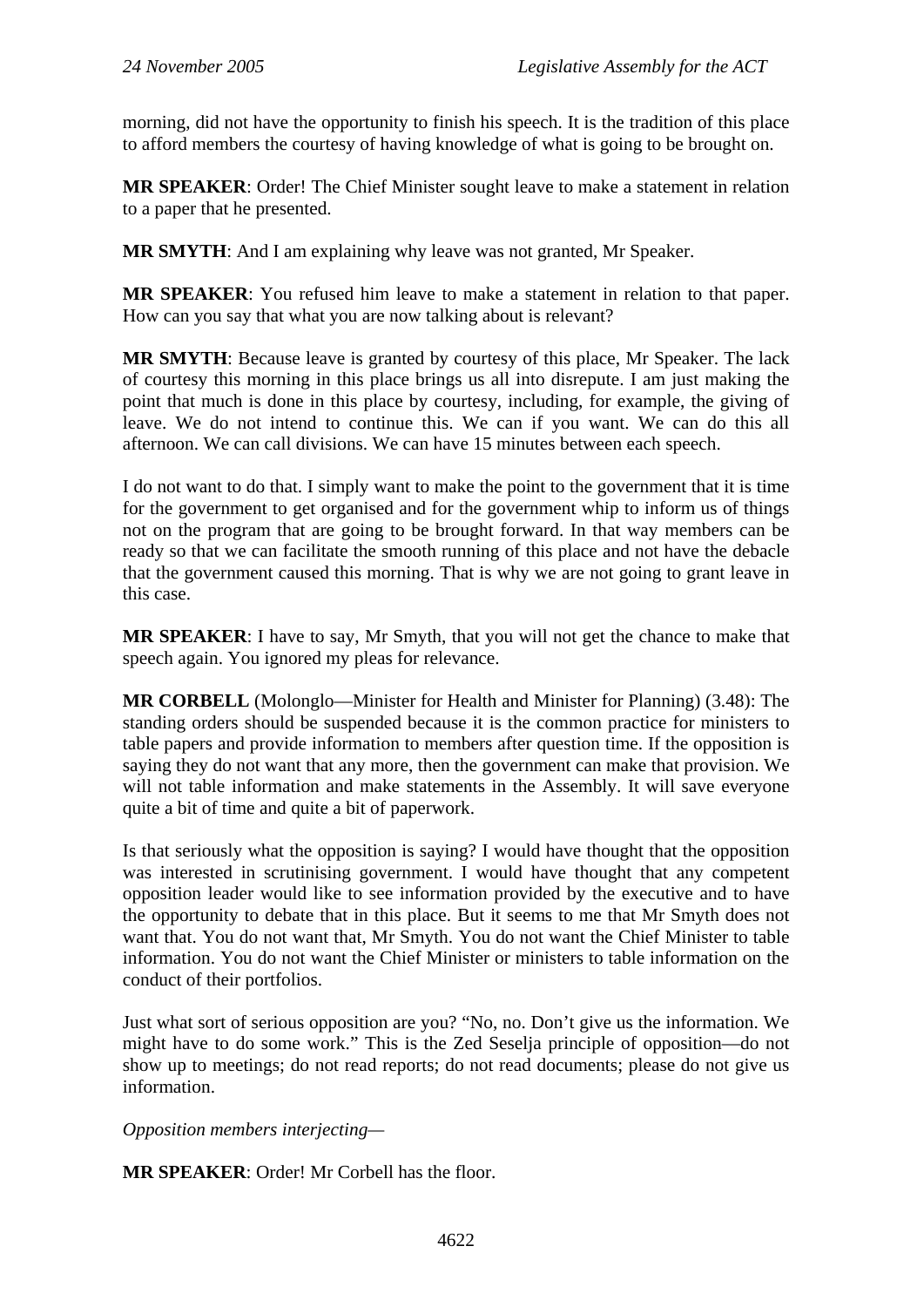morning, did not have the opportunity to finish his speech. It is the tradition of this place to afford members the courtesy of having knowledge of what is going to be brought on.

**MR SPEAKER**: Order! The Chief Minister sought leave to make a statement in relation to a paper that he presented.

**MR SMYTH**: And I am explaining why leave was not granted, Mr Speaker.

**MR SPEAKER**: You refused him leave to make a statement in relation to that paper. How can you say that what you are now talking about is relevant?

**MR SMYTH**: Because leave is granted by courtesy of this place, Mr Speaker. The lack of courtesy this morning in this place brings us all into disrepute. I am just making the point that much is done in this place by courtesy, including, for example, the giving of leave. We do not intend to continue this. We can if you want. We can do this all afternoon. We can call divisions. We can have 15 minutes between each speech.

I do not want to do that. I simply want to make the point to the government that it is time for the government to get organised and for the government whip to inform us of things not on the program that are going to be brought forward. In that way members can be ready so that we can facilitate the smooth running of this place and not have the debacle that the government caused this morning. That is why we are not going to grant leave in this case.

**MR SPEAKER**: I have to say, Mr Smyth, that you will not get the chance to make that speech again. You ignored my pleas for relevance.

**MR CORBELL** (Molonglo—Minister for Health and Minister for Planning) (3.48): The standing orders should be suspended because it is the common practice for ministers to table papers and provide information to members after question time. If the opposition is saying they do not want that any more, then the government can make that provision. We will not table information and make statements in the Assembly. It will save everyone quite a bit of time and quite a bit of paperwork.

Is that seriously what the opposition is saying? I would have thought that the opposition was interested in scrutinising government. I would have thought that any competent opposition leader would like to see information provided by the executive and to have the opportunity to debate that in this place. But it seems to me that Mr Smyth does not want that. You do not want that, Mr Smyth. You do not want the Chief Minister to table information. You do not want the Chief Minister or ministers to table information on the conduct of their portfolios.

Just what sort of serious opposition are you? "No, no. Don't give us the information. We might have to do some work." This is the Zed Seselja principle of opposition—do not show up to meetings; do not read reports; do not read documents; please do not give us information.

*Opposition members interjecting*—

**MR SPEAKER**: Order! Mr Corbell has the floor.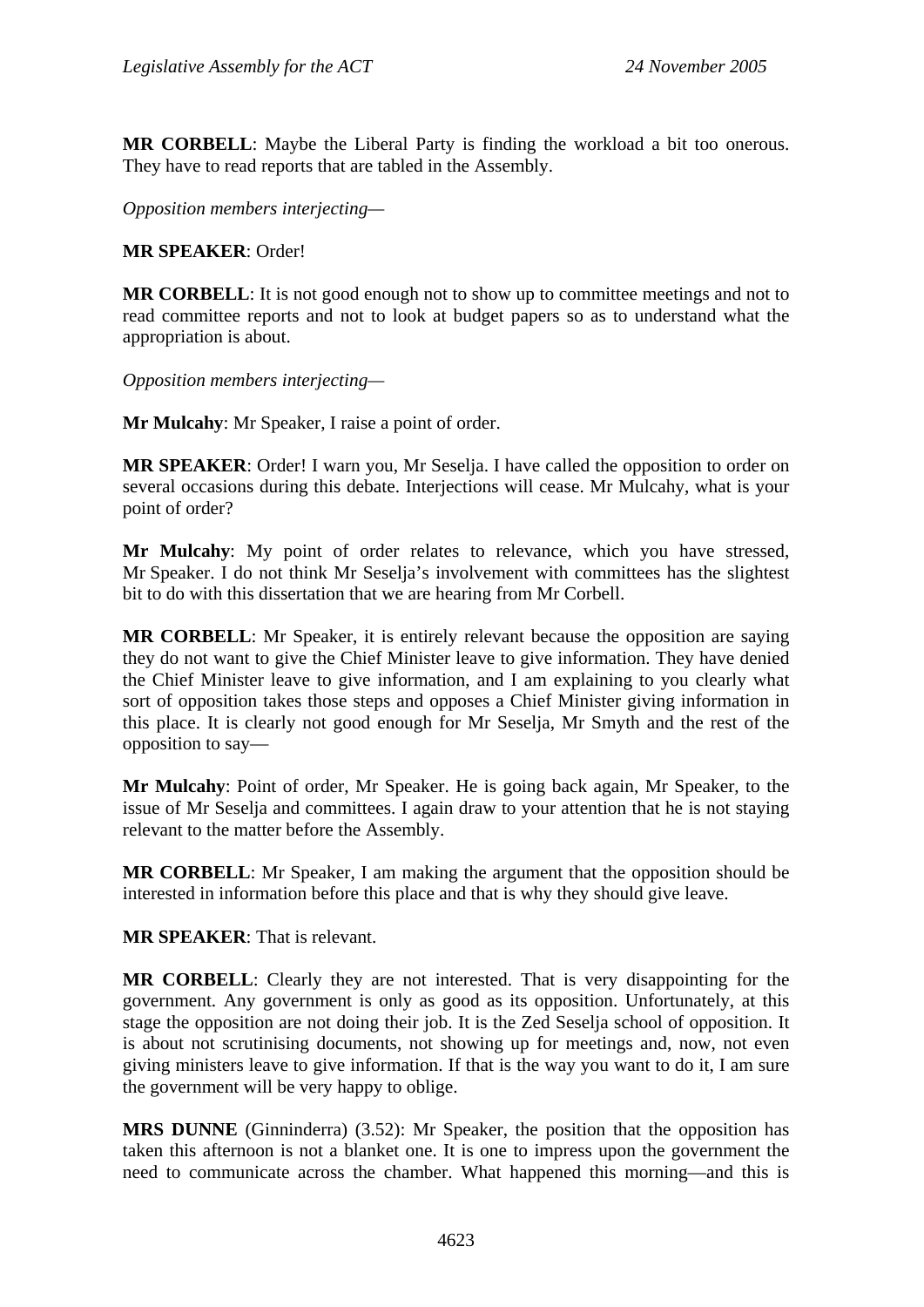**MR CORBELL**: Maybe the Liberal Party is finding the workload a bit too onerous. They have to read reports that are tabled in the Assembly.

*Opposition members interjecting—*

**MR SPEAKER**: Order!

**MR CORBELL**: It is not good enough not to show up to committee meetings and not to read committee reports and not to look at budget papers so as to understand what the appropriation is about.

*Opposition members interjecting—*

**Mr Mulcahy**: Mr Speaker, I raise a point of order.

**MR SPEAKER**: Order! I warn you, Mr Seselja. I have called the opposition to order on several occasions during this debate. Interjections will cease. Mr Mulcahy, what is your point of order?

**Mr Mulcahy**: My point of order relates to relevance, which you have stressed, Mr Speaker. I do not think Mr Seselja's involvement with committees has the slightest bit to do with this dissertation that we are hearing from Mr Corbell.

**MR CORBELL**: Mr Speaker, it is entirely relevant because the opposition are saying they do not want to give the Chief Minister leave to give information. They have denied the Chief Minister leave to give information, and I am explaining to you clearly what sort of opposition takes those steps and opposes a Chief Minister giving information in this place. It is clearly not good enough for Mr Seselja, Mr Smyth and the rest of the opposition to say—

**Mr Mulcahy**: Point of order, Mr Speaker. He is going back again, Mr Speaker, to the issue of Mr Seselja and committees. I again draw to your attention that he is not staying relevant to the matter before the Assembly.

**MR CORBELL**: Mr Speaker, I am making the argument that the opposition should be interested in information before this place and that is why they should give leave.

**MR SPEAKER**: That is relevant.

**MR CORBELL**: Clearly they are not interested. That is very disappointing for the government. Any government is only as good as its opposition. Unfortunately, at this stage the opposition are not doing their job. It is the Zed Seselja school of opposition. It is about not scrutinising documents, not showing up for meetings and, now, not even giving ministers leave to give information. If that is the way you want to do it, I am sure the government will be very happy to oblige.

**MRS DUNNE** (Ginninderra) (3.52): Mr Speaker, the position that the opposition has taken this afternoon is not a blanket one. It is one to impress upon the government the need to communicate across the chamber. What happened this morning—and this is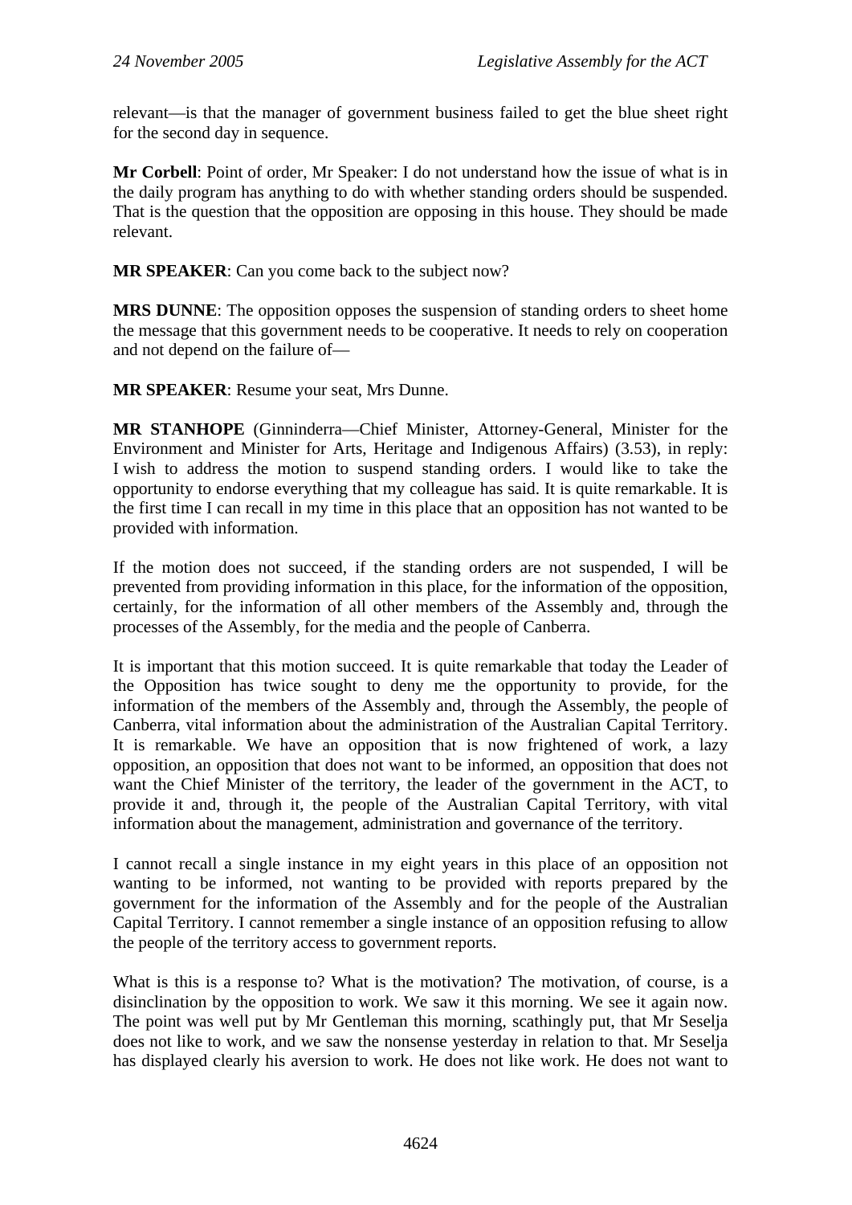relevant—is that the manager of government business failed to get the blue sheet right for the second day in sequence.

**Mr Corbell**: Point of order, Mr Speaker: I do not understand how the issue of what is in the daily program has anything to do with whether standing orders should be suspended. That is the question that the opposition are opposing in this house. They should be made relevant.

**MR SPEAKER**: Can you come back to the subject now?

**MRS DUNNE**: The opposition opposes the suspension of standing orders to sheet home the message that this government needs to be cooperative. It needs to rely on cooperation and not depend on the failure of—

**MR SPEAKER**: Resume your seat, Mrs Dunne.

**MR STANHOPE** (Ginninderra—Chief Minister, Attorney-General, Minister for the Environment and Minister for Arts, Heritage and Indigenous Affairs) (3.53), in reply: I wish to address the motion to suspend standing orders. I would like to take the opportunity to endorse everything that my colleague has said. It is quite remarkable. It is the first time I can recall in my time in this place that an opposition has not wanted to be provided with information.

If the motion does not succeed, if the standing orders are not suspended, I will be prevented from providing information in this place, for the information of the opposition, certainly, for the information of all other members of the Assembly and, through the processes of the Assembly, for the media and the people of Canberra.

It is important that this motion succeed. It is quite remarkable that today the Leader of the Opposition has twice sought to deny me the opportunity to provide, for the information of the members of the Assembly and, through the Assembly, the people of Canberra, vital information about the administration of the Australian Capital Territory. It is remarkable. We have an opposition that is now frightened of work, a lazy opposition, an opposition that does not want to be informed, an opposition that does not want the Chief Minister of the territory, the leader of the government in the ACT, to provide it and, through it, the people of the Australian Capital Territory, with vital information about the management, administration and governance of the territory.

I cannot recall a single instance in my eight years in this place of an opposition not wanting to be informed, not wanting to be provided with reports prepared by the government for the information of the Assembly and for the people of the Australian Capital Territory. I cannot remember a single instance of an opposition refusing to allow the people of the territory access to government reports.

What is this is a response to? What is the motivation? The motivation, of course, is a disinclination by the opposition to work. We saw it this morning. We see it again now. The point was well put by Mr Gentleman this morning, scathingly put, that Mr Seselja does not like to work, and we saw the nonsense yesterday in relation to that. Mr Seselja has displayed clearly his aversion to work. He does not like work. He does not want to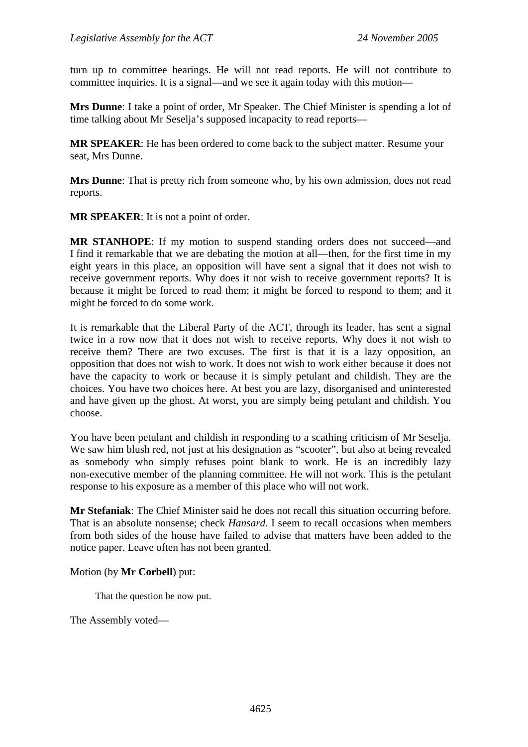turn up to committee hearings. He will not read reports. He will not contribute to committee inquiries. It is a signal—and we see it again today with this motion—

**Mrs Dunne**: I take a point of order, Mr Speaker. The Chief Minister is spending a lot of time talking about Mr Seselja's supposed incapacity to read reports—

**MR SPEAKER**: He has been ordered to come back to the subject matter. Resume your seat, Mrs Dunne.

**Mrs Dunne**: That is pretty rich from someone who, by his own admission, does not read reports.

**MR SPEAKER**: It is not a point of order.

**MR STANHOPE**: If my motion to suspend standing orders does not succeed—and I find it remarkable that we are debating the motion at all—then, for the first time in my eight years in this place, an opposition will have sent a signal that it does not wish to receive government reports. Why does it not wish to receive government reports? It is because it might be forced to read them; it might be forced to respond to them; and it might be forced to do some work.

It is remarkable that the Liberal Party of the ACT, through its leader, has sent a signal twice in a row now that it does not wish to receive reports. Why does it not wish to receive them? There are two excuses. The first is that it is a lazy opposition, an opposition that does not wish to work. It does not wish to work either because it does not have the capacity to work or because it is simply petulant and childish. They are the choices. You have two choices here. At best you are lazy, disorganised and uninterested and have given up the ghost. At worst, you are simply being petulant and childish. You choose.

You have been petulant and childish in responding to a scathing criticism of Mr Seselja. We saw him blush red, not just at his designation as "scooter", but also at being revealed as somebody who simply refuses point blank to work. He is an incredibly lazy non-executive member of the planning committee. He will not work. This is the petulant response to his exposure as a member of this place who will not work.

**Mr Stefaniak**: The Chief Minister said he does not recall this situation occurring before. That is an absolute nonsense; check *Hansard*. I seem to recall occasions when members from both sides of the house have failed to advise that matters have been added to the notice paper. Leave often has not been granted.

Motion (by **Mr Corbell**) put:

> That the question be now put.

The Assembly voted—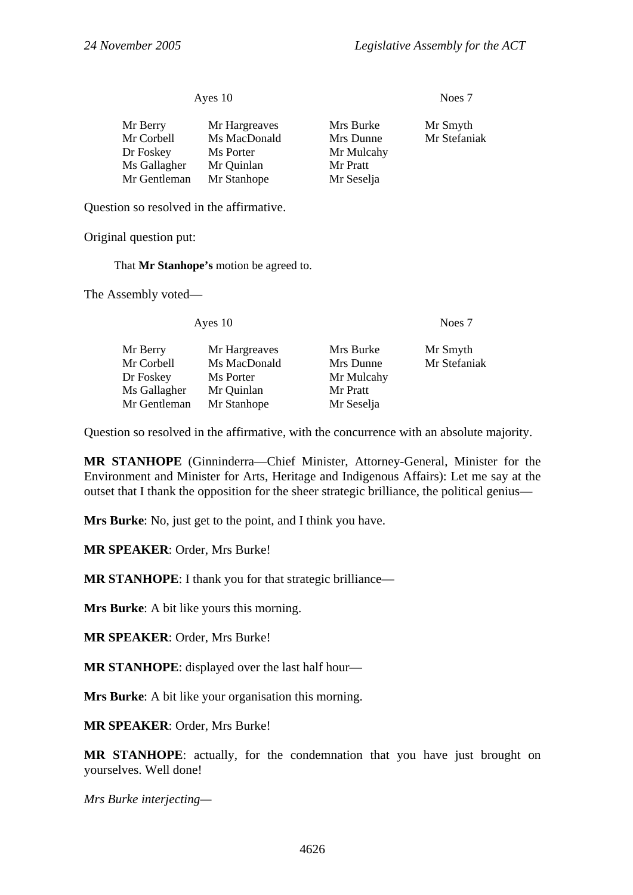| Ayes 10 | | Noes 7 | |
|---|---|---|---|
| Mr Berry | Mr Hargreaves | Mrs Burke | Mr Smyth |
| Mr Corbell | Ms MacDonald | Mrs Dunne | Mr Stefaniak |
| Dr Foskey | Ms Porter | Mr Mulcahy | |
| Ms Gallagher | Mr Quinlan | Mr Pratt | |
| Mr Gentleman | Mr Stanhope | Mr Seselja | |

Question so resolved in the affirmative.

Original question put:

> That **Mr Stanhope's** motion be agreed to.

The Assembly voted—

| Ayes 10 | | Noes 7 | |
|---|---|---|---|
| Mr Berry | Mr Hargreaves | Mrs Burke | Mr Smyth |
| Mr Corbell | Ms MacDonald | Mrs Dunne | Mr Stefaniak |
| Dr Foskey | Ms Porter | Mr Mulcahy | |
| Ms Gallagher | Mr Quinlan | Mr Pratt | |
| Mr Gentleman | Mr Stanhope | Mr Seselja | |

Question so resolved in the affirmative, with the concurrence with an absolute majority.

**MR STANHOPE** (Ginninderra—Chief Minister, Attorney-General, Minister for the Environment and Minister for Arts, Heritage and Indigenous Affairs): Let me say at the outset that I thank the opposition for the sheer strategic brilliance, the political genius—

**Mrs Burke**: No, just get to the point, and I think you have.

**MR SPEAKER**: Order, Mrs Burke!

**MR STANHOPE**: I thank you for that strategic brilliance—

**Mrs Burke**: A bit like yours this morning.

**MR SPEAKER**: Order, Mrs Burke!

**MR STANHOPE**: displayed over the last half hour—

**Mrs Burke**: A bit like your organisation this morning.

**MR SPEAKER**: Order, Mrs Burke!

**MR STANHOPE**: actually, for the condemnation that you have just brought on yourselves. Well done!

*Mrs Burke interjecting*—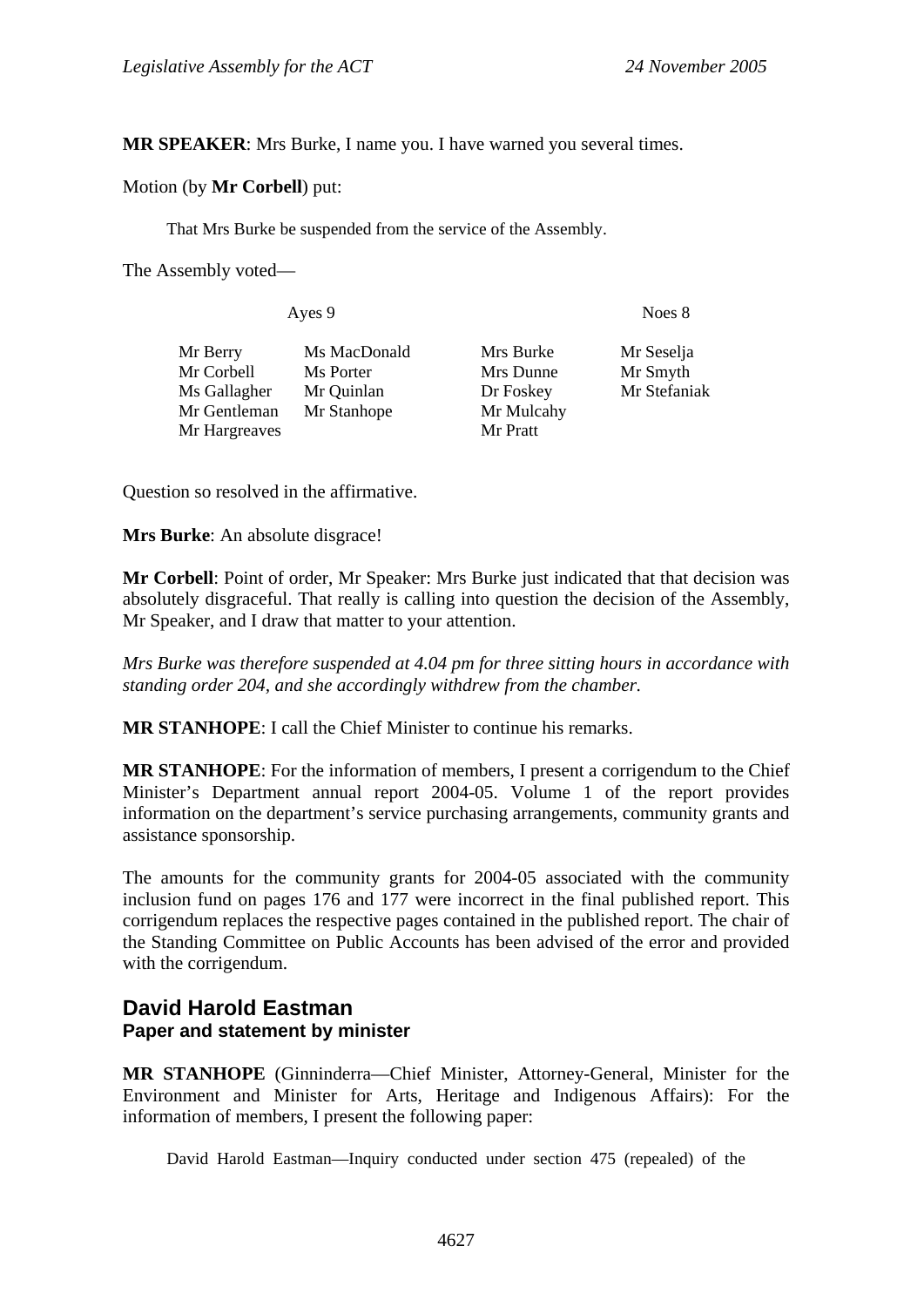**MR SPEAKER**: Mrs Burke, I name you. I have warned you several times.

Motion (by **Mr Corbell**) put:

> That Mrs Burke be suspended from the service of the Assembly.

The Assembly voted—

| Ayes 9 | | Noes 8 | |
|---|---|---|---|
| Mr Berry | Ms MacDonald | Mrs Burke | Mr Seselja |
| Mr Corbell | Ms Porter | Mrs Dunne | Mr Smyth |
| Ms Gallagher | Mr Quinlan | Dr Foskey | Mr Stefaniak |
| Mr Gentleman | Mr Stanhope | Mr Mulcahy | |
| Mr Hargreaves | | Mr Pratt | |

Question so resolved in the affirmative.

**Mrs Burke**: An absolute disgrace!

**Mr Corbell**: Point of order, Mr Speaker: Mrs Burke just indicated that that decision was absolutely disgraceful. That really is calling into question the decision of the Assembly, Mr Speaker, and I draw that matter to your attention.

*Mrs Burke was therefore suspended at 4.04 pm for three sitting hours in accordance with standing order 204, and she accordingly withdrew from the chamber.*

**MR STANHOPE**: I call the Chief Minister to continue his remarks.

**MR STANHOPE**: For the information of members, I present a corrigendum to the Chief Minister's Department annual report 2004-05. Volume 1 of the report provides information on the department's service purchasing arrangements, community grants and assistance sponsorship.

The amounts for the community grants for 2004-05 associated with the community inclusion fund on pages 176 and 177 were incorrect in the final published report. This corrigendum replaces the respective pages contained in the published report. The chair of the Standing Committee on Public Accounts has been advised of the error and provided with the corrigendum.

## David Harold Eastman

### Paper and statement by minister

**MR STANHOPE** (Ginninderra—Chief Minister, Attorney-General, Minister for the Environment and Minister for Arts, Heritage and Indigenous Affairs): For the information of members, I present the following paper:

> David Harold Eastman—Inquiry conducted under section 475 (repealed) of the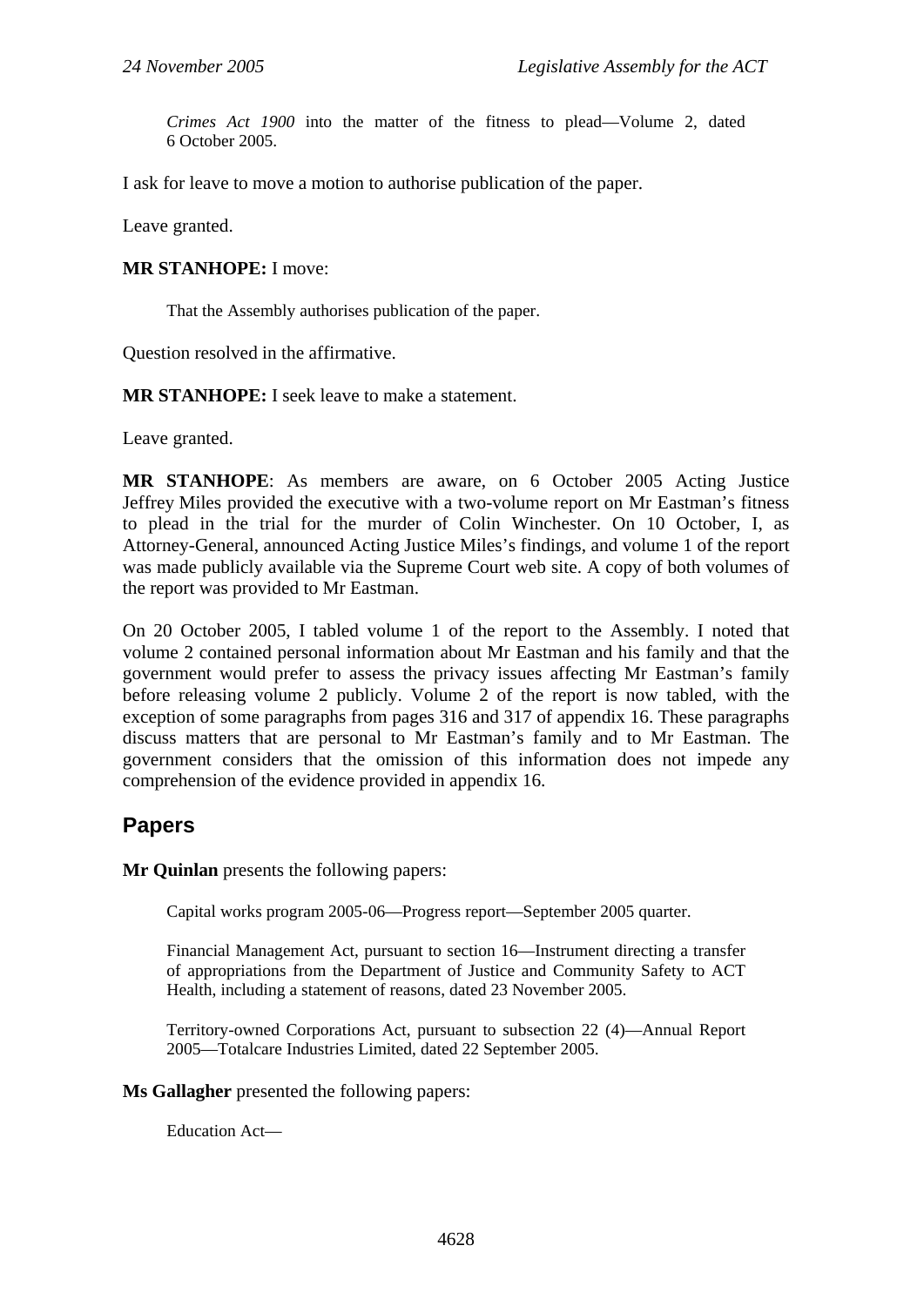*Crimes Act 1900* into the matter of the fitness to plead—Volume 2, dated 6 October 2005.

I ask for leave to move a motion to authorise publication of the paper.

Leave granted.

**MR STANHOPE:** I move:

> That the Assembly authorises publication of the paper.

Question resolved in the affirmative.

**MR STANHOPE:** I seek leave to make a statement.

Leave granted.

**MR STANHOPE**: As members are aware, on 6 October 2005 Acting Justice Jeffrey Miles provided the executive with a two-volume report on Mr Eastman's fitness to plead in the trial for the murder of Colin Winchester. On 10 October, I, as Attorney-General, announced Acting Justice Miles's findings, and volume 1 of the report was made publicly available via the Supreme Court web site. A copy of both volumes of the report was provided to Mr Eastman.

On 20 October 2005, I tabled volume 1 of the report to the Assembly. I noted that volume 2 contained personal information about Mr Eastman and his family and that the government would prefer to assess the privacy issues affecting Mr Eastman's family before releasing volume 2 publicly. Volume 2 of the report is now tabled, with the exception of some paragraphs from pages 316 and 317 of appendix 16. These paragraphs discuss matters that are personal to Mr Eastman's family and to Mr Eastman. The government considers that the omission of this information does not impede any comprehension of the evidence provided in appendix 16.

## Papers

**Mr Quinlan** presents the following papers:

> Capital works program 2005-06—Progress report—September 2005 quarter.
>
> Financial Management Act, pursuant to section 16—Instrument directing a transfer of appropriations from the Department of Justice and Community Safety to ACT Health, including a statement of reasons, dated 23 November 2005.
>
> Territory-owned Corporations Act, pursuant to subsection 22 (4)—Annual Report 2005—Totalcare Industries Limited, dated 22 September 2005.

**Ms Gallagher** presented the following papers:

> Education Act—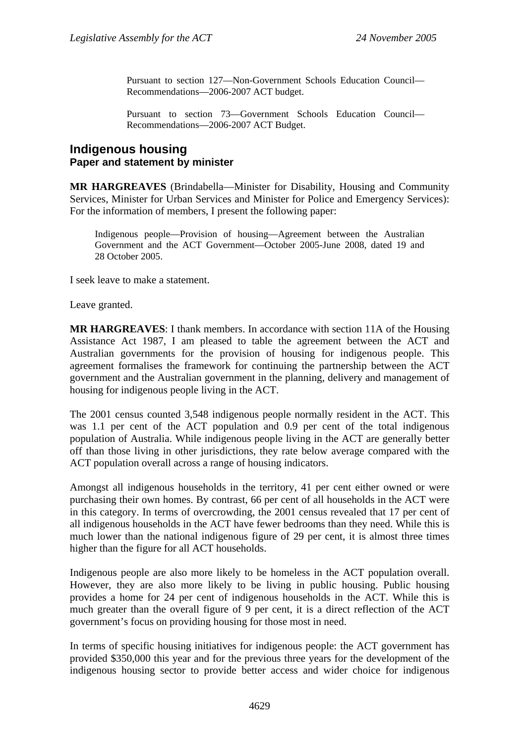Pursuant to section 127—Non-Government Schools Education Council—Recommendations—2006-2007 ACT budget.

Pursuant to section 73—Government Schools Education Council—Recommendations—2006-2007 ACT Budget.

## Indigenous housing
### Paper and statement by minister

**MR HARGREAVES** (Brindabella—Minister for Disability, Housing and Community Services, Minister for Urban Services and Minister for Police and Emergency Services): For the information of members, I present the following paper:

> Indigenous people—Provision of housing—Agreement between the Australian Government and the ACT Government—October 2005-June 2008, dated 19 and 28 October 2005.

I seek leave to make a statement.

Leave granted.

**MR HARGREAVES**: I thank members. In accordance with section 11A of the Housing Assistance Act 1987, I am pleased to table the agreement between the ACT and Australian governments for the provision of housing for indigenous people. This agreement formalises the framework for continuing the partnership between the ACT government and the Australian government in the planning, delivery and management of housing for indigenous people living in the ACT.

The 2001 census counted 3,548 indigenous people normally resident in the ACT. This was 1.1 per cent of the ACT population and 0.9 per cent of the total indigenous population of Australia. While indigenous people living in the ACT are generally better off than those living in other jurisdictions, they rate below average compared with the ACT population overall across a range of housing indicators.

Amongst all indigenous households in the territory, 41 per cent either owned or were purchasing their own homes. By contrast, 66 per cent of all households in the ACT were in this category. In terms of overcrowding, the 2001 census revealed that 17 per cent of all indigenous households in the ACT have fewer bedrooms than they need. While this is much lower than the national indigenous figure of 29 per cent, it is almost three times higher than the figure for all ACT households.

Indigenous people are also more likely to be homeless in the ACT population overall. However, they are also more likely to be living in public housing. Public housing provides a home for 24 per cent of indigenous households in the ACT. While this is much greater than the overall figure of 9 per cent, it is a direct reflection of the ACT government's focus on providing housing for those most in need.

In terms of specific housing initiatives for indigenous people: the ACT government has provided $350,000 this year and for the previous three years for the development of the indigenous housing sector to provide better access and wider choice for indigenous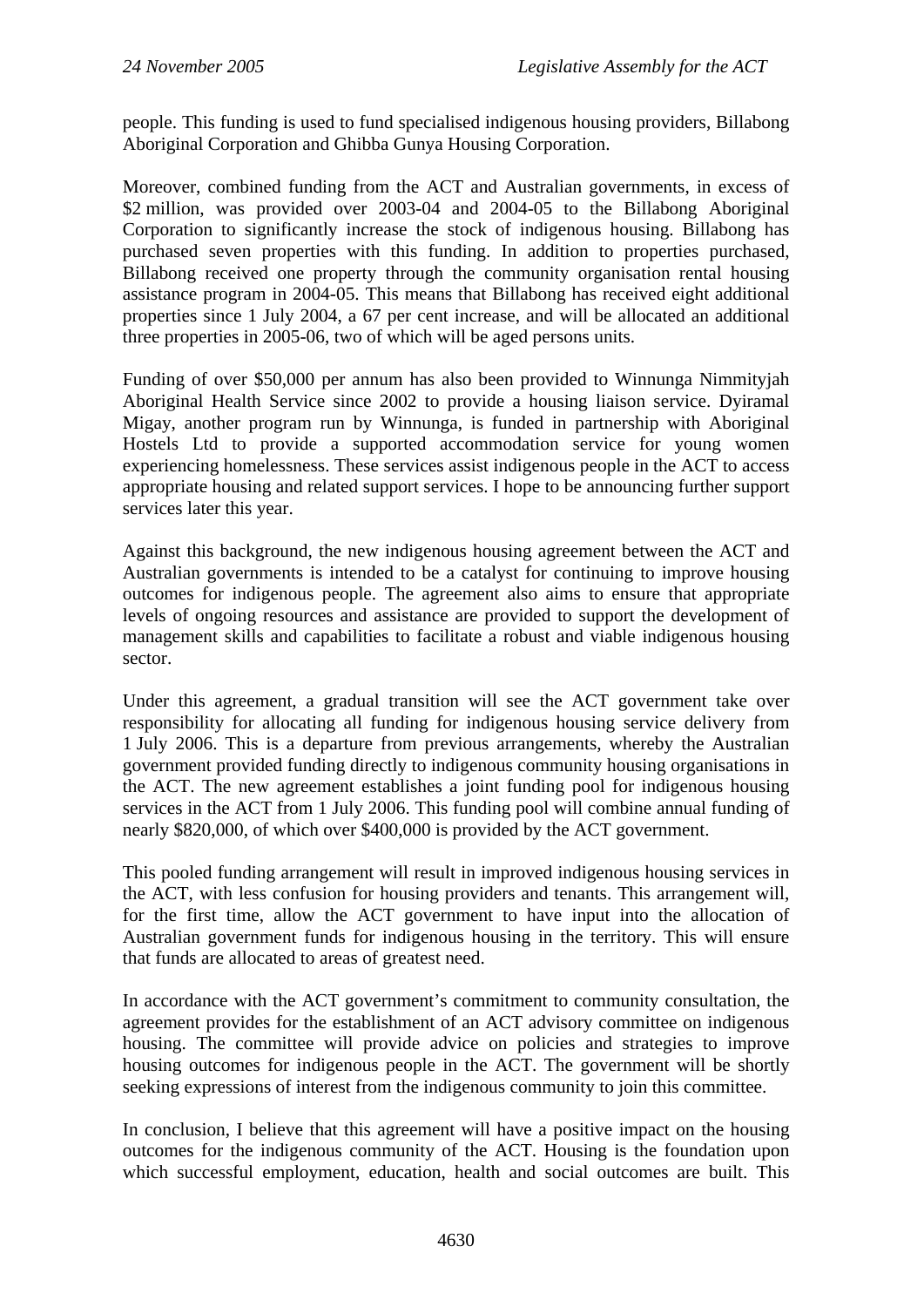people. This funding is used to fund specialised indigenous housing providers, Billabong Aboriginal Corporation and Ghibba Gunya Housing Corporation.

Moreover, combined funding from the ACT and Australian governments, in excess of $2 million, was provided over 2003-04 and 2004-05 to the Billabong Aboriginal Corporation to significantly increase the stock of indigenous housing. Billabong has purchased seven properties with this funding. In addition to properties purchased, Billabong received one property through the community organisation rental housing assistance program in 2004-05. This means that Billabong has received eight additional properties since 1 July 2004, a 67 per cent increase, and will be allocated an additional three properties in 2005-06, two of which will be aged persons units.

Funding of over $50,000 per annum has also been provided to Winnunga Nimmityjah Aboriginal Health Service since 2002 to provide a housing liaison service. Dyiramal Migay, another program run by Winnunga, is funded in partnership with Aboriginal Hostels Ltd to provide a supported accommodation service for young women experiencing homelessness. These services assist indigenous people in the ACT to access appropriate housing and related support services. I hope to be announcing further support services later this year.

Against this background, the new indigenous housing agreement between the ACT and Australian governments is intended to be a catalyst for continuing to improve housing outcomes for indigenous people. The agreement also aims to ensure that appropriate levels of ongoing resources and assistance are provided to support the development of management skills and capabilities to facilitate a robust and viable indigenous housing sector.

Under this agreement, a gradual transition will see the ACT government take over responsibility for allocating all funding for indigenous housing service delivery from 1 July 2006. This is a departure from previous arrangements, whereby the Australian government provided funding directly to indigenous community housing organisations in the ACT. The new agreement establishes a joint funding pool for indigenous housing services in the ACT from 1 July 2006. This funding pool will combine annual funding of nearly $820,000, of which over $400,000 is provided by the ACT government.

This pooled funding arrangement will result in improved indigenous housing services in the ACT, with less confusion for housing providers and tenants. This arrangement will, for the first time, allow the ACT government to have input into the allocation of Australian government funds for indigenous housing in the territory. This will ensure that funds are allocated to areas of greatest need.

In accordance with the ACT government's commitment to community consultation, the agreement provides for the establishment of an ACT advisory committee on indigenous housing. The committee will provide advice on policies and strategies to improve housing outcomes for indigenous people in the ACT. The government will be shortly seeking expressions of interest from the indigenous community to join this committee.

In conclusion, I believe that this agreement will have a positive impact on the housing outcomes for the indigenous community of the ACT. Housing is the foundation upon which successful employment, education, health and social outcomes are built. This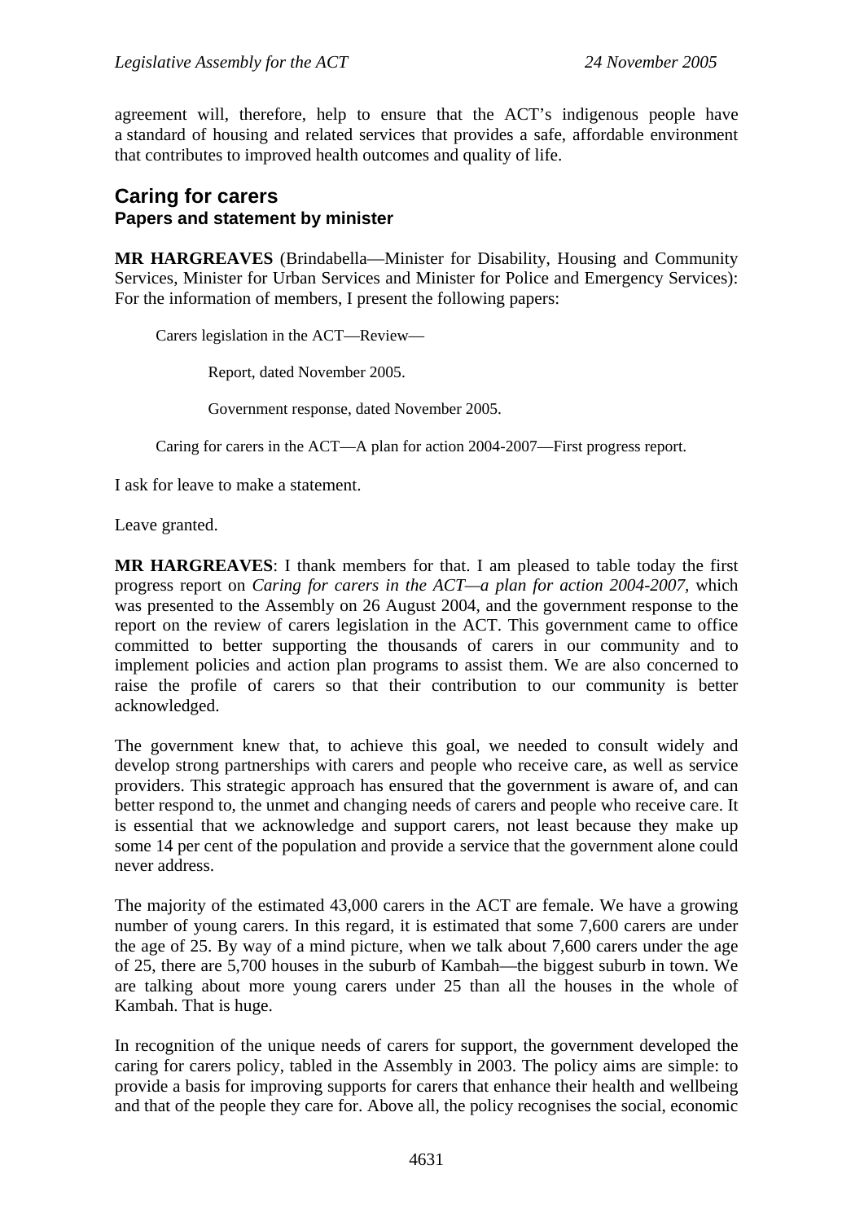agreement will, therefore, help to ensure that the ACT's indigenous people have a standard of housing and related services that provides a safe, affordable environment that contributes to improved health outcomes and quality of life.

## Caring for carers

### Papers and statement by minister

**MR HARGREAVES** (Brindabella—Minister for Disability, Housing and Community Services, Minister for Urban Services and Minister for Police and Emergency Services): For the information of members, I present the following papers:

> Carers legislation in the ACT—Review—
>
> > Report, dated November 2005.
> >
> > Government response, dated November 2005.
>
> Caring for carers in the ACT—A plan for action 2004-2007—First progress report.

I ask for leave to make a statement.

Leave granted.

**MR HARGREAVES**: I thank members for that. I am pleased to table today the first progress report on *Caring for carers in the ACT—a plan for action 2004-2007*, which was presented to the Assembly on 26 August 2004, and the government response to the report on the review of carers legislation in the ACT. This government came to office committed to better supporting the thousands of carers in our community and to implement policies and action plan programs to assist them. We are also concerned to raise the profile of carers so that their contribution to our community is better acknowledged.

The government knew that, to achieve this goal, we needed to consult widely and develop strong partnerships with carers and people who receive care, as well as service providers. This strategic approach has ensured that the government is aware of, and can better respond to, the unmet and changing needs of carers and people who receive care. It is essential that we acknowledge and support carers, not least because they make up some 14 per cent of the population and provide a service that the government alone could never address.

The majority of the estimated 43,000 carers in the ACT are female. We have a growing number of young carers. In this regard, it is estimated that some 7,600 carers are under the age of 25. By way of a mind picture, when we talk about 7,600 carers under the age of 25, there are 5,700 houses in the suburb of Kambah—the biggest suburb in town. We are talking about more young carers under 25 than all the houses in the whole of Kambah. That is huge.

In recognition of the unique needs of carers for support, the government developed the caring for carers policy, tabled in the Assembly in 2003. The policy aims are simple: to provide a basis for improving supports for carers that enhance their health and wellbeing and that of the people they care for. Above all, the policy recognises the social, economic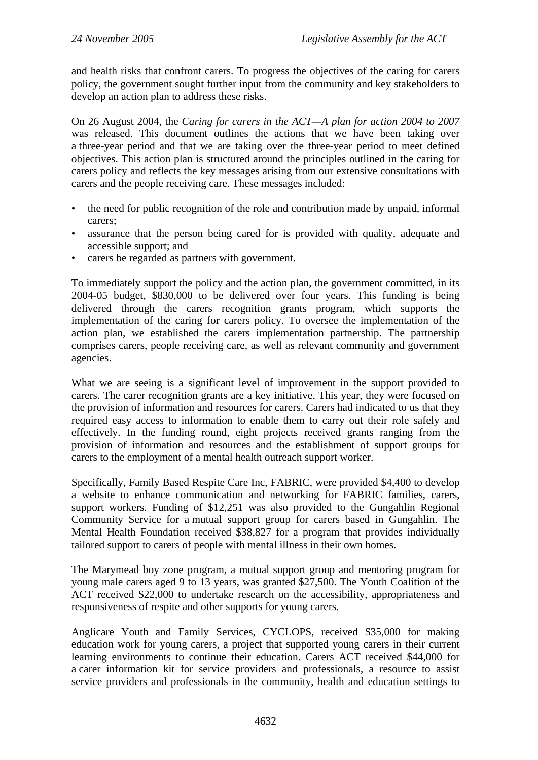and health risks that confront carers. To progress the objectives of the caring for carers policy, the government sought further input from the community and key stakeholders to develop an action plan to address these risks.

On 26 August 2004, the *Caring for carers in the ACT—A plan for action 2004 to 2007* was released. This document outlines the actions that we have been taking over a three-year period and that we are taking over the three-year period to meet defined objectives. This action plan is structured around the principles outlined in the caring for carers policy and reflects the key messages arising from our extensive consultations with carers and the people receiving care. These messages included:

- the need for public recognition of the role and contribution made by unpaid, informal carers;
- assurance that the person being cared for is provided with quality, adequate and accessible support; and
- carers be regarded as partners with government.

To immediately support the policy and the action plan, the government committed, in its 2004-05 budget, $830,000 to be delivered over four years. This funding is being delivered through the carers recognition grants program, which supports the implementation of the caring for carers policy. To oversee the implementation of the action plan, we established the carers implementation partnership. The partnership comprises carers, people receiving care, as well as relevant community and government agencies.

What we are seeing is a significant level of improvement in the support provided to carers. The carer recognition grants are a key initiative. This year, they were focused on the provision of information and resources for carers. Carers had indicated to us that they required easy access to information to enable them to carry out their role safely and effectively. In the funding round, eight projects received grants ranging from the provision of information and resources and the establishment of support groups for carers to the employment of a mental health outreach support worker.

Specifically, Family Based Respite Care Inc, FABRIC, were provided $4,400 to develop a website to enhance communication and networking for FABRIC families, carers, support workers. Funding of $12,251 was also provided to the Gungahlin Regional Community Service for a mutual support group for carers based in Gungahlin. The Mental Health Foundation received $38,827 for a program that provides individually tailored support to carers of people with mental illness in their own homes.

The Marymead boy zone program, a mutual support group and mentoring program for young male carers aged 9 to 13 years, was granted $27,500. The Youth Coalition of the ACT received $22,000 to undertake research on the accessibility, appropriateness and responsiveness of respite and other supports for young carers.

Anglicare Youth and Family Services, CYCLOPS, received $35,000 for making education work for young carers, a project that supported young carers in their current learning environments to continue their education. Carers ACT received $44,000 for a carer information kit for service providers and professionals, a resource to assist service providers and professionals in the community, health and education settings to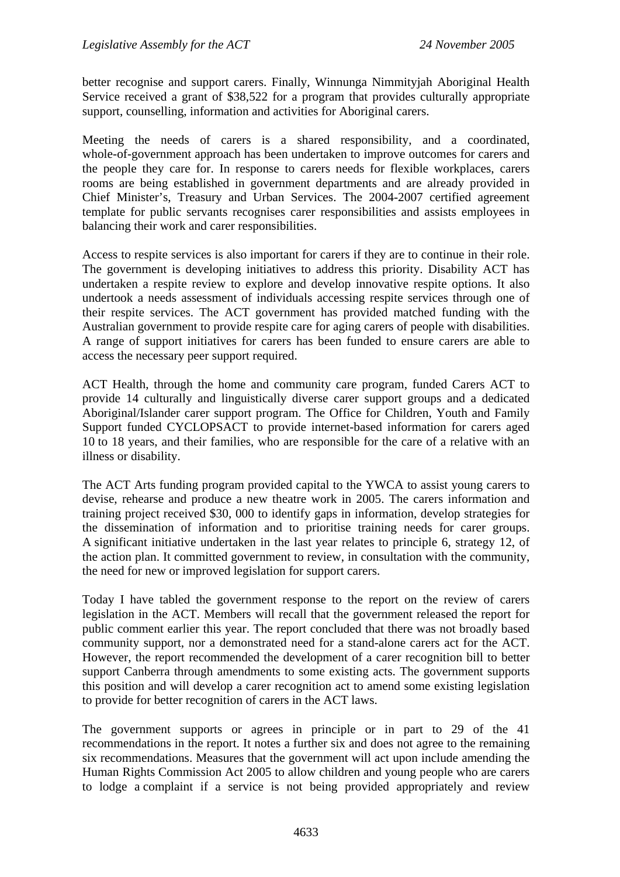better recognise and support carers. Finally, Winnunga Nimmityjah Aboriginal Health Service received a grant of $38,522 for a program that provides culturally appropriate support, counselling, information and activities for Aboriginal carers.

Meeting the needs of carers is a shared responsibility, and a coordinated, whole-of-government approach has been undertaken to improve outcomes for carers and the people they care for. In response to carers needs for flexible workplaces, carers rooms are being established in government departments and are already provided in Chief Minister's, Treasury and Urban Services. The 2004-2007 certified agreement template for public servants recognises carer responsibilities and assists employees in balancing their work and carer responsibilities.

Access to respite services is also important for carers if they are to continue in their role. The government is developing initiatives to address this priority. Disability ACT has undertaken a respite review to explore and develop innovative respite options. It also undertook a needs assessment of individuals accessing respite services through one of their respite services. The ACT government has provided matched funding with the Australian government to provide respite care for aging carers of people with disabilities. A range of support initiatives for carers has been funded to ensure carers are able to access the necessary peer support required.

ACT Health, through the home and community care program, funded Carers ACT to provide 14 culturally and linguistically diverse carer support groups and a dedicated Aboriginal/Islander carer support program. The Office for Children, Youth and Family Support funded CYCLOPSACT to provide internet-based information for carers aged 10 to 18 years, and their families, who are responsible for the care of a relative with an illness or disability.

The ACT Arts funding program provided capital to the YWCA to assist young carers to devise, rehearse and produce a new theatre work in 2005. The carers information and training project received $30, 000 to identify gaps in information, develop strategies for the dissemination of information and to prioritise training needs for carer groups. A significant initiative undertaken in the last year relates to principle 6, strategy 12, of the action plan. It committed government to review, in consultation with the community, the need for new or improved legislation for support carers.

Today I have tabled the government response to the report on the review of carers legislation in the ACT. Members will recall that the government released the report for public comment earlier this year. The report concluded that there was not broadly based community support, nor a demonstrated need for a stand-alone carers act for the ACT. However, the report recommended the development of a carer recognition bill to better support Canberra through amendments to some existing acts. The government supports this position and will develop a carer recognition act to amend some existing legislation to provide for better recognition of carers in the ACT laws.

The government supports or agrees in principle or in part to 29 of the 41 recommendations in the report. It notes a further six and does not agree to the remaining six recommendations. Measures that the government will act upon include amending the Human Rights Commission Act 2005 to allow children and young people who are carers to lodge a complaint if a service is not being provided appropriately and review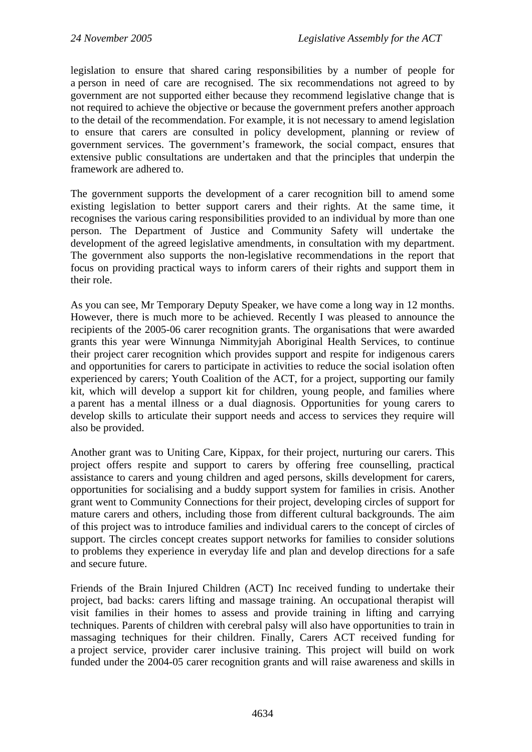legislation to ensure that shared caring responsibilities by a number of people for a person in need of care are recognised. The six recommendations not agreed to by government are not supported either because they recommend legislative change that is not required to achieve the objective or because the government prefers another approach to the detail of the recommendation. For example, it is not necessary to amend legislation to ensure that carers are consulted in policy development, planning or review of government services. The government's framework, the social compact, ensures that extensive public consultations are undertaken and that the principles that underpin the framework are adhered to.

The government supports the development of a carer recognition bill to amend some existing legislation to better support carers and their rights. At the same time, it recognises the various caring responsibilities provided to an individual by more than one person. The Department of Justice and Community Safety will undertake the development of the agreed legislative amendments, in consultation with my department. The government also supports the non-legislative recommendations in the report that focus on providing practical ways to inform carers of their rights and support them in their role.

As you can see, Mr Temporary Deputy Speaker, we have come a long way in 12 months. However, there is much more to be achieved. Recently I was pleased to announce the recipients of the 2005-06 carer recognition grants. The organisations that were awarded grants this year were Winnunga Nimmityjah Aboriginal Health Services, to continue their project carer recognition which provides support and respite for indigenous carers and opportunities for carers to participate in activities to reduce the social isolation often experienced by carers; Youth Coalition of the ACT, for a project, supporting our family kit, which will develop a support kit for children, young people, and families where a parent has a mental illness or a dual diagnosis. Opportunities for young carers to develop skills to articulate their support needs and access to services they require will also be provided.

Another grant was to Uniting Care, Kippax, for their project, nurturing our carers. This project offers respite and support to carers by offering free counselling, practical assistance to carers and young children and aged persons, skills development for carers, opportunities for socialising and a buddy support system for families in crisis. Another grant went to Community Connections for their project, developing circles of support for mature carers and others, including those from different cultural backgrounds. The aim of this project was to introduce families and individual carers to the concept of circles of support. The circles concept creates support networks for families to consider solutions to problems they experience in everyday life and plan and develop directions for a safe and secure future.

Friends of the Brain Injured Children (ACT) Inc received funding to undertake their project, bad backs: carers lifting and massage training. An occupational therapist will visit families in their homes to assess and provide training in lifting and carrying techniques. Parents of children with cerebral palsy will also have opportunities to train in massaging techniques for their children. Finally, Carers ACT received funding for a project service, provider carer inclusive training. This project will build on work funded under the 2004-05 carer recognition grants and will raise awareness and skills in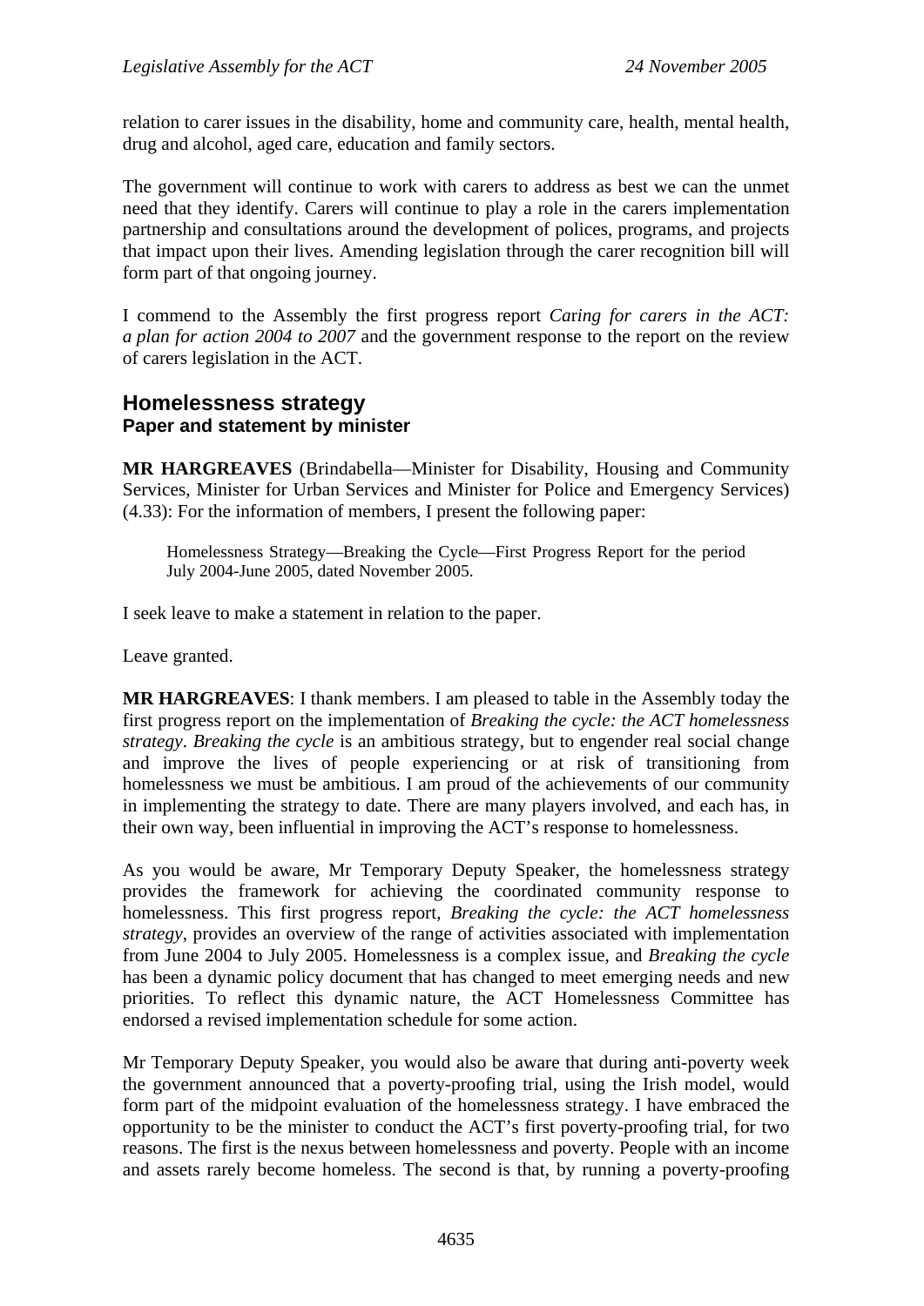relation to carer issues in the disability, home and community care, health, mental health, drug and alcohol, aged care, education and family sectors.

The government will continue to work with carers to address as best we can the unmet need that they identify. Carers will continue to play a role in the carers implementation partnership and consultations around the development of polices, programs, and projects that impact upon their lives. Amending legislation through the carer recognition bill will form part of that ongoing journey.

I commend to the Assembly the first progress report *Caring for carers in the ACT: a plan for action 2004 to 2007* and the government response to the report on the review of carers legislation in the ACT.

## Homelessness strategy

### Paper and statement by minister

**MR HARGREAVES** (Brindabella—Minister for Disability, Housing and Community Services, Minister for Urban Services and Minister for Police and Emergency Services) (4.33): For the information of members, I present the following paper:

> Homelessness Strategy—Breaking the Cycle—First Progress Report for the period July 2004-June 2005, dated November 2005.

I seek leave to make a statement in relation to the paper.

Leave granted.

**MR HARGREAVES**: I thank members. I am pleased to table in the Assembly today the first progress report on the implementation of *Breaking the cycle: the ACT homelessness strategy*. *Breaking the cycle* is an ambitious strategy, but to engender real social change and improve the lives of people experiencing or at risk of transitioning from homelessness we must be ambitious. I am proud of the achievements of our community in implementing the strategy to date. There are many players involved, and each has, in their own way, been influential in improving the ACT's response to homelessness.

As you would be aware, Mr Temporary Deputy Speaker, the homelessness strategy provides the framework for achieving the coordinated community response to homelessness. This first progress report, *Breaking the cycle: the ACT homelessness strategy*, provides an overview of the range of activities associated with implementation from June 2004 to July 2005. Homelessness is a complex issue, and *Breaking the cycle* has been a dynamic policy document that has changed to meet emerging needs and new priorities. To reflect this dynamic nature, the ACT Homelessness Committee has endorsed a revised implementation schedule for some action.

Mr Temporary Deputy Speaker, you would also be aware that during anti-poverty week the government announced that a poverty-proofing trial, using the Irish model, would form part of the midpoint evaluation of the homelessness strategy. I have embraced the opportunity to be the minister to conduct the ACT's first poverty-proofing trial, for two reasons. The first is the nexus between homelessness and poverty. People with an income and assets rarely become homeless. The second is that, by running a poverty-proofing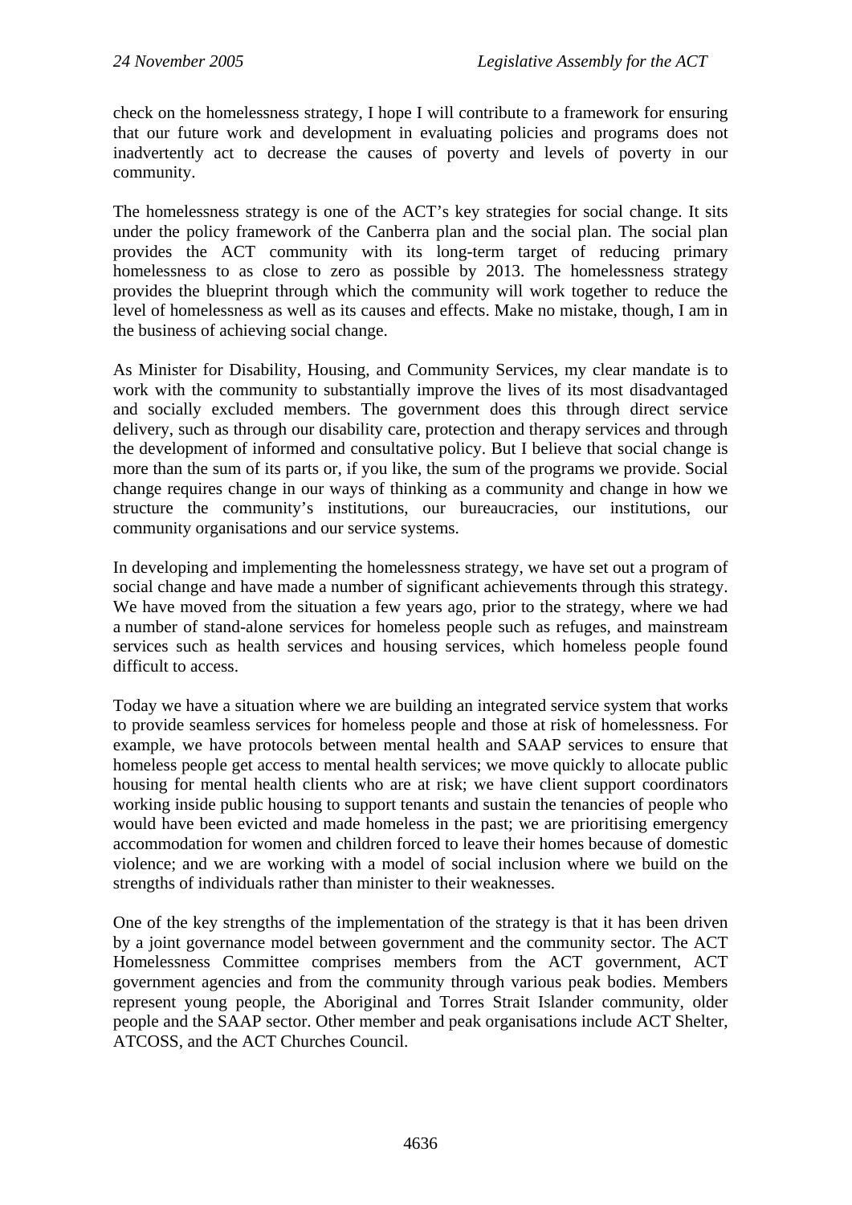check on the homelessness strategy, I hope I will contribute to a framework for ensuring that our future work and development in evaluating policies and programs does not inadvertently act to decrease the causes of poverty and levels of poverty in our community.

The homelessness strategy is one of the ACT's key strategies for social change. It sits under the policy framework of the Canberra plan and the social plan. The social plan provides the ACT community with its long-term target of reducing primary homelessness to as close to zero as possible by 2013. The homelessness strategy provides the blueprint through which the community will work together to reduce the level of homelessness as well as its causes and effects. Make no mistake, though, I am in the business of achieving social change.

As Minister for Disability, Housing, and Community Services, my clear mandate is to work with the community to substantially improve the lives of its most disadvantaged and socially excluded members. The government does this through direct service delivery, such as through our disability care, protection and therapy services and through the development of informed and consultative policy. But I believe that social change is more than the sum of its parts or, if you like, the sum of the programs we provide. Social change requires change in our ways of thinking as a community and change in how we structure the community's institutions, our bureaucracies, our institutions, our community organisations and our service systems.

In developing and implementing the homelessness strategy, we have set out a program of social change and have made a number of significant achievements through this strategy. We have moved from the situation a few years ago, prior to the strategy, where we had a number of stand-alone services for homeless people such as refuges, and mainstream services such as health services and housing services, which homeless people found difficult to access.

Today we have a situation where we are building an integrated service system that works to provide seamless services for homeless people and those at risk of homelessness. For example, we have protocols between mental health and SAAP services to ensure that homeless people get access to mental health services; we move quickly to allocate public housing for mental health clients who are at risk; we have client support coordinators working inside public housing to support tenants and sustain the tenancies of people who would have been evicted and made homeless in the past; we are prioritising emergency accommodation for women and children forced to leave their homes because of domestic violence; and we are working with a model of social inclusion where we build on the strengths of individuals rather than minister to their weaknesses.

One of the key strengths of the implementation of the strategy is that it has been driven by a joint governance model between government and the community sector. The ACT Homelessness Committee comprises members from the ACT government, ACT government agencies and from the community through various peak bodies. Members represent young people, the Aboriginal and Torres Strait Islander community, older people and the SAAP sector. Other member and peak organisations include ACT Shelter, ATCOSS, and the ACT Churches Council.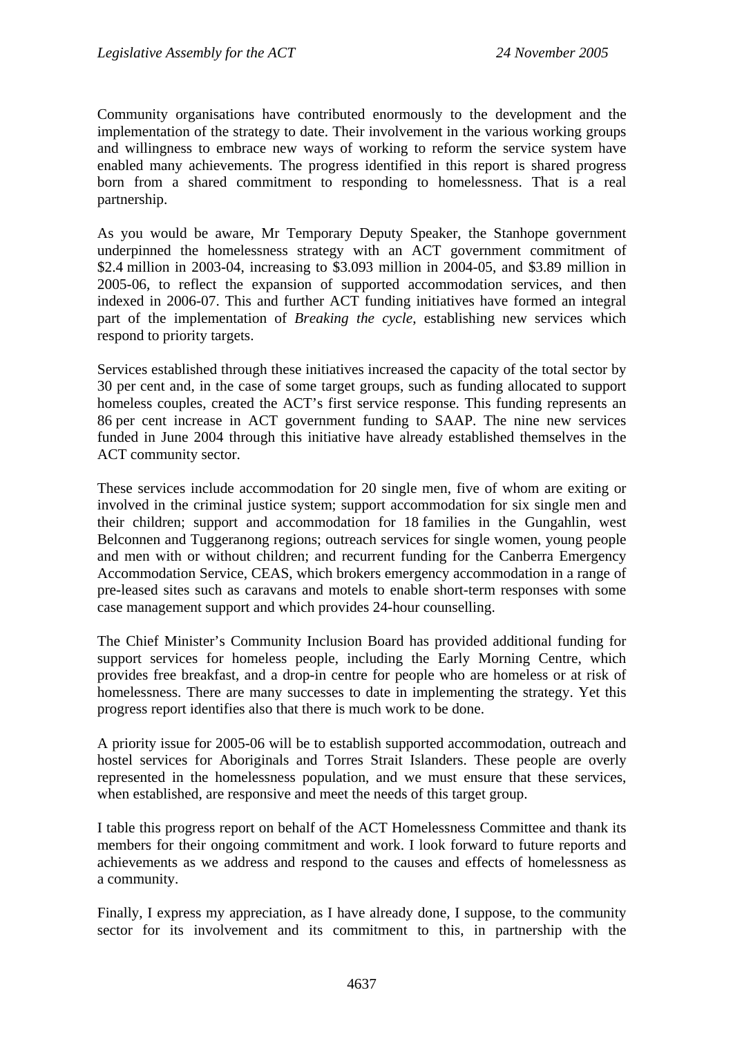Community organisations have contributed enormously to the development and the implementation of the strategy to date. Their involvement in the various working groups and willingness to embrace new ways of working to reform the service system have enabled many achievements. The progress identified in this report is shared progress born from a shared commitment to responding to homelessness. That is a real partnership.

As you would be aware, Mr Temporary Deputy Speaker, the Stanhope government underpinned the homelessness strategy with an ACT government commitment of $2.4 million in 2003-04, increasing to $3.093 million in 2004-05, and $3.89 million in 2005-06, to reflect the expansion of supported accommodation services, and then indexed in 2006-07. This and further ACT funding initiatives have formed an integral part of the implementation of *Breaking the cycle*, establishing new services which respond to priority targets.

Services established through these initiatives increased the capacity of the total sector by 30 per cent and, in the case of some target groups, such as funding allocated to support homeless couples, created the ACT's first service response. This funding represents an 86 per cent increase in ACT government funding to SAAP. The nine new services funded in June 2004 through this initiative have already established themselves in the ACT community sector.

These services include accommodation for 20 single men, five of whom are exiting or involved in the criminal justice system; support accommodation for six single men and their children; support and accommodation for 18 families in the Gungahlin, west Belconnen and Tuggeranong regions; outreach services for single women, young people and men with or without children; and recurrent funding for the Canberra Emergency Accommodation Service, CEAS, which brokers emergency accommodation in a range of pre-leased sites such as caravans and motels to enable short-term responses with some case management support and which provides 24-hour counselling.

The Chief Minister's Community Inclusion Board has provided additional funding for support services for homeless people, including the Early Morning Centre, which provides free breakfast, and a drop-in centre for people who are homeless or at risk of homelessness. There are many successes to date in implementing the strategy. Yet this progress report identifies also that there is much work to be done.

A priority issue for 2005-06 will be to establish supported accommodation, outreach and hostel services for Aboriginals and Torres Strait Islanders. These people are overly represented in the homelessness population, and we must ensure that these services, when established, are responsive and meet the needs of this target group.

I table this progress report on behalf of the ACT Homelessness Committee and thank its members for their ongoing commitment and work. I look forward to future reports and achievements as we address and respond to the causes and effects of homelessness as a community.

Finally, I express my appreciation, as I have already done, I suppose, to the community sector for its involvement and its commitment to this, in partnership with the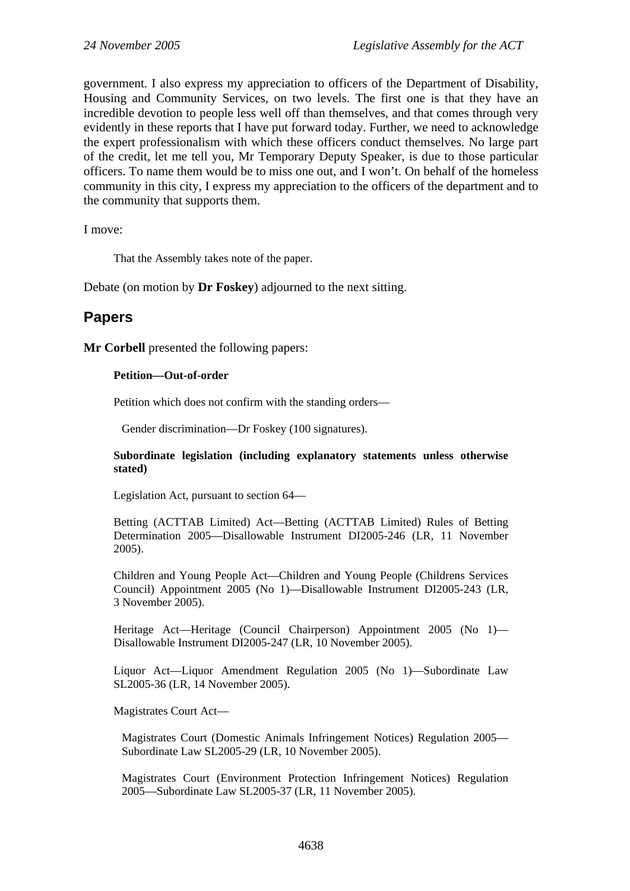government. I also express my appreciation to officers of the Department of Disability, Housing and Community Services, on two levels. The first one is that they have an incredible devotion to people less well off than themselves, and that comes through very evidently in these reports that I have put forward today. Further, we need to acknowledge the expert professionalism with which these officers conduct themselves. No large part of the credit, let me tell you, Mr Temporary Deputy Speaker, is due to those particular officers. To name them would be to miss one out, and I won't. On behalf of the homeless community in this city, I express my appreciation to the officers of the department and to the community that supports them.

I move:

> That the Assembly takes note of the paper.

Debate (on motion by **Dr Foskey**) adjourned to the next sitting.

## Papers

**Mr Corbell** presented the following papers:

> **Petition—Out-of-order**
>
> Petition which does not confirm with the standing orders—
>
> Gender discrimination—Dr Foskey (100 signatures).
>
> **Subordinate legislation (including explanatory statements unless otherwise stated)**
>
> Legislation Act, pursuant to section 64—
>
> Betting (ACTTAB Limited) Act—Betting (ACTTAB Limited) Rules of Betting Determination 2005—Disallowable Instrument DI2005-246 (LR, 11 November 2005).
>
> Children and Young People Act—Children and Young People (Childrens Services Council) Appointment 2005 (No 1)—Disallowable Instrument DI2005-243 (LR, 3 November 2005).
>
> Heritage Act—Heritage (Council Chairperson) Appointment 2005 (No 1)—Disallowable Instrument DI2005-247 (LR, 10 November 2005).
>
> Liquor Act—Liquor Amendment Regulation 2005 (No 1)—Subordinate Law SL2005-36 (LR, 14 November 2005).
>
> Magistrates Court Act—
>
> Magistrates Court (Domestic Animals Infringement Notices) Regulation 2005—Subordinate Law SL2005-29 (LR, 10 November 2005).
>
> Magistrates Court (Environment Protection Infringement Notices) Regulation 2005—Subordinate Law SL2005-37 (LR, 11 November 2005).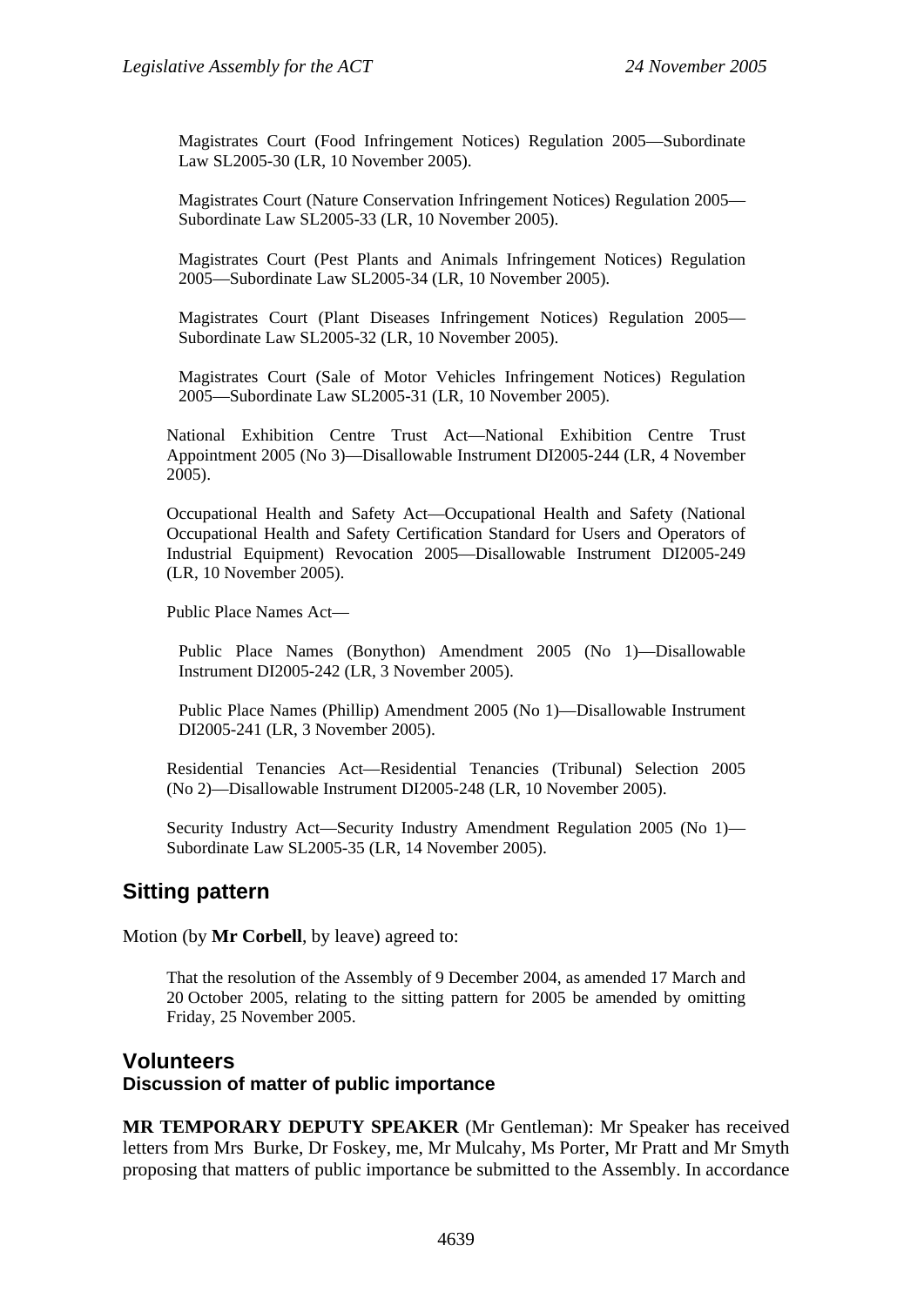Magistrates Court (Food Infringement Notices) Regulation 2005—Subordinate Law SL2005-30 (LR, 10 November 2005).

Magistrates Court (Nature Conservation Infringement Notices) Regulation 2005—Subordinate Law SL2005-33 (LR, 10 November 2005).

Magistrates Court (Pest Plants and Animals Infringement Notices) Regulation 2005—Subordinate Law SL2005-34 (LR, 10 November 2005).

Magistrates Court (Plant Diseases Infringement Notices) Regulation 2005—Subordinate Law SL2005-32 (LR, 10 November 2005).

Magistrates Court (Sale of Motor Vehicles Infringement Notices) Regulation 2005—Subordinate Law SL2005-31 (LR, 10 November 2005).

National Exhibition Centre Trust Act—National Exhibition Centre Trust Appointment 2005 (No 3)—Disallowable Instrument DI2005-244 (LR, 4 November 2005).

Occupational Health and Safety Act—Occupational Health and Safety (National Occupational Health and Safety Certification Standard for Users and Operators of Industrial Equipment) Revocation 2005—Disallowable Instrument DI2005-249 (LR, 10 November 2005).

Public Place Names Act—

Public Place Names (Bonython) Amendment 2005 (No 1)—Disallowable Instrument DI2005-242 (LR, 3 November 2005).

Public Place Names (Phillip) Amendment 2005 (No 1)—Disallowable Instrument DI2005-241 (LR, 3 November 2005).

Residential Tenancies Act—Residential Tenancies (Tribunal) Selection 2005 (No 2)—Disallowable Instrument DI2005-248 (LR, 10 November 2005).

Security Industry Act—Security Industry Amendment Regulation 2005 (No 1)—Subordinate Law SL2005-35 (LR, 14 November 2005).

## Sitting pattern

Motion (by **Mr Corbell**, by leave) agreed to:

That the resolution of the Assembly of 9 December 2004, as amended 17 March and 20 October 2005, relating to the sitting pattern for 2005 be amended by omitting Friday, 25 November 2005.

## Volunteers

### Discussion of matter of public importance

**MR TEMPORARY DEPUTY SPEAKER** (Mr Gentleman): Mr Speaker has received letters from Mrs Burke, Dr Foskey, me, Mr Mulcahy, Ms Porter, Mr Pratt and Mr Smyth proposing that matters of public importance be submitted to the Assembly. In accordance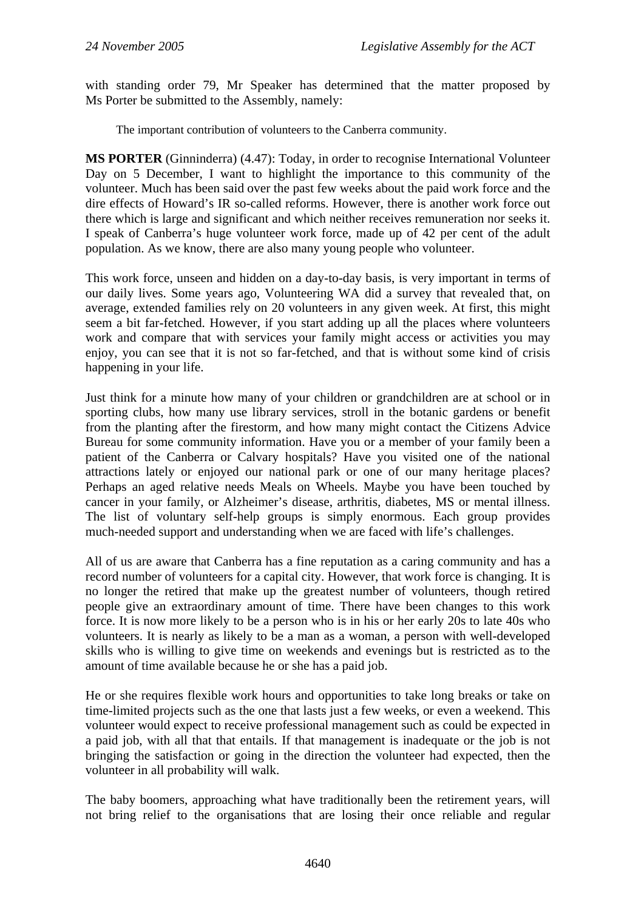with standing order 79, Mr Speaker has determined that the matter proposed by Ms Porter be submitted to the Assembly, namely:

> The important contribution of volunteers to the Canberra community.

**MS PORTER** (Ginninderra) (4.47): Today, in order to recognise International Volunteer Day on 5 December, I want to highlight the importance to this community of the volunteer. Much has been said over the past few weeks about the paid work force and the dire effects of Howard's IR so-called reforms. However, there is another work force out there which is large and significant and which neither receives remuneration nor seeks it. I speak of Canberra's huge volunteer work force, made up of 42 per cent of the adult population. As we know, there are also many young people who volunteer.

This work force, unseen and hidden on a day-to-day basis, is very important in terms of our daily lives. Some years ago, Volunteering WA did a survey that revealed that, on average, extended families rely on 20 volunteers in any given week. At first, this might seem a bit far-fetched. However, if you start adding up all the places where volunteers work and compare that with services your family might access or activities you may enjoy, you can see that it is not so far-fetched, and that is without some kind of crisis happening in your life.

Just think for a minute how many of your children or grandchildren are at school or in sporting clubs, how many use library services, stroll in the botanic gardens or benefit from the planting after the firestorm, and how many might contact the Citizens Advice Bureau for some community information. Have you or a member of your family been a patient of the Canberra or Calvary hospitals? Have you visited one of the national attractions lately or enjoyed our national park or one of our many heritage places? Perhaps an aged relative needs Meals on Wheels. Maybe you have been touched by cancer in your family, or Alzheimer's disease, arthritis, diabetes, MS or mental illness. The list of voluntary self-help groups is simply enormous. Each group provides much-needed support and understanding when we are faced with life's challenges.

All of us are aware that Canberra has a fine reputation as a caring community and has a record number of volunteers for a capital city. However, that work force is changing. It is no longer the retired that make up the greatest number of volunteers, though retired people give an extraordinary amount of time. There have been changes to this work force. It is now more likely to be a person who is in his or her early 20s to late 40s who volunteers. It is nearly as likely to be a man as a woman, a person with well-developed skills who is willing to give time on weekends and evenings but is restricted as to the amount of time available because he or she has a paid job.

He or she requires flexible work hours and opportunities to take long breaks or take on time-limited projects such as the one that lasts just a few weeks, or even a weekend. This volunteer would expect to receive professional management such as could be expected in a paid job, with all that that entails. If that management is inadequate or the job is not bringing the satisfaction or going in the direction the volunteer had expected, then the volunteer in all probability will walk.

The baby boomers, approaching what have traditionally been the retirement years, will not bring relief to the organisations that are losing their once reliable and regular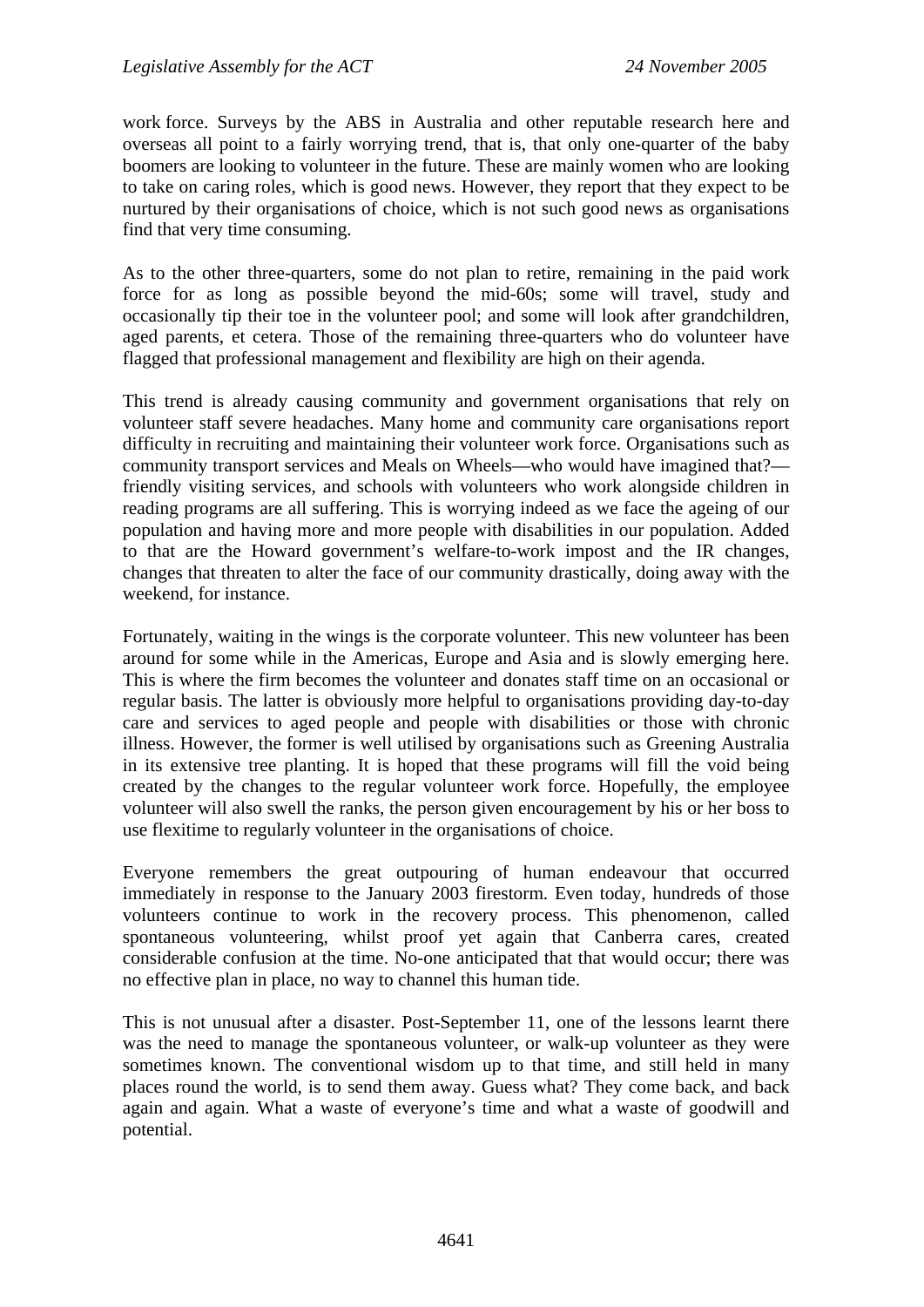work force. Surveys by the ABS in Australia and other reputable research here and overseas all point to a fairly worrying trend, that is, that only one-quarter of the baby boomers are looking to volunteer in the future. These are mainly women who are looking to take on caring roles, which is good news. However, they report that they expect to be nurtured by their organisations of choice, which is not such good news as organisations find that very time consuming.

As to the other three-quarters, some do not plan to retire, remaining in the paid work force for as long as possible beyond the mid-60s; some will travel, study and occasionally tip their toe in the volunteer pool; and some will look after grandchildren, aged parents, et cetera. Those of the remaining three-quarters who do volunteer have flagged that professional management and flexibility are high on their agenda.

This trend is already causing community and government organisations that rely on volunteer staff severe headaches. Many home and community care organisations report difficulty in recruiting and maintaining their volunteer work force. Organisations such as community transport services and Meals on Wheels—who would have imagined that?—friendly visiting services, and schools with volunteers who work alongside children in reading programs are all suffering. This is worrying indeed as we face the ageing of our population and having more and more people with disabilities in our population. Added to that are the Howard government's welfare-to-work impost and the IR changes, changes that threaten to alter the face of our community drastically, doing away with the weekend, for instance.

Fortunately, waiting in the wings is the corporate volunteer. This new volunteer has been around for some while in the Americas, Europe and Asia and is slowly emerging here. This is where the firm becomes the volunteer and donates staff time on an occasional or regular basis. The latter is obviously more helpful to organisations providing day-to-day care and services to aged people and people with disabilities or those with chronic illness. However, the former is well utilised by organisations such as Greening Australia in its extensive tree planting. It is hoped that these programs will fill the void being created by the changes to the regular volunteer work force. Hopefully, the employee volunteer will also swell the ranks, the person given encouragement by his or her boss to use flexitime to regularly volunteer in the organisations of choice.

Everyone remembers the great outpouring of human endeavour that occurred immediately in response to the January 2003 firestorm. Even today, hundreds of those volunteers continue to work in the recovery process. This phenomenon, called spontaneous volunteering, whilst proof yet again that Canberra cares, created considerable confusion at the time. No-one anticipated that that would occur; there was no effective plan in place, no way to channel this human tide.

This is not unusual after a disaster. Post-September 11, one of the lessons learnt there was the need to manage the spontaneous volunteer, or walk-up volunteer as they were sometimes known. The conventional wisdom up to that time, and still held in many places round the world, is to send them away. Guess what? They come back, and back again and again. What a waste of everyone's time and what a waste of goodwill and potential.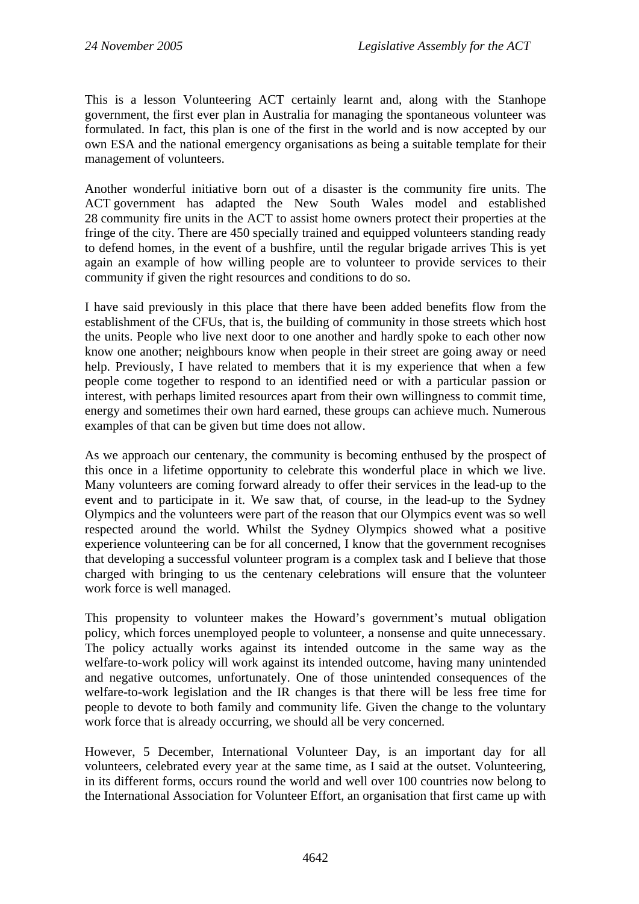This is a lesson Volunteering ACT certainly learnt and, along with the Stanhope government, the first ever plan in Australia for managing the spontaneous volunteer was formulated. In fact, this plan is one of the first in the world and is now accepted by our own ESA and the national emergency organisations as being a suitable template for their management of volunteers.

Another wonderful initiative born out of a disaster is the community fire units. The ACT government has adapted the New South Wales model and established 28 community fire units in the ACT to assist home owners protect their properties at the fringe of the city. There are 450 specially trained and equipped volunteers standing ready to defend homes, in the event of a bushfire, until the regular brigade arrives This is yet again an example of how willing people are to volunteer to provide services to their community if given the right resources and conditions to do so.

I have said previously in this place that there have been added benefits flow from the establishment of the CFUs, that is, the building of community in those streets which host the units. People who live next door to one another and hardly spoke to each other now know one another; neighbours know when people in their street are going away or need help. Previously, I have related to members that it is my experience that when a few people come together to respond to an identified need or with a particular passion or interest, with perhaps limited resources apart from their own willingness to commit time, energy and sometimes their own hard earned, these groups can achieve much. Numerous examples of that can be given but time does not allow.

As we approach our centenary, the community is becoming enthused by the prospect of this once in a lifetime opportunity to celebrate this wonderful place in which we live. Many volunteers are coming forward already to offer their services in the lead-up to the event and to participate in it. We saw that, of course, in the lead-up to the Sydney Olympics and the volunteers were part of the reason that our Olympics event was so well respected around the world. Whilst the Sydney Olympics showed what a positive experience volunteering can be for all concerned, I know that the government recognises that developing a successful volunteer program is a complex task and I believe that those charged with bringing to us the centenary celebrations will ensure that the volunteer work force is well managed.

This propensity to volunteer makes the Howard's government's mutual obligation policy, which forces unemployed people to volunteer, a nonsense and quite unnecessary. The policy actually works against its intended outcome in the same way as the welfare-to-work policy will work against its intended outcome, having many unintended and negative outcomes, unfortunately. One of those unintended consequences of the welfare-to-work legislation and the IR changes is that there will be less free time for people to devote to both family and community life. Given the change to the voluntary work force that is already occurring, we should all be very concerned.

However, 5 December, International Volunteer Day, is an important day for all volunteers, celebrated every year at the same time, as I said at the outset. Volunteering, in its different forms, occurs round the world and well over 100 countries now belong to the International Association for Volunteer Effort, an organisation that first came up with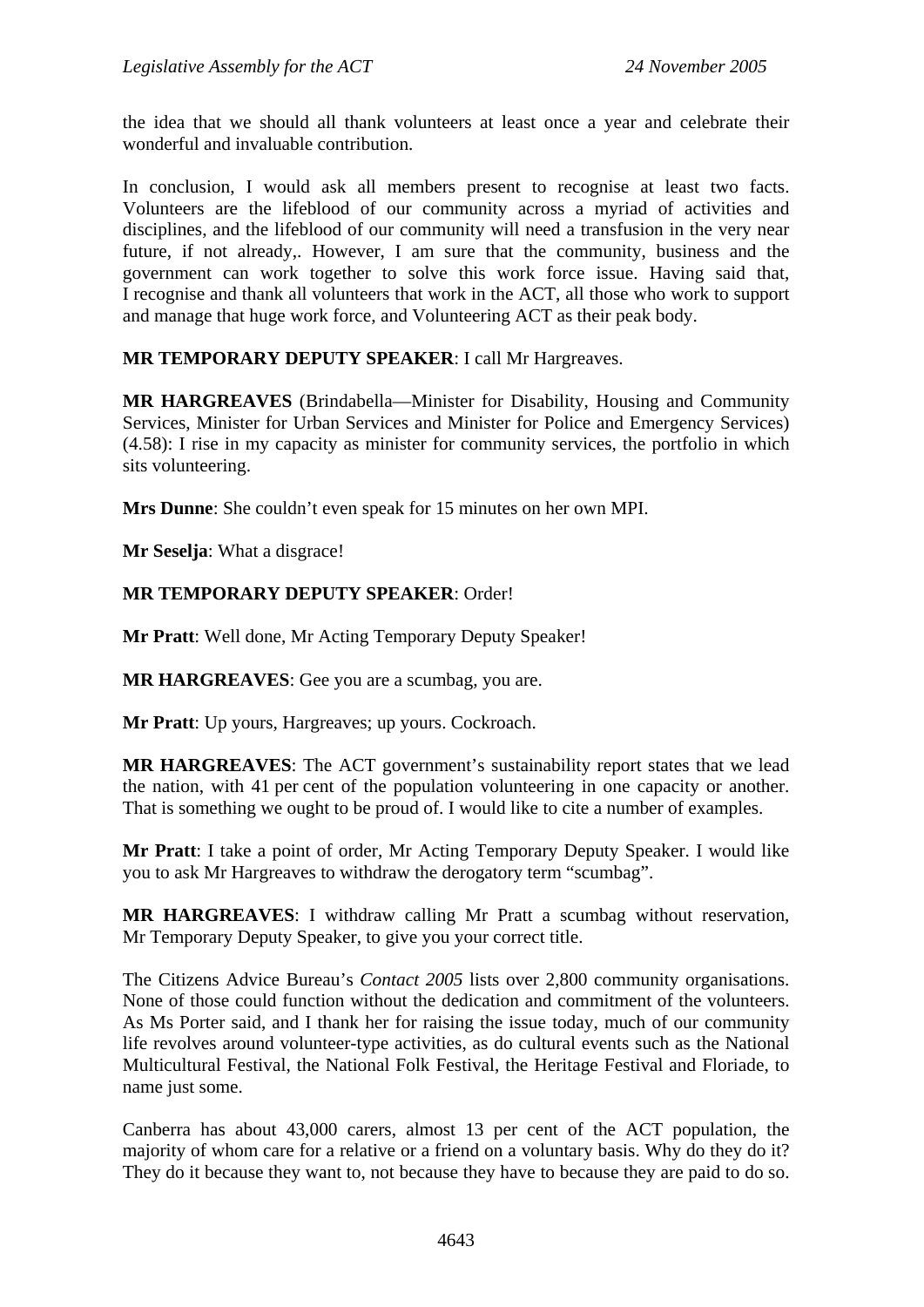the idea that we should all thank volunteers at least once a year and celebrate their wonderful and invaluable contribution.

In conclusion, I would ask all members present to recognise at least two facts. Volunteers are the lifeblood of our community across a myriad of activities and disciplines, and the lifeblood of our community will need a transfusion in the very near future, if not already,. However, I am sure that the community, business and the government can work together to solve this work force issue. Having said that, I recognise and thank all volunteers that work in the ACT, all those who work to support and manage that huge work force, and Volunteering ACT as their peak body.

**MR TEMPORARY DEPUTY SPEAKER**: I call Mr Hargreaves.

**MR HARGREAVES** (Brindabella—Minister for Disability, Housing and Community Services, Minister for Urban Services and Minister for Police and Emergency Services) (4.58): I rise in my capacity as minister for community services, the portfolio in which sits volunteering.

**Mrs Dunne**: She couldn't even speak for 15 minutes on her own MPI.

**Mr Seselja**: What a disgrace!

**MR TEMPORARY DEPUTY SPEAKER**: Order!

**Mr Pratt**: Well done, Mr Acting Temporary Deputy Speaker!

**MR HARGREAVES**: Gee you are a scumbag, you are.

**Mr Pratt**: Up yours, Hargreaves; up yours. Cockroach.

**MR HARGREAVES**: The ACT government's sustainability report states that we lead the nation, with 41 per cent of the population volunteering in one capacity or another. That is something we ought to be proud of. I would like to cite a number of examples.

**Mr Pratt**: I take a point of order, Mr Acting Temporary Deputy Speaker. I would like you to ask Mr Hargreaves to withdraw the derogatory term "scumbag".

**MR HARGREAVES**: I withdraw calling Mr Pratt a scumbag without reservation, Mr Temporary Deputy Speaker, to give you your correct title.

The Citizens Advice Bureau's *Contact 2005* lists over 2,800 community organisations. None of those could function without the dedication and commitment of the volunteers. As Ms Porter said, and I thank her for raising the issue today, much of our community life revolves around volunteer-type activities, as do cultural events such as the National Multicultural Festival, the National Folk Festival, the Heritage Festival and Floriade, to name just some.

Canberra has about 43,000 carers, almost 13 per cent of the ACT population, the majority of whom care for a relative or a friend on a voluntary basis. Why do they do it? They do it because they want to, not because they have to because they are paid to do so.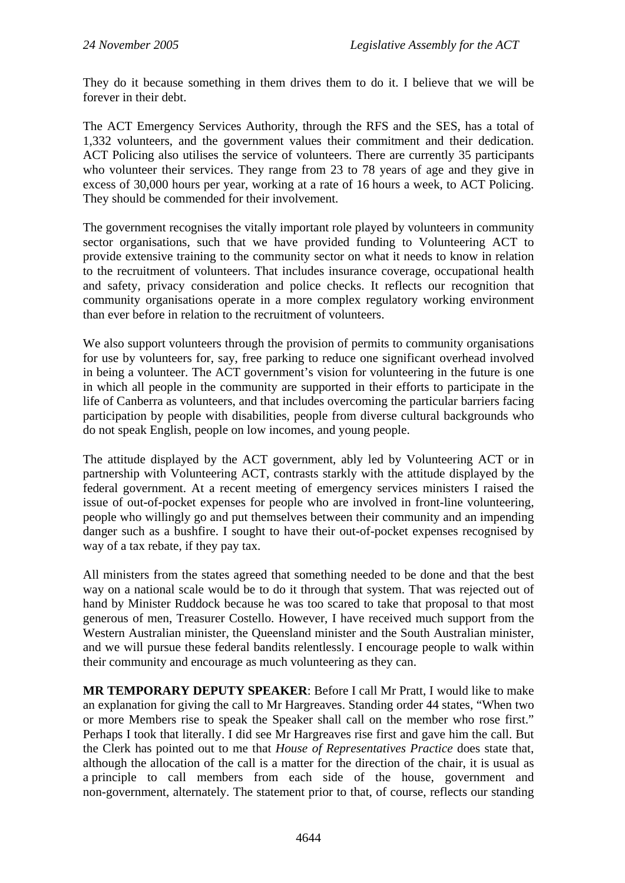They do it because something in them drives them to do it. I believe that we will be forever in their debt.

The ACT Emergency Services Authority, through the RFS and the SES, has a total of 1,332 volunteers, and the government values their commitment and their dedication. ACT Policing also utilises the service of volunteers. There are currently 35 participants who volunteer their services. They range from 23 to 78 years of age and they give in excess of 30,000 hours per year, working at a rate of 16 hours a week, to ACT Policing. They should be commended for their involvement.

The government recognises the vitally important role played by volunteers in community sector organisations, such that we have provided funding to Volunteering ACT to provide extensive training to the community sector on what it needs to know in relation to the recruitment of volunteers. That includes insurance coverage, occupational health and safety, privacy consideration and police checks. It reflects our recognition that community organisations operate in a more complex regulatory working environment than ever before in relation to the recruitment of volunteers.

We also support volunteers through the provision of permits to community organisations for use by volunteers for, say, free parking to reduce one significant overhead involved in being a volunteer. The ACT government's vision for volunteering in the future is one in which all people in the community are supported in their efforts to participate in the life of Canberra as volunteers, and that includes overcoming the particular barriers facing participation by people with disabilities, people from diverse cultural backgrounds who do not speak English, people on low incomes, and young people.

The attitude displayed by the ACT government, ably led by Volunteering ACT or in partnership with Volunteering ACT, contrasts starkly with the attitude displayed by the federal government. At a recent meeting of emergency services ministers I raised the issue of out-of-pocket expenses for people who are involved in front-line volunteering, people who willingly go and put themselves between their community and an impending danger such as a bushfire. I sought to have their out-of-pocket expenses recognised by way of a tax rebate, if they pay tax.

All ministers from the states agreed that something needed to be done and that the best way on a national scale would be to do it through that system. That was rejected out of hand by Minister Ruddock because he was too scared to take that proposal to that most generous of men, Treasurer Costello. However, I have received much support from the Western Australian minister, the Queensland minister and the South Australian minister, and we will pursue these federal bandits relentlessly. I encourage people to walk within their community and encourage as much volunteering as they can.

**MR TEMPORARY DEPUTY SPEAKER**: Before I call Mr Pratt, I would like to make an explanation for giving the call to Mr Hargreaves. Standing order 44 states, "When two or more Members rise to speak the Speaker shall call on the member who rose first." Perhaps I took that literally. I did see Mr Hargreaves rise first and gave him the call. But the Clerk has pointed out to me that *House of Representatives Practice* does state that, although the allocation of the call is a matter for the direction of the chair, it is usual as a principle to call members from each side of the house, government and non-government, alternately. The statement prior to that, of course, reflects our standing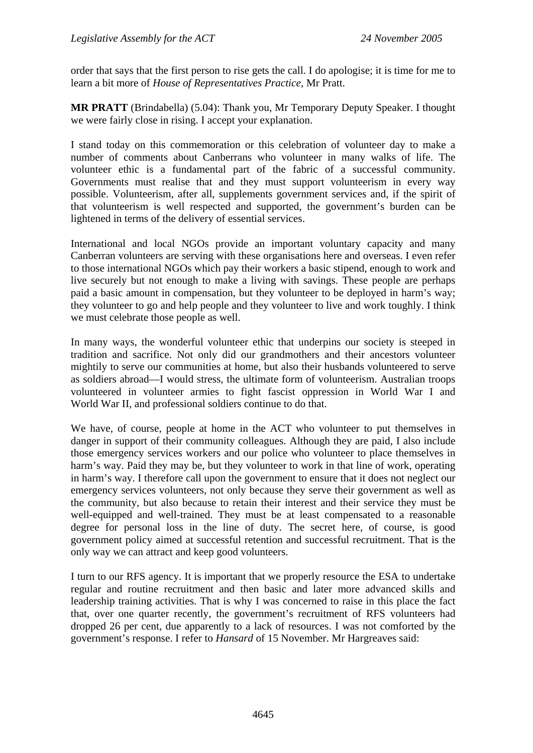order that says that the first person to rise gets the call. I do apologise; it is time for me to learn a bit more of *House of Representatives Practice*, Mr Pratt.

**MR PRATT** (Brindabella) (5.04): Thank you, Mr Temporary Deputy Speaker. I thought we were fairly close in rising. I accept your explanation.

I stand today on this commemoration or this celebration of volunteer day to make a number of comments about Canberrans who volunteer in many walks of life. The volunteer ethic is a fundamental part of the fabric of a successful community. Governments must realise that and they must support volunteerism in every way possible. Volunteerism, after all, supplements government services and, if the spirit of that volunteerism is well respected and supported, the government's burden can be lightened in terms of the delivery of essential services.

International and local NGOs provide an important voluntary capacity and many Canberran volunteers are serving with these organisations here and overseas. I even refer to those international NGOs which pay their workers a basic stipend, enough to work and live securely but not enough to make a living with savings. These people are perhaps paid a basic amount in compensation, but they volunteer to be deployed in harm's way; they volunteer to go and help people and they volunteer to live and work toughly. I think we must celebrate those people as well.

In many ways, the wonderful volunteer ethic that underpins our society is steeped in tradition and sacrifice. Not only did our grandmothers and their ancestors volunteer mightily to serve our communities at home, but also their husbands volunteered to serve as soldiers abroad—I would stress, the ultimate form of volunteerism. Australian troops volunteered in volunteer armies to fight fascist oppression in World War I and World War II, and professional soldiers continue to do that.

We have, of course, people at home in the ACT who volunteer to put themselves in danger in support of their community colleagues. Although they are paid, I also include those emergency services workers and our police who volunteer to place themselves in harm's way. Paid they may be, but they volunteer to work in that line of work, operating in harm's way. I therefore call upon the government to ensure that it does not neglect our emergency services volunteers, not only because they serve their government as well as the community, but also because to retain their interest and their service they must be well-equipped and well-trained. They must be at least compensated to a reasonable degree for personal loss in the line of duty. The secret here, of course, is good government policy aimed at successful retention and successful recruitment. That is the only way we can attract and keep good volunteers.

I turn to our RFS agency. It is important that we properly resource the ESA to undertake regular and routine recruitment and then basic and later more advanced skills and leadership training activities. That is why I was concerned to raise in this place the fact that, over one quarter recently, the government's recruitment of RFS volunteers had dropped 26 per cent, due apparently to a lack of resources. I was not comforted by the government's response. I refer to *Hansard* of 15 November. Mr Hargreaves said: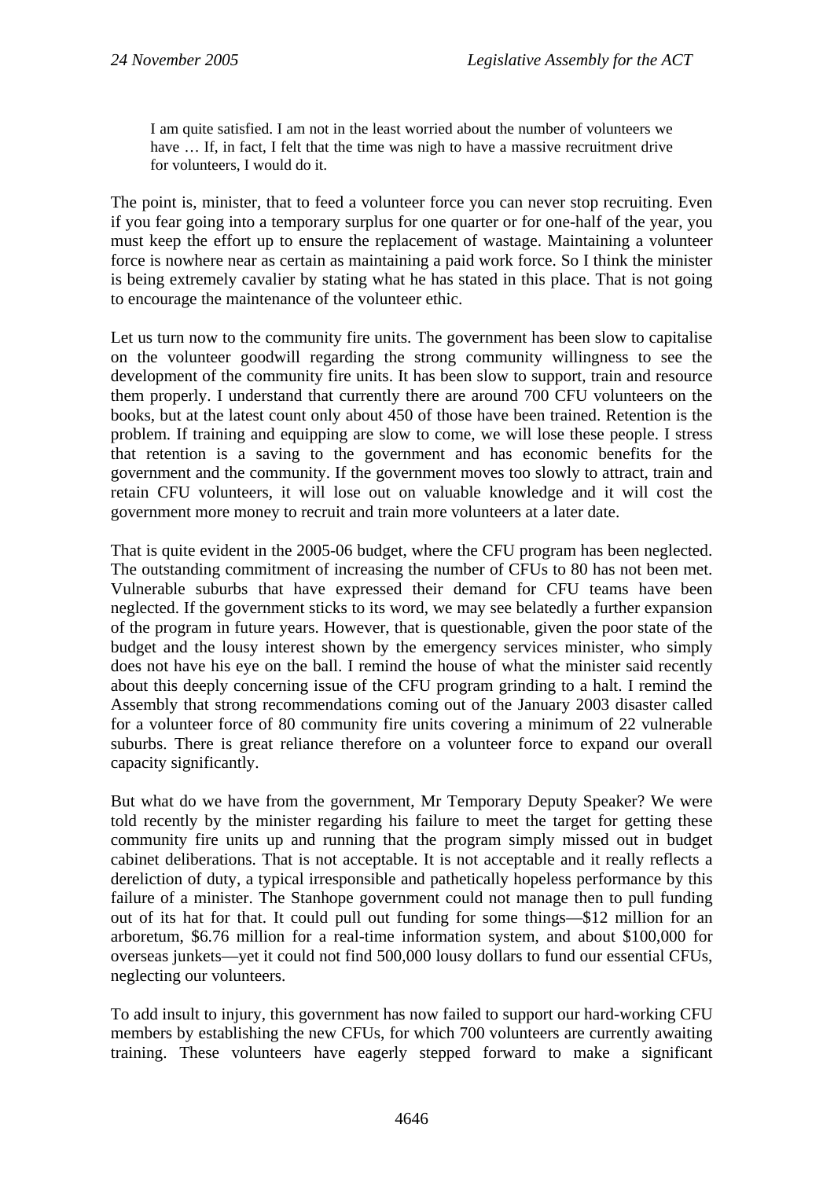> I am quite satisfied. I am not in the least worried about the number of volunteers we have … If, in fact, I felt that the time was nigh to have a massive recruitment drive for volunteers, I would do it.

The point is, minister, that to feed a volunteer force you can never stop recruiting. Even if you fear going into a temporary surplus for one quarter or for one-half of the year, you must keep the effort up to ensure the replacement of wastage. Maintaining a volunteer force is nowhere near as certain as maintaining a paid work force. So I think the minister is being extremely cavalier by stating what he has stated in this place. That is not going to encourage the maintenance of the volunteer ethic.

Let us turn now to the community fire units. The government has been slow to capitalise on the volunteer goodwill regarding the strong community willingness to see the development of the community fire units. It has been slow to support, train and resource them properly. I understand that currently there are around 700 CFU volunteers on the books, but at the latest count only about 450 of those have been trained. Retention is the problem. If training and equipping are slow to come, we will lose these people. I stress that retention is a saving to the government and has economic benefits for the government and the community. If the government moves too slowly to attract, train and retain CFU volunteers, it will lose out on valuable knowledge and it will cost the government more money to recruit and train more volunteers at a later date.

That is quite evident in the 2005-06 budget, where the CFU program has been neglected. The outstanding commitment of increasing the number of CFUs to 80 has not been met. Vulnerable suburbs that have expressed their demand for CFU teams have been neglected. If the government sticks to its word, we may see belatedly a further expansion of the program in future years. However, that is questionable, given the poor state of the budget and the lousy interest shown by the emergency services minister, who simply does not have his eye on the ball. I remind the house of what the minister said recently about this deeply concerning issue of the CFU program grinding to a halt. I remind the Assembly that strong recommendations coming out of the January 2003 disaster called for a volunteer force of 80 community fire units covering a minimum of 22 vulnerable suburbs. There is great reliance therefore on a volunteer force to expand our overall capacity significantly.

But what do we have from the government, Mr Temporary Deputy Speaker? We were told recently by the minister regarding his failure to meet the target for getting these community fire units up and running that the program simply missed out in budget cabinet deliberations. That is not acceptable. It is not acceptable and it really reflects a dereliction of duty, a typical irresponsible and pathetically hopeless performance by this failure of a minister. The Stanhope government could not manage then to pull funding out of its hat for that. It could pull out funding for some things—$12 million for an arboretum, $6.76 million for a real-time information system, and about $100,000 for overseas junkets—yet it could not find 500,000 lousy dollars to fund our essential CFUs, neglecting our volunteers.

To add insult to injury, this government has now failed to support our hard-working CFU members by establishing the new CFUs, for which 700 volunteers are currently awaiting training. These volunteers have eagerly stepped forward to make a significant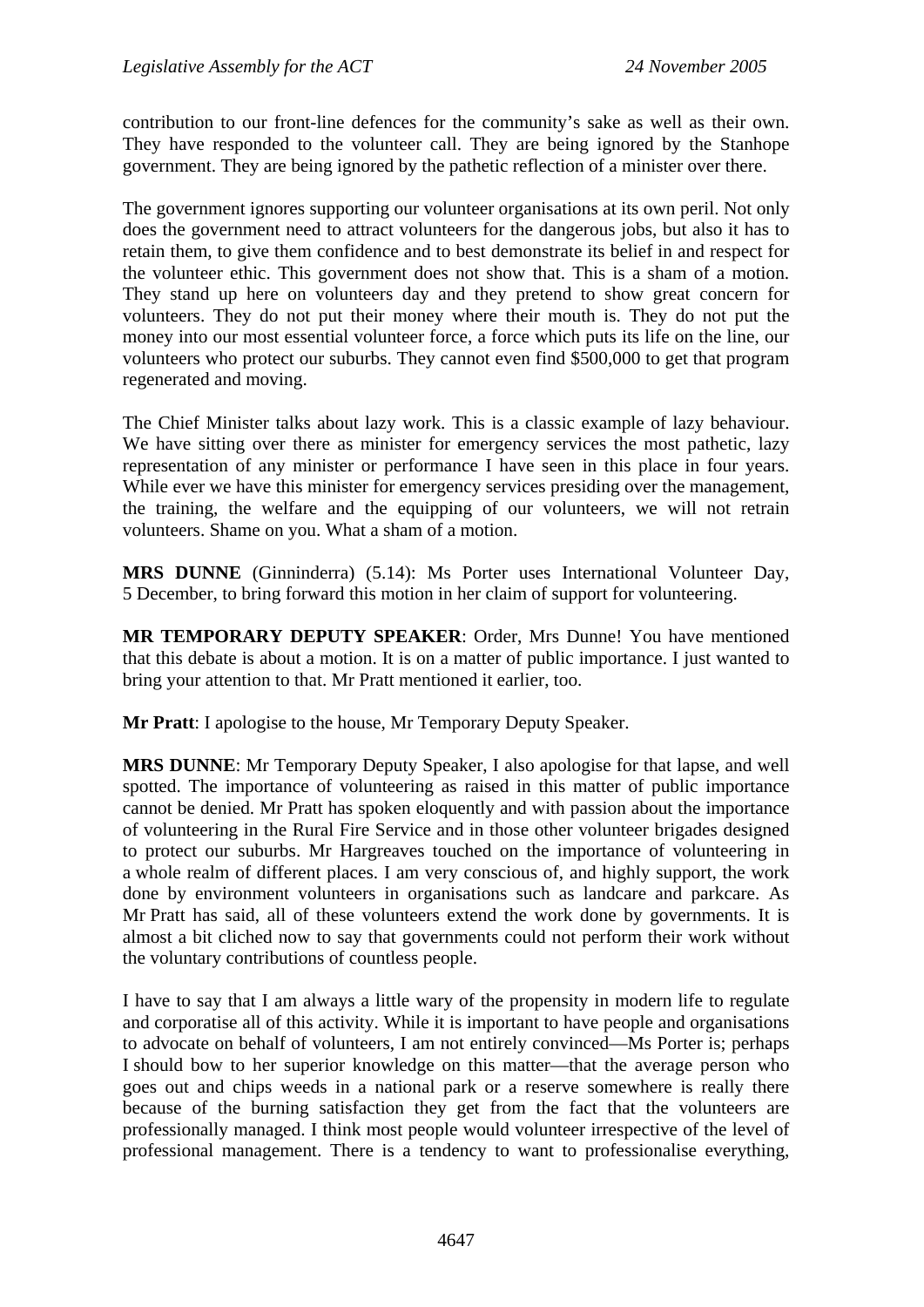contribution to our front-line defences for the community's sake as well as their own. They have responded to the volunteer call. They are being ignored by the Stanhope government. They are being ignored by the pathetic reflection of a minister over there.

The government ignores supporting our volunteer organisations at its own peril. Not only does the government need to attract volunteers for the dangerous jobs, but also it has to retain them, to give them confidence and to best demonstrate its belief in and respect for the volunteer ethic. This government does not show that. This is a sham of a motion. They stand up here on volunteers day and they pretend to show great concern for volunteers. They do not put their money where their mouth is. They do not put the money into our most essential volunteer force, a force which puts its life on the line, our volunteers who protect our suburbs. They cannot even find $500,000 to get that program regenerated and moving.

The Chief Minister talks about lazy work. This is a classic example of lazy behaviour. We have sitting over there as minister for emergency services the most pathetic, lazy representation of any minister or performance I have seen in this place in four years. While ever we have this minister for emergency services presiding over the management, the training, the welfare and the equipping of our volunteers, we will not retrain volunteers. Shame on you. What a sham of a motion.

**MRS DUNNE** (Ginninderra) (5.14): Ms Porter uses International Volunteer Day, 5 December, to bring forward this motion in her claim of support for volunteering.

**MR TEMPORARY DEPUTY SPEAKER**: Order, Mrs Dunne! You have mentioned that this debate is about a motion. It is on a matter of public importance. I just wanted to bring your attention to that. Mr Pratt mentioned it earlier, too.

**Mr Pratt**: I apologise to the house, Mr Temporary Deputy Speaker.

**MRS DUNNE**: Mr Temporary Deputy Speaker, I also apologise for that lapse, and well spotted. The importance of volunteering as raised in this matter of public importance cannot be denied. Mr Pratt has spoken eloquently and with passion about the importance of volunteering in the Rural Fire Service and in those other volunteer brigades designed to protect our suburbs. Mr Hargreaves touched on the importance of volunteering in a whole realm of different places. I am very conscious of, and highly support, the work done by environment volunteers in organisations such as landcare and parkcare. As Mr Pratt has said, all of these volunteers extend the work done by governments. It is almost a bit cliched now to say that governments could not perform their work without the voluntary contributions of countless people.

I have to say that I am always a little wary of the propensity in modern life to regulate and corporatise all of this activity. While it is important to have people and organisations to advocate on behalf of volunteers, I am not entirely convinced—Ms Porter is; perhaps I should bow to her superior knowledge on this matter—that the average person who goes out and chips weeds in a national park or a reserve somewhere is really there because of the burning satisfaction they get from the fact that the volunteers are professionally managed. I think most people would volunteer irrespective of the level of professional management. There is a tendency to want to professionalise everything,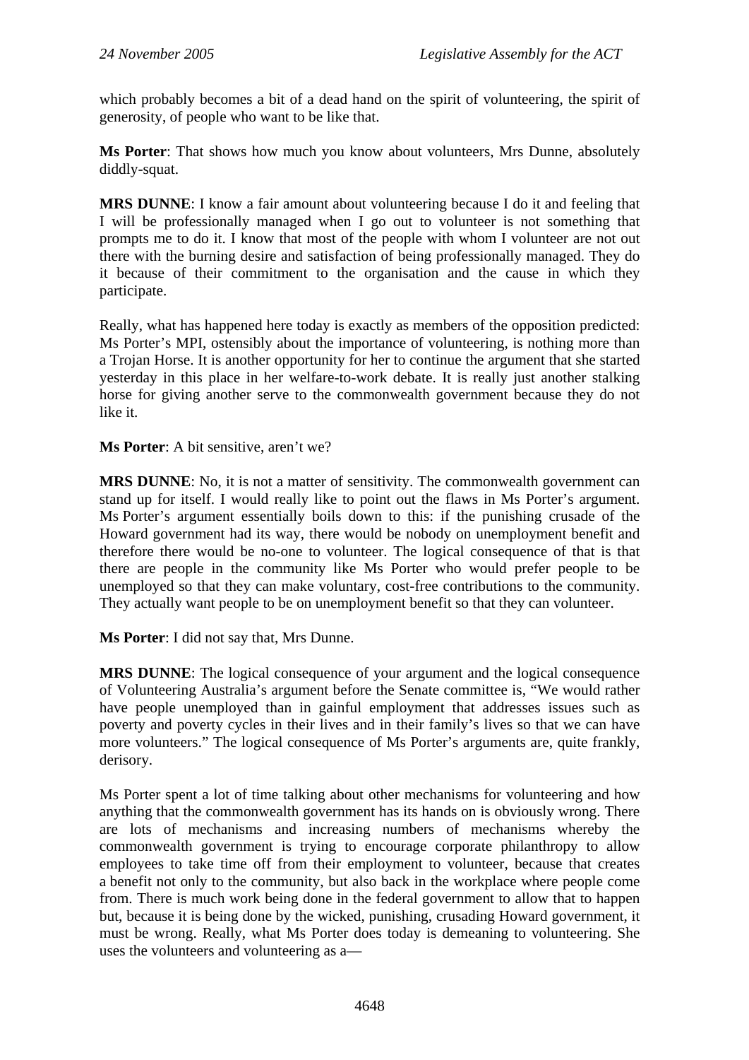which probably becomes a bit of a dead hand on the spirit of volunteering, the spirit of generosity, of people who want to be like that.

**Ms Porter**: That shows how much you know about volunteers, Mrs Dunne, absolutely diddly-squat.

**MRS DUNNE**: I know a fair amount about volunteering because I do it and feeling that I will be professionally managed when I go out to volunteer is not something that prompts me to do it. I know that most of the people with whom I volunteer are not out there with the burning desire and satisfaction of being professionally managed. They do it because of their commitment to the organisation and the cause in which they participate.

Really, what has happened here today is exactly as members of the opposition predicted: Ms Porter's MPI, ostensibly about the importance of volunteering, is nothing more than a Trojan Horse. It is another opportunity for her to continue the argument that she started yesterday in this place in her welfare-to-work debate. It is really just another stalking horse for giving another serve to the commonwealth government because they do not like it.

**Ms Porter**: A bit sensitive, aren't we?

**MRS DUNNE**: No, it is not a matter of sensitivity. The commonwealth government can stand up for itself. I would really like to point out the flaws in Ms Porter's argument. Ms Porter's argument essentially boils down to this: if the punishing crusade of the Howard government had its way, there would be nobody on unemployment benefit and therefore there would be no-one to volunteer. The logical consequence of that is that there are people in the community like Ms Porter who would prefer people to be unemployed so that they can make voluntary, cost-free contributions to the community. They actually want people to be on unemployment benefit so that they can volunteer.

**Ms Porter**: I did not say that, Mrs Dunne.

**MRS DUNNE**: The logical consequence of your argument and the logical consequence of Volunteering Australia's argument before the Senate committee is, "We would rather have people unemployed than in gainful employment that addresses issues such as poverty and poverty cycles in their lives and in their family's lives so that we can have more volunteers." The logical consequence of Ms Porter's arguments are, quite frankly, derisory.

Ms Porter spent a lot of time talking about other mechanisms for volunteering and how anything that the commonwealth government has its hands on is obviously wrong. There are lots of mechanisms and increasing numbers of mechanisms whereby the commonwealth government is trying to encourage corporate philanthropy to allow employees to take time off from their employment to volunteer, because that creates a benefit not only to the community, but also back in the workplace where people come from. There is much work being done in the federal government to allow that to happen but, because it is being done by the wicked, punishing, crusading Howard government, it must be wrong. Really, what Ms Porter does today is demeaning to volunteering. She uses the volunteers and volunteering as a—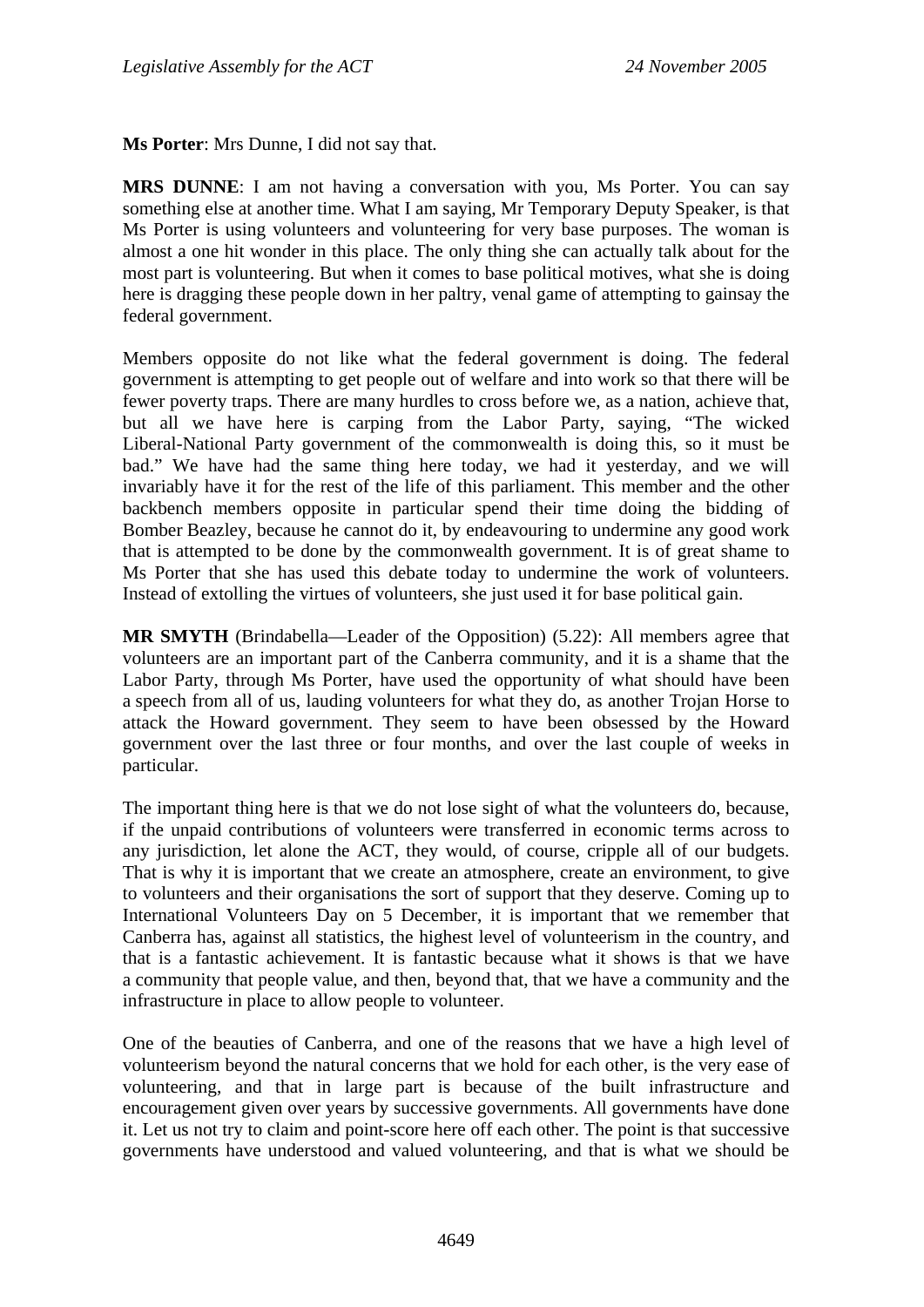**Ms Porter**: Mrs Dunne, I did not say that.

**MRS DUNNE**: I am not having a conversation with you, Ms Porter. You can say something else at another time. What I am saying, Mr Temporary Deputy Speaker, is that Ms Porter is using volunteers and volunteering for very base purposes. The woman is almost a one hit wonder in this place. The only thing she can actually talk about for the most part is volunteering. But when it comes to base political motives, what she is doing here is dragging these people down in her paltry, venal game of attempting to gainsay the federal government.

Members opposite do not like what the federal government is doing. The federal government is attempting to get people out of welfare and into work so that there will be fewer poverty traps. There are many hurdles to cross before we, as a nation, achieve that, but all we have here is carping from the Labor Party, saying, "The wicked Liberal-National Party government of the commonwealth is doing this, so it must be bad." We have had the same thing here today, we had it yesterday, and we will invariably have it for the rest of the life of this parliament. This member and the other backbench members opposite in particular spend their time doing the bidding of Bomber Beazley, because he cannot do it, by endeavouring to undermine any good work that is attempted to be done by the commonwealth government. It is of great shame to Ms Porter that she has used this debate today to undermine the work of volunteers. Instead of extolling the virtues of volunteers, she just used it for base political gain.

**MR SMYTH** (Brindabella—Leader of the Opposition) (5.22): All members agree that volunteers are an important part of the Canberra community, and it is a shame that the Labor Party, through Ms Porter, have used the opportunity of what should have been a speech from all of us, lauding volunteers for what they do, as another Trojan Horse to attack the Howard government. They seem to have been obsessed by the Howard government over the last three or four months, and over the last couple of weeks in particular.

The important thing here is that we do not lose sight of what the volunteers do, because, if the unpaid contributions of volunteers were transferred in economic terms across to any jurisdiction, let alone the ACT, they would, of course, cripple all of our budgets. That is why it is important that we create an atmosphere, create an environment, to give to volunteers and their organisations the sort of support that they deserve. Coming up to International Volunteers Day on 5 December, it is important that we remember that Canberra has, against all statistics, the highest level of volunteerism in the country, and that is a fantastic achievement. It is fantastic because what it shows is that we have a community that people value, and then, beyond that, that we have a community and the infrastructure in place to allow people to volunteer.

One of the beauties of Canberra, and one of the reasons that we have a high level of volunteerism beyond the natural concerns that we hold for each other, is the very ease of volunteering, and that in large part is because of the built infrastructure and encouragement given over years by successive governments. All governments have done it. Let us not try to claim and point-score here off each other. The point is that successive governments have understood and valued volunteering, and that is what we should be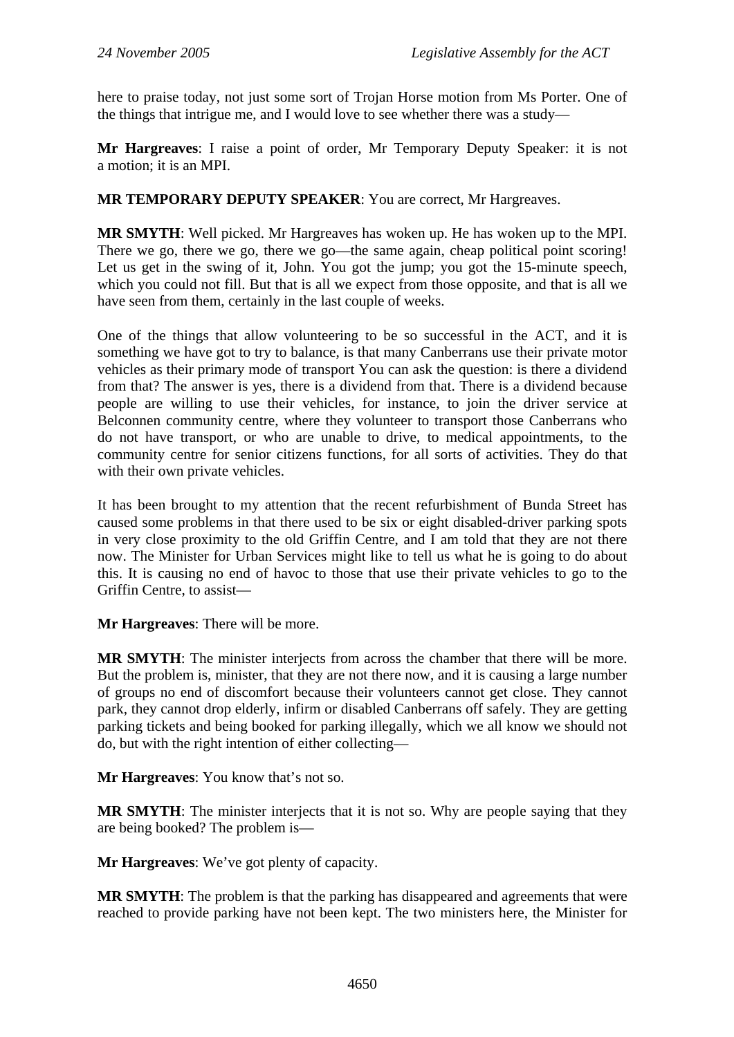here to praise today, not just some sort of Trojan Horse motion from Ms Porter. One of the things that intrigue me, and I would love to see whether there was a study—

**Mr Hargreaves**: I raise a point of order, Mr Temporary Deputy Speaker: it is not a motion; it is an MPI.

**MR TEMPORARY DEPUTY SPEAKER**: You are correct, Mr Hargreaves.

**MR SMYTH**: Well picked. Mr Hargreaves has woken up. He has woken up to the MPI. There we go, there we go, there we go—the same again, cheap political point scoring! Let us get in the swing of it, John. You got the jump; you got the 15-minute speech, which you could not fill. But that is all we expect from those opposite, and that is all we have seen from them, certainly in the last couple of weeks.

One of the things that allow volunteering to be so successful in the ACT, and it is something we have got to try to balance, is that many Canberrans use their private motor vehicles as their primary mode of transport You can ask the question: is there a dividend from that? The answer is yes, there is a dividend from that. There is a dividend because people are willing to use their vehicles, for instance, to join the driver service at Belconnen community centre, where they volunteer to transport those Canberrans who do not have transport, or who are unable to drive, to medical appointments, to the community centre for senior citizens functions, for all sorts of activities. They do that with their own private vehicles.

It has been brought to my attention that the recent refurbishment of Bunda Street has caused some problems in that there used to be six or eight disabled-driver parking spots in very close proximity to the old Griffin Centre, and I am told that they are not there now. The Minister for Urban Services might like to tell us what he is going to do about this. It is causing no end of havoc to those that use their private vehicles to go to the Griffin Centre, to assist—

**Mr Hargreaves**: There will be more.

**MR SMYTH**: The minister interjects from across the chamber that there will be more. But the problem is, minister, that they are not there now, and it is causing a large number of groups no end of discomfort because their volunteers cannot get close. They cannot park, they cannot drop elderly, infirm or disabled Canberrans off safely. They are getting parking tickets and being booked for parking illegally, which we all know we should not do, but with the right intention of either collecting—

**Mr Hargreaves**: You know that's not so.

**MR SMYTH**: The minister interjects that it is not so. Why are people saying that they are being booked? The problem is—

**Mr Hargreaves**: We've got plenty of capacity.

**MR SMYTH**: The problem is that the parking has disappeared and agreements that were reached to provide parking have not been kept. The two ministers here, the Minister for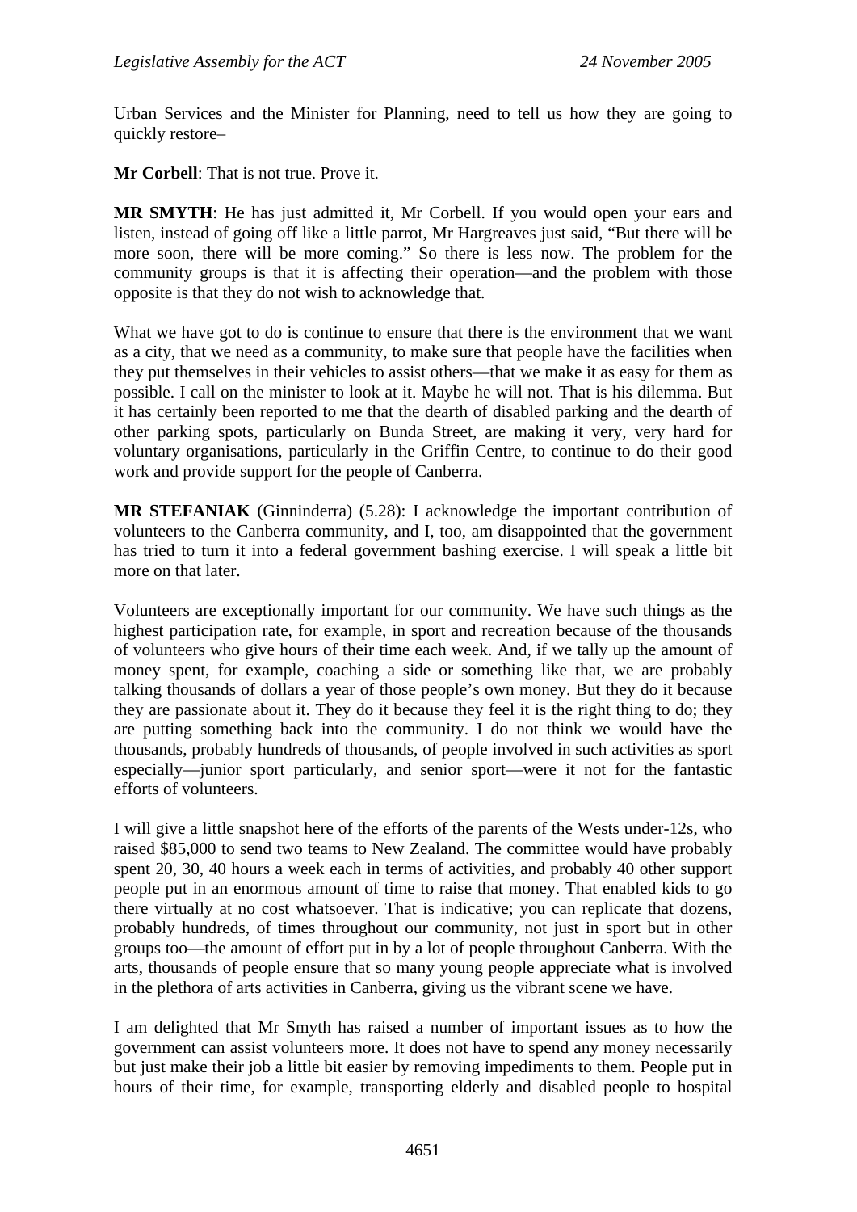Urban Services and the Minister for Planning, need to tell us how they are going to quickly restore–

**Mr Corbell**: That is not true. Prove it.

**MR SMYTH**: He has just admitted it, Mr Corbell. If you would open your ears and listen, instead of going off like a little parrot, Mr Hargreaves just said, "But there will be more soon, there will be more coming." So there is less now. The problem for the community groups is that it is affecting their operation—and the problem with those opposite is that they do not wish to acknowledge that.

What we have got to do is continue to ensure that there is the environment that we want as a city, that we need as a community, to make sure that people have the facilities when they put themselves in their vehicles to assist others—that we make it as easy for them as possible. I call on the minister to look at it. Maybe he will not. That is his dilemma. But it has certainly been reported to me that the dearth of disabled parking and the dearth of other parking spots, particularly on Bunda Street, are making it very, very hard for voluntary organisations, particularly in the Griffin Centre, to continue to do their good work and provide support for the people of Canberra.

**MR STEFANIAK** (Ginninderra) (5.28): I acknowledge the important contribution of volunteers to the Canberra community, and I, too, am disappointed that the government has tried to turn it into a federal government bashing exercise. I will speak a little bit more on that later.

Volunteers are exceptionally important for our community. We have such things as the highest participation rate, for example, in sport and recreation because of the thousands of volunteers who give hours of their time each week. And, if we tally up the amount of money spent, for example, coaching a side or something like that, we are probably talking thousands of dollars a year of those people's own money. But they do it because they are passionate about it. They do it because they feel it is the right thing to do; they are putting something back into the community. I do not think we would have the thousands, probably hundreds of thousands, of people involved in such activities as sport especially—junior sport particularly, and senior sport—were it not for the fantastic efforts of volunteers.

I will give a little snapshot here of the efforts of the parents of the Wests under-12s, who raised $85,000 to send two teams to New Zealand. The committee would have probably spent 20, 30, 40 hours a week each in terms of activities, and probably 40 other support people put in an enormous amount of time to raise that money. That enabled kids to go there virtually at no cost whatsoever. That is indicative; you can replicate that dozens, probably hundreds, of times throughout our community, not just in sport but in other groups too—the amount of effort put in by a lot of people throughout Canberra. With the arts, thousands of people ensure that so many young people appreciate what is involved in the plethora of arts activities in Canberra, giving us the vibrant scene we have.

I am delighted that Mr Smyth has raised a number of important issues as to how the government can assist volunteers more. It does not have to spend any money necessarily but just make their job a little bit easier by removing impediments to them. People put in hours of their time, for example, transporting elderly and disabled people to hospital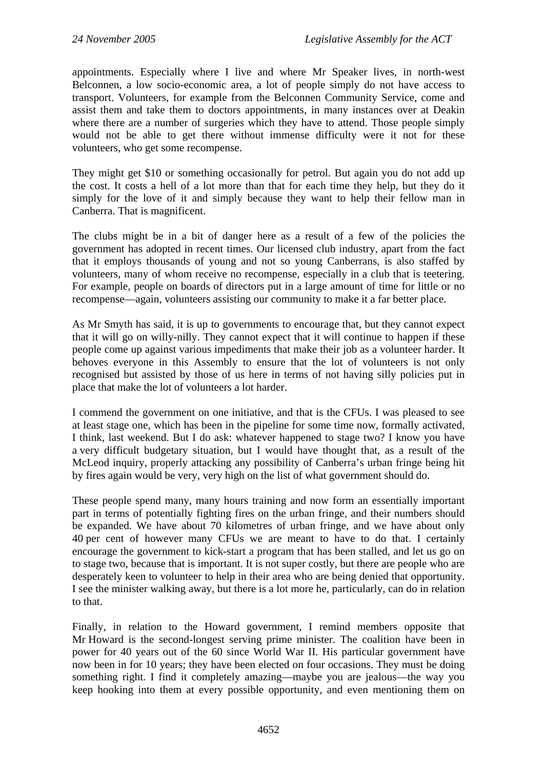appointments. Especially where I live and where Mr Speaker lives, in north-west Belconnen, a low socio-economic area, a lot of people simply do not have access to transport. Volunteers, for example from the Belconnen Community Service, come and assist them and take them to doctors appointments, in many instances over at Deakin where there are a number of surgeries which they have to attend. Those people simply would not be able to get there without immense difficulty were it not for these volunteers, who get some recompense.

They might get $10 or something occasionally for petrol. But again you do not add up the cost. It costs a hell of a lot more than that for each time they help, but they do it simply for the love of it and simply because they want to help their fellow man in Canberra. That is magnificent.

The clubs might be in a bit of danger here as a result of a few of the policies the government has adopted in recent times. Our licensed club industry, apart from the fact that it employs thousands of young and not so young Canberrans, is also staffed by volunteers, many of whom receive no recompense, especially in a club that is teetering. For example, people on boards of directors put in a large amount of time for little or no recompense—again, volunteers assisting our community to make it a far better place.

As Mr Smyth has said, it is up to governments to encourage that, but they cannot expect that it will go on willy-nilly. They cannot expect that it will continue to happen if these people come up against various impediments that make their job as a volunteer harder. It behoves everyone in this Assembly to ensure that the lot of volunteers is not only recognised but assisted by those of us here in terms of not having silly policies put in place that make the lot of volunteers a lot harder.

I commend the government on one initiative, and that is the CFUs. I was pleased to see at least stage one, which has been in the pipeline for some time now, formally activated, I think, last weekend. But I do ask: whatever happened to stage two? I know you have a very difficult budgetary situation, but I would have thought that, as a result of the McLeod inquiry, properly attacking any possibility of Canberra's urban fringe being hit by fires again would be very, very high on the list of what government should do.

These people spend many, many hours training and now form an essentially important part in terms of potentially fighting fires on the urban fringe, and their numbers should be expanded. We have about 70 kilometres of urban fringe, and we have about only 40 per cent of however many CFUs we are meant to have to do that. I certainly encourage the government to kick-start a program that has been stalled, and let us go on to stage two, because that is important. It is not super costly, but there are people who are desperately keen to volunteer to help in their area who are being denied that opportunity. I see the minister walking away, but there is a lot more he, particularly, can do in relation to that.

Finally, in relation to the Howard government, I remind members opposite that Mr Howard is the second-longest serving prime minister. The coalition have been in power for 40 years out of the 60 since World War II. His particular government have now been in for 10 years; they have been elected on four occasions. They must be doing something right. I find it completely amazing—maybe you are jealous—the way you keep hooking into them at every possible opportunity, and even mentioning them on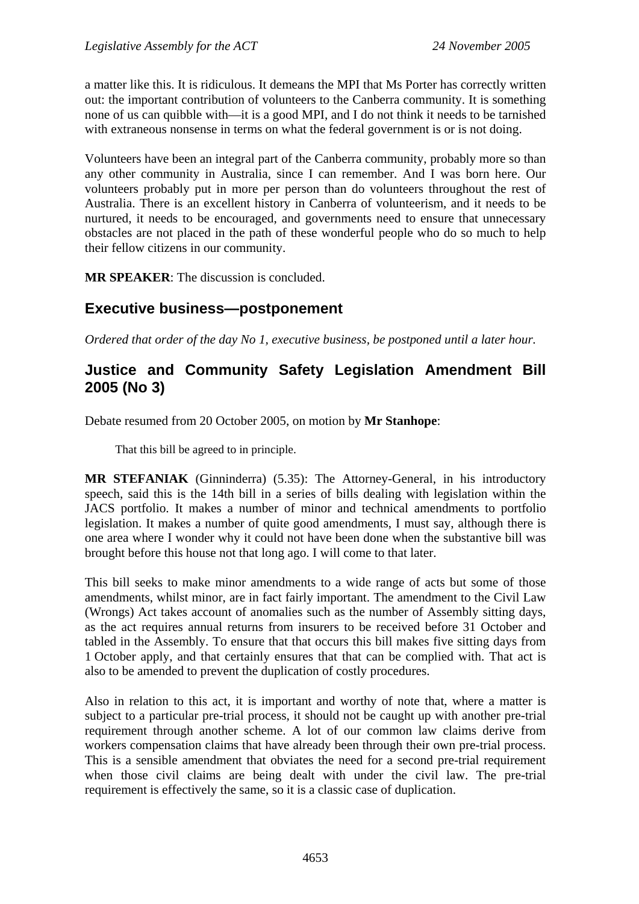a matter like this. It is ridiculous. It demeans the MPI that Ms Porter has correctly written out: the important contribution of volunteers to the Canberra community. It is something none of us can quibble with—it is a good MPI, and I do not think it needs to be tarnished with extraneous nonsense in terms on what the federal government is or is not doing.

Volunteers have been an integral part of the Canberra community, probably more so than any other community in Australia, since I can remember. And I was born here. Our volunteers probably put in more per person than do volunteers throughout the rest of Australia. There is an excellent history in Canberra of volunteerism, and it needs to be nurtured, it needs to be encouraged, and governments need to ensure that unnecessary obstacles are not placed in the path of these wonderful people who do so much to help their fellow citizens in our community.

**MR SPEAKER**: The discussion is concluded.

## Executive business—postponement

*Ordered that order of the day No 1, executive business, be postponed until a later hour.*

## Justice and Community Safety Legislation Amendment Bill 2005 (No 3)

Debate resumed from 20 October 2005, on motion by **Mr Stanhope**:

> That this bill be agreed to in principle.

**MR STEFANIAK** (Ginninderra) (5.35): The Attorney-General, in his introductory speech, said this is the 14th bill in a series of bills dealing with legislation within the JACS portfolio. It makes a number of minor and technical amendments to portfolio legislation. It makes a number of quite good amendments, I must say, although there is one area where I wonder why it could not have been done when the substantive bill was brought before this house not that long ago. I will come to that later.

This bill seeks to make minor amendments to a wide range of acts but some of those amendments, whilst minor, are in fact fairly important. The amendment to the Civil Law (Wrongs) Act takes account of anomalies such as the number of Assembly sitting days, as the act requires annual returns from insurers to be received before 31 October and tabled in the Assembly. To ensure that that occurs this bill makes five sitting days from 1 October apply, and that certainly ensures that that can be complied with. That act is also to be amended to prevent the duplication of costly procedures.

Also in relation to this act, it is important and worthy of note that, where a matter is subject to a particular pre-trial process, it should not be caught up with another pre-trial requirement through another scheme. A lot of our common law claims derive from workers compensation claims that have already been through their own pre-trial process. This is a sensible amendment that obviates the need for a second pre-trial requirement when those civil claims are being dealt with under the civil law. The pre-trial requirement is effectively the same, so it is a classic case of duplication.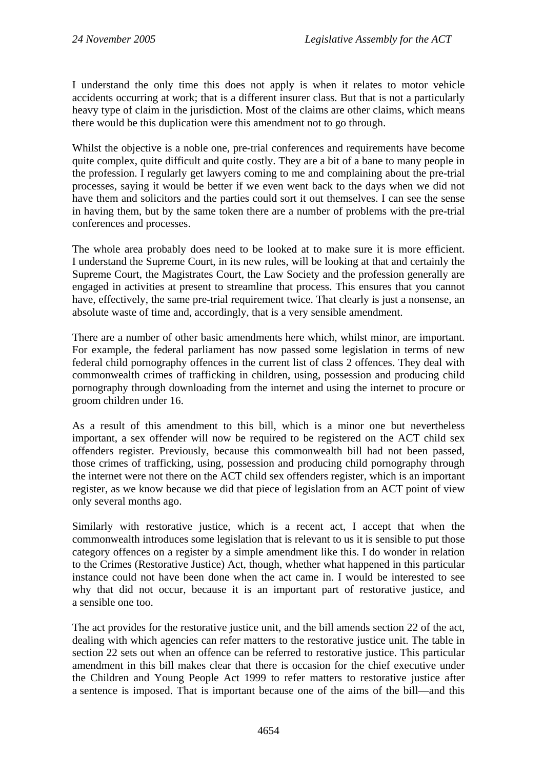I understand the only time this does not apply is when it relates to motor vehicle accidents occurring at work; that is a different insurer class. But that is not a particularly heavy type of claim in the jurisdiction. Most of the claims are other claims, which means there would be this duplication were this amendment not to go through.

Whilst the objective is a noble one, pre-trial conferences and requirements have become quite complex, quite difficult and quite costly. They are a bit of a bane to many people in the profession. I regularly get lawyers coming to me and complaining about the pre-trial processes, saying it would be better if we even went back to the days when we did not have them and solicitors and the parties could sort it out themselves. I can see the sense in having them, but by the same token there are a number of problems with the pre-trial conferences and processes.

The whole area probably does need to be looked at to make sure it is more efficient. I understand the Supreme Court, in its new rules, will be looking at that and certainly the Supreme Court, the Magistrates Court, the Law Society and the profession generally are engaged in activities at present to streamline that process. This ensures that you cannot have, effectively, the same pre-trial requirement twice. That clearly is just a nonsense, an absolute waste of time and, accordingly, that is a very sensible amendment.

There are a number of other basic amendments here which, whilst minor, are important. For example, the federal parliament has now passed some legislation in terms of new federal child pornography offences in the current list of class 2 offences. They deal with commonwealth crimes of trafficking in children, using, possession and producing child pornography through downloading from the internet and using the internet to procure or groom children under 16.

As a result of this amendment to this bill, which is a minor one but nevertheless important, a sex offender will now be required to be registered on the ACT child sex offenders register. Previously, because this commonwealth bill had not been passed, those crimes of trafficking, using, possession and producing child pornography through the internet were not there on the ACT child sex offenders register, which is an important register, as we know because we did that piece of legislation from an ACT point of view only several months ago.

Similarly with restorative justice, which is a recent act, I accept that when the commonwealth introduces some legislation that is relevant to us it is sensible to put those category offences on a register by a simple amendment like this. I do wonder in relation to the Crimes (Restorative Justice) Act, though, whether what happened in this particular instance could not have been done when the act came in. I would be interested to see why that did not occur, because it is an important part of restorative justice, and a sensible one too.

The act provides for the restorative justice unit, and the bill amends section 22 of the act, dealing with which agencies can refer matters to the restorative justice unit. The table in section 22 sets out when an offence can be referred to restorative justice. This particular amendment in this bill makes clear that there is occasion for the chief executive under the Children and Young People Act 1999 to refer matters to restorative justice after a sentence is imposed. That is important because one of the aims of the bill—and this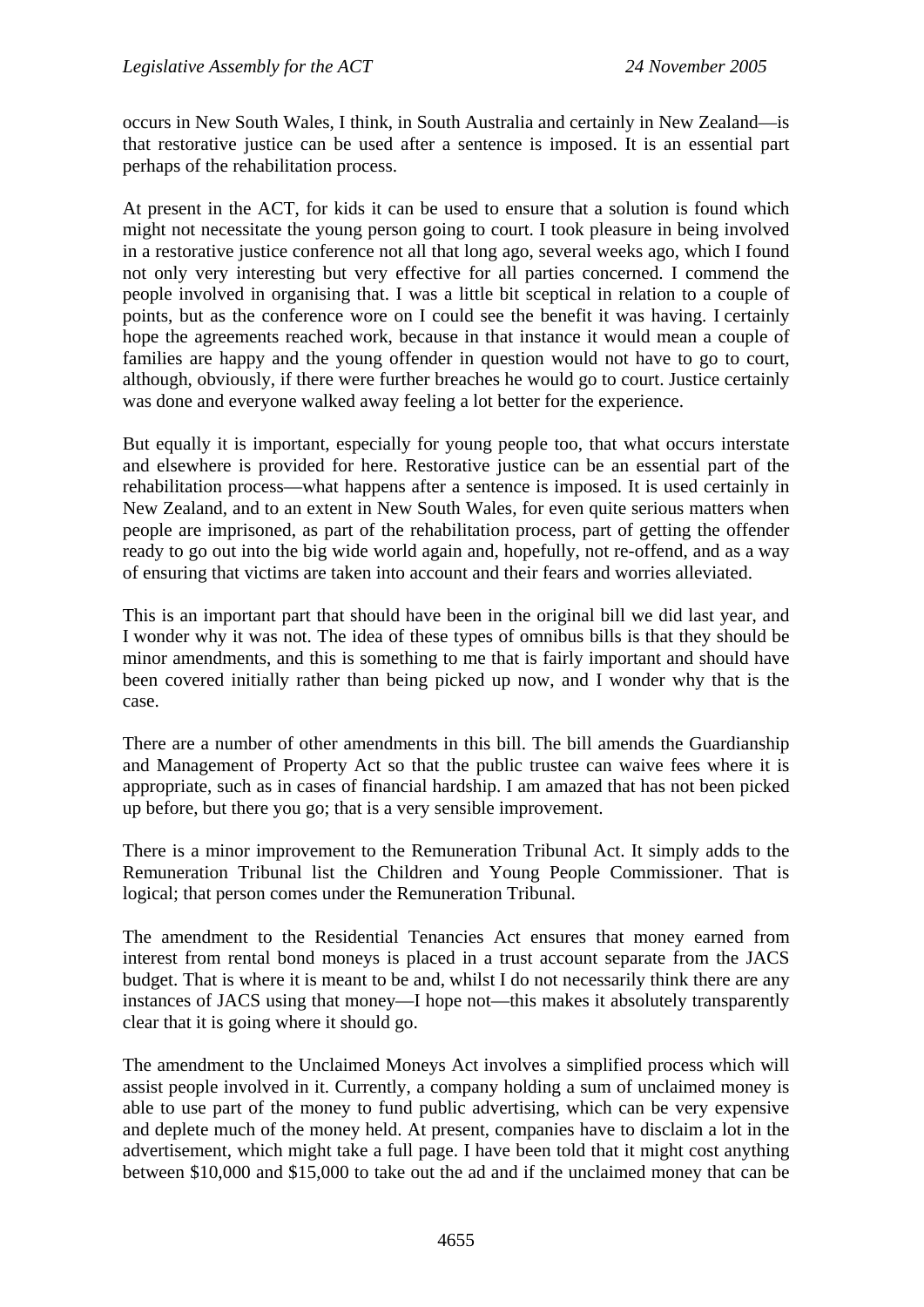occurs in New South Wales, I think, in South Australia and certainly in New Zealand—is that restorative justice can be used after a sentence is imposed. It is an essential part perhaps of the rehabilitation process.

At present in the ACT, for kids it can be used to ensure that a solution is found which might not necessitate the young person going to court. I took pleasure in being involved in a restorative justice conference not all that long ago, several weeks ago, which I found not only very interesting but very effective for all parties concerned. I commend the people involved in organising that. I was a little bit sceptical in relation to a couple of points, but as the conference wore on I could see the benefit it was having. I certainly hope the agreements reached work, because in that instance it would mean a couple of families are happy and the young offender in question would not have to go to court, although, obviously, if there were further breaches he would go to court. Justice certainly was done and everyone walked away feeling a lot better for the experience.

But equally it is important, especially for young people too, that what occurs interstate and elsewhere is provided for here. Restorative justice can be an essential part of the rehabilitation process—what happens after a sentence is imposed. It is used certainly in New Zealand, and to an extent in New South Wales, for even quite serious matters when people are imprisoned, as part of the rehabilitation process, part of getting the offender ready to go out into the big wide world again and, hopefully, not re-offend, and as a way of ensuring that victims are taken into account and their fears and worries alleviated.

This is an important part that should have been in the original bill we did last year, and I wonder why it was not. The idea of these types of omnibus bills is that they should be minor amendments, and this is something to me that is fairly important and should have been covered initially rather than being picked up now, and I wonder why that is the case.

There are a number of other amendments in this bill. The bill amends the Guardianship and Management of Property Act so that the public trustee can waive fees where it is appropriate, such as in cases of financial hardship. I am amazed that has not been picked up before, but there you go; that is a very sensible improvement.

There is a minor improvement to the Remuneration Tribunal Act. It simply adds to the Remuneration Tribunal list the Children and Young People Commissioner. That is logical; that person comes under the Remuneration Tribunal.

The amendment to the Residential Tenancies Act ensures that money earned from interest from rental bond moneys is placed in a trust account separate from the JACS budget. That is where it is meant to be and, whilst I do not necessarily think there are any instances of JACS using that money—I hope not—this makes it absolutely transparently clear that it is going where it should go.

The amendment to the Unclaimed Moneys Act involves a simplified process which will assist people involved in it. Currently, a company holding a sum of unclaimed money is able to use part of the money to fund public advertising, which can be very expensive and deplete much of the money held. At present, companies have to disclaim a lot in the advertisement, which might take a full page. I have been told that it might cost anything between $10,000 and $15,000 to take out the ad and if the unclaimed money that can be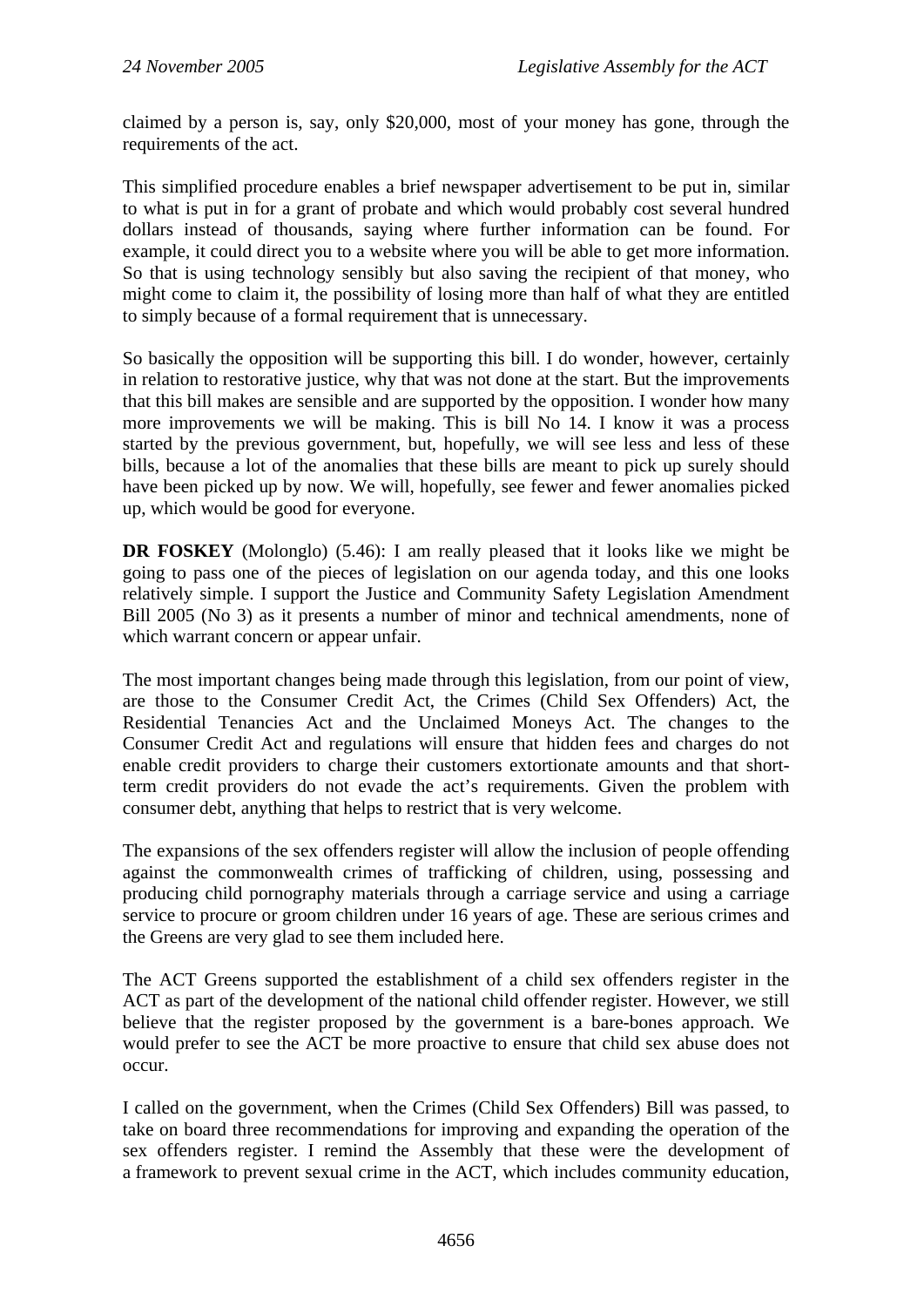claimed by a person is, say, only $20,000, most of your money has gone, through the requirements of the act.

This simplified procedure enables a brief newspaper advertisement to be put in, similar to what is put in for a grant of probate and which would probably cost several hundred dollars instead of thousands, saying where further information can be found. For example, it could direct you to a website where you will be able to get more information. So that is using technology sensibly but also saving the recipient of that money, who might come to claim it, the possibility of losing more than half of what they are entitled to simply because of a formal requirement that is unnecessary.

So basically the opposition will be supporting this bill. I do wonder, however, certainly in relation to restorative justice, why that was not done at the start. But the improvements that this bill makes are sensible and are supported by the opposition. I wonder how many more improvements we will be making. This is bill No 14. I know it was a process started by the previous government, but, hopefully, we will see less and less of these bills, because a lot of the anomalies that these bills are meant to pick up surely should have been picked up by now. We will, hopefully, see fewer and fewer anomalies picked up, which would be good for everyone.

**DR FOSKEY** (Molonglo) (5.46): I am really pleased that it looks like we might be going to pass one of the pieces of legislation on our agenda today, and this one looks relatively simple. I support the Justice and Community Safety Legislation Amendment Bill 2005 (No 3) as it presents a number of minor and technical amendments, none of which warrant concern or appear unfair.

The most important changes being made through this legislation, from our point of view, are those to the Consumer Credit Act, the Crimes (Child Sex Offenders) Act, the Residential Tenancies Act and the Unclaimed Moneys Act. The changes to the Consumer Credit Act and regulations will ensure that hidden fees and charges do not enable credit providers to charge their customers extortionate amounts and that short-term credit providers do not evade the act's requirements. Given the problem with consumer debt, anything that helps to restrict that is very welcome.

The expansions of the sex offenders register will allow the inclusion of people offending against the commonwealth crimes of trafficking of children, using, possessing and producing child pornography materials through a carriage service and using a carriage service to procure or groom children under 16 years of age. These are serious crimes and the Greens are very glad to see them included here.

The ACT Greens supported the establishment of a child sex offenders register in the ACT as part of the development of the national child offender register. However, we still believe that the register proposed by the government is a bare-bones approach. We would prefer to see the ACT be more proactive to ensure that child sex abuse does not occur.

I called on the government, when the Crimes (Child Sex Offenders) Bill was passed, to take on board three recommendations for improving and expanding the operation of the sex offenders register. I remind the Assembly that these were the development of a framework to prevent sexual crime in the ACT, which includes community education,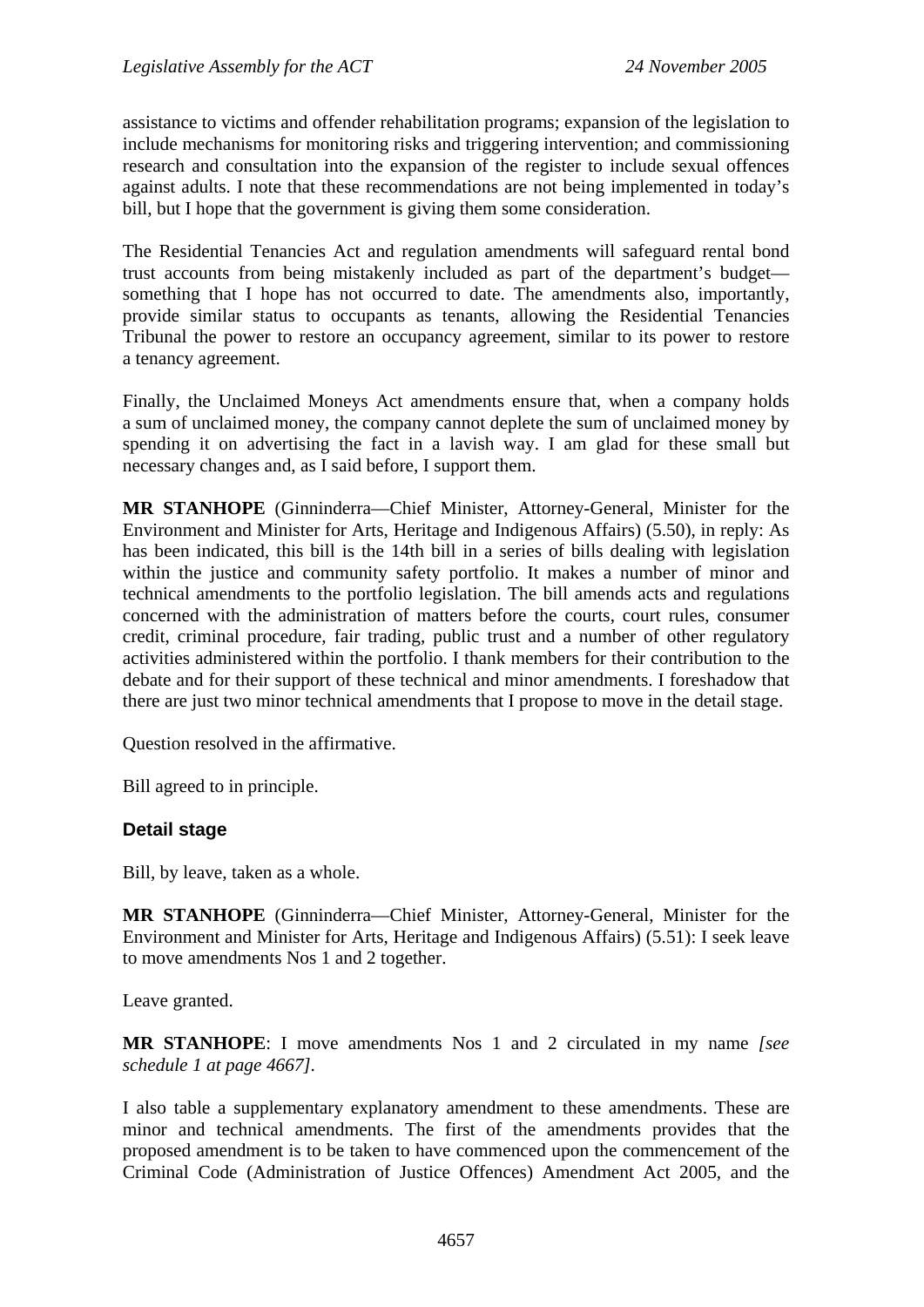assistance to victims and offender rehabilitation programs; expansion of the legislation to include mechanisms for monitoring risks and triggering intervention; and commissioning research and consultation into the expansion of the register to include sexual offences against adults. I note that these recommendations are not being implemented in today's bill, but I hope that the government is giving them some consideration.

The Residential Tenancies Act and regulation amendments will safeguard rental bond trust accounts from being mistakenly included as part of the department's budget—something that I hope has not occurred to date. The amendments also, importantly, provide similar status to occupants as tenants, allowing the Residential Tenancies Tribunal the power to restore an occupancy agreement, similar to its power to restore a tenancy agreement.

Finally, the Unclaimed Moneys Act amendments ensure that, when a company holds a sum of unclaimed money, the company cannot deplete the sum of unclaimed money by spending it on advertising the fact in a lavish way. I am glad for these small but necessary changes and, as I said before, I support them.

**MR STANHOPE** (Ginninderra—Chief Minister, Attorney-General, Minister for the Environment and Minister for Arts, Heritage and Indigenous Affairs) (5.50), in reply: As has been indicated, this bill is the 14th bill in a series of bills dealing with legislation within the justice and community safety portfolio. It makes a number of minor and technical amendments to the portfolio legislation. The bill amends acts and regulations concerned with the administration of matters before the courts, court rules, consumer credit, criminal procedure, fair trading, public trust and a number of other regulatory activities administered within the portfolio. I thank members for their contribution to the debate and for their support of these technical and minor amendments. I foreshadow that there are just two minor technical amendments that I propose to move in the detail stage.

Question resolved in the affirmative.

Bill agreed to in principle.

### Detail stage

Bill, by leave, taken as a whole.

**MR STANHOPE** (Ginninderra—Chief Minister, Attorney-General, Minister for the Environment and Minister for Arts, Heritage and Indigenous Affairs) (5.51): I seek leave to move amendments Nos 1 and 2 together.

Leave granted.

**MR STANHOPE**: I move amendments Nos 1 and 2 circulated in my name *[see schedule 1 at page 4667]*.

I also table a supplementary explanatory amendment to these amendments. These are minor and technical amendments. The first of the amendments provides that the proposed amendment is to be taken to have commenced upon the commencement of the Criminal Code (Administration of Justice Offences) Amendment Act 2005, and the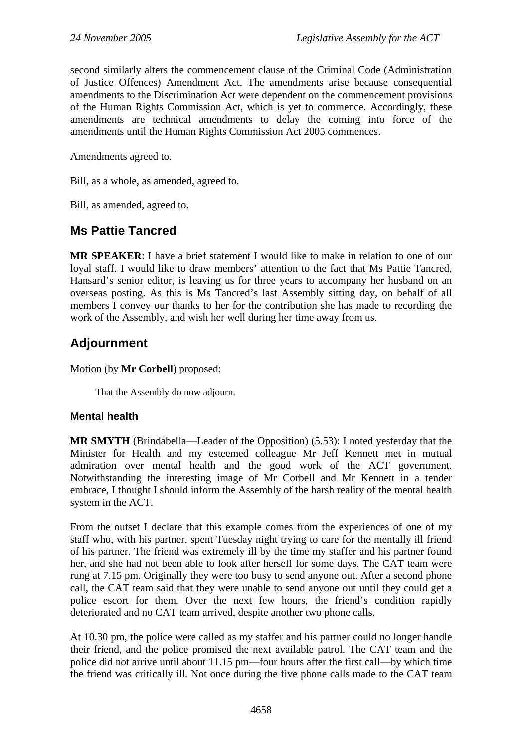second similarly alters the commencement clause of the Criminal Code (Administration of Justice Offences) Amendment Act. The amendments arise because consequential amendments to the Discrimination Act were dependent on the commencement provisions of the Human Rights Commission Act, which is yet to commence. Accordingly, these amendments are technical amendments to delay the coming into force of the amendments until the Human Rights Commission Act 2005 commences.

Amendments agreed to.

Bill, as a whole, as amended, agreed to.

Bill, as amended, agreed to.

## Ms Pattie Tancred

**MR SPEAKER**: I have a brief statement I would like to make in relation to one of our loyal staff. I would like to draw members' attention to the fact that Ms Pattie Tancred, Hansard's senior editor, is leaving us for three years to accompany her husband on an overseas posting. As this is Ms Tancred's last Assembly sitting day, on behalf of all members I convey our thanks to her for the contribution she has made to recording the work of the Assembly, and wish her well during her time away from us.

## Adjournment

Motion (by **Mr Corbell**) proposed:

> That the Assembly do now adjourn.

### Mental health

**MR SMYTH** (Brindabella—Leader of the Opposition) (5.53): I noted yesterday that the Minister for Health and my esteemed colleague Mr Jeff Kennett met in mutual admiration over mental health and the good work of the ACT government. Notwithstanding the interesting image of Mr Corbell and Mr Kennett in a tender embrace, I thought I should inform the Assembly of the harsh reality of the mental health system in the ACT.

From the outset I declare that this example comes from the experiences of one of my staff who, with his partner, spent Tuesday night trying to care for the mentally ill friend of his partner. The friend was extremely ill by the time my staffer and his partner found her, and she had not been able to look after herself for some days. The CAT team were rung at 7.15 pm. Originally they were too busy to send anyone out. After a second phone call, the CAT team said that they were unable to send anyone out until they could get a police escort for them. Over the next few hours, the friend's condition rapidly deteriorated and no CAT team arrived, despite another two phone calls.

At 10.30 pm, the police were called as my staffer and his partner could no longer handle their friend, and the police promised the next available patrol. The CAT team and the police did not arrive until about 11.15 pm—four hours after the first call—by which time the friend was critically ill. Not once during the five phone calls made to the CAT team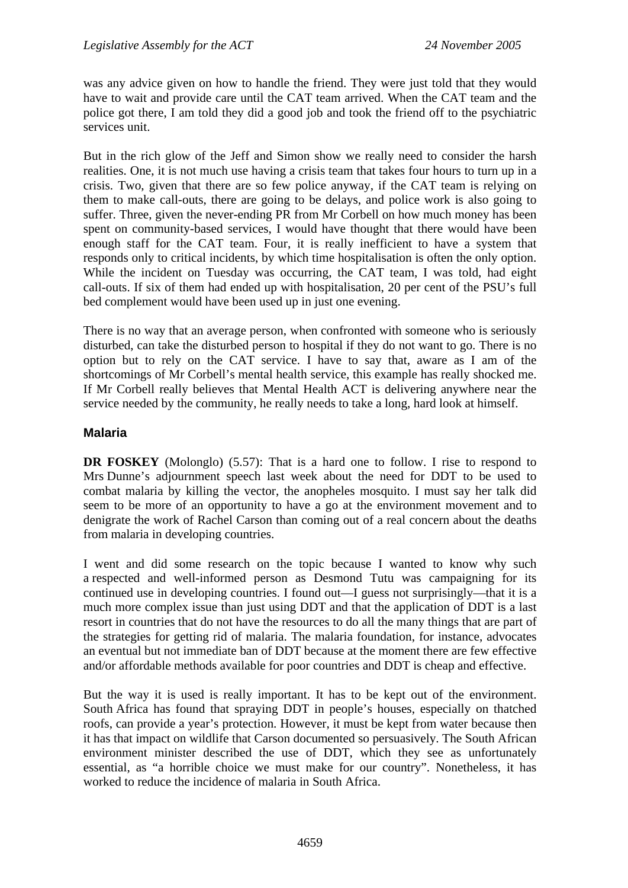was any advice given on how to handle the friend. They were just told that they would have to wait and provide care until the CAT team arrived. When the CAT team and the police got there, I am told they did a good job and took the friend off to the psychiatric services unit.

But in the rich glow of the Jeff and Simon show we really need to consider the harsh realities. One, it is not much use having a crisis team that takes four hours to turn up in a crisis. Two, given that there are so few police anyway, if the CAT team is relying on them to make call-outs, there are going to be delays, and police work is also going to suffer. Three, given the never-ending PR from Mr Corbell on how much money has been spent on community-based services, I would have thought that there would have been enough staff for the CAT team. Four, it is really inefficient to have a system that responds only to critical incidents, by which time hospitalisation is often the only option. While the incident on Tuesday was occurring, the CAT team, I was told, had eight call-outs. If six of them had ended up with hospitalisation, 20 per cent of the PSU's full bed complement would have been used up in just one evening.

There is no way that an average person, when confronted with someone who is seriously disturbed, can take the disturbed person to hospital if they do not want to go. There is no option but to rely on the CAT service. I have to say that, aware as I am of the shortcomings of Mr Corbell's mental health service, this example has really shocked me. If Mr Corbell really believes that Mental Health ACT is delivering anywhere near the service needed by the community, he really needs to take a long, hard look at himself.

### Malaria

**DR FOSKEY** (Molonglo) (5.57): That is a hard one to follow. I rise to respond to Mrs Dunne's adjournment speech last week about the need for DDT to be used to combat malaria by killing the vector, the anopheles mosquito. I must say her talk did seem to be more of an opportunity to have a go at the environment movement and to denigrate the work of Rachel Carson than coming out of a real concern about the deaths from malaria in developing countries.

I went and did some research on the topic because I wanted to know why such a respected and well-informed person as Desmond Tutu was campaigning for its continued use in developing countries. I found out—I guess not surprisingly—that it is a much more complex issue than just using DDT and that the application of DDT is a last resort in countries that do not have the resources to do all the many things that are part of the strategies for getting rid of malaria. The malaria foundation, for instance, advocates an eventual but not immediate ban of DDT because at the moment there are few effective and/or affordable methods available for poor countries and DDT is cheap and effective.

But the way it is used is really important. It has to be kept out of the environment. South Africa has found that spraying DDT in people's houses, especially on thatched roofs, can provide a year's protection. However, it must be kept from water because then it has that impact on wildlife that Carson documented so persuasively. The South African environment minister described the use of DDT, which they see as unfortunately essential, as "a horrible choice we must make for our country". Nonetheless, it has worked to reduce the incidence of malaria in South Africa.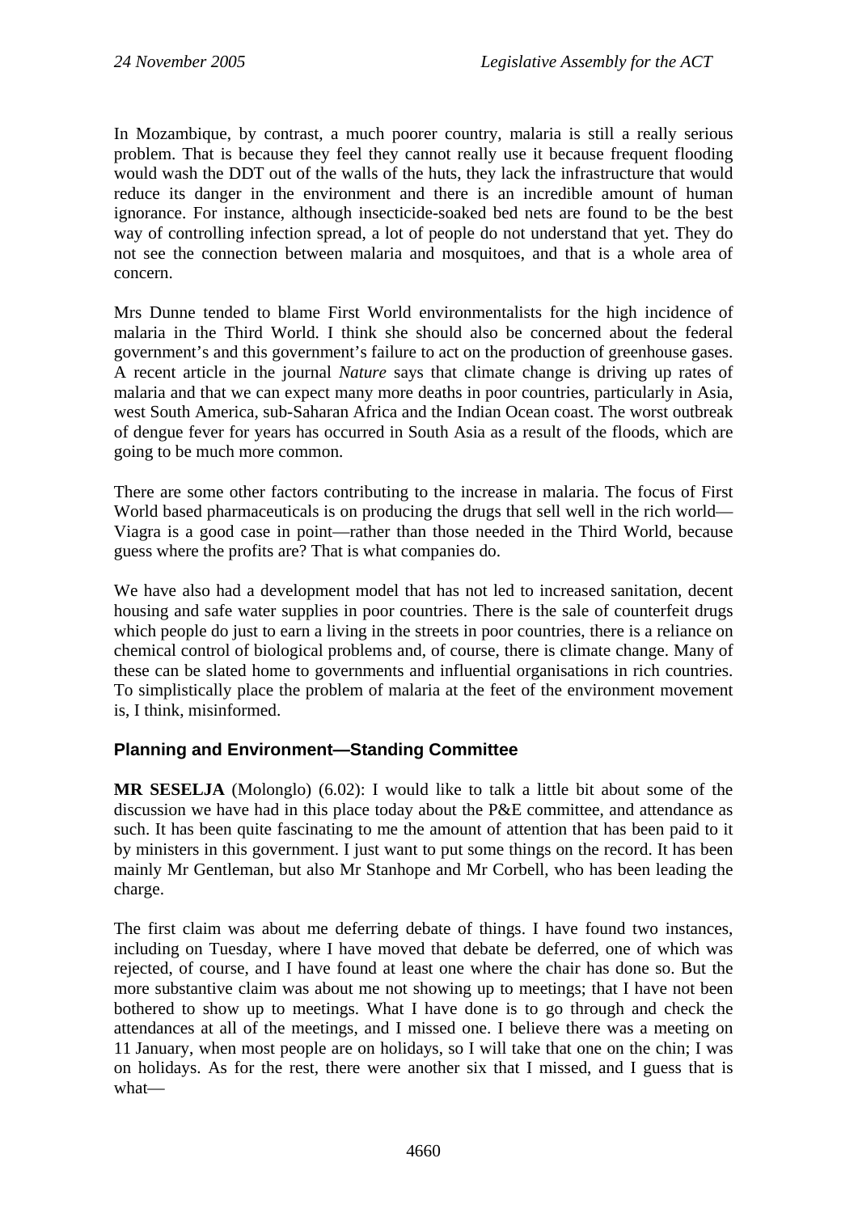In Mozambique, by contrast, a much poorer country, malaria is still a really serious problem. That is because they feel they cannot really use it because frequent flooding would wash the DDT out of the walls of the huts, they lack the infrastructure that would reduce its danger in the environment and there is an incredible amount of human ignorance. For instance, although insecticide-soaked bed nets are found to be the best way of controlling infection spread, a lot of people do not understand that yet. They do not see the connection between malaria and mosquitoes, and that is a whole area of concern.

Mrs Dunne tended to blame First World environmentalists for the high incidence of malaria in the Third World. I think she should also be concerned about the federal government's and this government's failure to act on the production of greenhouse gases. A recent article in the journal *Nature* says that climate change is driving up rates of malaria and that we can expect many more deaths in poor countries, particularly in Asia, west South America, sub-Saharan Africa and the Indian Ocean coast. The worst outbreak of dengue fever for years has occurred in South Asia as a result of the floods, which are going to be much more common.

There are some other factors contributing to the increase in malaria. The focus of First World based pharmaceuticals is on producing the drugs that sell well in the rich world—Viagra is a good case in point—rather than those needed in the Third World, because guess where the profits are? That is what companies do.

We have also had a development model that has not led to increased sanitation, decent housing and safe water supplies in poor countries. There is the sale of counterfeit drugs which people do just to earn a living in the streets in poor countries, there is a reliance on chemical control of biological problems and, of course, there is climate change. Many of these can be slated home to governments and influential organisations in rich countries. To simplistically place the problem of malaria at the feet of the environment movement is, I think, misinformed.

## Planning and Environment—Standing Committee

**MR SESELJA** (Molonglo) (6.02): I would like to talk a little bit about some of the discussion we have had in this place today about the P&E committee, and attendance as such. It has been quite fascinating to me the amount of attention that has been paid to it by ministers in this government. I just want to put some things on the record. It has been mainly Mr Gentleman, but also Mr Stanhope and Mr Corbell, who has been leading the charge.

The first claim was about me deferring debate of things. I have found two instances, including on Tuesday, where I have moved that debate be deferred, one of which was rejected, of course, and I have found at least one where the chair has done so. But the more substantive claim was about me not showing up to meetings; that I have not been bothered to show up to meetings. What I have done is to go through and check the attendances at all of the meetings, and I missed one. I believe there was a meeting on 11 January, when most people are on holidays, so I will take that one on the chin; I was on holidays. As for the rest, there were another six that I missed, and I guess that is what—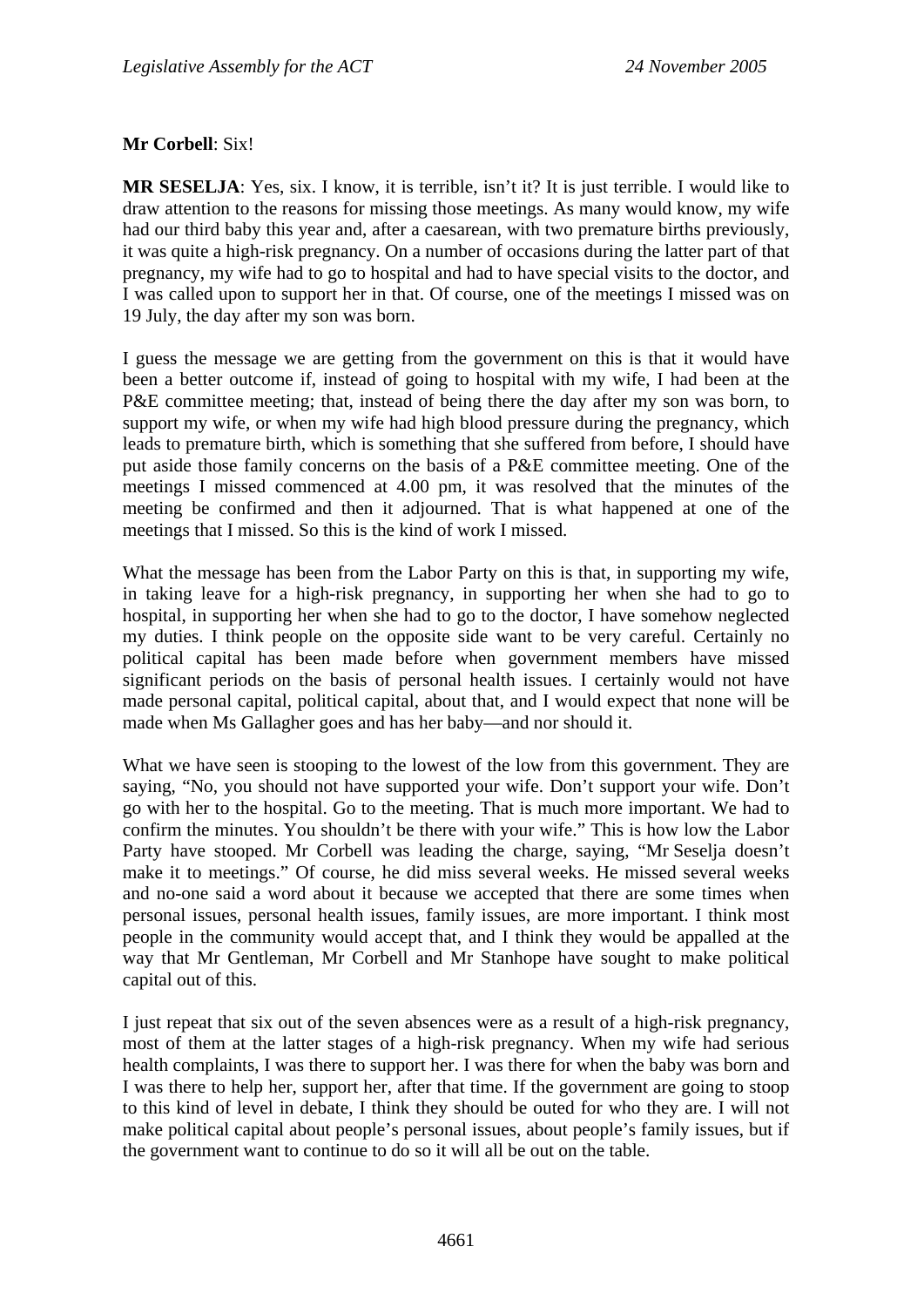**Mr Corbell**: Six!

**MR SESELJA**: Yes, six. I know, it is terrible, isn't it? It is just terrible. I would like to draw attention to the reasons for missing those meetings. As many would know, my wife had our third baby this year and, after a caesarean, with two premature births previously, it was quite a high-risk pregnancy. On a number of occasions during the latter part of that pregnancy, my wife had to go to hospital and had to have special visits to the doctor, and I was called upon to support her in that. Of course, one of the meetings I missed was on 19 July, the day after my son was born.

I guess the message we are getting from the government on this is that it would have been a better outcome if, instead of going to hospital with my wife, I had been at the P&E committee meeting; that, instead of being there the day after my son was born, to support my wife, or when my wife had high blood pressure during the pregnancy, which leads to premature birth, which is something that she suffered from before, I should have put aside those family concerns on the basis of a P&E committee meeting. One of the meetings I missed commenced at 4.00 pm, it was resolved that the minutes of the meeting be confirmed and then it adjourned. That is what happened at one of the meetings that I missed. So this is the kind of work I missed.

What the message has been from the Labor Party on this is that, in supporting my wife, in taking leave for a high-risk pregnancy, in supporting her when she had to go to hospital, in supporting her when she had to go to the doctor, I have somehow neglected my duties. I think people on the opposite side want to be very careful. Certainly no political capital has been made before when government members have missed significant periods on the basis of personal health issues. I certainly would not have made personal capital, political capital, about that, and I would expect that none will be made when Ms Gallagher goes and has her baby—and nor should it.

What we have seen is stooping to the lowest of the low from this government. They are saying, "No, you should not have supported your wife. Don't support your wife. Don't go with her to the hospital. Go to the meeting. That is much more important. We had to confirm the minutes. You shouldn't be there with your wife." This is how low the Labor Party have stooped. Mr Corbell was leading the charge, saying, "Mr Seselja doesn't make it to meetings." Of course, he did miss several weeks. He missed several weeks and no-one said a word about it because we accepted that there are some times when personal issues, personal health issues, family issues, are more important. I think most people in the community would accept that, and I think they would be appalled at the way that Mr Gentleman, Mr Corbell and Mr Stanhope have sought to make political capital out of this.

I just repeat that six out of the seven absences were as a result of a high-risk pregnancy, most of them at the latter stages of a high-risk pregnancy. When my wife had serious health complaints, I was there to support her. I was there for when the baby was born and I was there to help her, support her, after that time. If the government are going to stoop to this kind of level in debate, I think they should be outed for who they are. I will not make political capital about people's personal issues, about people's family issues, but if the government want to continue to do so it will all be out on the table.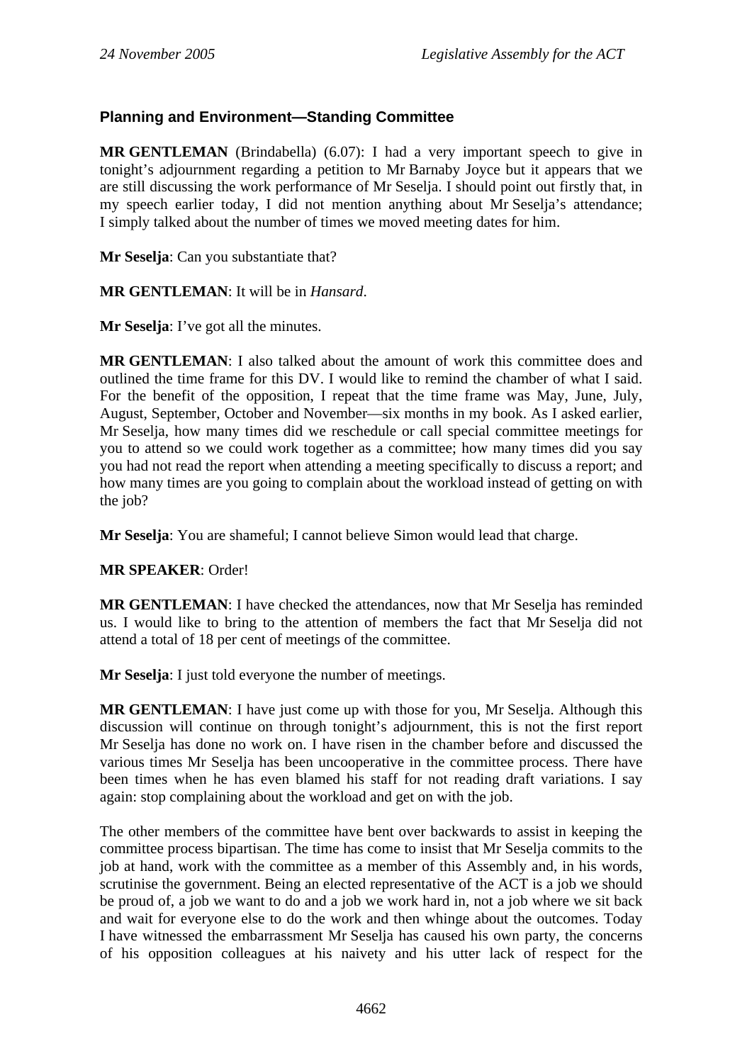### Planning and Environment—Standing Committee

**MR GENTLEMAN** (Brindabella) (6.07): I had a very important speech to give in tonight's adjournment regarding a petition to Mr Barnaby Joyce but it appears that we are still discussing the work performance of Mr Seselja. I should point out firstly that, in my speech earlier today, I did not mention anything about Mr Seselja's attendance; I simply talked about the number of times we moved meeting dates for him.

**Mr Seselja**: Can you substantiate that?

**MR GENTLEMAN**: It will be in *Hansard*.

**Mr Seselja**: I've got all the minutes.

**MR GENTLEMAN**: I also talked about the amount of work this committee does and outlined the time frame for this DV. I would like to remind the chamber of what I said. For the benefit of the opposition, I repeat that the time frame was May, June, July, August, September, October and November—six months in my book. As I asked earlier, Mr Seselja, how many times did we reschedule or call special committee meetings for you to attend so we could work together as a committee; how many times did you say you had not read the report when attending a meeting specifically to discuss a report; and how many times are you going to complain about the workload instead of getting on with the job?

**Mr Seselja**: You are shameful; I cannot believe Simon would lead that charge.

**MR SPEAKER**: Order!

**MR GENTLEMAN**: I have checked the attendances, now that Mr Seselja has reminded us. I would like to bring to the attention of members the fact that Mr Seselja did not attend a total of 18 per cent of meetings of the committee.

**Mr Seselja**: I just told everyone the number of meetings.

**MR GENTLEMAN**: I have just come up with those for you, Mr Seselja. Although this discussion will continue on through tonight's adjournment, this is not the first report Mr Seselja has done no work on. I have risen in the chamber before and discussed the various times Mr Seselja has been uncooperative in the committee process. There have been times when he has even blamed his staff for not reading draft variations. I say again: stop complaining about the workload and get on with the job.

The other members of the committee have bent over backwards to assist in keeping the committee process bipartisan. The time has come to insist that Mr Seselja commits to the job at hand, work with the committee as a member of this Assembly and, in his words, scrutinise the government. Being an elected representative of the ACT is a job we should be proud of, a job we want to do and a job we work hard in, not a job where we sit back and wait for everyone else to do the work and then whinge about the outcomes. Today I have witnessed the embarrassment Mr Seselja has caused his own party, the concerns of his opposition colleagues at his naivety and his utter lack of respect for the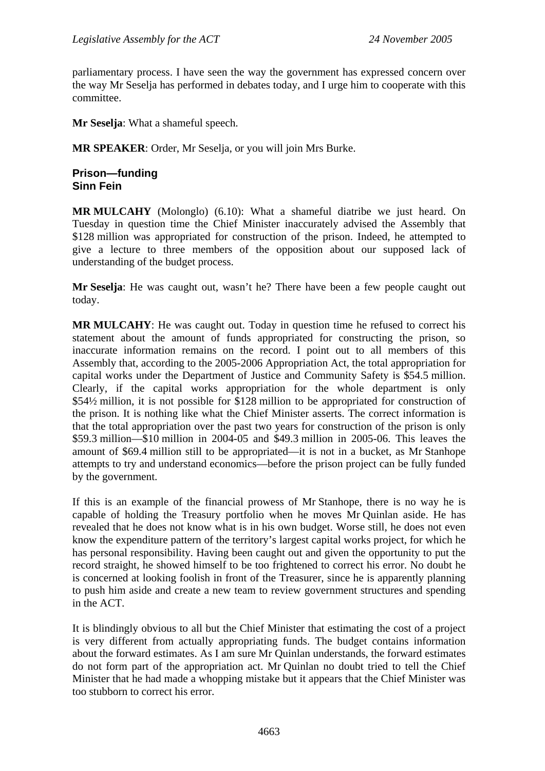parliamentary process. I have seen the way the government has expressed concern over the way Mr Seselja has performed in debates today, and I urge him to cooperate with this committee.

**Mr Seselja**: What a shameful speech.

**MR SPEAKER**: Order, Mr Seselja, or you will join Mrs Burke.

## Prison—funding
## Sinn Fein

**MR MULCAHY** (Molonglo) (6.10): What a shameful diatribe we just heard. On Tuesday in question time the Chief Minister inaccurately advised the Assembly that \$128 million was appropriated for construction of the prison. Indeed, he attempted to give a lecture to three members of the opposition about our supposed lack of understanding of the budget process.

**Mr Seselja**: He was caught out, wasn't he? There have been a few people caught out today.

**MR MULCAHY**: He was caught out. Today in question time he refused to correct his statement about the amount of funds appropriated for constructing the prison, so inaccurate information remains on the record. I point out to all members of this Assembly that, according to the 2005-2006 Appropriation Act, the total appropriation for capital works under the Department of Justice and Community Safety is \$54.5 million. Clearly, if the capital works appropriation for the whole department is only \$54½ million, it is not possible for \$128 million to be appropriated for construction of the prison. It is nothing like what the Chief Minister asserts. The correct information is that the total appropriation over the past two years for construction of the prison is only \$59.3 million—\$10 million in 2004-05 and \$49.3 million in 2005-06. This leaves the amount of \$69.4 million still to be appropriated—it is not in a bucket, as Mr Stanhope attempts to try and understand economics—before the prison project can be fully funded by the government.

If this is an example of the financial prowess of Mr Stanhope, there is no way he is capable of holding the Treasury portfolio when he moves Mr Quinlan aside. He has revealed that he does not know what is in his own budget. Worse still, he does not even know the expenditure pattern of the territory's largest capital works project, for which he has personal responsibility. Having been caught out and given the opportunity to put the record straight, he showed himself to be too frightened to correct his error. No doubt he is concerned at looking foolish in front of the Treasurer, since he is apparently planning to push him aside and create a new team to review government structures and spending in the ACT.

It is blindingly obvious to all but the Chief Minister that estimating the cost of a project is very different from actually appropriating funds. The budget contains information about the forward estimates. As I am sure Mr Quinlan understands, the forward estimates do not form part of the appropriation act. Mr Quinlan no doubt tried to tell the Chief Minister that he had made a whopping mistake but it appears that the Chief Minister was too stubborn to correct his error.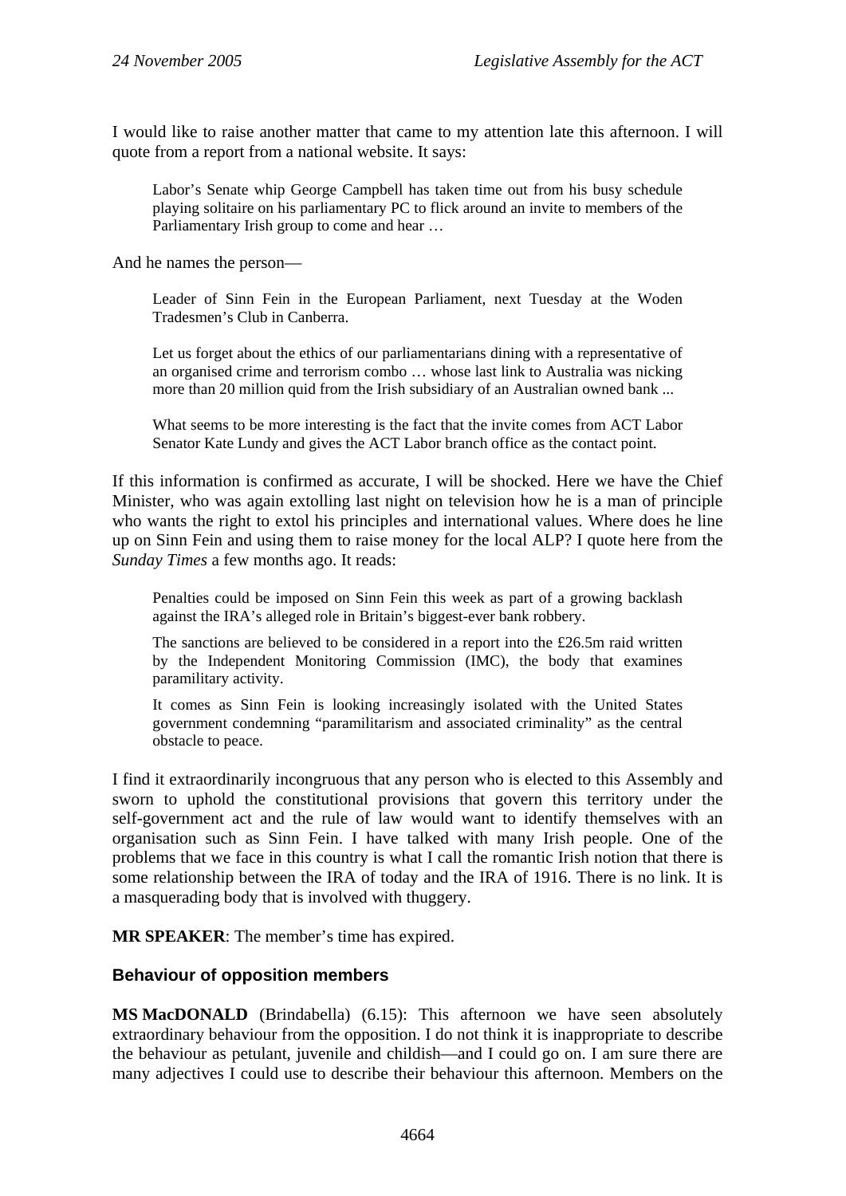I would like to raise another matter that came to my attention late this afternoon. I will quote from a report from a national website. It says:

> Labor's Senate whip George Campbell has taken time out from his busy schedule playing solitaire on his parliamentary PC to flick around an invite to members of the Parliamentary Irish group to come and hear …

And he names the person—

> Leader of Sinn Fein in the European Parliament, next Tuesday at the Woden Tradesmen's Club in Canberra.
>
> Let us forget about the ethics of our parliamentarians dining with a representative of an organised crime and terrorism combo … whose last link to Australia was nicking more than 20 million quid from the Irish subsidiary of an Australian owned bank ...
>
> What seems to be more interesting is the fact that the invite comes from ACT Labor Senator Kate Lundy and gives the ACT Labor branch office as the contact point.

If this information is confirmed as accurate, I will be shocked. Here we have the Chief Minister, who was again extolling last night on television how he is a man of principle who wants the right to extol his principles and international values. Where does he line up on Sinn Fein and using them to raise money for the local ALP? I quote here from the *Sunday Times* a few months ago. It reads:

> Penalties could be imposed on Sinn Fein this week as part of a growing backlash against the IRA's alleged role in Britain's biggest-ever bank robbery.
>
> The sanctions are believed to be considered in a report into the £26.5m raid written by the Independent Monitoring Commission (IMC), the body that examines paramilitary activity.
>
> It comes as Sinn Fein is looking increasingly isolated with the United States government condemning "paramilitarism and associated criminality" as the central obstacle to peace.

I find it extraordinarily incongruous that any person who is elected to this Assembly and sworn to uphold the constitutional provisions that govern this territory under the self-government act and the rule of law would want to identify themselves with an organisation such as Sinn Fein. I have talked with many Irish people. One of the problems that we face in this country is what I call the romantic Irish notion that there is some relationship between the IRA of today and the IRA of 1916. There is no link. It is a masquerading body that is involved with thuggery.

**MR SPEAKER**: The member's time has expired.

### Behaviour of opposition members

**MS MacDONALD** (Brindabella) (6.15): This afternoon we have seen absolutely extraordinary behaviour from the opposition. I do not think it is inappropriate to describe the behaviour as petulant, juvenile and childish—and I could go on. I am sure there are many adjectives I could use to describe their behaviour this afternoon. Members on the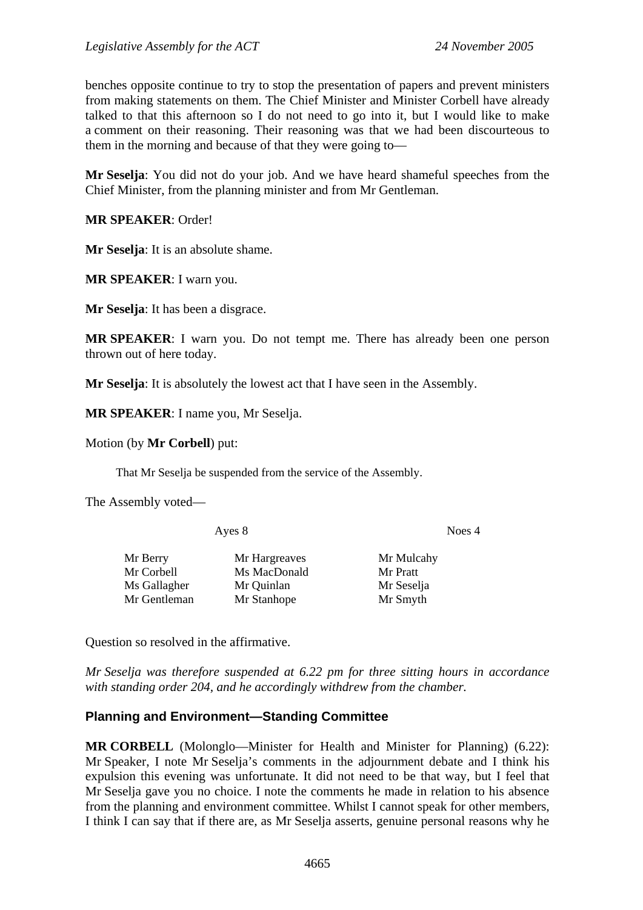benches opposite continue to try to stop the presentation of papers and prevent ministers from making statements on them. The Chief Minister and Minister Corbell have already talked to that this afternoon so I do not need to go into it, but I would like to make a comment on their reasoning. Their reasoning was that we had been discourteous to them in the morning and because of that they were going to—

**Mr Seselja**: You did not do your job. And we have heard shameful speeches from the Chief Minister, from the planning minister and from Mr Gentleman.

**MR SPEAKER**: Order!

**Mr Seselja**: It is an absolute shame.

**MR SPEAKER**: I warn you.

**Mr Seselja**: It has been a disgrace.

**MR SPEAKER**: I warn you. Do not tempt me. There has already been one person thrown out of here today.

**Mr Seselja**: It is absolutely the lowest act that I have seen in the Assembly.

**MR SPEAKER**: I name you, Mr Seselja.

Motion (by **Mr Corbell**) put:

> That Mr Seselja be suspended from the service of the Assembly.

The Assembly voted—

| Ayes 8 | | Noes 4 |
|---|---|---|
| Mr Berry | Mr Hargreaves | Mr Mulcahy |
| Mr Corbell | Ms MacDonald | Mr Pratt |
| Ms Gallagher | Mr Quinlan | Mr Seselja |
| Mr Gentleman | Mr Stanhope | Mr Smyth |

Question so resolved in the affirmative.

*Mr Seselja was therefore suspended at 6.22 pm for three sitting hours in accordance with standing order 204, and he accordingly withdrew from the chamber.*

### Planning and Environment—Standing Committee

**MR CORBELL** (Molonglo—Minister for Health and Minister for Planning) (6.22): Mr Speaker, I note Mr Seselja's comments in the adjournment debate and I think his expulsion this evening was unfortunate. It did not need to be that way, but I feel that Mr Seselja gave you no choice. I note the comments he made in relation to his absence from the planning and environment committee. Whilst I cannot speak for other members, I think I can say that if there are, as Mr Seselja asserts, genuine personal reasons why he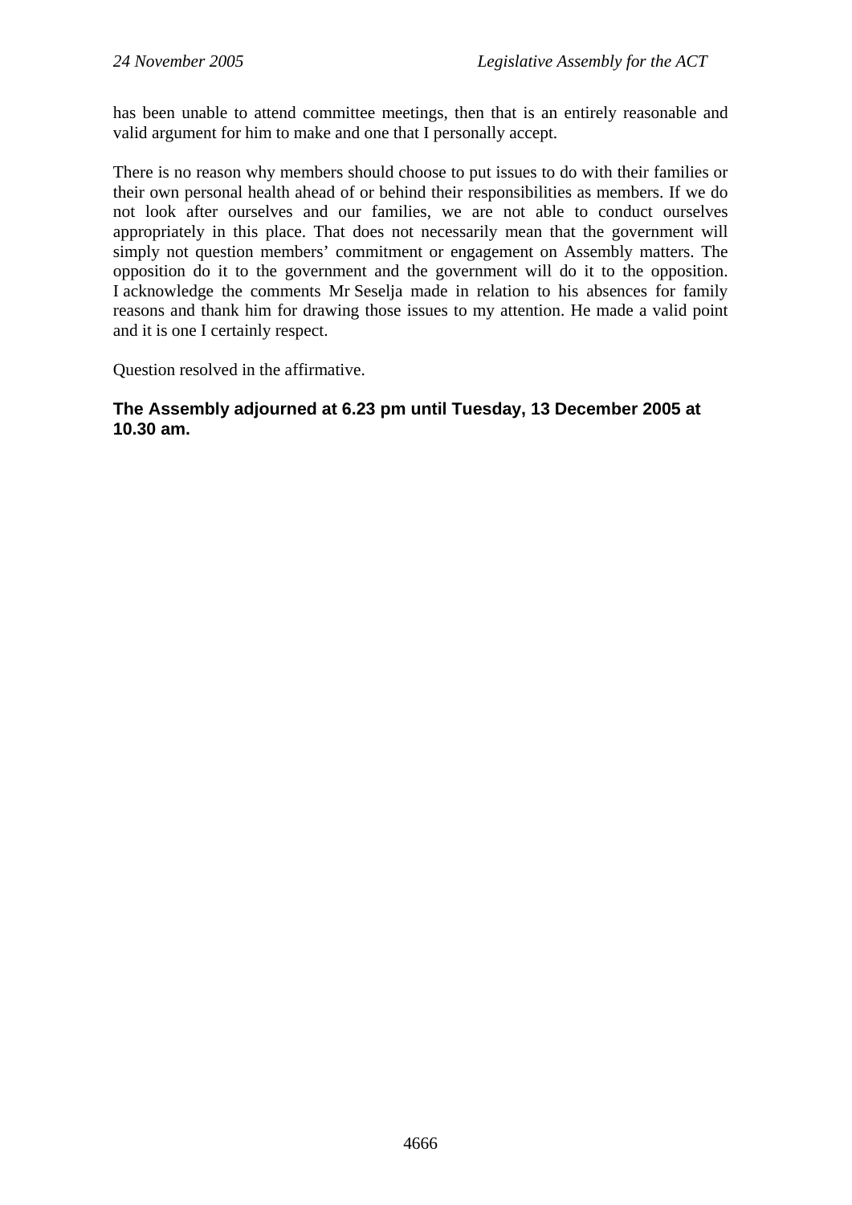has been unable to attend committee meetings, then that is an entirely reasonable and valid argument for him to make and one that I personally accept.

There is no reason why members should choose to put issues to do with their families or their own personal health ahead of or behind their responsibilities as members. If we do not look after ourselves and our families, we are not able to conduct ourselves appropriately in this place. That does not necessarily mean that the government will simply not question members' commitment or engagement on Assembly matters. The opposition do it to the government and the government will do it to the opposition. I acknowledge the comments Mr Seselja made in relation to his absences for family reasons and thank him for drawing those issues to my attention. He made a valid point and it is one I certainly respect.

Question resolved in the affirmative.

**The Assembly adjourned at 6.23 pm until Tuesday, 13 December 2005 at 10.30 am.**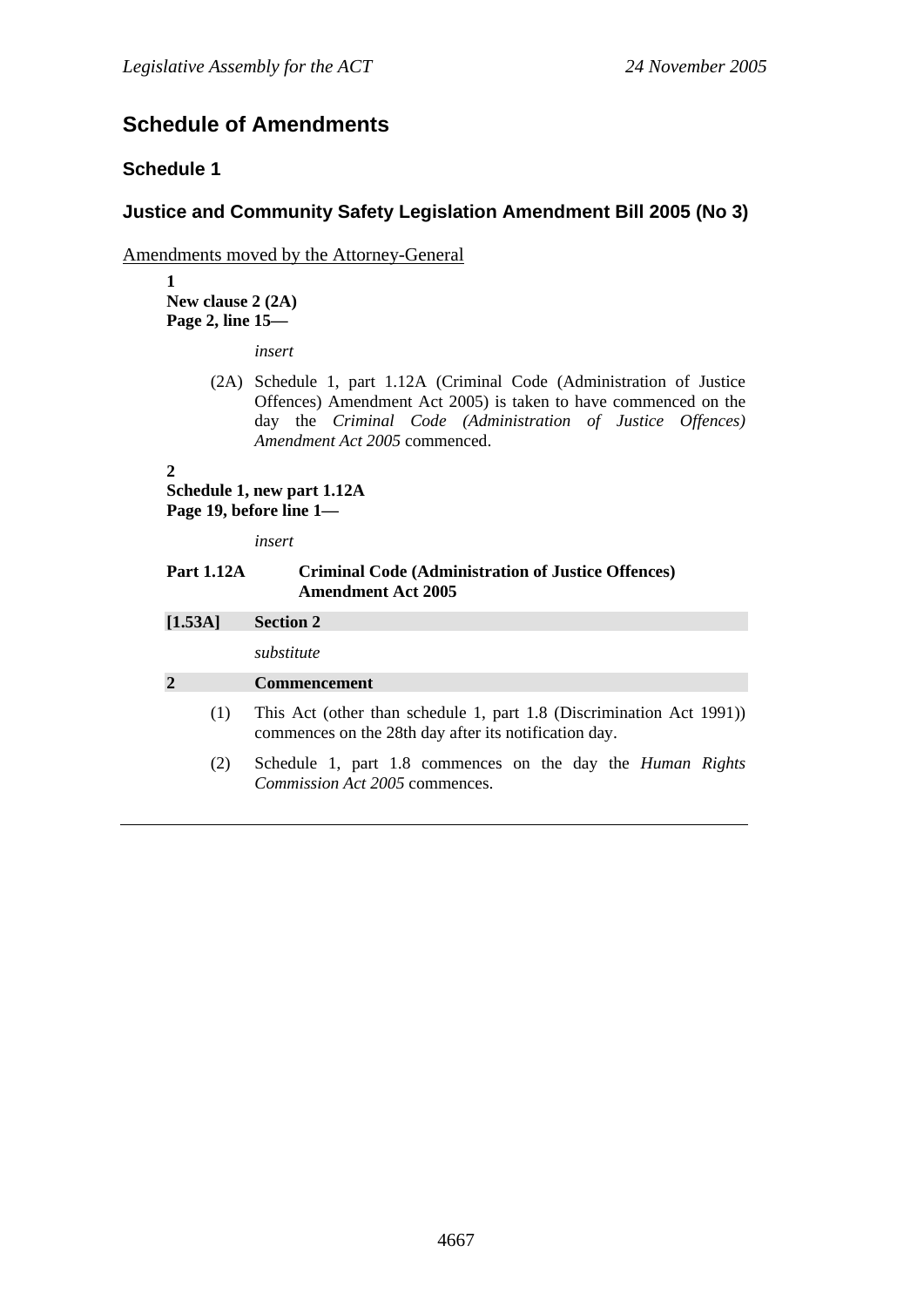# Schedule of Amendments

## Schedule 1

## Justice and Community Safety Legislation Amendment Bill 2005 (No 3)

Amendments moved by the Attorney-General

**1**
**New clause 2 (2A)**
**Page 2, line 15—**

*insert*

(2A) Schedule 1, part 1.12A (Criminal Code (Administration of Justice Offences) Amendment Act 2005) is taken to have commenced on the day the *Criminal Code (Administration of Justice Offences) Amendment Act 2005* commenced.

**2**
**Schedule 1, new part 1.12A**
**Page 19, before line 1—**

*insert*

**Part 1.12A Criminal Code (Administration of Justice Offences) Amendment Act 2005**

**[1.53A] Section 2**

*substitute*

**2 Commencement**

(1) This Act (other than schedule 1, part 1.8 (Discrimination Act 1991)) commences on the 28th day after its notification day.

(2) Schedule 1, part 1.8 commences on the day the *Human Rights Commission Act 2005* commences.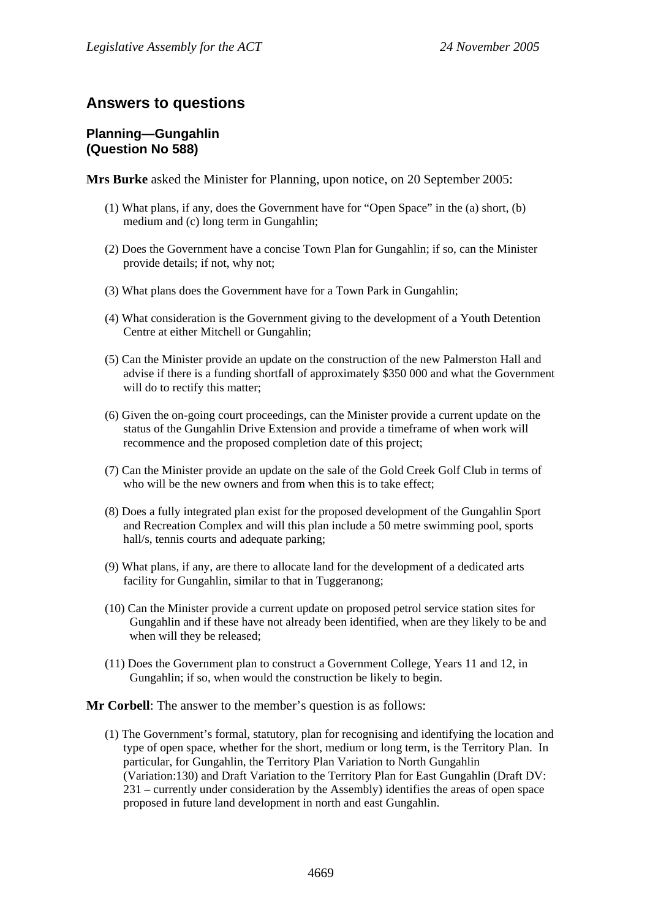## Answers to questions

### Planning—Gungahlin (Question No 588)

**Mrs Burke** asked the Minister for Planning, upon notice, on 20 September 2005:

(1) What plans, if any, does the Government have for "Open Space" in the (a) short, (b) medium and (c) long term in Gungahlin;

(2) Does the Government have a concise Town Plan for Gungahlin; if so, can the Minister provide details; if not, why not;

(3) What plans does the Government have for a Town Park in Gungahlin;

(4) What consideration is the Government giving to the development of a Youth Detention Centre at either Mitchell or Gungahlin;

(5) Can the Minister provide an update on the construction of the new Palmerston Hall and advise if there is a funding shortfall of approximately $350 000 and what the Government will do to rectify this matter;

(6) Given the on-going court proceedings, can the Minister provide a current update on the status of the Gungahlin Drive Extension and provide a timeframe of when work will recommence and the proposed completion date of this project;

(7) Can the Minister provide an update on the sale of the Gold Creek Golf Club in terms of who will be the new owners and from when this is to take effect;

(8) Does a fully integrated plan exist for the proposed development of the Gungahlin Sport and Recreation Complex and will this plan include a 50 metre swimming pool, sports hall/s, tennis courts and adequate parking;

(9) What plans, if any, are there to allocate land for the development of a dedicated arts facility for Gungahlin, similar to that in Tuggeranong;

(10) Can the Minister provide a current update on proposed petrol service station sites for Gungahlin and if these have not already been identified, when are they likely to be and when will they be released;

(11) Does the Government plan to construct a Government College, Years 11 and 12, in Gungahlin; if so, when would the construction be likely to begin.

**Mr Corbell**: The answer to the member's question is as follows:

(1) The Government's formal, statutory, plan for recognising and identifying the location and type of open space, whether for the short, medium or long term, is the Territory Plan. In particular, for Gungahlin, the Territory Plan Variation to North Gungahlin (Variation:130) and Draft Variation to the Territory Plan for East Gungahlin (Draft DV: 231 – currently under consideration by the Assembly) identifies the areas of open space proposed in future land development in north and east Gungahlin.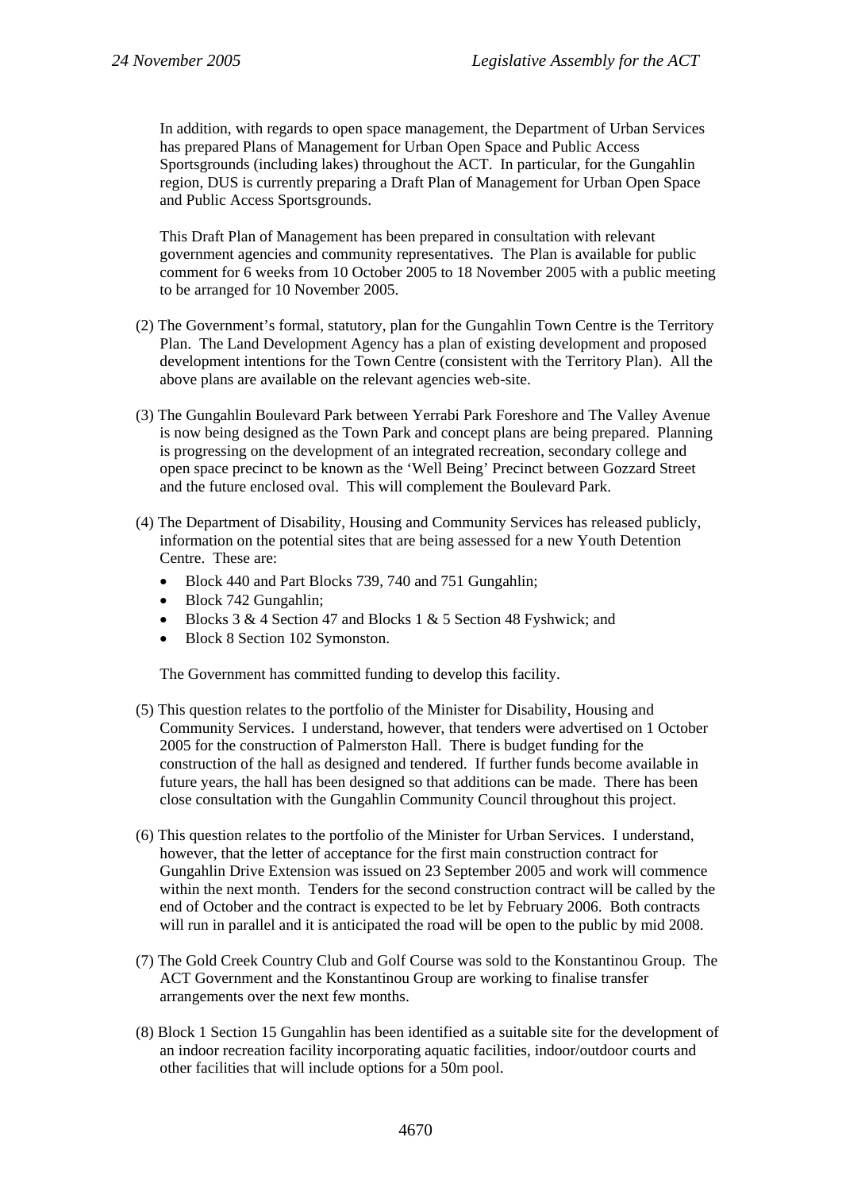In addition, with regards to open space management, the Department of Urban Services has prepared Plans of Management for Urban Open Space and Public Access Sportsgrounds (including lakes) throughout the ACT. In particular, for the Gungahlin region, DUS is currently preparing a Draft Plan of Management for Urban Open Space and Public Access Sportsgrounds.

This Draft Plan of Management has been prepared in consultation with relevant government agencies and community representatives. The Plan is available for public comment for 6 weeks from 10 October 2005 to 18 November 2005 with a public meeting to be arranged for 10 November 2005.

(2) The Government's formal, statutory, plan for the Gungahlin Town Centre is the Territory Plan. The Land Development Agency has a plan of existing development and proposed development intentions for the Town Centre (consistent with the Territory Plan). All the above plans are available on the relevant agencies web-site.

(3) The Gungahlin Boulevard Park between Yerrabi Park Foreshore and The Valley Avenue is now being designed as the Town Park and concept plans are being prepared. Planning is progressing on the development of an integrated recreation, secondary college and open space precinct to be known as the 'Well Being' Precinct between Gozzard Street and the future enclosed oval. This will complement the Boulevard Park.

(4) The Department of Disability, Housing and Community Services has released publicly, information on the potential sites that are being assessed for a new Youth Detention Centre. These are:

- Block 440 and Part Blocks 739, 740 and 751 Gungahlin;
- Block 742 Gungahlin;
- Blocks 3 & 4 Section 47 and Blocks 1 & 5 Section 48 Fyshwick; and
- Block 8 Section 102 Symonston.

The Government has committed funding to develop this facility.

(5) This question relates to the portfolio of the Minister for Disability, Housing and Community Services. I understand, however, that tenders were advertised on 1 October 2005 for the construction of Palmerston Hall. There is budget funding for the construction of the hall as designed and tendered. If further funds become available in future years, the hall has been designed so that additions can be made. There has been close consultation with the Gungahlin Community Council throughout this project.

(6) This question relates to the portfolio of the Minister for Urban Services. I understand, however, that the letter of acceptance for the first main construction contract for Gungahlin Drive Extension was issued on 23 September 2005 and work will commence within the next month. Tenders for the second construction contract will be called by the end of October and the contract is expected to be let by February 2006. Both contracts will run in parallel and it is anticipated the road will be open to the public by mid 2008.

(7) The Gold Creek Country Club and Golf Course was sold to the Konstantinou Group. The ACT Government and the Konstantinou Group are working to finalise transfer arrangements over the next few months.

(8) Block 1 Section 15 Gungahlin has been identified as a suitable site for the development of an indoor recreation facility incorporating aquatic facilities, indoor/outdoor courts and other facilities that will include options for a 50m pool.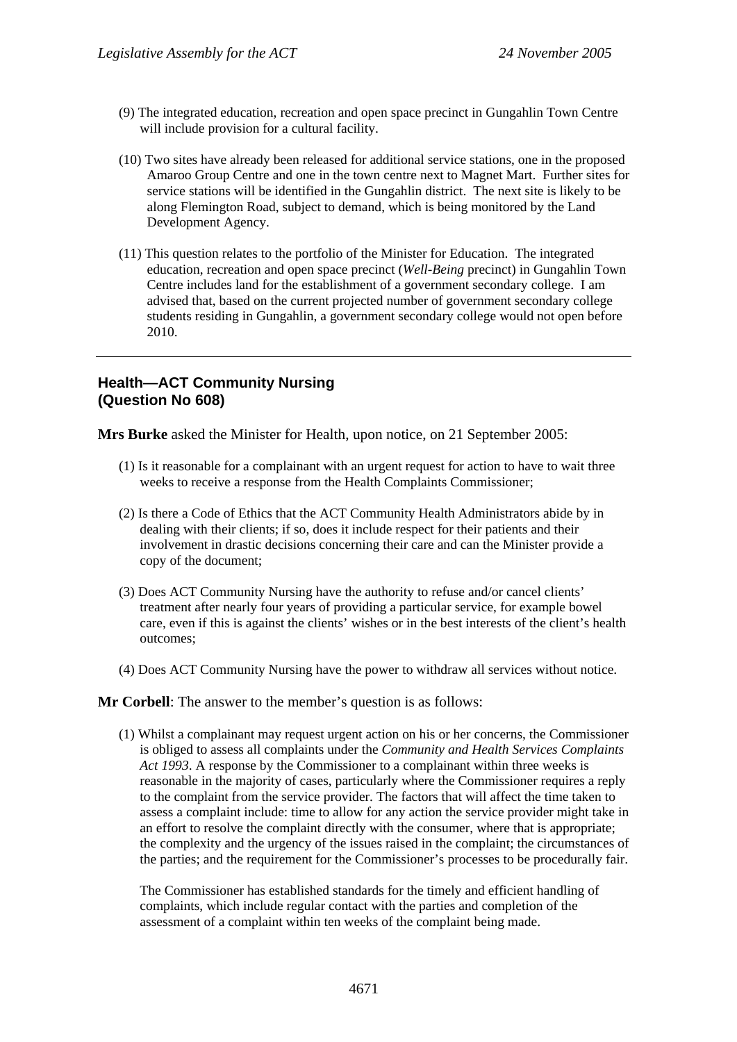(9) The integrated education, recreation and open space precinct in Gungahlin Town Centre will include provision for a cultural facility.

(10) Two sites have already been released for additional service stations, one in the proposed Amaroo Group Centre and one in the town centre next to Magnet Mart. Further sites for service stations will be identified in the Gungahlin district. The next site is likely to be along Flemington Road, subject to demand, which is being monitored by the Land Development Agency.

(11) This question relates to the portfolio of the Minister for Education. The integrated education, recreation and open space precinct (*Well-Being* precinct) in Gungahlin Town Centre includes land for the establishment of a government secondary college. I am advised that, based on the current projected number of government secondary college students residing in Gungahlin, a government secondary college would not open before 2010.

---

## Health—ACT Community Nursing (Question No 608)

**Mrs Burke** asked the Minister for Health, upon notice, on 21 September 2005:

(1) Is it reasonable for a complainant with an urgent request for action to have to wait three weeks to receive a response from the Health Complaints Commissioner;

(2) Is there a Code of Ethics that the ACT Community Health Administrators abide by in dealing with their clients; if so, does it include respect for their patients and their involvement in drastic decisions concerning their care and can the Minister provide a copy of the document;

(3) Does ACT Community Nursing have the authority to refuse and/or cancel clients' treatment after nearly four years of providing a particular service, for example bowel care, even if this is against the clients' wishes or in the best interests of the client's health outcomes;

(4) Does ACT Community Nursing have the power to withdraw all services without notice.

**Mr Corbell**: The answer to the member's question is as follows:

(1) Whilst a complainant may request urgent action on his or her concerns, the Commissioner is obliged to assess all complaints under the *Community and Health Services Complaints Act 1993*. A response by the Commissioner to a complainant within three weeks is reasonable in the majority of cases, particularly where the Commissioner requires a reply to the complaint from the service provider. The factors that will affect the time taken to assess a complaint include: time to allow for any action the service provider might take in an effort to resolve the complaint directly with the consumer, where that is appropriate; the complexity and the urgency of the issues raised in the complaint; the circumstances of the parties; and the requirement for the Commissioner's processes to be procedurally fair.

The Commissioner has established standards for the timely and efficient handling of complaints, which include regular contact with the parties and completion of the assessment of a complaint within ten weeks of the complaint being made.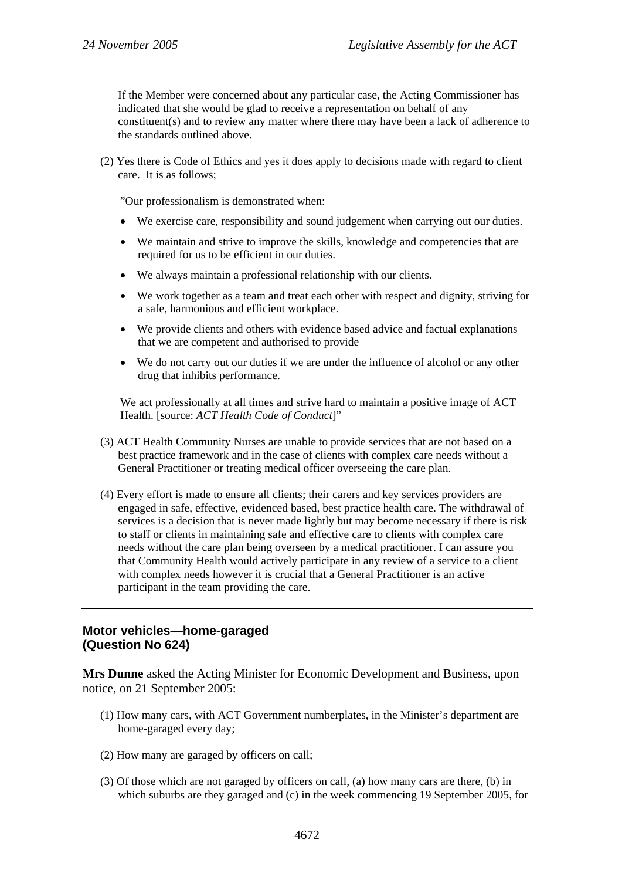If the Member were concerned about any particular case, the Acting Commissioner has indicated that she would be glad to receive a representation on behalf of any constituent(s) and to review any matter where there may have been a lack of adherence to the standards outlined above.

(2) Yes there is Code of Ethics and yes it does apply to decisions made with regard to client care. It is as follows;

"Our professionalism is demonstrated when:

- We exercise care, responsibility and sound judgement when carrying out our duties.
- We maintain and strive to improve the skills, knowledge and competencies that are required for us to be efficient in our duties.
- We always maintain a professional relationship with our clients.
- We work together as a team and treat each other with respect and dignity, striving for a safe, harmonious and efficient workplace.
- We provide clients and others with evidence based advice and factual explanations that we are competent and authorised to provide
- We do not carry out our duties if we are under the influence of alcohol or any other drug that inhibits performance.

We act professionally at all times and strive hard to maintain a positive image of ACT Health. [source: *ACT Health Code of Conduct*]"

(3) ACT Health Community Nurses are unable to provide services that are not based on a best practice framework and in the case of clients with complex care needs without a General Practitioner or treating medical officer overseeing the care plan.

(4) Every effort is made to ensure all clients; their carers and key services providers are engaged in safe, effective, evidenced based, best practice health care. The withdrawal of services is a decision that is never made lightly but may become necessary if there is risk to staff or clients in maintaining safe and effective care to clients with complex care needs without the care plan being overseen by a medical practitioner. I can assure you that Community Health would actively participate in any review of a service to a client with complex needs however it is crucial that a General Practitioner is an active participant in the team providing the care.

---

## Motor vehicles—home-garaged (Question No 624)

**Mrs Dunne** asked the Acting Minister for Economic Development and Business, upon notice, on 21 September 2005:

(1) How many cars, with ACT Government numberplates, in the Minister's department are home-garaged every day;

(2) How many are garaged by officers on call;

(3) Of those which are not garaged by officers on call, (a) how many cars are there, (b) in which suburbs are they garaged and (c) in the week commencing 19 September 2005, for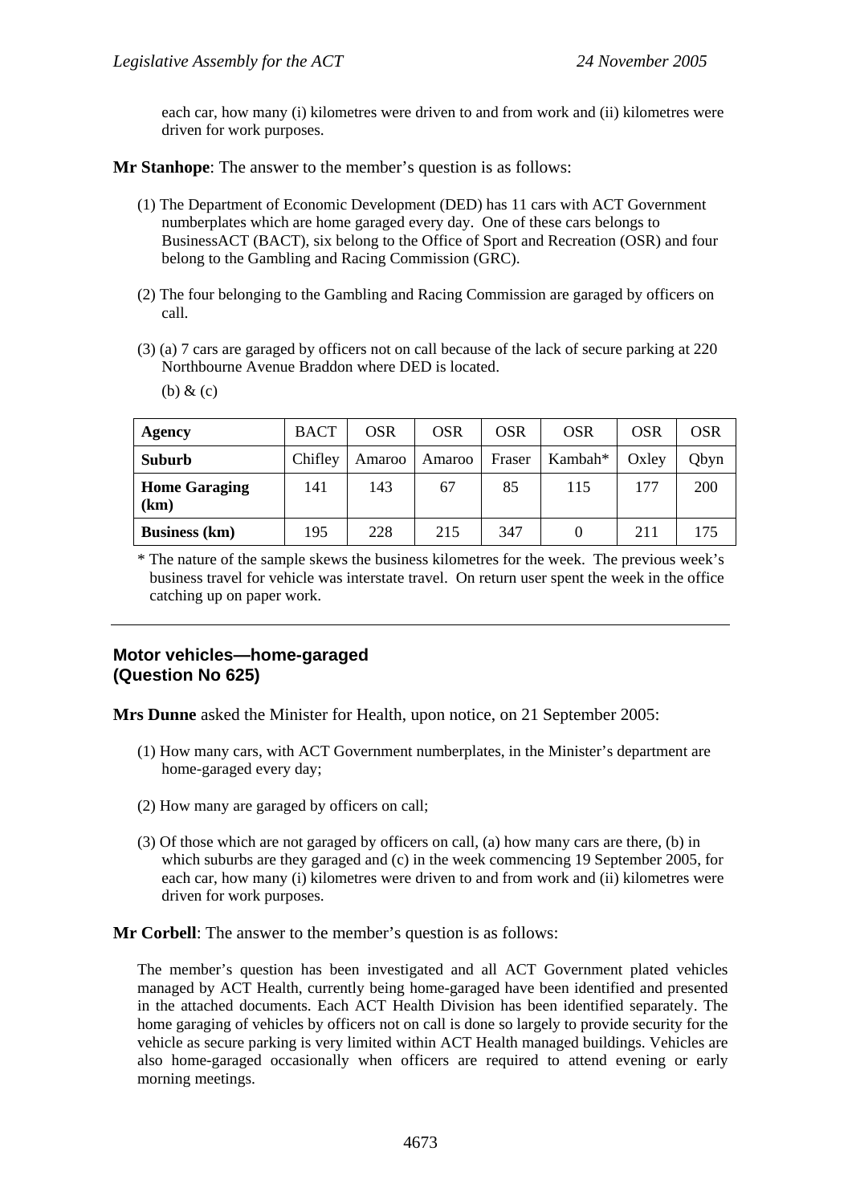each car, how many (i) kilometres were driven to and from work and (ii) kilometres were driven for work purposes.

**Mr Stanhope**: The answer to the member's question is as follows:

(1) The Department of Economic Development (DED) has 11 cars with ACT Government numberplates which are home garaged every day. One of these cars belongs to BusinessACT (BACT), six belong to the Office of Sport and Recreation (OSR) and four belong to the Gambling and Racing Commission (GRC).

(2) The four belonging to the Gambling and Racing Commission are garaged by officers on call.

(3) (a) 7 cars are garaged by officers not on call because of the lack of secure parking at 220 Northbourne Avenue Braddon where DED is located.

(b) & (c)

| **Agency** | BACT | OSR | OSR | OSR | OSR | OSR | OSR |
|---|---|---|---|---|---|---|---|
| **Suburb** | Chifley | Amaroo | Amaroo | Fraser | Kambah* | Oxley | Qbyn |
| **Home Garaging (km)** | 141 | 143 | 67 | 85 | 115 | 177 | 200 |
| **Business (km)** | 195 | 228 | 215 | 347 | 0 | 211 | 175 |

* The nature of the sample skews the business kilometres for the week. The previous week's business travel for vehicle was interstate travel. On return user spent the week in the office catching up on paper work.

---

### Motor vehicles—home-garaged (Question No 625)

**Mrs Dunne** asked the Minister for Health, upon notice, on 21 September 2005:

(1) How many cars, with ACT Government numberplates, in the Minister's department are home-garaged every day;

(2) How many are garaged by officers on call;

(3) Of those which are not garaged by officers on call, (a) how many cars are there, (b) in which suburbs are they garaged and (c) in the week commencing 19 September 2005, for each car, how many (i) kilometres were driven to and from work and (ii) kilometres were driven for work purposes.

**Mr Corbell**: The answer to the member's question is as follows:

The member's question has been investigated and all ACT Government plated vehicles managed by ACT Health, currently being home-garaged have been identified and presented in the attached documents. Each ACT Health Division has been identified separately. The home garaging of vehicles by officers not on call is done so largely to provide security for the vehicle as secure parking is very limited within ACT Health managed buildings. Vehicles are also home-garaged occasionally when officers are required to attend evening or early morning meetings.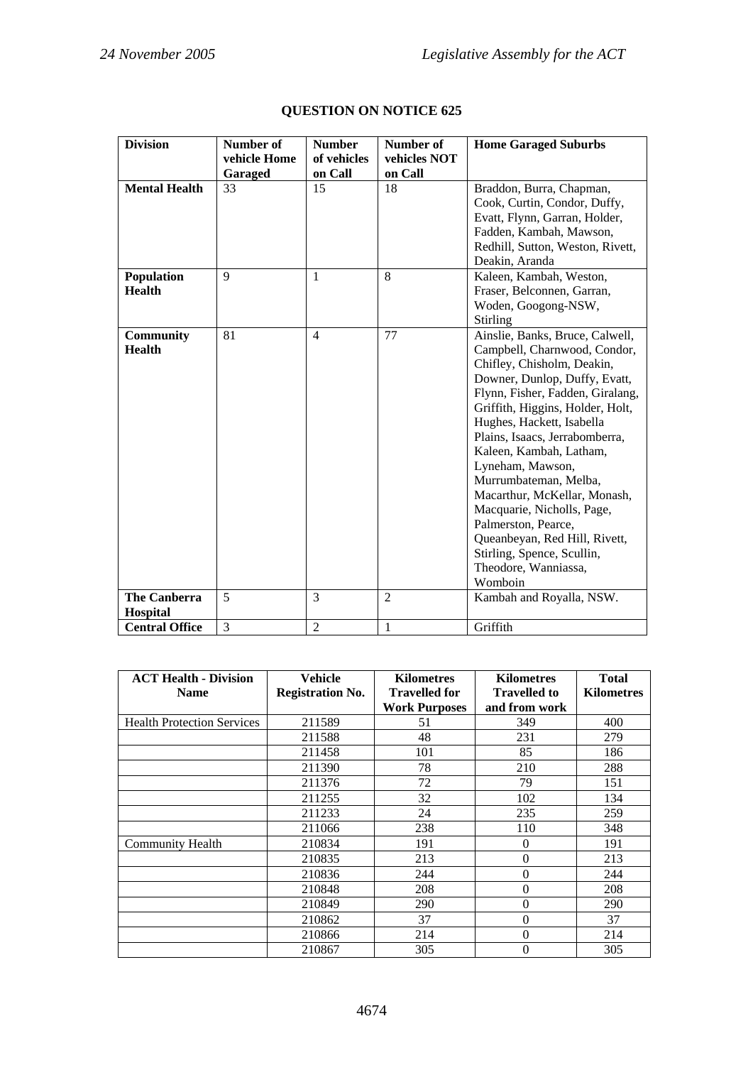## QUESTION ON NOTICE 625

| Division | Number of vehicle Home Garaged | Number of vehicles on Call | Number of vehicles NOT on Call | Home Garaged Suburbs |
|---|---|---|---|---|
| **Mental Health** | 33 | 15 | 18 | Braddon, Burra, Chapman, Cook, Curtin, Condor, Duffy, Evatt, Flynn, Garran, Holder, Fadden, Kambah, Mawson, Redhill, Sutton, Weston, Rivett, Deakin, Aranda |
| **Population Health** | 9 | 1 | 8 | Kaleen, Kambah, Weston, Fraser, Belconnen, Garran, Woden, Googong-NSW, Stirling |
| **Community Health** | 81 | 4 | 77 | Ainslie, Banks, Bruce, Calwell, Campbell, Charnwood, Condor, Chifley, Chisholm, Deakin, Downer, Dunlop, Duffy, Evatt, Flynn, Fisher, Fadden, Giralang, Griffith, Higgins, Holder, Holt, Hughes, Hackett, Isabella Plains, Isaacs, Jerrabomberra, Kaleen, Kambah, Latham, Lyneham, Mawson, Murrumbateman, Melba, Macarthur, McKellar, Monash, Macquarie, Nicholls, Page, Palmerston, Pearce, Queanbeyan, Red Hill, Rivett, Stirling, Spence, Scullin, Theodore, Wanniassa, Womboin |
| **The Canberra Hospital** | 5 | 3 | 2 | Kambah and Royalla, NSW. |
| **Central Office** | 3 | 2 | 1 | Griffith |

| ACT Health - Division Name | Vehicle Registration No. | Kilometres Travelled for Work Purposes | Kilometres Travelled to and from work | Total Kilometres |
|---|---|---|---|---|
| Health Protection Services | 211589 | 51 | 349 | 400 |
| | 211588 | 48 | 231 | 279 |
| | 211458 | 101 | 85 | 186 |
| | 211390 | 78 | 210 | 288 |
| | 211376 | 72 | 79 | 151 |
| | 211255 | 32 | 102 | 134 |
| | 211233 | 24 | 235 | 259 |
| | 211066 | 238 | 110 | 348 |
| Community Health | 210834 | 191 | 0 | 191 |
| | 210835 | 213 | 0 | 213 |
| | 210836 | 244 | 0 | 244 |
| | 210848 | 208 | 0 | 208 |
| | 210849 | 290 | 0 | 290 |
| | 210862 | 37 | 0 | 37 |
| | 210866 | 214 | 0 | 214 |
| | 210867 | 305 | 0 | 305 |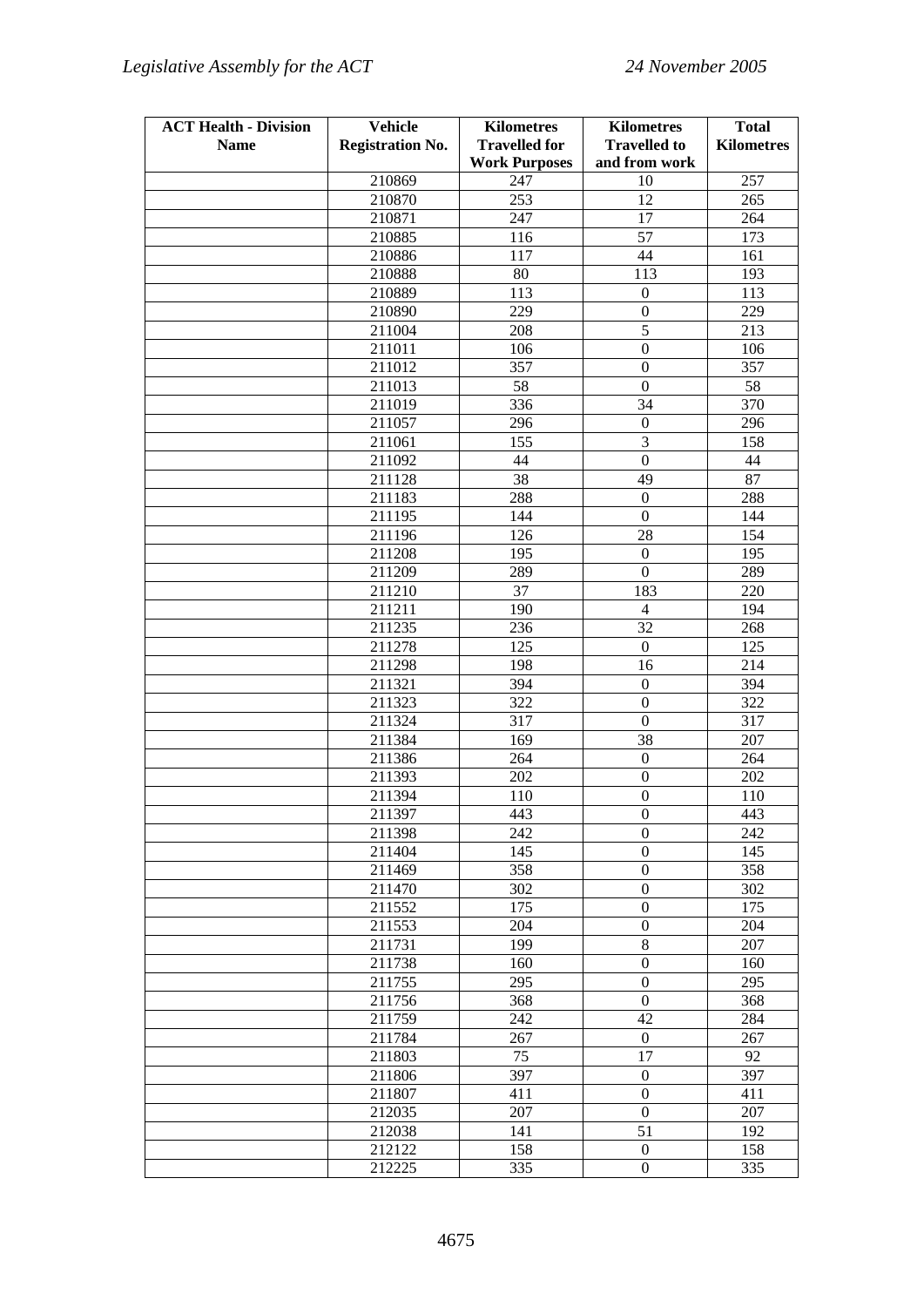| ACT Health - Division Name | Vehicle Registration No. | Kilometres Travelled for Work Purposes | Kilometres Travelled to and from work | Total Kilometres |
|---|---|---|---|---|
| | 210869 | 247 | 10 | 257 |
| | 210870 | 253 | 12 | 265 |
| | 210871 | 247 | 17 | 264 |
| | 210885 | 116 | 57 | 173 |
| | 210886 | 117 | 44 | 161 |
| | 210888 | 80 | 113 | 193 |
| | 210889 | 113 | 0 | 113 |
| | 210890 | 229 | 0 | 229 |
| | 211004 | 208 | 5 | 213 |
| | 211011 | 106 | 0 | 106 |
| | 211012 | 357 | 0 | 357 |
| | 211013 | 58 | 0 | 58 |
| | 211019 | 336 | 34 | 370 |
| | 211057 | 296 | 0 | 296 |
| | 211061 | 155 | 3 | 158 |
| | 211092 | 44 | 0 | 44 |
| | 211128 | 38 | 49 | 87 |
| | 211183 | 288 | 0 | 288 |
| | 211195 | 144 | 0 | 144 |
| | 211196 | 126 | 28 | 154 |
| | 211208 | 195 | 0 | 195 |
| | 211209 | 289 | 0 | 289 |
| | 211210 | 37 | 183 | 220 |
| | 211211 | 190 | 4 | 194 |
| | 211235 | 236 | 32 | 268 |
| | 211278 | 125 | 0 | 125 |
| | 211298 | 198 | 16 | 214 |
| | 211321 | 394 | 0 | 394 |
| | 211323 | 322 | 0 | 322 |
| | 211324 | 317 | 0 | 317 |
| | 211384 | 169 | 38 | 207 |
| | 211386 | 264 | 0 | 264 |
| | 211393 | 202 | 0 | 202 |
| | 211394 | 110 | 0 | 110 |
| | 211397 | 443 | 0 | 443 |
| | 211398 | 242 | 0 | 242 |
| | 211404 | 145 | 0 | 145 |
| | 211469 | 358 | 0 | 358 |
| | 211470 | 302 | 0 | 302 |
| | 211552 | 175 | 0 | 175 |
| | 211553 | 204 | 0 | 204 |
| | 211731 | 199 | 8 | 207 |
| | 211738 | 160 | 0 | 160 |
| | 211755 | 295 | 0 | 295 |
| | 211756 | 368 | 0 | 368 |
| | 211759 | 242 | 42 | 284 |
| | 211784 | 267 | 0 | 267 |
| | 211803 | 75 | 17 | 92 |
| | 211806 | 397 | 0 | 397 |
| | 211807 | 411 | 0 | 411 |
| | 212035 | 207 | 0 | 207 |
| | 212038 | 141 | 51 | 192 |
| | 212122 | 158 | 0 | 158 |
| | 212225 | 335 | 0 | 335 |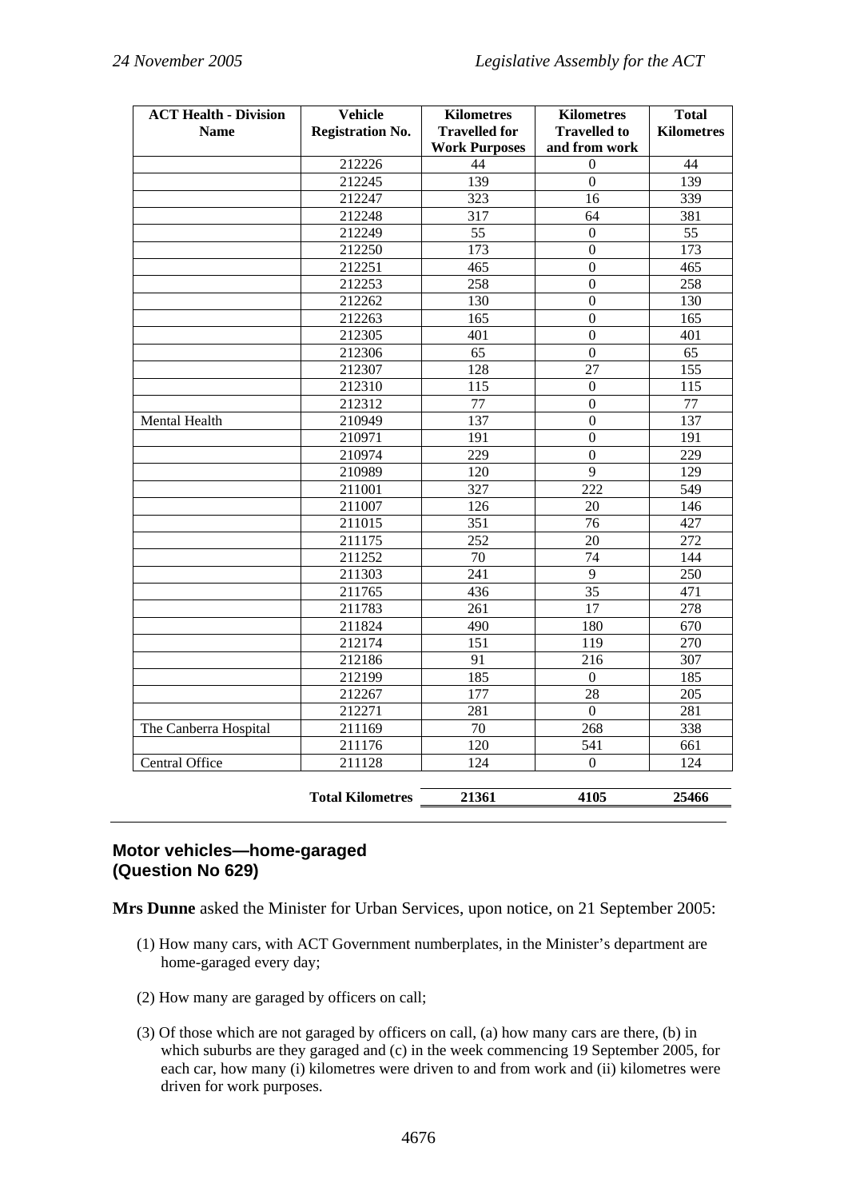| ACT Health - Division Name | Vehicle Registration No. | Kilometres Travelled for Work Purposes | Kilometres Travelled to and from work | Total Kilometres |
|---|---|---|---|---|
| | 212226 | 44 | 0 | 44 |
| | 212245 | 139 | 0 | 139 |
| | 212247 | 323 | 16 | 339 |
| | 212248 | 317 | 64 | 381 |
| | 212249 | 55 | 0 | 55 |
| | 212250 | 173 | 0 | 173 |
| | 212251 | 465 | 0 | 465 |
| | 212253 | 258 | 0 | 258 |
| | 212262 | 130 | 0 | 130 |
| | 212263 | 165 | 0 | 165 |
| | 212305 | 401 | 0 | 401 |
| | 212306 | 65 | 0 | 65 |
| | 212307 | 128 | 27 | 155 |
| | 212310 | 115 | 0 | 115 |
| | 212312 | 77 | 0 | 77 |
| Mental Health | 210949 | 137 | 0 | 137 |
| | 210971 | 191 | 0 | 191 |
| | 210974 | 229 | 0 | 229 |
| | 210989 | 120 | 9 | 129 |
| | 211001 | 327 | 222 | 549 |
| | 211007 | 126 | 20 | 146 |
| | 211015 | 351 | 76 | 427 |
| | 211175 | 252 | 20 | 272 |
| | 211252 | 70 | 74 | 144 |
| | 211303 | 241 | 9 | 250 |
| | 211765 | 436 | 35 | 471 |
| | 211783 | 261 | 17 | 278 |
| | 211824 | 490 | 180 | 670 |
| | 212174 | 151 | 119 | 270 |
| | 212186 | 91 | 216 | 307 |
| | 212199 | 185 | 0 | 185 |
| | 212267 | 177 | 28 | 205 |
| | 212271 | 281 | 0 | 281 |
| The Canberra Hospital | 211169 | 70 | 268 | 338 |
| | 211176 | 120 | 541 | 661 |
| Central Office | 211128 | 124 | 0 | 124 |
| | **Total Kilometres** | **21361** | **4105** | **25466** |

## Motor vehicles—home-garaged (Question No 629)

**Mrs Dunne** asked the Minister for Urban Services, upon notice, on 21 September 2005:

(1) How many cars, with ACT Government numberplates, in the Minister's department are home-garaged every day;

(2) How many are garaged by officers on call;

(3) Of those which are not garaged by officers on call, (a) how many cars are there, (b) in which suburbs are they garaged and (c) in the week commencing 19 September 2005, for each car, how many (i) kilometres were driven to and from work and (ii) kilometres were driven for work purposes.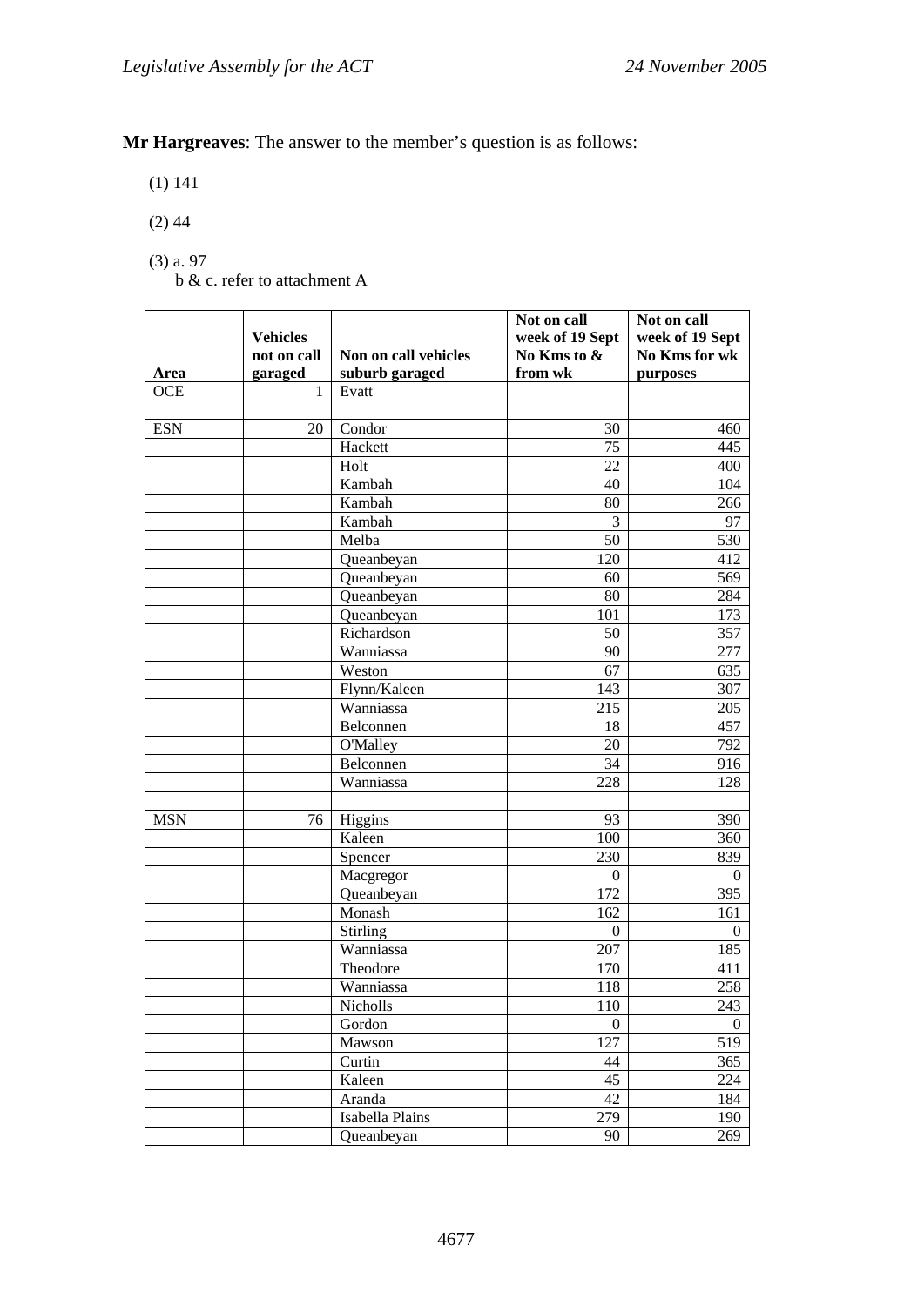**Mr Hargreaves**: The answer to the member's question is as follows:

(1) 141

(2) 44

(3) a. 97
b & c. refer to attachment A

| Area | Vehicles not on call garaged | Non on call vehicles suburb garaged | Not on call week of 19 Sept No Kms to & from wk | Not on call week of 19 Sept No Kms for wk purposes |
|---|---|---|---|---|
| OCE | 1 | Evatt | | |
| | | | | |
| ESN | 20 | Condor | 30 | 460 |
| | | Hackett | 75 | 445 |
| | | Holt | 22 | 400 |
| | | Kambah | 40 | 104 |
| | | Kambah | 80 | 266 |
| | | Kambah | 3 | 97 |
| | | Melba | 50 | 530 |
| | | Queanbeyan | 120 | 412 |
| | | Queanbeyan | 60 | 569 |
| | | Queanbeyan | 80 | 284 |
| | | Queanbeyan | 101 | 173 |
| | | Richardson | 50 | 357 |
| | | Wanniassa | 90 | 277 |
| | | Weston | 67 | 635 |
| | | Flynn/Kaleen | 143 | 307 |
| | | Wanniassa | 215 | 205 |
| | | Belconnen | 18 | 457 |
| | | O'Malley | 20 | 792 |
| | | Belconnen | 34 | 916 |
| | | Wanniassa | 228 | 128 |
| | | | | |
| MSN | 76 | Higgins | 93 | 390 |
| | | Kaleen | 100 | 360 |
| | | Spencer | 230 | 839 |
| | | Macgregor | 0 | 0 |
| | | Queanbeyan | 172 | 395 |
| | | Monash | 162 | 161 |
| | | Stirling | 0 | 0 |
| | | Wanniassa | 207 | 185 |
| | | Theodore | 170 | 411 |
| | | Wanniassa | 118 | 258 |
| | | Nicholls | 110 | 243 |
| | | Gordon | 0 | 0 |
| | | Mawson | 127 | 519 |
| | | Curtin | 44 | 365 |
| | | Kaleen | 45 | 224 |
| | | Aranda | 42 | 184 |
| | | Isabella Plains | 279 | 190 |
| | | Queanbeyan | 90 | 269 |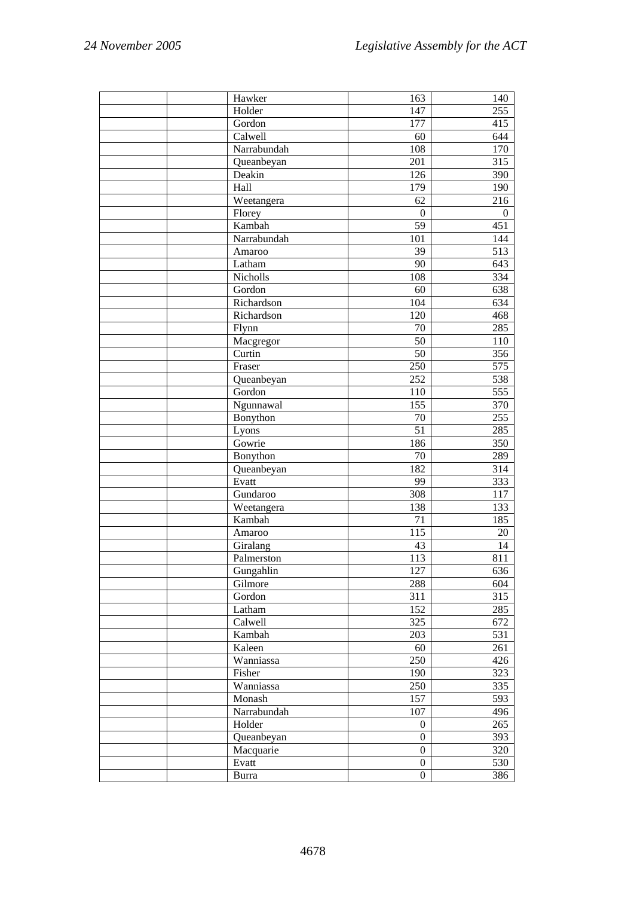| | | | | |
|---|---|---|---|---|
| | | Hawker | 163 | 140 |
| | | Holder | 147 | 255 |
| | | Gordon | 177 | 415 |
| | | Calwell | 60 | 644 |
| | | Narrabundah | 108 | 170 |
| | | Queanbeyan | 201 | 315 |
| | | Deakin | 126 | 390 |
| | | Hall | 179 | 190 |
| | | Weetangera | 62 | 216 |
| | | Florey | 0 | 0 |
| | | Kambah | 59 | 451 |
| | | Narrabundah | 101 | 144 |
| | | Amaroo | 39 | 513 |
| | | Latham | 90 | 643 |
| | | Nicholls | 108 | 334 |
| | | Gordon | 60 | 638 |
| | | Richardson | 104 | 634 |
| | | Richardson | 120 | 468 |
| | | Flynn | 70 | 285 |
| | | Macgregor | 50 | 110 |
| | | Curtin | 50 | 356 |
| | | Fraser | 250 | 575 |
| | | Queanbeyan | 252 | 538 |
| | | Gordon | 110 | 555 |
| | | Ngunnawal | 155 | 370 |
| | | Bonython | 70 | 255 |
| | | Lyons | 51 | 285 |
| | | Gowrie | 186 | 350 |
| | | Bonython | 70 | 289 |
| | | Queanbeyan | 182 | 314 |
| | | Evatt | 99 | 333 |
| | | Gundaroo | 308 | 117 |
| | | Weetangera | 138 | 133 |
| | | Kambah | 71 | 185 |
| | | Amaroo | 115 | 20 |
| | | Giralang | 43 | 14 |
| | | Palmerston | 113 | 811 |
| | | Gungahlin | 127 | 636 |
| | | Gilmore | 288 | 604 |
| | | Gordon | 311 | 315 |
| | | Latham | 152 | 285 |
| | | Calwell | 325 | 672 |
| | | Kambah | 203 | 531 |
| | | Kaleen | 60 | 261 |
| | | Wanniassa | 250 | 426 |
| | | Fisher | 190 | 323 |
| | | Wanniassa | 250 | 335 |
| | | Monash | 157 | 593 |
| | | Narrabundah | 107 | 496 |
| | | Holder | 0 | 265 |
| | | Queanbeyan | 0 | 393 |
| | | Macquarie | 0 | 320 |
| | | Evatt | 0 | 530 |
| | | Burra | 0 | 386 |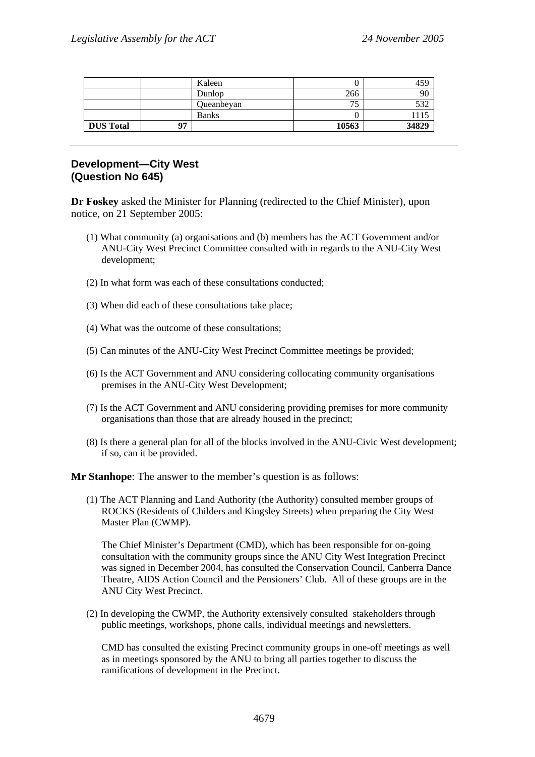| | | Kaleen | 0 | 459 |
|---|---|---|---|---|
| | | Dunlop | 266 | 90 |
| | | Queanbeyan | 75 | 532 |
| | | Banks | 0 | 1115 |
| **DUS Total** | **97** | | **10563** | **34829** |

---

## Development—City West (Question No 645)

**Dr Foskey** asked the Minister for Planning (redirected to the Chief Minister), upon notice, on 21 September 2005:

(1) What community (a) organisations and (b) members has the ACT Government and/or ANU-City West Precinct Committee consulted with in regards to the ANU-City West development;

(2) In what form was each of these consultations conducted;

(3) When did each of these consultations take place;

(4) What was the outcome of these consultations;

(5) Can minutes of the ANU-City West Precinct Committee meetings be provided;

(6) Is the ACT Government and ANU considering collocating community organisations premises in the ANU-City West Development;

(7) Is the ACT Government and ANU considering providing premises for more community organisations than those that are already housed in the precinct;

(8) Is there a general plan for all of the blocks involved in the ANU-Civic West development; if so, can it be provided.

**Mr Stanhope**: The answer to the member's question is as follows:

(1) The ACT Planning and Land Authority (the Authority) consulted member groups of ROCKS (Residents of Childers and Kingsley Streets) when preparing the City West Master Plan (CWMP).

The Chief Minister's Department (CMD), which has been responsible for on-going consultation with the community groups since the ANU City West Integration Precinct was signed in December 2004, has consulted the Conservation Council, Canberra Dance Theatre, AIDS Action Council and the Pensioners' Club. All of these groups are in the ANU City West Precinct.

(2) In developing the CWMP, the Authority extensively consulted stakeholders through public meetings, workshops, phone calls, individual meetings and newsletters.

CMD has consulted the existing Precinct community groups in one-off meetings as well as in meetings sponsored by the ANU to bring all parties together to discuss the ramifications of development in the Precinct.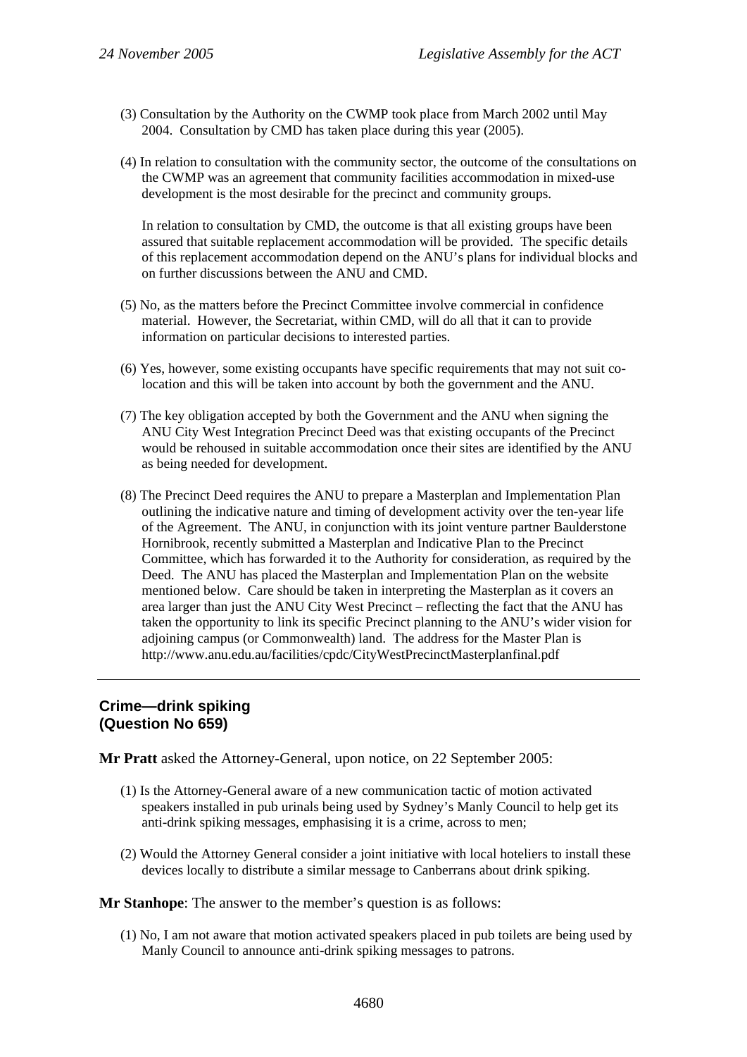(3) Consultation by the Authority on the CWMP took place from March 2002 until May 2004. Consultation by CMD has taken place during this year (2005).

(4) In relation to consultation with the community sector, the outcome of the consultations on the CWMP was an agreement that community facilities accommodation in mixed-use development is the most desirable for the precinct and community groups.

In relation to consultation by CMD, the outcome is that all existing groups have been assured that suitable replacement accommodation will be provided. The specific details of this replacement accommodation depend on the ANU's plans for individual blocks and on further discussions between the ANU and CMD.

(5) No, as the matters before the Precinct Committee involve commercial in confidence material. However, the Secretariat, within CMD, will do all that it can to provide information on particular decisions to interested parties.

(6) Yes, however, some existing occupants have specific requirements that may not suit co-location and this will be taken into account by both the government and the ANU.

(7) The key obligation accepted by both the Government and the ANU when signing the ANU City West Integration Precinct Deed was that existing occupants of the Precinct would be rehoused in suitable accommodation once their sites are identified by the ANU as being needed for development.

(8) The Precinct Deed requires the ANU to prepare a Masterplan and Implementation Plan outlining the indicative nature and timing of development activity over the ten-year life of the Agreement. The ANU, in conjunction with its joint venture partner Baulderstone Hornibrook, recently submitted a Masterplan and Indicative Plan to the Precinct Committee, which has forwarded it to the Authority for consideration, as required by the Deed. The ANU has placed the Masterplan and Implementation Plan on the website mentioned below. Care should be taken in interpreting the Masterplan as it covers an area larger than just the ANU City West Precinct – reflecting the fact that the ANU has taken the opportunity to link its specific Precinct planning to the ANU's wider vision for adjoining campus (or Commonwealth) land. The address for the Master Plan is http://www.anu.edu.au/facilities/cpdc/CityWestPrecinctMasterplanfinal.pdf

---

## Crime—drink spiking
## (Question No 659)

**Mr Pratt** asked the Attorney-General, upon notice, on 22 September 2005:

(1) Is the Attorney-General aware of a new communication tactic of motion activated speakers installed in pub urinals being used by Sydney's Manly Council to help get its anti-drink spiking messages, emphasising it is a crime, across to men;

(2) Would the Attorney General consider a joint initiative with local hoteliers to install these devices locally to distribute a similar message to Canberrans about drink spiking.

**Mr Stanhope**: The answer to the member's question is as follows:

(1) No, I am not aware that motion activated speakers placed in pub toilets are being used by Manly Council to announce anti-drink spiking messages to patrons.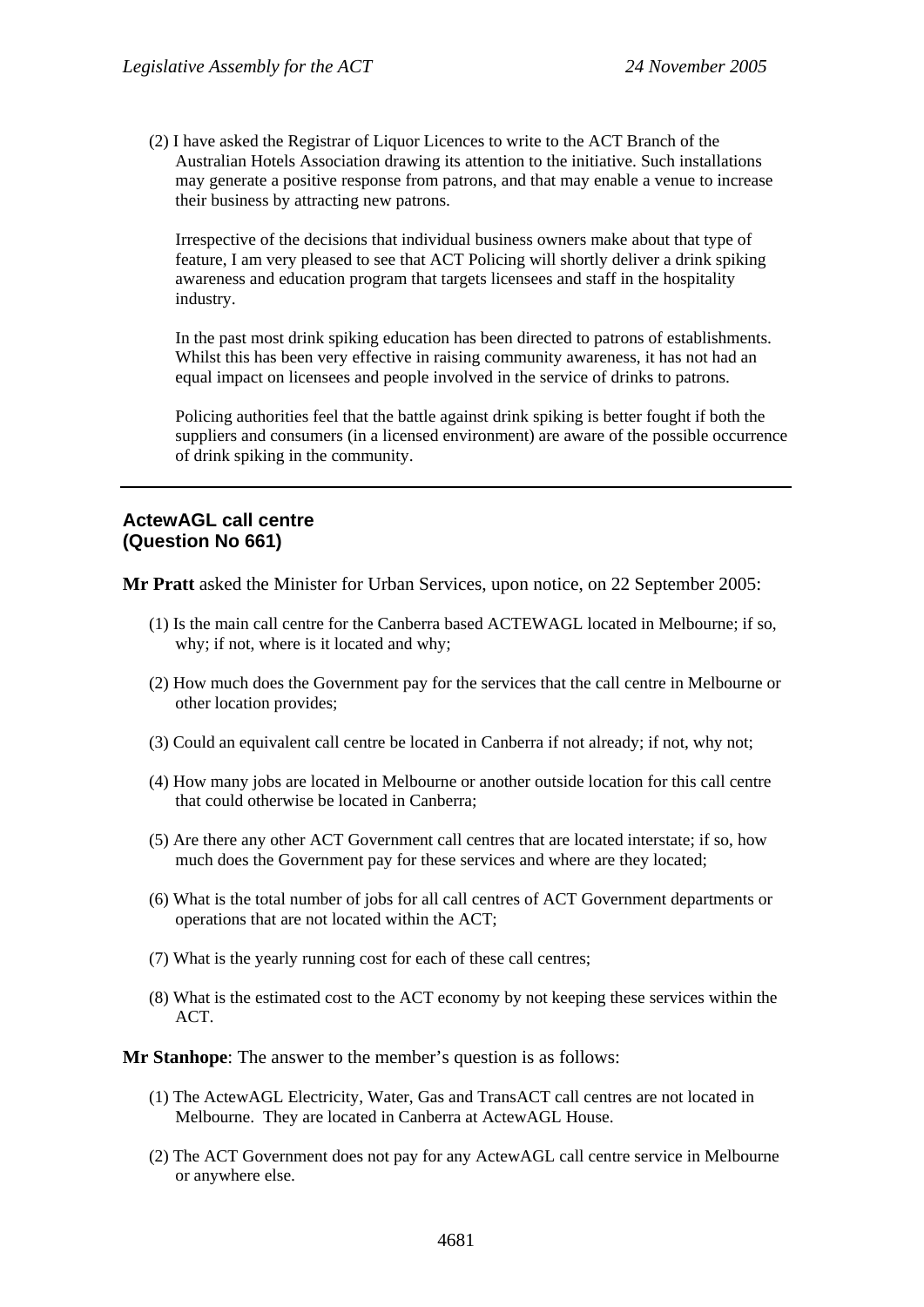(2) I have asked the Registrar of Liquor Licences to write to the ACT Branch of the Australian Hotels Association drawing its attention to the initiative. Such installations may generate a positive response from patrons, and that may enable a venue to increase their business by attracting new patrons.

Irrespective of the decisions that individual business owners make about that type of feature, I am very pleased to see that ACT Policing will shortly deliver a drink spiking awareness and education program that targets licensees and staff in the hospitality industry.

In the past most drink spiking education has been directed to patrons of establishments. Whilst this has been very effective in raising community awareness, it has not had an equal impact on licensees and people involved in the service of drinks to patrons.

Policing authorities feel that the battle against drink spiking is better fought if both the suppliers and consumers (in a licensed environment) are aware of the possible occurrence of drink spiking in the community.

---

### ActewAGL call centre
### (Question No 661)

**Mr Pratt** asked the Minister for Urban Services, upon notice, on 22 September 2005:

(1) Is the main call centre for the Canberra based ACTEWAGL located in Melbourne; if so, why; if not, where is it located and why;

(2) How much does the Government pay for the services that the call centre in Melbourne or other location provides;

(3) Could an equivalent call centre be located in Canberra if not already; if not, why not;

(4) How many jobs are located in Melbourne or another outside location for this call centre that could otherwise be located in Canberra;

(5) Are there any other ACT Government call centres that are located interstate; if so, how much does the Government pay for these services and where are they located;

(6) What is the total number of jobs for all call centres of ACT Government departments or operations that are not located within the ACT;

(7) What is the yearly running cost for each of these call centres;

(8) What is the estimated cost to the ACT economy by not keeping these services within the ACT.

**Mr Stanhope**: The answer to the member's question is as follows:

(1) The ActewAGL Electricity, Water, Gas and TransACT call centres are not located in Melbourne. They are located in Canberra at ActewAGL House.

(2) The ACT Government does not pay for any ActewAGL call centre service in Melbourne or anywhere else.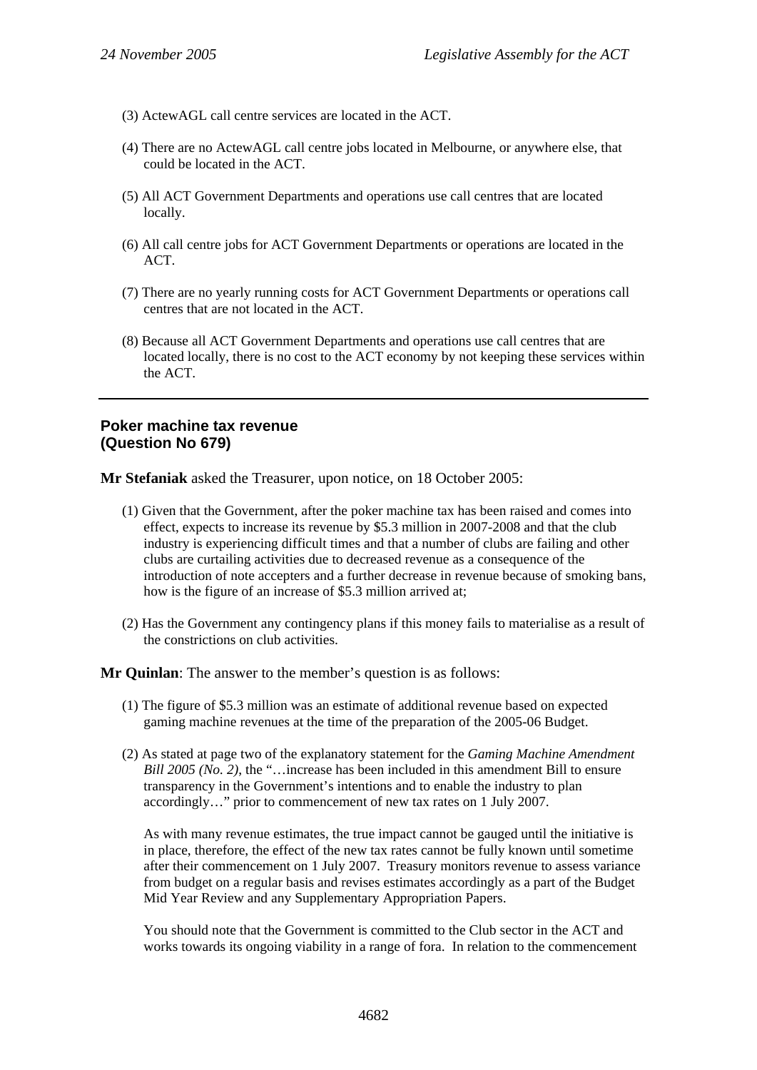(3) ActewAGL call centre services are located in the ACT.

(4) There are no ActewAGL call centre jobs located in Melbourne, or anywhere else, that could be located in the ACT.

(5) All ACT Government Departments and operations use call centres that are located locally.

(6) All call centre jobs for ACT Government Departments or operations are located in the ACT.

(7) There are no yearly running costs for ACT Government Departments or operations call centres that are not located in the ACT.

(8) Because all ACT Government Departments and operations use call centres that are located locally, there is no cost to the ACT economy by not keeping these services within the ACT.

---

## Poker machine tax revenue (Question No 679)

**Mr Stefaniak** asked the Treasurer, upon notice, on 18 October 2005:

(1) Given that the Government, after the poker machine tax has been raised and comes into effect, expects to increase its revenue by $5.3 million in 2007-2008 and that the club industry is experiencing difficult times and that a number of clubs are failing and other clubs are curtailing activities due to decreased revenue as a consequence of the introduction of note accepters and a further decrease in revenue because of smoking bans, how is the figure of an increase of $5.3 million arrived at;

(2) Has the Government any contingency plans if this money fails to materialise as a result of the constrictions on club activities.

**Mr Quinlan**: The answer to the member's question is as follows:

(1) The figure of $5.3 million was an estimate of additional revenue based on expected gaming machine revenues at the time of the preparation of the 2005-06 Budget.

(2) As stated at page two of the explanatory statement for the *Gaming Machine Amendment Bill 2005 (No. 2)*, the "…increase has been included in this amendment Bill to ensure transparency in the Government's intentions and to enable the industry to plan accordingly…" prior to commencement of new tax rates on 1 July 2007.

As with many revenue estimates, the true impact cannot be gauged until the initiative is in place, therefore, the effect of the new tax rates cannot be fully known until sometime after their commencement on 1 July 2007. Treasury monitors revenue to assess variance from budget on a regular basis and revises estimates accordingly as a part of the Budget Mid Year Review and any Supplementary Appropriation Papers.

You should note that the Government is committed to the Club sector in the ACT and works towards its ongoing viability in a range of fora. In relation to the commencement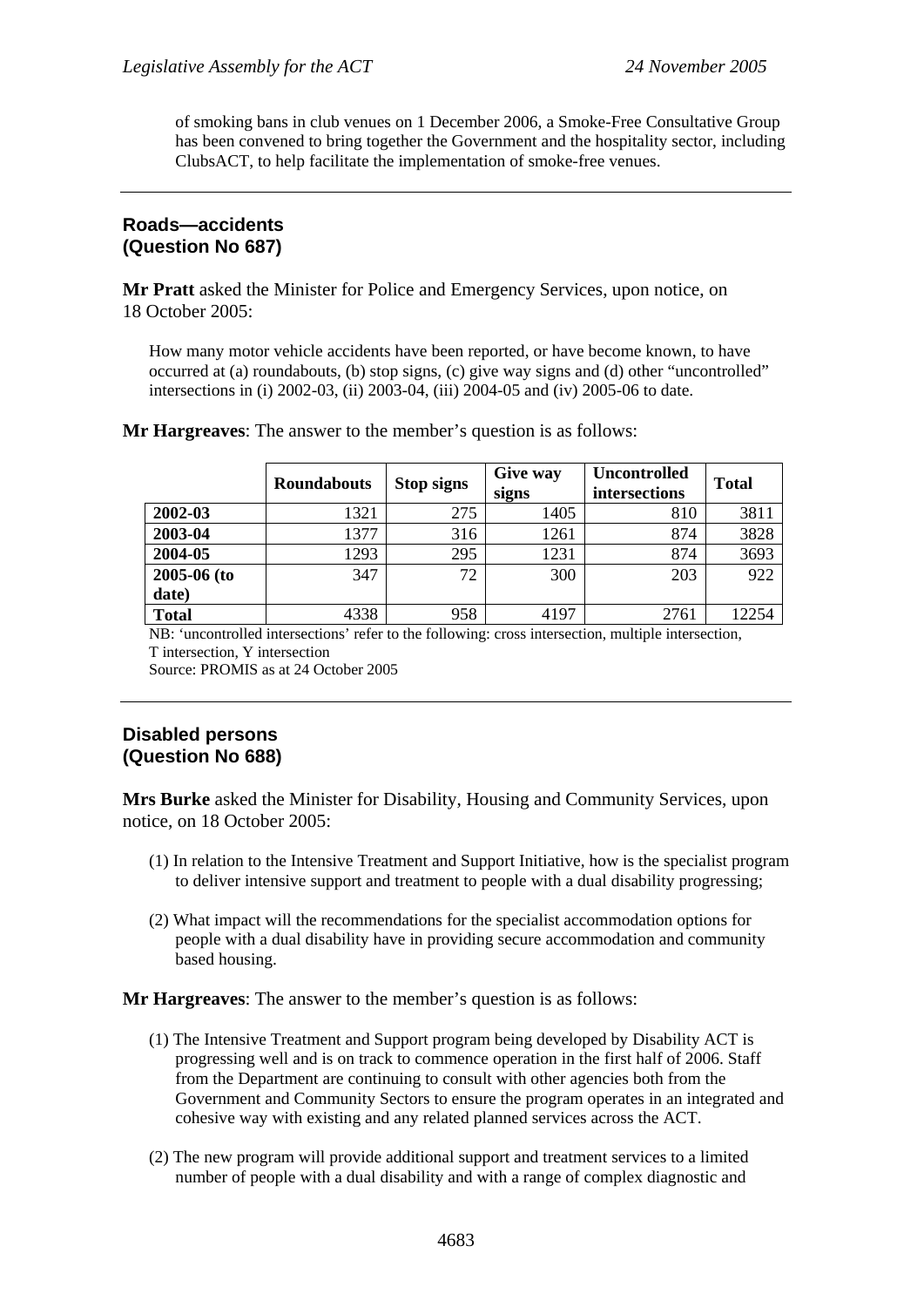of smoking bans in club venues on 1 December 2006, a Smoke-Free Consultative Group has been convened to bring together the Government and the hospitality sector, including ClubsACT, to help facilitate the implementation of smoke-free venues.

---

## Roads—accidents (Question No 687)

**Mr Pratt** asked the Minister for Police and Emergency Services, upon notice, on 18 October 2005:

> How many motor vehicle accidents have been reported, or have become known, to have occurred at (a) roundabouts, (b) stop signs, (c) give way signs and (d) other "uncontrolled" intersections in (i) 2002-03, (ii) 2003-04, (iii) 2004-05 and (iv) 2005-06 to date.

**Mr Hargreaves**: The answer to the member's question is as follows:

| | Roundabouts | Stop signs | Give way signs | Uncontrolled intersections | Total |
|---|---|---|---|---|---|
| **2002-03** | 1321 | 275 | 1405 | 810 | 3811 |
| **2003-04** | 1377 | 316 | 1261 | 874 | 3828 |
| **2004-05** | 1293 | 295 | 1231 | 874 | 3693 |
| **2005-06 (to date)** | 347 | 72 | 300 | 203 | 922 |
| **Total** | 4338 | 958 | 4197 | 2761 | 12254 |

NB: 'uncontrolled intersections' refer to the following: cross intersection, multiple intersection, T intersection, Y intersection

Source: PROMIS as at 24 October 2005

---

## Disabled persons (Question No 688)

**Mrs Burke** asked the Minister for Disability, Housing and Community Services, upon notice, on 18 October 2005:

(1) In relation to the Intensive Treatment and Support Initiative, how is the specialist program to deliver intensive support and treatment to people with a dual disability progressing;

(2) What impact will the recommendations for the specialist accommodation options for people with a dual disability have in providing secure accommodation and community based housing.

**Mr Hargreaves**: The answer to the member's question is as follows:

(1) The Intensive Treatment and Support program being developed by Disability ACT is progressing well and is on track to commence operation in the first half of 2006. Staff from the Department are continuing to consult with other agencies both from the Government and Community Sectors to ensure the program operates in an integrated and cohesive way with existing and any related planned services across the ACT.

(2) The new program will provide additional support and treatment services to a limited number of people with a dual disability and with a range of complex diagnostic and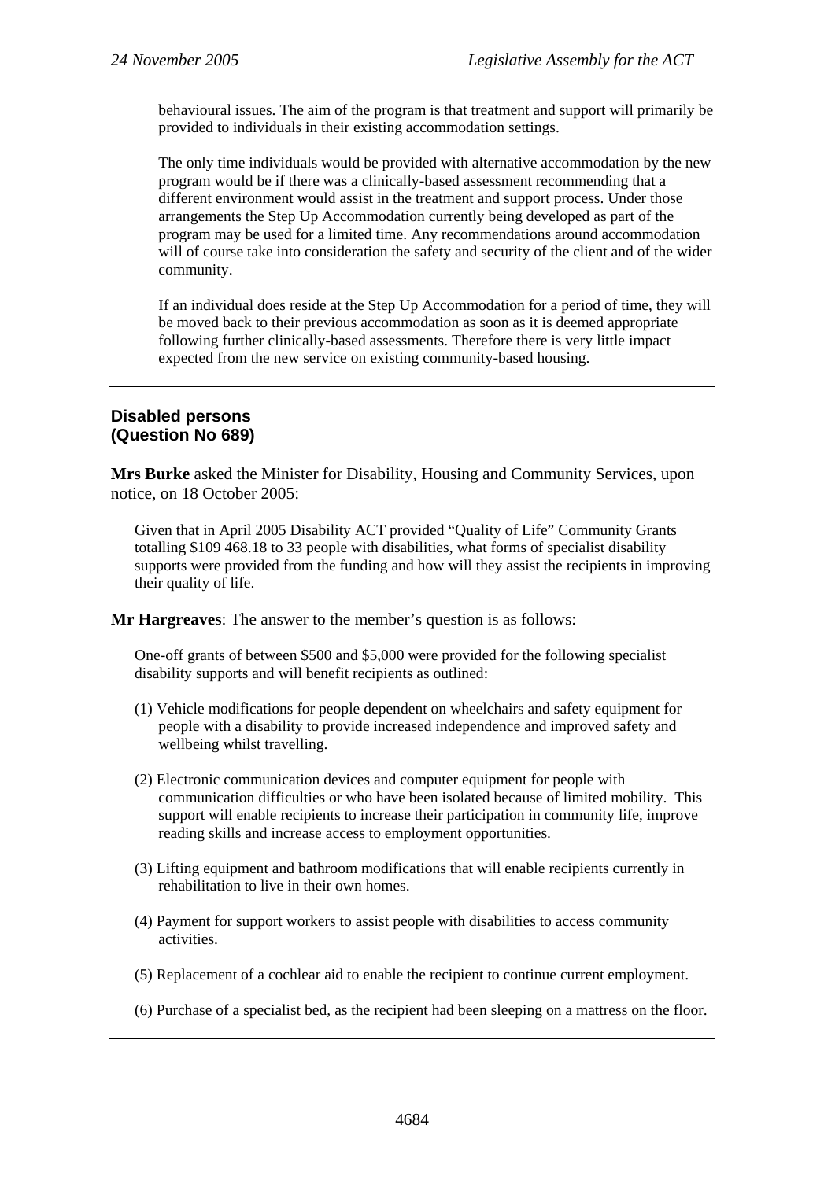behavioural issues. The aim of the program is that treatment and support will primarily be provided to individuals in their existing accommodation settings.

The only time individuals would be provided with alternative accommodation by the new program would be if there was a clinically-based assessment recommending that a different environment would assist in the treatment and support process. Under those arrangements the Step Up Accommodation currently being developed as part of the program may be used for a limited time. Any recommendations around accommodation will of course take into consideration the safety and security of the client and of the wider community.

If an individual does reside at the Step Up Accommodation for a period of time, they will be moved back to their previous accommodation as soon as it is deemed appropriate following further clinically-based assessments. Therefore there is very little impact expected from the new service on existing community-based housing.

---

## Disabled persons (Question No 689)

**Mrs Burke** asked the Minister for Disability, Housing and Community Services, upon notice, on 18 October 2005:

Given that in April 2005 Disability ACT provided "Quality of Life" Community Grants totalling $109 468.18 to 33 people with disabilities, what forms of specialist disability supports were provided from the funding and how will they assist the recipients in improving their quality of life.

**Mr Hargreaves**: The answer to the member's question is as follows:

One-off grants of between $500 and $5,000 were provided for the following specialist disability supports and will benefit recipients as outlined:

(1) Vehicle modifications for people dependent on wheelchairs and safety equipment for people with a disability to provide increased independence and improved safety and wellbeing whilst travelling.

(2) Electronic communication devices and computer equipment for people with communication difficulties or who have been isolated because of limited mobility. This support will enable recipients to increase their participation in community life, improve reading skills and increase access to employment opportunities.

(3) Lifting equipment and bathroom modifications that will enable recipients currently in rehabilitation to live in their own homes.

(4) Payment for support workers to assist people with disabilities to access community activities.

(5) Replacement of a cochlear aid to enable the recipient to continue current employment.

(6) Purchase of a specialist bed, as the recipient had been sleeping on a mattress on the floor.

---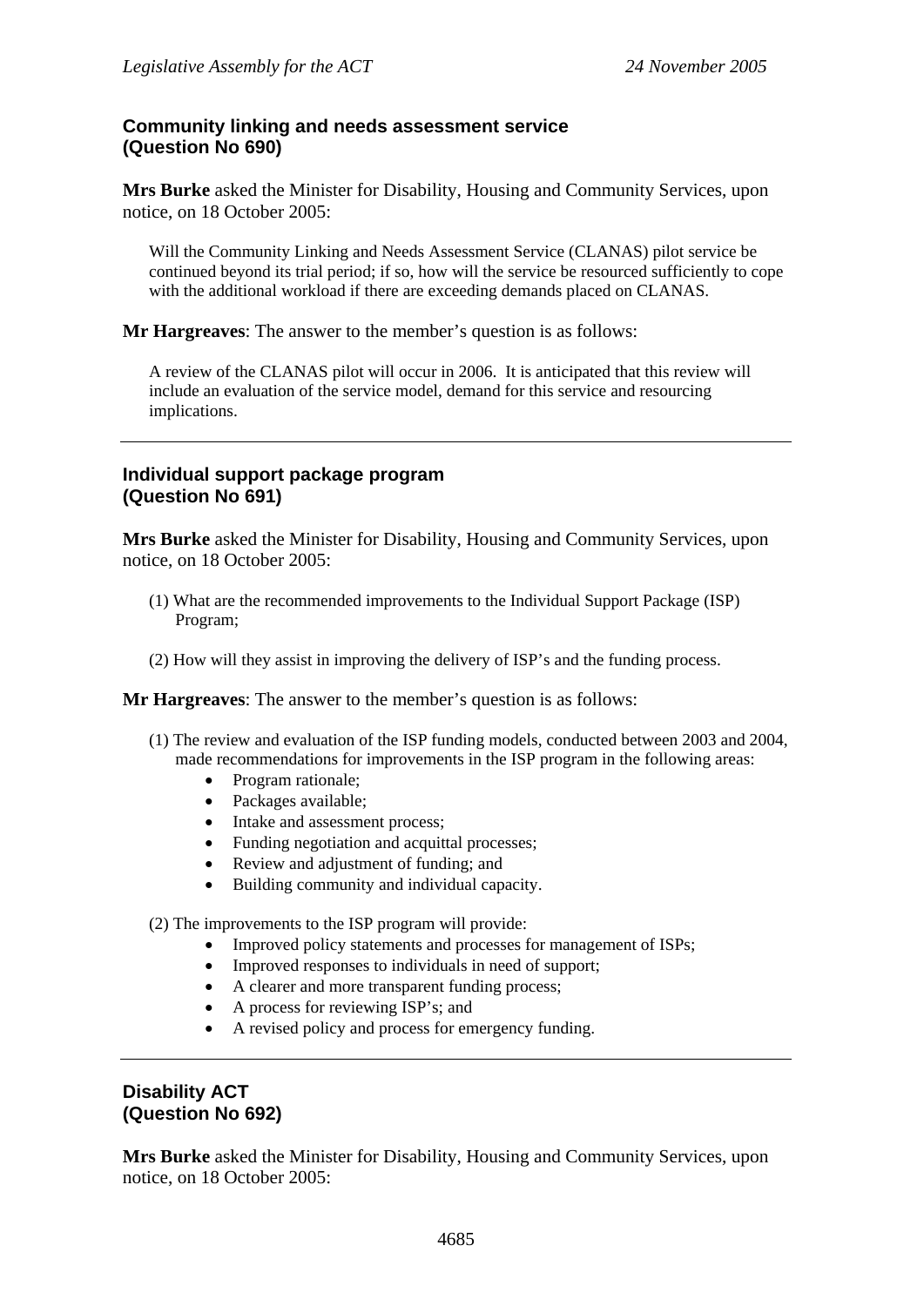### Community linking and needs assessment service (Question No 690)

**Mrs Burke** asked the Minister for Disability, Housing and Community Services, upon notice, on 18 October 2005:

> Will the Community Linking and Needs Assessment Service (CLANAS) pilot service be continued beyond its trial period; if so, how will the service be resourced sufficiently to cope with the additional workload if there are exceeding demands placed on CLANAS.

**Mr Hargreaves**: The answer to the member's question is as follows:

> A review of the CLANAS pilot will occur in 2006. It is anticipated that this review will include an evaluation of the service model, demand for this service and resourcing implications.

---

### Individual support package program (Question No 691)

**Mrs Burke** asked the Minister for Disability, Housing and Community Services, upon notice, on 18 October 2005:

(1) What are the recommended improvements to the Individual Support Package (ISP) Program;

(2) How will they assist in improving the delivery of ISP's and the funding process.

**Mr Hargreaves**: The answer to the member's question is as follows:

(1) The review and evaluation of the ISP funding models, conducted between 2003 and 2004, made recommendations for improvements in the ISP program in the following areas:

- Program rationale;
- Packages available;
- Intake and assessment process;
- Funding negotiation and acquittal processes;
- Review and adjustment of funding; and
- Building community and individual capacity.

(2) The improvements to the ISP program will provide:

- Improved policy statements and processes for management of ISPs;
- Improved responses to individuals in need of support;
- A clearer and more transparent funding process;
- A process for reviewing ISP's; and
- A revised policy and process for emergency funding.

---

### Disability ACT (Question No 692)

**Mrs Burke** asked the Minister for Disability, Housing and Community Services, upon notice, on 18 October 2005: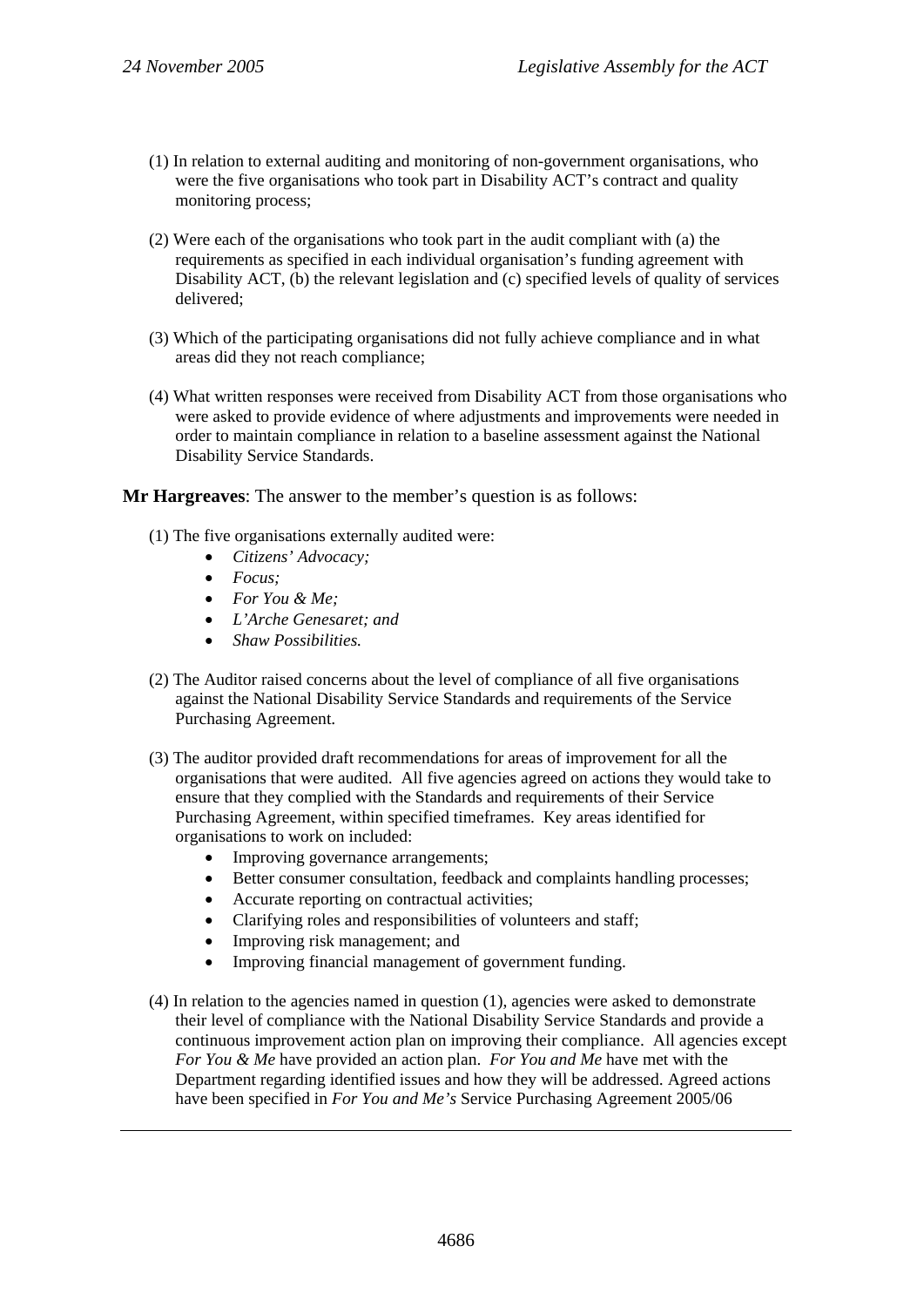(1) In relation to external auditing and monitoring of non-government organisations, who were the five organisations who took part in Disability ACT's contract and quality monitoring process;

(2) Were each of the organisations who took part in the audit compliant with (a) the requirements as specified in each individual organisation's funding agreement with Disability ACT, (b) the relevant legislation and (c) specified levels of quality of services delivered;

(3) Which of the participating organisations did not fully achieve compliance and in what areas did they not reach compliance;

(4) What written responses were received from Disability ACT from those organisations who were asked to provide evidence of where adjustments and improvements were needed in order to maintain compliance in relation to a baseline assessment against the National Disability Service Standards.

**Mr Hargreaves**: The answer to the member's question is as follows:

(1) The five organisations externally audited were:

- *Citizens' Advocacy;*
- *Focus;*
- *For You & Me;*
- *L'Arche Genesaret; and*
- *Shaw Possibilities.*

(2) The Auditor raised concerns about the level of compliance of all five organisations against the National Disability Service Standards and requirements of the Service Purchasing Agreement.

(3) The auditor provided draft recommendations for areas of improvement for all the organisations that were audited. All five agencies agreed on actions they would take to ensure that they complied with the Standards and requirements of their Service Purchasing Agreement, within specified timeframes. Key areas identified for organisations to work on included:

- Improving governance arrangements;
- Better consumer consultation, feedback and complaints handling processes;
- Accurate reporting on contractual activities;
- Clarifying roles and responsibilities of volunteers and staff;
- Improving risk management; and
- Improving financial management of government funding.

(4) In relation to the agencies named in question (1), agencies were asked to demonstrate their level of compliance with the National Disability Service Standards and provide a continuous improvement action plan on improving their compliance. All agencies except *For You & Me* have provided an action plan. *For You and Me* have met with the Department regarding identified issues and how they will be addressed. Agreed actions have been specified in *For You and Me's* Service Purchasing Agreement 2005/06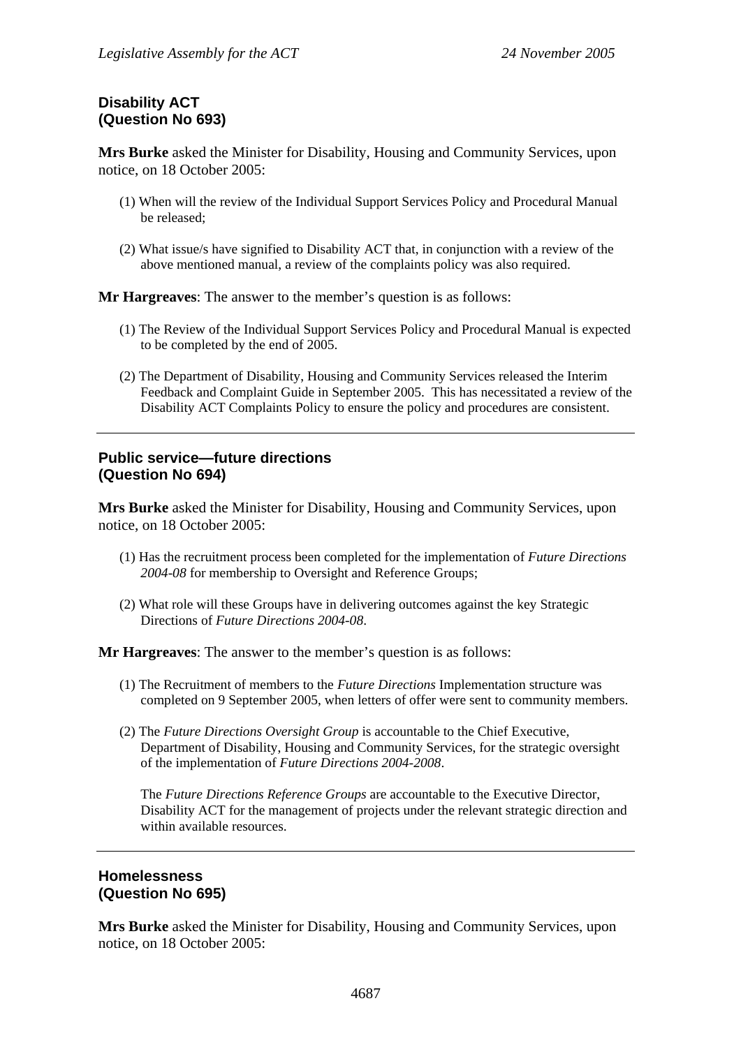## Disability ACT
## (Question No 693)

**Mrs Burke** asked the Minister for Disability, Housing and Community Services, upon notice, on 18 October 2005:

(1) When will the review of the Individual Support Services Policy and Procedural Manual be released;

(2) What issue/s have signified to Disability ACT that, in conjunction with a review of the above mentioned manual, a review of the complaints policy was also required.

**Mr Hargreaves**: The answer to the member's question is as follows:

(1) The Review of the Individual Support Services Policy and Procedural Manual is expected to be completed by the end of 2005.

(2) The Department of Disability, Housing and Community Services released the Interim Feedback and Complaint Guide in September 2005. This has necessitated a review of the Disability ACT Complaints Policy to ensure the policy and procedures are consistent.

---

## Public service—future directions
## (Question No 694)

**Mrs Burke** asked the Minister for Disability, Housing and Community Services, upon notice, on 18 October 2005:

(1) Has the recruitment process been completed for the implementation of *Future Directions 2004-08* for membership to Oversight and Reference Groups;

(2) What role will these Groups have in delivering outcomes against the key Strategic Directions of *Future Directions 2004-08*.

**Mr Hargreaves**: The answer to the member's question is as follows:

(1) The Recruitment of members to the *Future Directions* Implementation structure was completed on 9 September 2005, when letters of offer were sent to community members.

(2) The *Future Directions Oversight Group* is accountable to the Chief Executive, Department of Disability, Housing and Community Services, for the strategic oversight of the implementation of *Future Directions 2004-2008*.

The *Future Directions Reference Groups* are accountable to the Executive Director, Disability ACT for the management of projects under the relevant strategic direction and within available resources.

---

## Homelessness
## (Question No 695)

**Mrs Burke** asked the Minister for Disability, Housing and Community Services, upon notice, on 18 October 2005: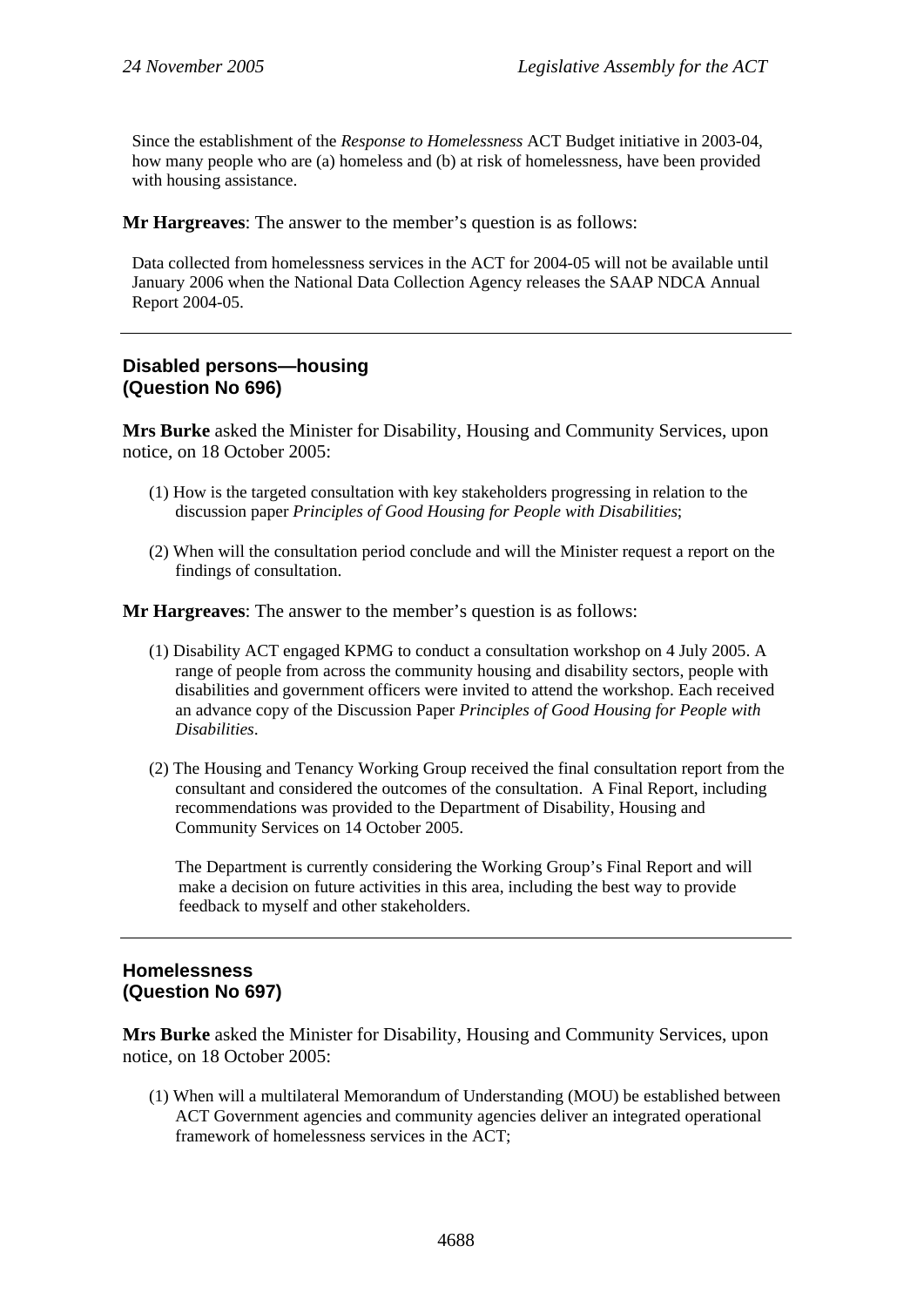Since the establishment of the *Response to Homelessness* ACT Budget initiative in 2003-04, how many people who are (a) homeless and (b) at risk of homelessness, have been provided with housing assistance.

**Mr Hargreaves**: The answer to the member's question is as follows:

Data collected from homelessness services in the ACT for 2004-05 will not be available until January 2006 when the National Data Collection Agency releases the SAAP NDCA Annual Report 2004-05.

---

## Disabled persons—housing (Question No 696)

**Mrs Burke** asked the Minister for Disability, Housing and Community Services, upon notice, on 18 October 2005:

(1) How is the targeted consultation with key stakeholders progressing in relation to the discussion paper *Principles of Good Housing for People with Disabilities*;

(2) When will the consultation period conclude and will the Minister request a report on the findings of consultation.

**Mr Hargreaves**: The answer to the member's question is as follows:

(1) Disability ACT engaged KPMG to conduct a consultation workshop on 4 July 2005. A range of people from across the community housing and disability sectors, people with disabilities and government officers were invited to attend the workshop. Each received an advance copy of the Discussion Paper *Principles of Good Housing for People with Disabilities*.

(2) The Housing and Tenancy Working Group received the final consultation report from the consultant and considered the outcomes of the consultation. A Final Report, including recommendations was provided to the Department of Disability, Housing and Community Services on 14 October 2005.

The Department is currently considering the Working Group's Final Report and will make a decision on future activities in this area, including the best way to provide feedback to myself and other stakeholders.

---

## Homelessness (Question No 697)

**Mrs Burke** asked the Minister for Disability, Housing and Community Services, upon notice, on 18 October 2005:

(1) When will a multilateral Memorandum of Understanding (MOU) be established between ACT Government agencies and community agencies deliver an integrated operational framework of homelessness services in the ACT;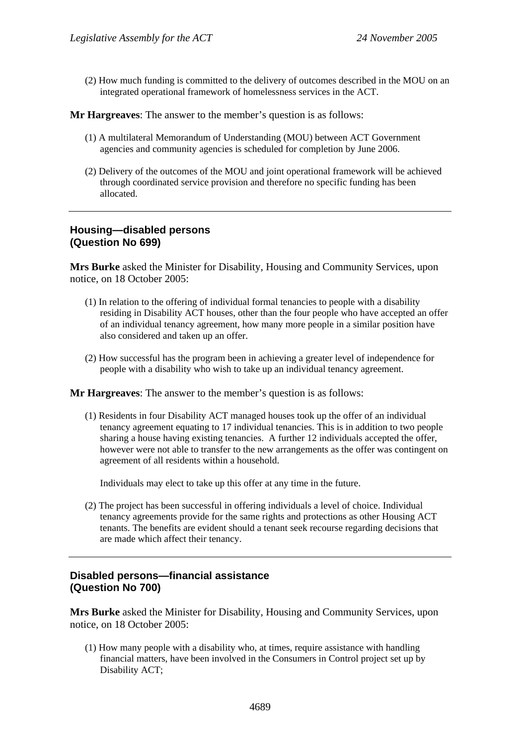(2) How much funding is committed to the delivery of outcomes described in the MOU on an integrated operational framework of homelessness services in the ACT.

**Mr Hargreaves**: The answer to the member's question is as follows:

(1) A multilateral Memorandum of Understanding (MOU) between ACT Government agencies and community agencies is scheduled for completion by June 2006.

(2) Delivery of the outcomes of the MOU and joint operational framework will be achieved through coordinated service provision and therefore no specific funding has been allocated.

---

## Housing—disabled persons
## (Question No 699)

**Mrs Burke** asked the Minister for Disability, Housing and Community Services, upon notice, on 18 October 2005:

(1) In relation to the offering of individual formal tenancies to people with a disability residing in Disability ACT houses, other than the four people who have accepted an offer of an individual tenancy agreement, how many more people in a similar position have also considered and taken up an offer.

(2) How successful has the program been in achieving a greater level of independence for people with a disability who wish to take up an individual tenancy agreement.

**Mr Hargreaves**: The answer to the member's question is as follows:

(1) Residents in four Disability ACT managed houses took up the offer of an individual tenancy agreement equating to 17 individual tenancies. This is in addition to two people sharing a house having existing tenancies. A further 12 individuals accepted the offer, however were not able to transfer to the new arrangements as the offer was contingent on agreement of all residents within a household.

Individuals may elect to take up this offer at any time in the future.

(2) The project has been successful in offering individuals a level of choice. Individual tenancy agreements provide for the same rights and protections as other Housing ACT tenants. The benefits are evident should a tenant seek recourse regarding decisions that are made which affect their tenancy.

---

## Disabled persons—financial assistance
## (Question No 700)

**Mrs Burke** asked the Minister for Disability, Housing and Community Services, upon notice, on 18 October 2005:

(1) How many people with a disability who, at times, require assistance with handling financial matters, have been involved in the Consumers in Control project set up by Disability ACT;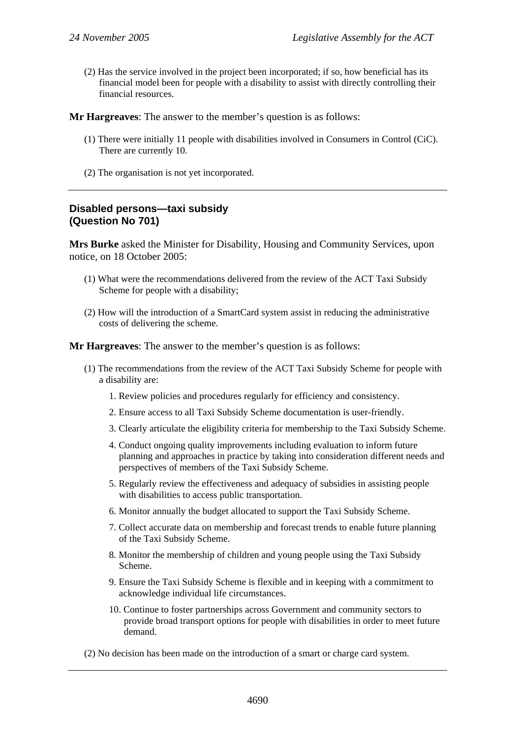(2) Has the service involved in the project been incorporated; if so, how beneficial has its financial model been for people with a disability to assist with directly controlling their financial resources.

**Mr Hargreaves**: The answer to the member's question is as follows:

(1) There were initially 11 people with disabilities involved in Consumers in Control (CiC). There are currently 10.

(2) The organisation is not yet incorporated.

---

## Disabled persons—taxi subsidy (Question No 701)

**Mrs Burke** asked the Minister for Disability, Housing and Community Services, upon notice, on 18 October 2005:

(1) What were the recommendations delivered from the review of the ACT Taxi Subsidy Scheme for people with a disability;

(2) How will the introduction of a SmartCard system assist in reducing the administrative costs of delivering the scheme.

**Mr Hargreaves**: The answer to the member's question is as follows:

(1) The recommendations from the review of the ACT Taxi Subsidy Scheme for people with a disability are:

1. Review policies and procedures regularly for efficiency and consistency.
2. Ensure access to all Taxi Subsidy Scheme documentation is user-friendly.
3. Clearly articulate the eligibility criteria for membership to the Taxi Subsidy Scheme.
4. Conduct ongoing quality improvements including evaluation to inform future planning and approaches in practice by taking into consideration different needs and perspectives of members of the Taxi Subsidy Scheme.
5. Regularly review the effectiveness and adequacy of subsidies in assisting people with disabilities to access public transportation.
6. Monitor annually the budget allocated to support the Taxi Subsidy Scheme.
7. Collect accurate data on membership and forecast trends to enable future planning of the Taxi Subsidy Scheme.
8. Monitor the membership of children and young people using the Taxi Subsidy Scheme.
9. Ensure the Taxi Subsidy Scheme is flexible and in keeping with a commitment to acknowledge individual life circumstances.
10. Continue to foster partnerships across Government and community sectors to provide broad transport options for people with disabilities in order to meet future demand.

(2) No decision has been made on the introduction of a smart or charge card system.

---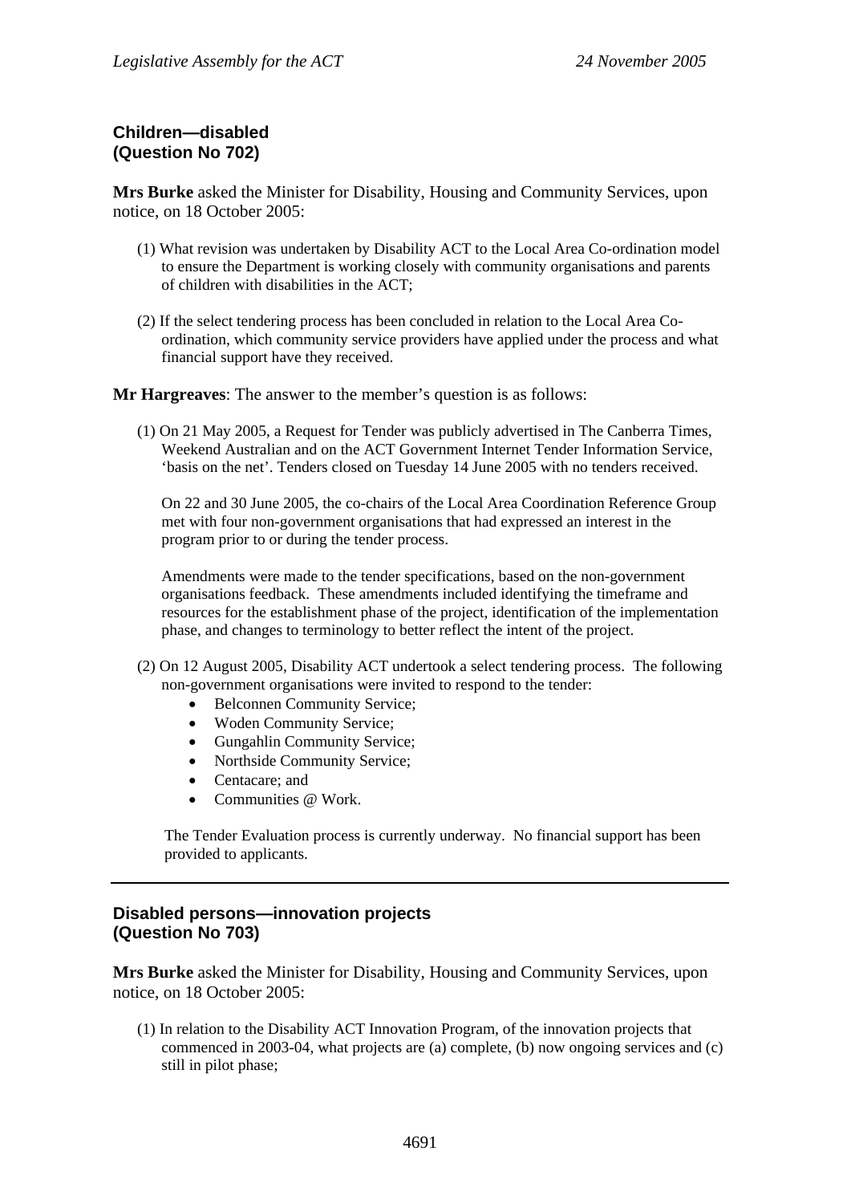## Children—disabled (Question No 702)

**Mrs Burke** asked the Minister for Disability, Housing and Community Services, upon notice, on 18 October 2005:

(1) What revision was undertaken by Disability ACT to the Local Area Co-ordination model to ensure the Department is working closely with community organisations and parents of children with disabilities in the ACT;

(2) If the select tendering process has been concluded in relation to the Local Area Co-ordination, which community service providers have applied under the process and what financial support have they received.

**Mr Hargreaves**: The answer to the member's question is as follows:

(1) On 21 May 2005, a Request for Tender was publicly advertised in The Canberra Times, Weekend Australian and on the ACT Government Internet Tender Information Service, 'basis on the net'. Tenders closed on Tuesday 14 June 2005 with no tenders received.

On 22 and 30 June 2005, the co-chairs of the Local Area Coordination Reference Group met with four non-government organisations that had expressed an interest in the program prior to or during the tender process.

Amendments were made to the tender specifications, based on the non-government organisations feedback. These amendments included identifying the timeframe and resources for the establishment phase of the project, identification of the implementation phase, and changes to terminology to better reflect the intent of the project.

(2) On 12 August 2005, Disability ACT undertook a select tendering process. The following non-government organisations were invited to respond to the tender:

- Belconnen Community Service;
- Woden Community Service;
- Gungahlin Community Service;
- Northside Community Service;
- Centacare; and
- Communities @ Work.

The Tender Evaluation process is currently underway. No financial support has been provided to applicants.

---

## Disabled persons—innovation projects (Question No 703)

**Mrs Burke** asked the Minister for Disability, Housing and Community Services, upon notice, on 18 October 2005:

(1) In relation to the Disability ACT Innovation Program, of the innovation projects that commenced in 2003-04, what projects are (a) complete, (b) now ongoing services and (c) still in pilot phase;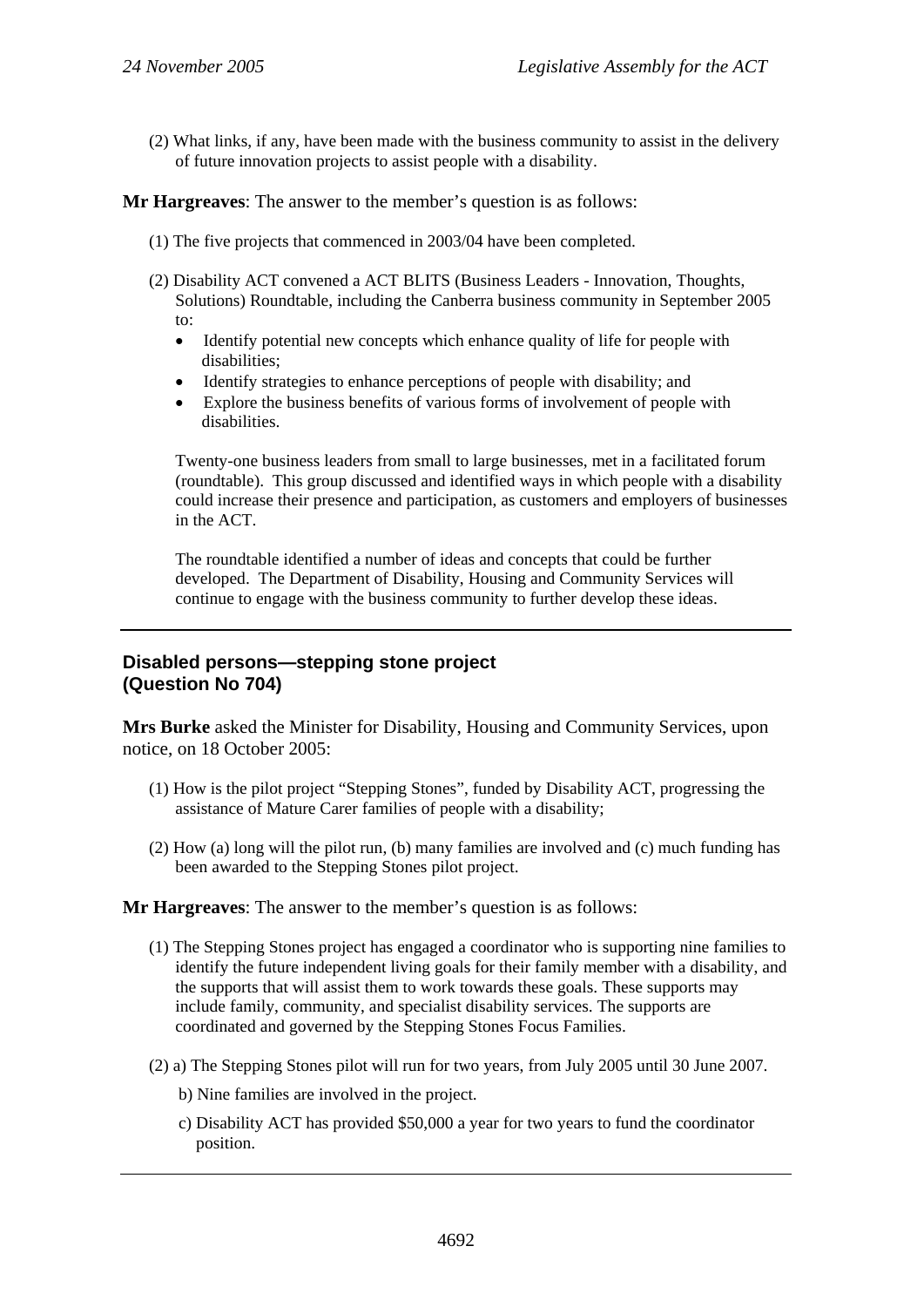(2) What links, if any, have been made with the business community to assist in the delivery of future innovation projects to assist people with a disability.

**Mr Hargreaves**: The answer to the member's question is as follows:

(1) The five projects that commenced in 2003/04 have been completed.

(2) Disability ACT convened a ACT BLITS (Business Leaders - Innovation, Thoughts, Solutions) Roundtable, including the Canberra business community in September 2005 to:

- Identify potential new concepts which enhance quality of life for people with disabilities;
- Identify strategies to enhance perceptions of people with disability; and
- Explore the business benefits of various forms of involvement of people with disabilities.

Twenty-one business leaders from small to large businesses, met in a facilitated forum (roundtable). This group discussed and identified ways in which people with a disability could increase their presence and participation, as customers and employers of businesses in the ACT.

The roundtable identified a number of ideas and concepts that could be further developed. The Department of Disability, Housing and Community Services will continue to engage with the business community to further develop these ideas.

---

### Disabled persons—stepping stone project (Question No 704)

**Mrs Burke** asked the Minister for Disability, Housing and Community Services, upon notice, on 18 October 2005:

(1) How is the pilot project "Stepping Stones", funded by Disability ACT, progressing the assistance of Mature Carer families of people with a disability;

(2) How (a) long will the pilot run, (b) many families are involved and (c) much funding has been awarded to the Stepping Stones pilot project.

**Mr Hargreaves**: The answer to the member's question is as follows:

(1) The Stepping Stones project has engaged a coordinator who is supporting nine families to identify the future independent living goals for their family member with a disability, and the supports that will assist them to work towards these goals. These supports may include family, community, and specialist disability services. The supports are coordinated and governed by the Stepping Stones Focus Families.

(2) a) The Stepping Stones pilot will run for two years, from July 2005 until 30 June 2007.

b) Nine families are involved in the project.

c) Disability ACT has provided $50,000 a year for two years to fund the coordinator position.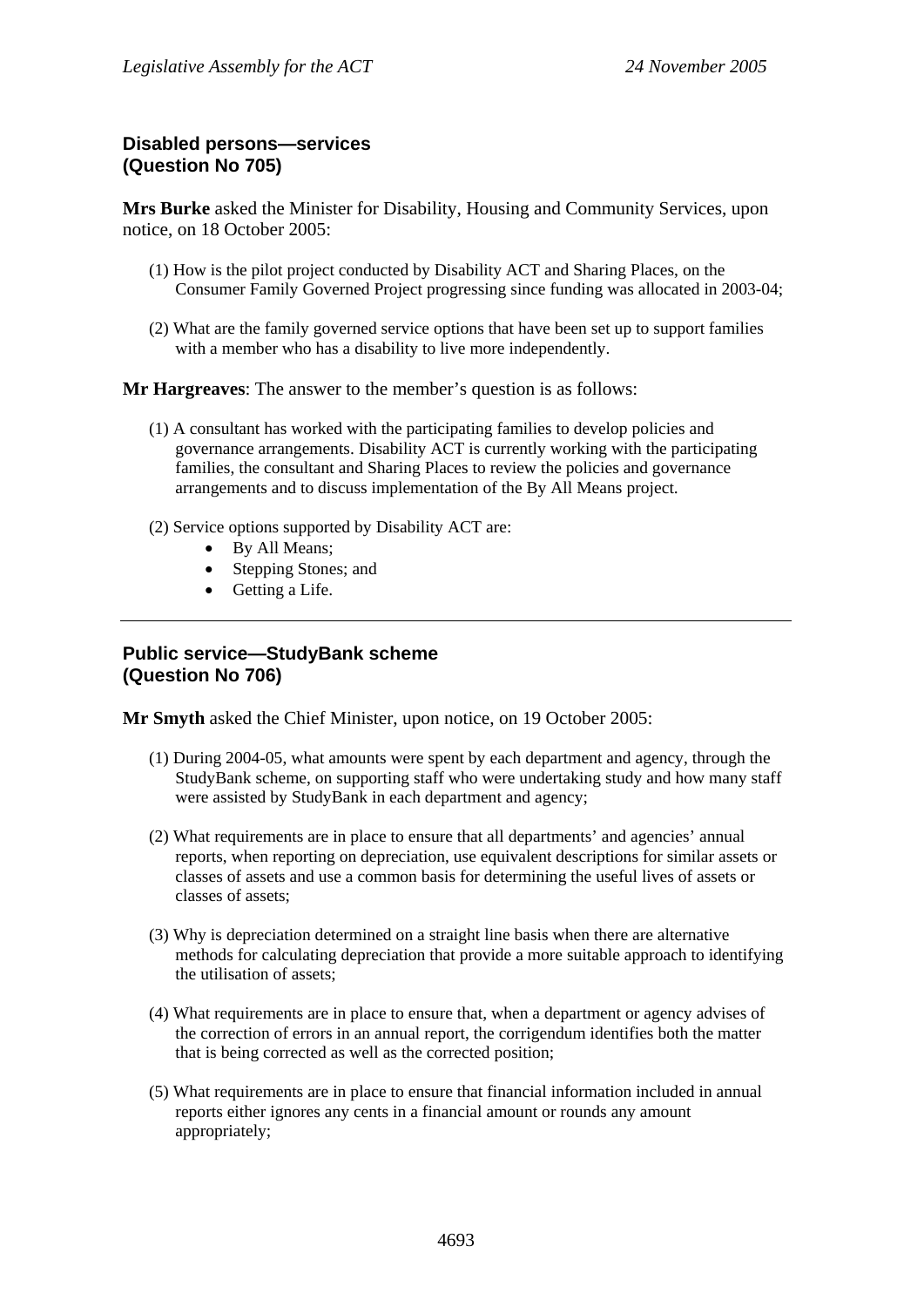## Disabled persons—services
## (Question No 705)

**Mrs Burke** asked the Minister for Disability, Housing and Community Services, upon notice, on 18 October 2005:

(1) How is the pilot project conducted by Disability ACT and Sharing Places, on the Consumer Family Governed Project progressing since funding was allocated in 2003-04;

(2) What are the family governed service options that have been set up to support families with a member who has a disability to live more independently.

**Mr Hargreaves**: The answer to the member's question is as follows:

(1) A consultant has worked with the participating families to develop policies and governance arrangements. Disability ACT is currently working with the participating families, the consultant and Sharing Places to review the policies and governance arrangements and to discuss implementation of the By All Means project.

(2) Service options supported by Disability ACT are:

- By All Means;
- Stepping Stones; and
- Getting a Life.

---

## Public service—StudyBank scheme
## (Question No 706)

**Mr Smyth** asked the Chief Minister, upon notice, on 19 October 2005:

(1) During 2004-05, what amounts were spent by each department and agency, through the StudyBank scheme, on supporting staff who were undertaking study and how many staff were assisted by StudyBank in each department and agency;

(2) What requirements are in place to ensure that all departments' and agencies' annual reports, when reporting on depreciation, use equivalent descriptions for similar assets or classes of assets and use a common basis for determining the useful lives of assets or classes of assets;

(3) Why is depreciation determined on a straight line basis when there are alternative methods for calculating depreciation that provide a more suitable approach to identifying the utilisation of assets;

(4) What requirements are in place to ensure that, when a department or agency advises of the correction of errors in an annual report, the corrigendum identifies both the matter that is being corrected as well as the corrected position;

(5) What requirements are in place to ensure that financial information included in annual reports either ignores any cents in a financial amount or rounds any amount appropriately;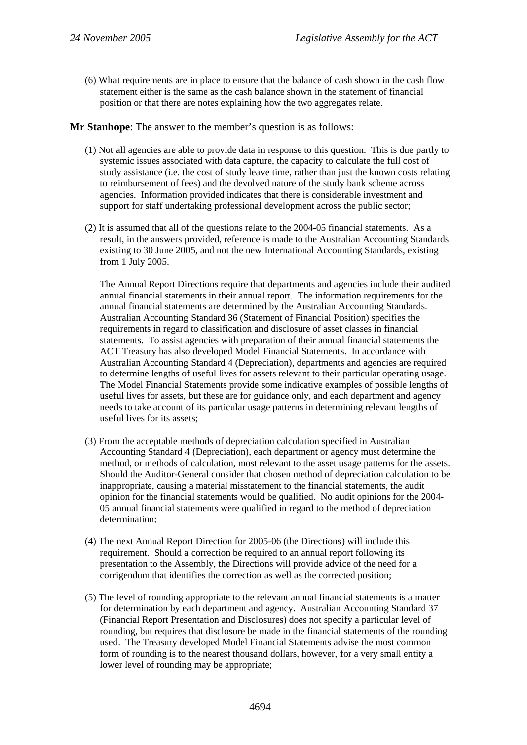(6) What requirements are in place to ensure that the balance of cash shown in the cash flow statement either is the same as the cash balance shown in the statement of financial position or that there are notes explaining how the two aggregates relate.

**Mr Stanhope**: The answer to the member's question is as follows:

(1) Not all agencies are able to provide data in response to this question. This is due partly to systemic issues associated with data capture, the capacity to calculate the full cost of study assistance (i.e. the cost of study leave time, rather than just the known costs relating to reimbursement of fees) and the devolved nature of the study bank scheme across agencies. Information provided indicates that there is considerable investment and support for staff undertaking professional development across the public sector;

(2) It is assumed that all of the questions relate to the 2004-05 financial statements. As a result, in the answers provided, reference is made to the Australian Accounting Standards existing to 30 June 2005, and not the new International Accounting Standards, existing from 1 July 2005.

The Annual Report Directions require that departments and agencies include their audited annual financial statements in their annual report. The information requirements for the annual financial statements are determined by the Australian Accounting Standards. Australian Accounting Standard 36 (Statement of Financial Position) specifies the requirements in regard to classification and disclosure of asset classes in financial statements. To assist agencies with preparation of their annual financial statements the ACT Treasury has also developed Model Financial Statements. In accordance with Australian Accounting Standard 4 (Depreciation), departments and agencies are required to determine lengths of useful lives for assets relevant to their particular operating usage. The Model Financial Statements provide some indicative examples of possible lengths of useful lives for assets, but these are for guidance only, and each department and agency needs to take account of its particular usage patterns in determining relevant lengths of useful lives for its assets;

(3) From the acceptable methods of depreciation calculation specified in Australian Accounting Standard 4 (Depreciation), each department or agency must determine the method, or methods of calculation, most relevant to the asset usage patterns for the assets. Should the Auditor-General consider that chosen method of depreciation calculation to be inappropriate, causing a material misstatement to the financial statements, the audit opinion for the financial statements would be qualified. No audit opinions for the 2004-05 annual financial statements were qualified in regard to the method of depreciation determination;

(4) The next Annual Report Direction for 2005-06 (the Directions) will include this requirement. Should a correction be required to an annual report following its presentation to the Assembly, the Directions will provide advice of the need for a corrigendum that identifies the correction as well as the corrected position;

(5) The level of rounding appropriate to the relevant annual financial statements is a matter for determination by each department and agency. Australian Accounting Standard 37 (Financial Report Presentation and Disclosures) does not specify a particular level of rounding, but requires that disclosure be made in the financial statements of the rounding used. The Treasury developed Model Financial Statements advise the most common form of rounding is to the nearest thousand dollars, however, for a very small entity a lower level of rounding may be appropriate;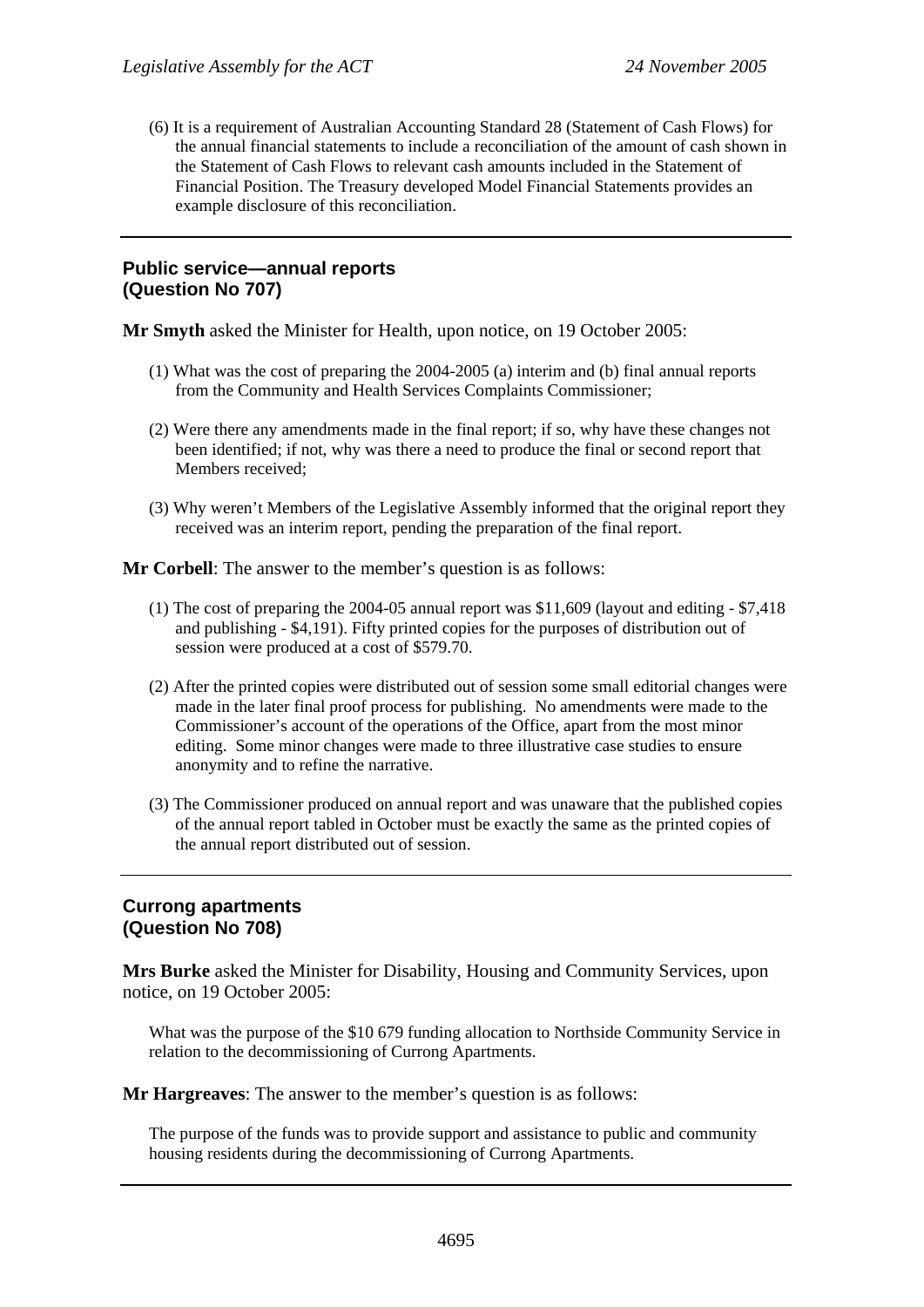(6) It is a requirement of Australian Accounting Standard 28 (Statement of Cash Flows) for the annual financial statements to include a reconciliation of the amount of cash shown in the Statement of Cash Flows to relevant cash amounts included in the Statement of Financial Position. The Treasury developed Model Financial Statements provides an example disclosure of this reconciliation.

---

## Public service—annual reports (Question No 707)

**Mr Smyth** asked the Minister for Health, upon notice, on 19 October 2005:

(1) What was the cost of preparing the 2004-2005 (a) interim and (b) final annual reports from the Community and Health Services Complaints Commissioner;

(2) Were there any amendments made in the final report; if so, why have these changes not been identified; if not, why was there a need to produce the final or second report that Members received;

(3) Why weren't Members of the Legislative Assembly informed that the original report they received was an interim report, pending the preparation of the final report.

**Mr Corbell**: The answer to the member's question is as follows:

(1) The cost of preparing the 2004-05 annual report was $11,609 (layout and editing - $7,418 and publishing - $4,191). Fifty printed copies for the purposes of distribution out of session were produced at a cost of $579.70.

(2) After the printed copies were distributed out of session some small editorial changes were made in the later final proof process for publishing. No amendments were made to the Commissioner's account of the operations of the Office, apart from the most minor editing. Some minor changes were made to three illustrative case studies to ensure anonymity and to refine the narrative.

(3) The Commissioner produced on annual report and was unaware that the published copies of the annual report tabled in October must be exactly the same as the printed copies of the annual report distributed out of session.

---

## Currong apartments (Question No 708)

**Mrs Burke** asked the Minister for Disability, Housing and Community Services, upon notice, on 19 October 2005:

What was the purpose of the $10 679 funding allocation to Northside Community Service in relation to the decommissioning of Currong Apartments.

**Mr Hargreaves**: The answer to the member's question is as follows:

The purpose of the funds was to provide support and assistance to public and community housing residents during the decommissioning of Currong Apartments.

---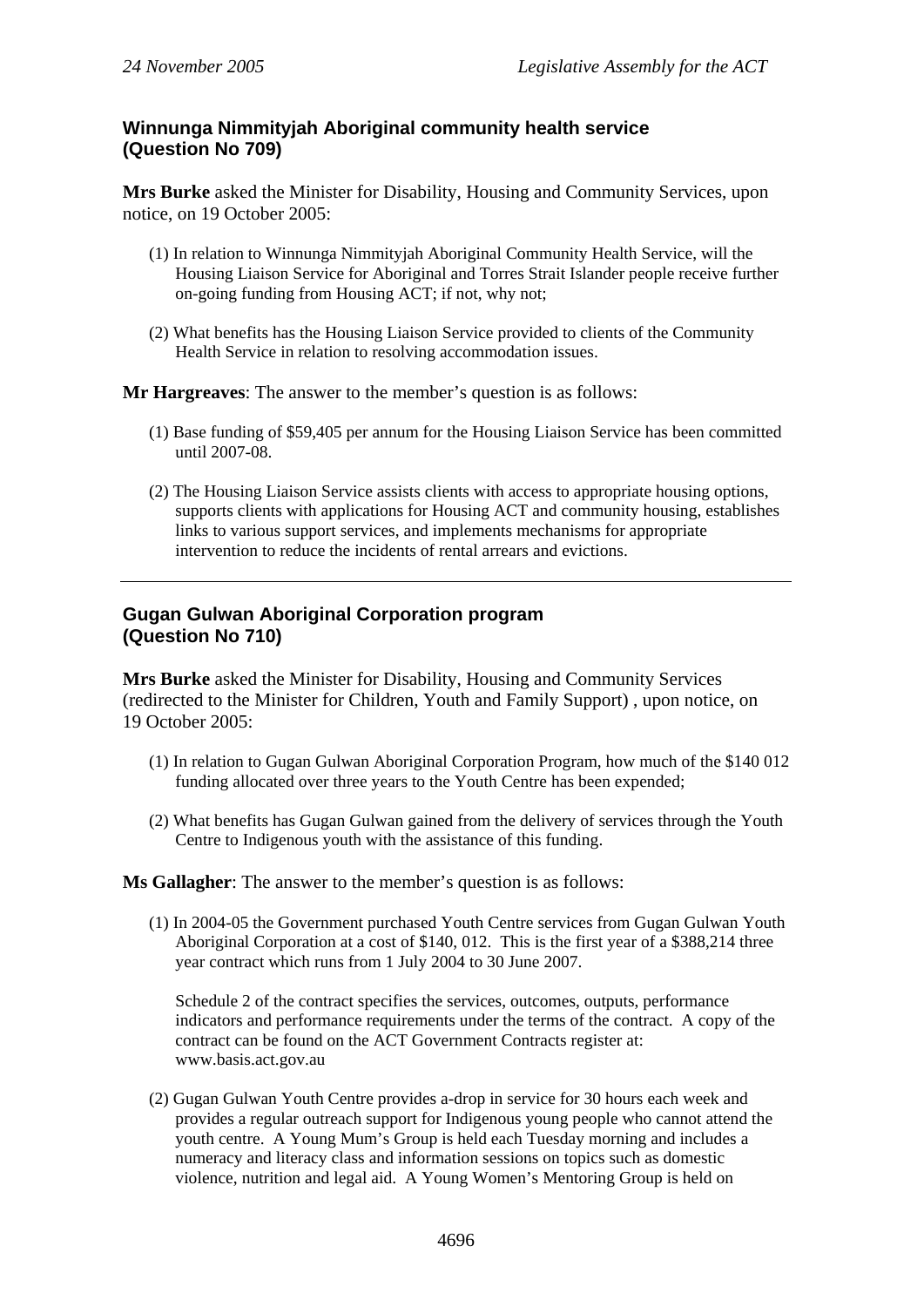## Winnunga Nimmityjah Aboriginal community health service (Question No 709)

**Mrs Burke** asked the Minister for Disability, Housing and Community Services, upon notice, on 19 October 2005:

(1) In relation to Winnunga Nimmityjah Aboriginal Community Health Service, will the Housing Liaison Service for Aboriginal and Torres Strait Islander people receive further on-going funding from Housing ACT; if not, why not;

(2) What benefits has the Housing Liaison Service provided to clients of the Community Health Service in relation to resolving accommodation issues.

**Mr Hargreaves**: The answer to the member's question is as follows:

(1) Base funding of $59,405 per annum for the Housing Liaison Service has been committed until 2007-08.

(2) The Housing Liaison Service assists clients with access to appropriate housing options, supports clients with applications for Housing ACT and community housing, establishes links to various support services, and implements mechanisms for appropriate intervention to reduce the incidents of rental arrears and evictions.

---

## Gugan Gulwan Aboriginal Corporation program (Question No 710)

**Mrs Burke** asked the Minister for Disability, Housing and Community Services (redirected to the Minister for Children, Youth and Family Support) , upon notice, on 19 October 2005:

(1) In relation to Gugan Gulwan Aboriginal Corporation Program, how much of the $140 012 funding allocated over three years to the Youth Centre has been expended;

(2) What benefits has Gugan Gulwan gained from the delivery of services through the Youth Centre to Indigenous youth with the assistance of this funding.

**Ms Gallagher**: The answer to the member's question is as follows:

(1) In 2004-05 the Government purchased Youth Centre services from Gugan Gulwan Youth Aboriginal Corporation at a cost of $140, 012. This is the first year of a $388,214 three year contract which runs from 1 July 2004 to 30 June 2007.

Schedule 2 of the contract specifies the services, outcomes, outputs, performance indicators and performance requirements under the terms of the contract. A copy of the contract can be found on the ACT Government Contracts register at: www.basis.act.gov.au

(2) Gugan Gulwan Youth Centre provides a-drop in service for 30 hours each week and provides a regular outreach support for Indigenous young people who cannot attend the youth centre. A Young Mum's Group is held each Tuesday morning and includes a numeracy and literacy class and information sessions on topics such as domestic violence, nutrition and legal aid. A Young Women's Mentoring Group is held on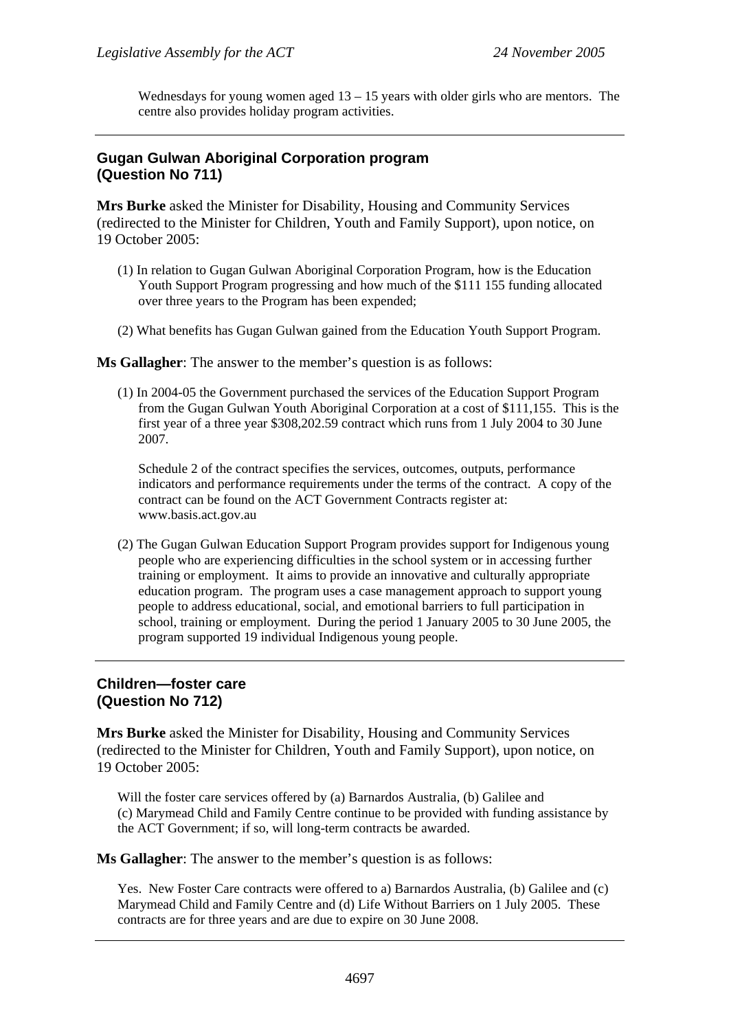Wednesdays for young women aged 13 – 15 years with older girls who are mentors. The centre also provides holiday program activities.

---

## Gugan Gulwan Aboriginal Corporation program
## (Question No 711)

**Mrs Burke** asked the Minister for Disability, Housing and Community Services (redirected to the Minister for Children, Youth and Family Support), upon notice, on 19 October 2005:

(1) In relation to Gugan Gulwan Aboriginal Corporation Program, how is the Education Youth Support Program progressing and how much of the $111 155 funding allocated over three years to the Program has been expended;

(2) What benefits has Gugan Gulwan gained from the Education Youth Support Program.

**Ms Gallagher**: The answer to the member's question is as follows:

(1) In 2004-05 the Government purchased the services of the Education Support Program from the Gugan Gulwan Youth Aboriginal Corporation at a cost of $111,155. This is the first year of a three year $308,202.59 contract which runs from 1 July 2004 to 30 June 2007.

Schedule 2 of the contract specifies the services, outcomes, outputs, performance indicators and performance requirements under the terms of the contract. A copy of the contract can be found on the ACT Government Contracts register at: www.basis.act.gov.au

(2) The Gugan Gulwan Education Support Program provides support for Indigenous young people who are experiencing difficulties in the school system or in accessing further training or employment. It aims to provide an innovative and culturally appropriate education program. The program uses a case management approach to support young people to address educational, social, and emotional barriers to full participation in school, training or employment. During the period 1 January 2005 to 30 June 2005, the program supported 19 individual Indigenous young people.

---

## Children—foster care
## (Question No 712)

**Mrs Burke** asked the Minister for Disability, Housing and Community Services (redirected to the Minister for Children, Youth and Family Support), upon notice, on 19 October 2005:

Will the foster care services offered by (a) Barnardos Australia, (b) Galilee and (c) Marymead Child and Family Centre continue to be provided with funding assistance by the ACT Government; if so, will long-term contracts be awarded.

**Ms Gallagher**: The answer to the member's question is as follows:

Yes. New Foster Care contracts were offered to a) Barnardos Australia, (b) Galilee and (c) Marymead Child and Family Centre and (d) Life Without Barriers on 1 July 2005. These contracts are for three years and are due to expire on 30 June 2008.

---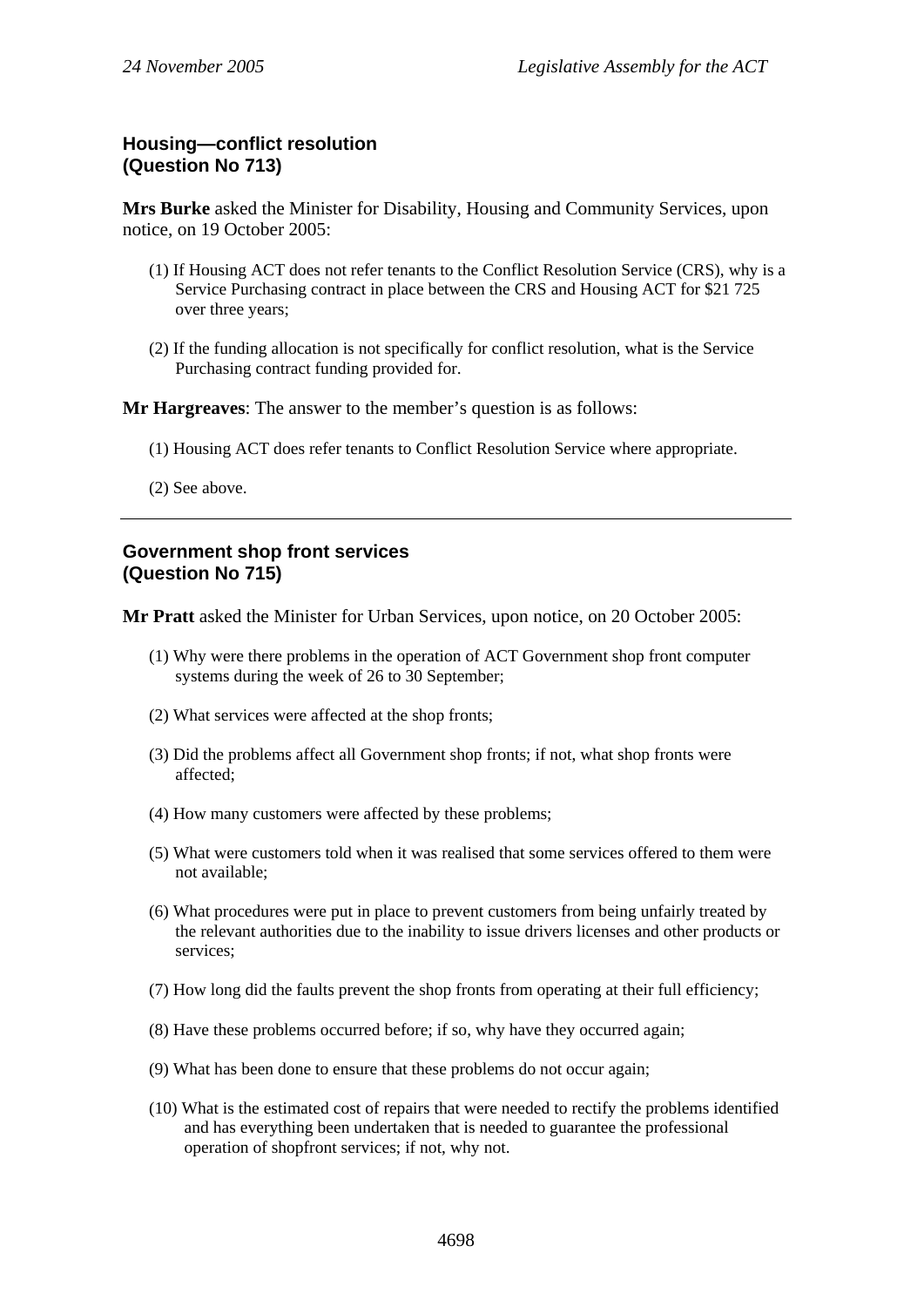## Housing—conflict resolution (Question No 713)

**Mrs Burke** asked the Minister for Disability, Housing and Community Services, upon notice, on 19 October 2005:

(1) If Housing ACT does not refer tenants to the Conflict Resolution Service (CRS), why is a Service Purchasing contract in place between the CRS and Housing ACT for $21 725 over three years;

(2) If the funding allocation is not specifically for conflict resolution, what is the Service Purchasing contract funding provided for.

**Mr Hargreaves**: The answer to the member's question is as follows:

(1) Housing ACT does refer tenants to Conflict Resolution Service where appropriate.

(2) See above.

---

## Government shop front services (Question No 715)

**Mr Pratt** asked the Minister for Urban Services, upon notice, on 20 October 2005:

(1) Why were there problems in the operation of ACT Government shop front computer systems during the week of 26 to 30 September;

(2) What services were affected at the shop fronts;

(3) Did the problems affect all Government shop fronts; if not, what shop fronts were affected;

(4) How many customers were affected by these problems;

(5) What were customers told when it was realised that some services offered to them were not available;

(6) What procedures were put in place to prevent customers from being unfairly treated by the relevant authorities due to the inability to issue drivers licenses and other products or services;

(7) How long did the faults prevent the shop fronts from operating at their full efficiency;

(8) Have these problems occurred before; if so, why have they occurred again;

(9) What has been done to ensure that these problems do not occur again;

(10) What is the estimated cost of repairs that were needed to rectify the problems identified and has everything been undertaken that is needed to guarantee the professional operation of shopfront services; if not, why not.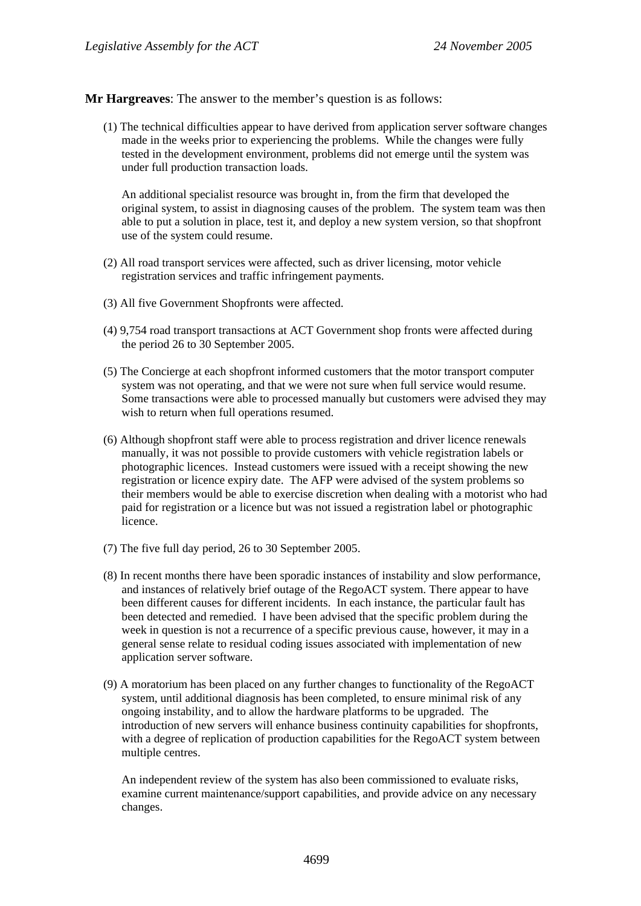**Mr Hargreaves**: The answer to the member's question is as follows:

(1) The technical difficulties appear to have derived from application server software changes made in the weeks prior to experiencing the problems. While the changes were fully tested in the development environment, problems did not emerge until the system was under full production transaction loads.

An additional specialist resource was brought in, from the firm that developed the original system, to assist in diagnosing causes of the problem. The system team was then able to put a solution in place, test it, and deploy a new system version, so that shopfront use of the system could resume.

(2) All road transport services were affected, such as driver licensing, motor vehicle registration services and traffic infringement payments.

(3) All five Government Shopfronts were affected.

(4) 9,754 road transport transactions at ACT Government shop fronts were affected during the period 26 to 30 September 2005.

(5) The Concierge at each shopfront informed customers that the motor transport computer system was not operating, and that we were not sure when full service would resume. Some transactions were able to processed manually but customers were advised they may wish to return when full operations resumed.

(6) Although shopfront staff were able to process registration and driver licence renewals manually, it was not possible to provide customers with vehicle registration labels or photographic licences. Instead customers were issued with a receipt showing the new registration or licence expiry date. The AFP were advised of the system problems so their members would be able to exercise discretion when dealing with a motorist who had paid for registration or a licence but was not issued a registration label or photographic licence.

(7) The five full day period, 26 to 30 September 2005.

(8) In recent months there have been sporadic instances of instability and slow performance, and instances of relatively brief outage of the RegoACT system. There appear to have been different causes for different incidents. In each instance, the particular fault has been detected and remedied. I have been advised that the specific problem during the week in question is not a recurrence of a specific previous cause, however, it may in a general sense relate to residual coding issues associated with implementation of new application server software.

(9) A moratorium has been placed on any further changes to functionality of the RegoACT system, until additional diagnosis has been completed, to ensure minimal risk of any ongoing instability, and to allow the hardware platforms to be upgraded. The introduction of new servers will enhance business continuity capabilities for shopfronts, with a degree of replication of production capabilities for the RegoACT system between multiple centres.

An independent review of the system has also been commissioned to evaluate risks, examine current maintenance/support capabilities, and provide advice on any necessary changes.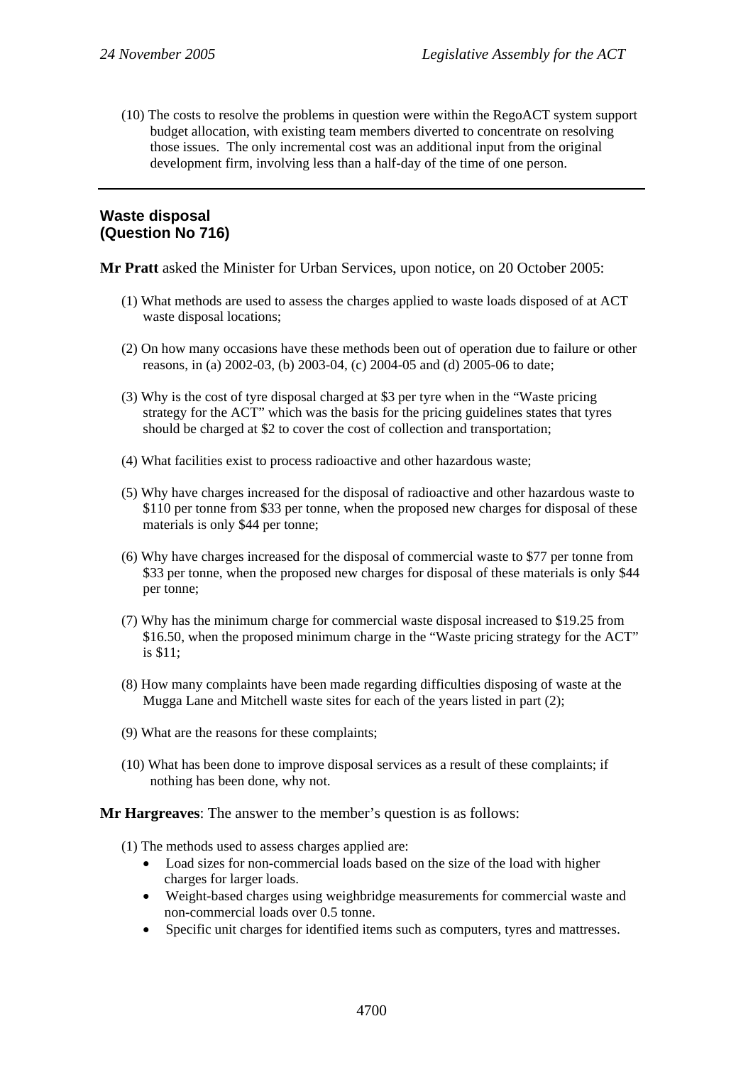(10) The costs to resolve the problems in question were within the RegoACT system support budget allocation, with existing team members diverted to concentrate on resolving those issues. The only incremental cost was an additional input from the original development firm, involving less than a half-day of the time of one person.

---

## Waste disposal
## (Question No 716)

**Mr Pratt** asked the Minister for Urban Services, upon notice, on 20 October 2005:

(1) What methods are used to assess the charges applied to waste loads disposed of at ACT waste disposal locations;

(2) On how many occasions have these methods been out of operation due to failure or other reasons, in (a) 2002-03, (b) 2003-04, (c) 2004-05 and (d) 2005-06 to date;

(3) Why is the cost of tyre disposal charged at \$3 per tyre when in the "Waste pricing strategy for the ACT" which was the basis for the pricing guidelines states that tyres should be charged at \$2 to cover the cost of collection and transportation;

(4) What facilities exist to process radioactive and other hazardous waste;

(5) Why have charges increased for the disposal of radioactive and other hazardous waste to \$110 per tonne from \$33 per tonne, when the proposed new charges for disposal of these materials is only \$44 per tonne;

(6) Why have charges increased for the disposal of commercial waste to \$77 per tonne from \$33 per tonne, when the proposed new charges for disposal of these materials is only \$44 per tonne;

(7) Why has the minimum charge for commercial waste disposal increased to \$19.25 from \$16.50, when the proposed minimum charge in the "Waste pricing strategy for the ACT" is \$11;

(8) How many complaints have been made regarding difficulties disposing of waste at the Mugga Lane and Mitchell waste sites for each of the years listed in part (2);

(9) What are the reasons for these complaints;

(10) What has been done to improve disposal services as a result of these complaints; if nothing has been done, why not.

**Mr Hargreaves**: The answer to the member's question is as follows:

(1) The methods used to assess charges applied are:

- Load sizes for non-commercial loads based on the size of the load with higher charges for larger loads.
- Weight-based charges using weighbridge measurements for commercial waste and non-commercial loads over 0.5 tonne.
- Specific unit charges for identified items such as computers, tyres and mattresses.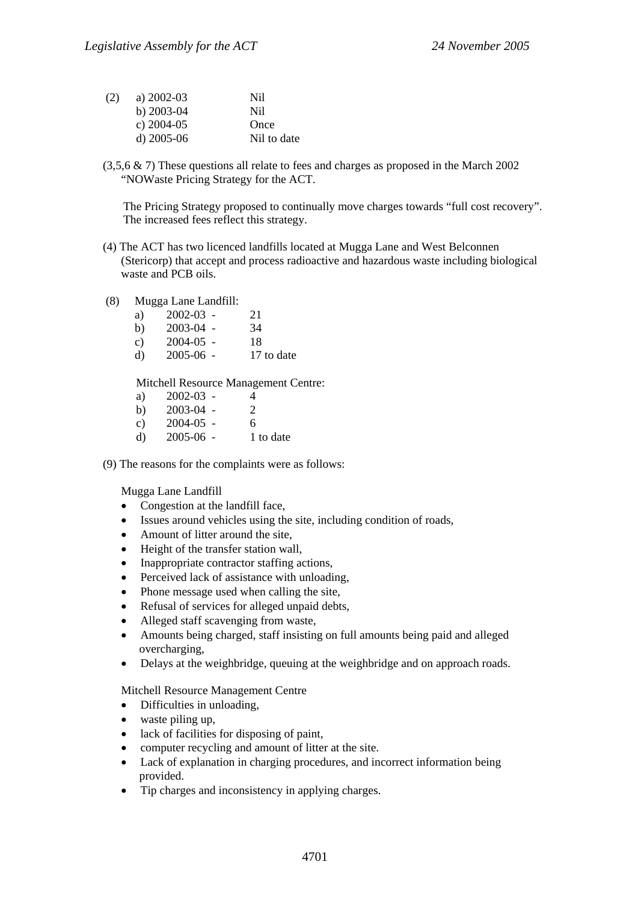(2) a) 2002-03 Nil
b) 2003-04 Nil
c) 2004-05 Once
d) 2005-06 Nil to date

(3,5,6 & 7) These questions all relate to fees and charges as proposed in the March 2002 "NOWaste Pricing Strategy for the ACT.

The Pricing Strategy proposed to continually move charges towards "full cost recovery". The increased fees reflect this strategy.

(4) The ACT has two licenced landfills located at Mugga Lane and West Belconnen (Stericorp) that accept and process radioactive and hazardous waste including biological waste and PCB oils.

(8) Mugga Lane Landfill:

a) 2002-03 - 21
b) 2003-04 - 34
c) 2004-05 - 18
d) 2005-06 - 17 to date

Mitchell Resource Management Centre:

a) 2002-03 - 4
b) 2003-04 - 2
c) 2004-05 - 6
d) 2005-06 - 1 to date

(9) The reasons for the complaints were as follows:

Mugga Lane Landfill

- Congestion at the landfill face,
- Issues around vehicles using the site, including condition of roads,
- Amount of litter around the site,
- Height of the transfer station wall,
- Inappropriate contractor staffing actions,
- Perceived lack of assistance with unloading,
- Phone message used when calling the site,
- Refusal of services for alleged unpaid debts,
- Alleged staff scavenging from waste,
- Amounts being charged, staff insisting on full amounts being paid and alleged overcharging,
- Delays at the weighbridge, queuing at the weighbridge and on approach roads.

Mitchell Resource Management Centre

- Difficulties in unloading,
- waste piling up,
- lack of facilities for disposing of paint,
- computer recycling and amount of litter at the site.
- Lack of explanation in charging procedures, and incorrect information being provided.
- Tip charges and inconsistency in applying charges.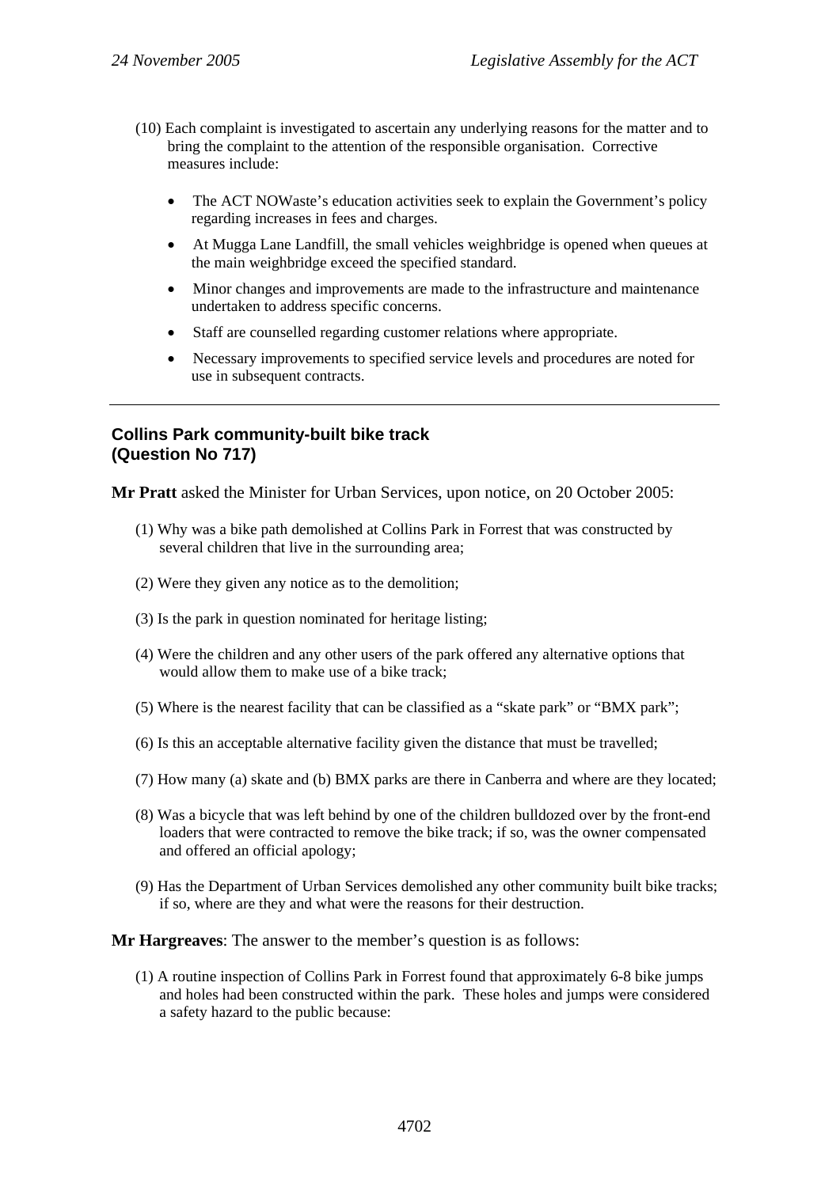(10) Each complaint is investigated to ascertain any underlying reasons for the matter and to bring the complaint to the attention of the responsible organisation. Corrective measures include:

- The ACT NOWaste's education activities seek to explain the Government's policy regarding increases in fees and charges.
- At Mugga Lane Landfill, the small vehicles weighbridge is opened when queues at the main weighbridge exceed the specified standard.
- Minor changes and improvements are made to the infrastructure and maintenance undertaken to address specific concerns.
- Staff are counselled regarding customer relations where appropriate.
- Necessary improvements to specified service levels and procedures are noted for use in subsequent contracts.

---

### Collins Park community-built bike track (Question No 717)

**Mr Pratt** asked the Minister for Urban Services, upon notice, on 20 October 2005:

(1) Why was a bike path demolished at Collins Park in Forrest that was constructed by several children that live in the surrounding area;

(2) Were they given any notice as to the demolition;

(3) Is the park in question nominated for heritage listing;

(4) Were the children and any other users of the park offered any alternative options that would allow them to make use of a bike track;

(5) Where is the nearest facility that can be classified as a "skate park" or "BMX park";

(6) Is this an acceptable alternative facility given the distance that must be travelled;

(7) How many (a) skate and (b) BMX parks are there in Canberra and where are they located;

(8) Was a bicycle that was left behind by one of the children bulldozed over by the front-end loaders that were contracted to remove the bike track; if so, was the owner compensated and offered an official apology;

(9) Has the Department of Urban Services demolished any other community built bike tracks; if so, where are they and what were the reasons for their destruction.

**Mr Hargreaves**: The answer to the member's question is as follows:

(1) A routine inspection of Collins Park in Forrest found that approximately 6-8 bike jumps and holes had been constructed within the park. These holes and jumps were considered a safety hazard to the public because: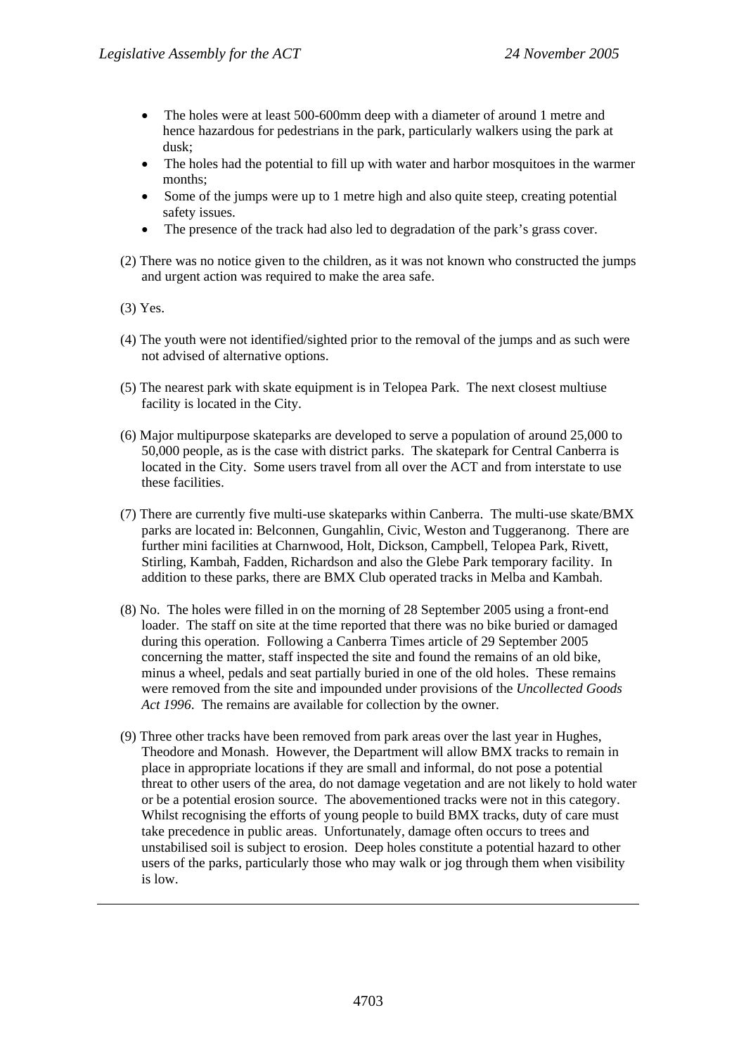- The holes were at least 500-600mm deep with a diameter of around 1 metre and hence hazardous for pedestrians in the park, particularly walkers using the park at dusk;
- The holes had the potential to fill up with water and harbor mosquitoes in the warmer months;
- Some of the jumps were up to 1 metre high and also quite steep, creating potential safety issues.
- The presence of the track had also led to degradation of the park's grass cover.

(2) There was no notice given to the children, as it was not known who constructed the jumps and urgent action was required to make the area safe.

(3) Yes.

(4) The youth were not identified/sighted prior to the removal of the jumps and as such were not advised of alternative options.

(5) The nearest park with skate equipment is in Telopea Park. The next closest multiuse facility is located in the City.

(6) Major multipurpose skateparks are developed to serve a population of around 25,000 to 50,000 people, as is the case with district parks. The skatepark for Central Canberra is located in the City. Some users travel from all over the ACT and from interstate to use these facilities.

(7) There are currently five multi-use skateparks within Canberra. The multi-use skate/BMX parks are located in: Belconnen, Gungahlin, Civic, Weston and Tuggeranong. There are further mini facilities at Charnwood, Holt, Dickson, Campbell, Telopea Park, Rivett, Stirling, Kambah, Fadden, Richardson and also the Glebe Park temporary facility. In addition to these parks, there are BMX Club operated tracks in Melba and Kambah.

(8) No. The holes were filled in on the morning of 28 September 2005 using a front-end loader. The staff on site at the time reported that there was no bike buried or damaged during this operation. Following a Canberra Times article of 29 September 2005 concerning the matter, staff inspected the site and found the remains of an old bike, minus a wheel, pedals and seat partially buried in one of the old holes. These remains were removed from the site and impounded under provisions of the *Uncollected Goods Act 1996*. The remains are available for collection by the owner.

(9) Three other tracks have been removed from park areas over the last year in Hughes, Theodore and Monash. However, the Department will allow BMX tracks to remain in place in appropriate locations if they are small and informal, do not pose a potential threat to other users of the area, do not damage vegetation and are not likely to hold water or be a potential erosion source. The abovementioned tracks were not in this category. Whilst recognising the efforts of young people to build BMX tracks, duty of care must take precedence in public areas. Unfortunately, damage often occurs to trees and unstabilised soil is subject to erosion. Deep holes constitute a potential hazard to other users of the parks, particularly those who may walk or jog through them when visibility is low.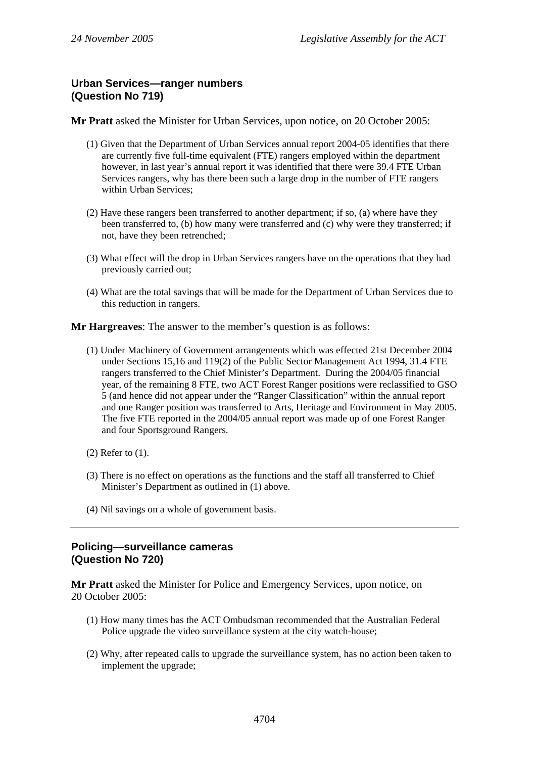## Urban Services—ranger numbers
## (Question No 719)

**Mr Pratt** asked the Minister for Urban Services, upon notice, on 20 October 2005:

(1) Given that the Department of Urban Services annual report 2004-05 identifies that there are currently five full-time equivalent (FTE) rangers employed within the department however, in last year's annual report it was identified that there were 39.4 FTE Urban Services rangers, why has there been such a large drop in the number of FTE rangers within Urban Services;

(2) Have these rangers been transferred to another department; if so, (a) where have they been transferred to, (b) how many were transferred and (c) why were they transferred; if not, have they been retrenched;

(3) What effect will the drop in Urban Services rangers have on the operations that they had previously carried out;

(4) What are the total savings that will be made for the Department of Urban Services due to this reduction in rangers.

**Mr Hargreaves**: The answer to the member's question is as follows:

(1) Under Machinery of Government arrangements which was effected 21st December 2004 under Sections 15,16 and 119(2) of the Public Sector Management Act 1994, 31.4 FTE rangers transferred to the Chief Minister's Department. During the 2004/05 financial year, of the remaining 8 FTE, two ACT Forest Ranger positions were reclassified to GSO 5 (and hence did not appear under the "Ranger Classification" within the annual report and one Ranger position was transferred to Arts, Heritage and Environment in May 2005. The five FTE reported in the 2004/05 annual report was made up of one Forest Ranger and four Sportsground Rangers.

(2) Refer to (1).

(3) There is no effect on operations as the functions and the staff all transferred to Chief Minister's Department as outlined in (1) above.

(4) Nil savings on a whole of government basis.

---

## Policing—surveillance cameras
## (Question No 720)

**Mr Pratt** asked the Minister for Police and Emergency Services, upon notice, on 20 October 2005:

(1) How many times has the ACT Ombudsman recommended that the Australian Federal Police upgrade the video surveillance system at the city watch-house;

(2) Why, after repeated calls to upgrade the surveillance system, has no action been taken to implement the upgrade;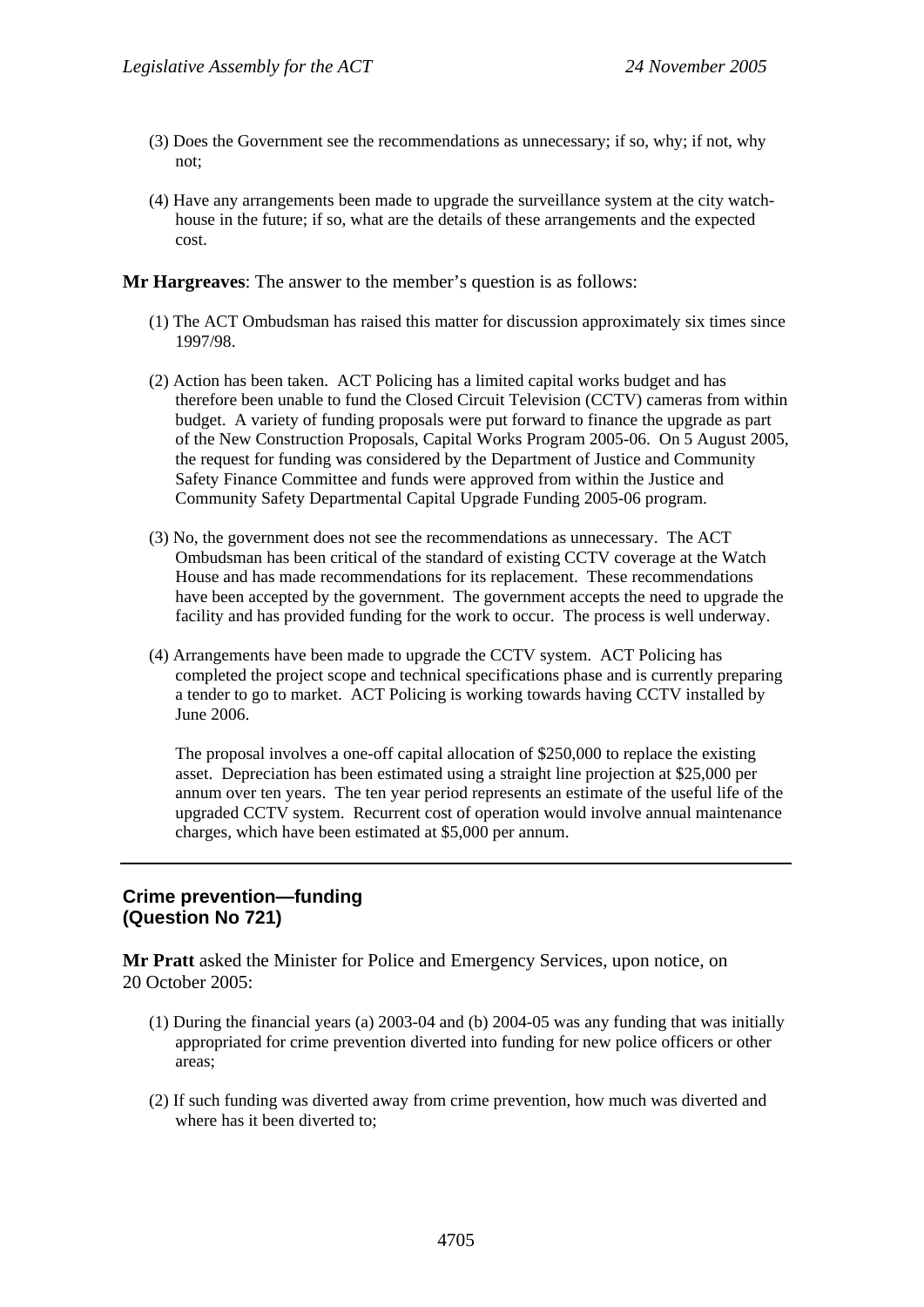(3) Does the Government see the recommendations as unnecessary; if so, why; if not, why not;

(4) Have any arrangements been made to upgrade the surveillance system at the city watch-house in the future; if so, what are the details of these arrangements and the expected cost.

**Mr Hargreaves**: The answer to the member's question is as follows:

(1) The ACT Ombudsman has raised this matter for discussion approximately six times since 1997/98.

(2) Action has been taken. ACT Policing has a limited capital works budget and has therefore been unable to fund the Closed Circuit Television (CCTV) cameras from within budget. A variety of funding proposals were put forward to finance the upgrade as part of the New Construction Proposals, Capital Works Program 2005-06. On 5 August 2005, the request for funding was considered by the Department of Justice and Community Safety Finance Committee and funds were approved from within the Justice and Community Safety Departmental Capital Upgrade Funding 2005-06 program.

(3) No, the government does not see the recommendations as unnecessary. The ACT Ombudsman has been critical of the standard of existing CCTV coverage at the Watch House and has made recommendations for its replacement. These recommendations have been accepted by the government. The government accepts the need to upgrade the facility and has provided funding for the work to occur. The process is well underway.

(4) Arrangements have been made to upgrade the CCTV system. ACT Policing has completed the project scope and technical specifications phase and is currently preparing a tender to go to market. ACT Policing is working towards having CCTV installed by June 2006.

The proposal involves a one-off capital allocation of $250,000 to replace the existing asset. Depreciation has been estimated using a straight line projection at $25,000 per annum over ten years. The ten year period represents an estimate of the useful life of the upgraded CCTV system. Recurrent cost of operation would involve annual maintenance charges, which have been estimated at $5,000 per annum.

---

## Crime prevention—funding
## (Question No 721)

**Mr Pratt** asked the Minister for Police and Emergency Services, upon notice, on 20 October 2005:

(1) During the financial years (a) 2003-04 and (b) 2004-05 was any funding that was initially appropriated for crime prevention diverted into funding for new police officers or other areas;

(2) If such funding was diverted away from crime prevention, how much was diverted and where has it been diverted to;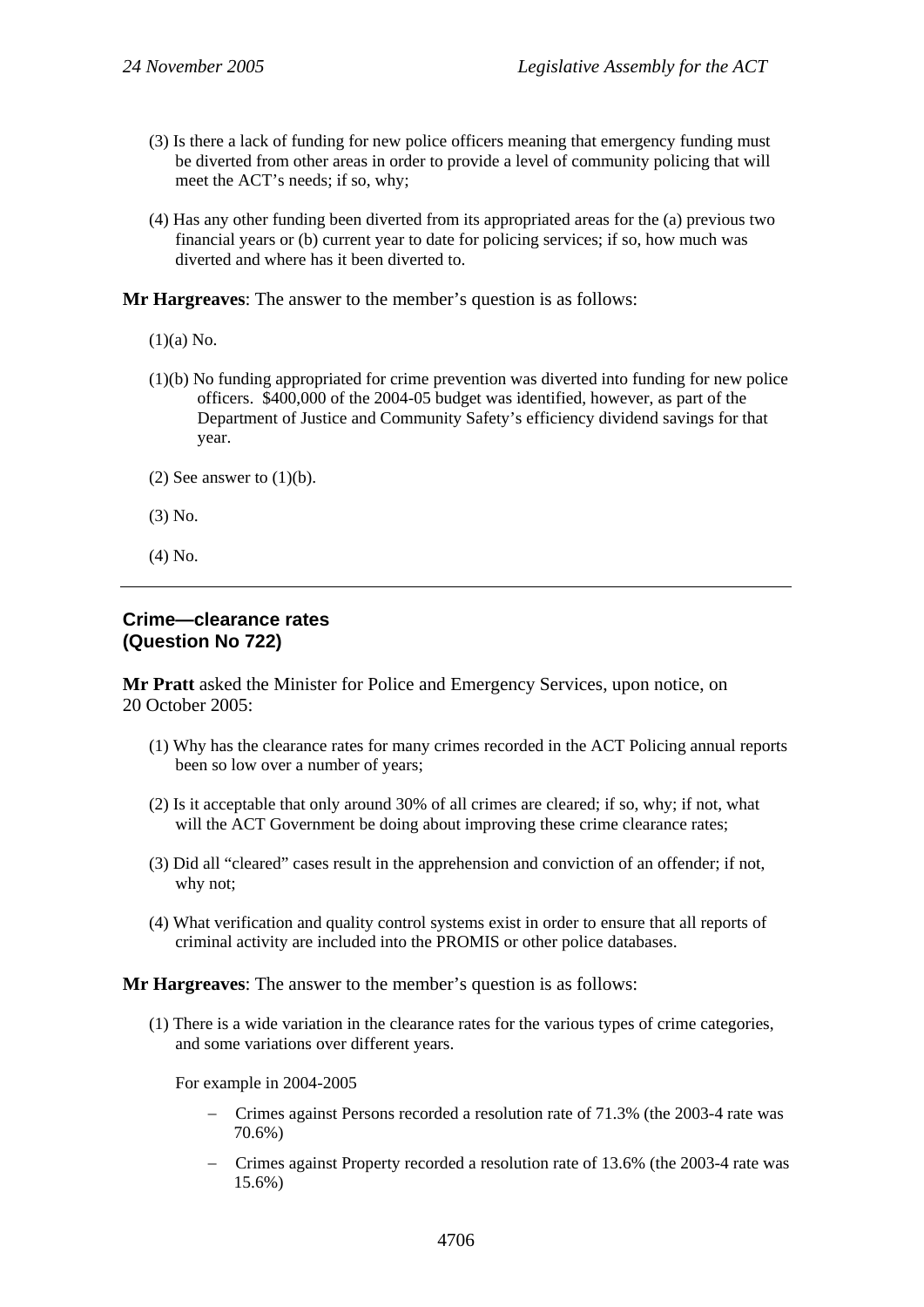(3) Is there a lack of funding for new police officers meaning that emergency funding must be diverted from other areas in order to provide a level of community policing that will meet the ACT's needs; if so, why;

(4) Has any other funding been diverted from its appropriated areas for the (a) previous two financial years or (b) current year to date for policing services; if so, how much was diverted and where has it been diverted to.

**Mr Hargreaves**: The answer to the member's question is as follows:

(1)(a) No.

(1)(b) No funding appropriated for crime prevention was diverted into funding for new police officers. $400,000 of the 2004-05 budget was identified, however, as part of the Department of Justice and Community Safety's efficiency dividend savings for that year.

(2) See answer to (1)(b).

(3) No.

(4) No.

---

**Crime—clearance rates**
**(Question No 722)**

**Mr Pratt** asked the Minister for Police and Emergency Services, upon notice, on 20 October 2005:

(1) Why has the clearance rates for many crimes recorded in the ACT Policing annual reports been so low over a number of years;

(2) Is it acceptable that only around 30% of all crimes are cleared; if so, why; if not, what will the ACT Government be doing about improving these crime clearance rates;

(3) Did all "cleared" cases result in the apprehension and conviction of an offender; if not, why not;

(4) What verification and quality control systems exist in order to ensure that all reports of criminal activity are included into the PROMIS or other police databases.

**Mr Hargreaves**: The answer to the member's question is as follows:

(1) There is a wide variation in the clearance rates for the various types of crime categories, and some variations over different years.

For example in 2004-2005

- Crimes against Persons recorded a resolution rate of 71.3% (the 2003-4 rate was 70.6%)
- Crimes against Property recorded a resolution rate of 13.6% (the 2003-4 rate was 15.6%)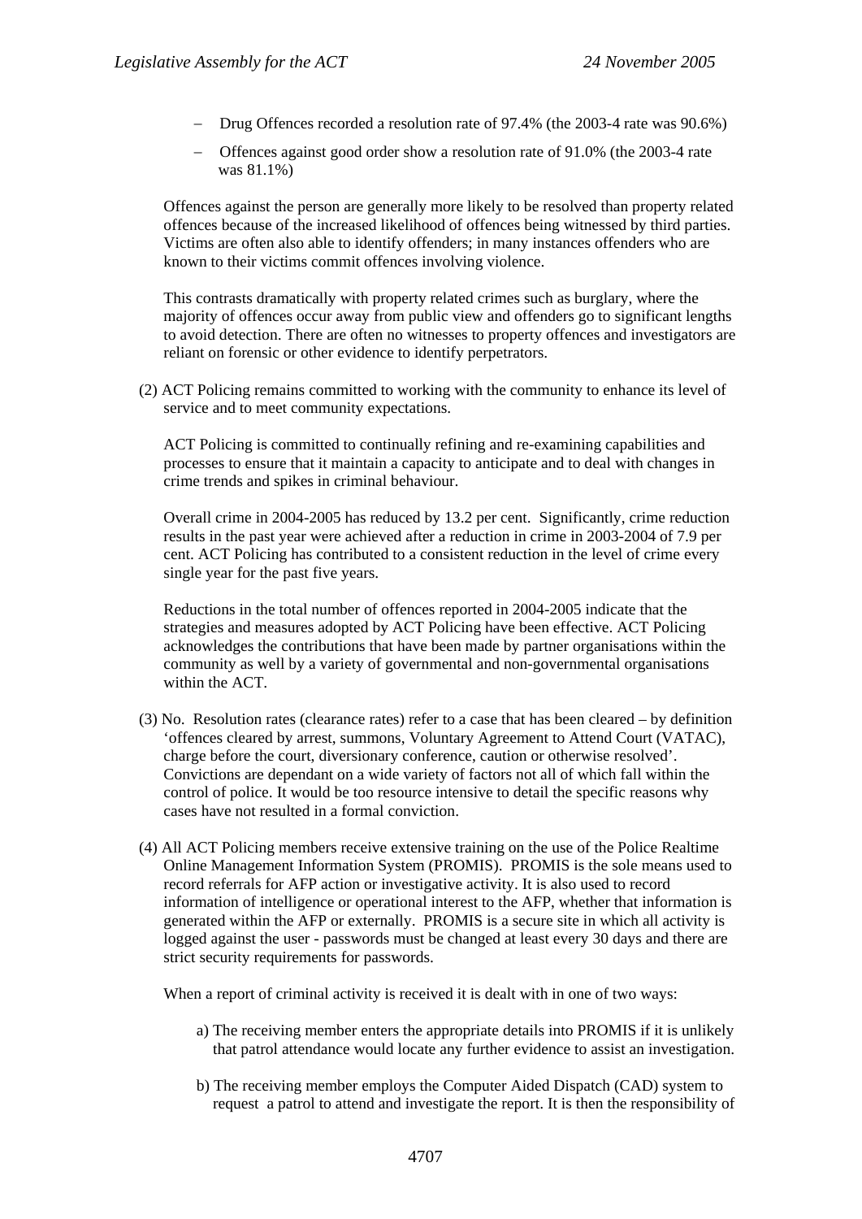- Drug Offences recorded a resolution rate of 97.4% (the 2003-4 rate was 90.6%)
- Offences against good order show a resolution rate of 91.0% (the 2003-4 rate was 81.1%)

Offences against the person are generally more likely to be resolved than property related offences because of the increased likelihood of offences being witnessed by third parties. Victims are often also able to identify offenders; in many instances offenders who are known to their victims commit offences involving violence.

This contrasts dramatically with property related crimes such as burglary, where the majority of offences occur away from public view and offenders go to significant lengths to avoid detection. There are often no witnesses to property offences and investigators are reliant on forensic or other evidence to identify perpetrators.

(2) ACT Policing remains committed to working with the community to enhance its level of service and to meet community expectations.

ACT Policing is committed to continually refining and re-examining capabilities and processes to ensure that it maintain a capacity to anticipate and to deal with changes in crime trends and spikes in criminal behaviour.

Overall crime in 2004-2005 has reduced by 13.2 per cent. Significantly, crime reduction results in the past year were achieved after a reduction in crime in 2003-2004 of 7.9 per cent. ACT Policing has contributed to a consistent reduction in the level of crime every single year for the past five years.

Reductions in the total number of offences reported in 2004-2005 indicate that the strategies and measures adopted by ACT Policing have been effective. ACT Policing acknowledges the contributions that have been made by partner organisations within the community as well by a variety of governmental and non-governmental organisations within the ACT.

(3) No. Resolution rates (clearance rates) refer to a case that has been cleared – by definition 'offences cleared by arrest, summons, Voluntary Agreement to Attend Court (VATAC), charge before the court, diversionary conference, caution or otherwise resolved'. Convictions are dependant on a wide variety of factors not all of which fall within the control of police. It would be too resource intensive to detail the specific reasons why cases have not resulted in a formal conviction.

(4) All ACT Policing members receive extensive training on the use of the Police Realtime Online Management Information System (PROMIS). PROMIS is the sole means used to record referrals for AFP action or investigative activity. It is also used to record information of intelligence or operational interest to the AFP, whether that information is generated within the AFP or externally. PROMIS is a secure site in which all activity is logged against the user - passwords must be changed at least every 30 days and there are strict security requirements for passwords.

When a report of criminal activity is received it is dealt with in one of two ways:

a) The receiving member enters the appropriate details into PROMIS if it is unlikely that patrol attendance would locate any further evidence to assist an investigation.

b) The receiving member employs the Computer Aided Dispatch (CAD) system to request a patrol to attend and investigate the report. It is then the responsibility of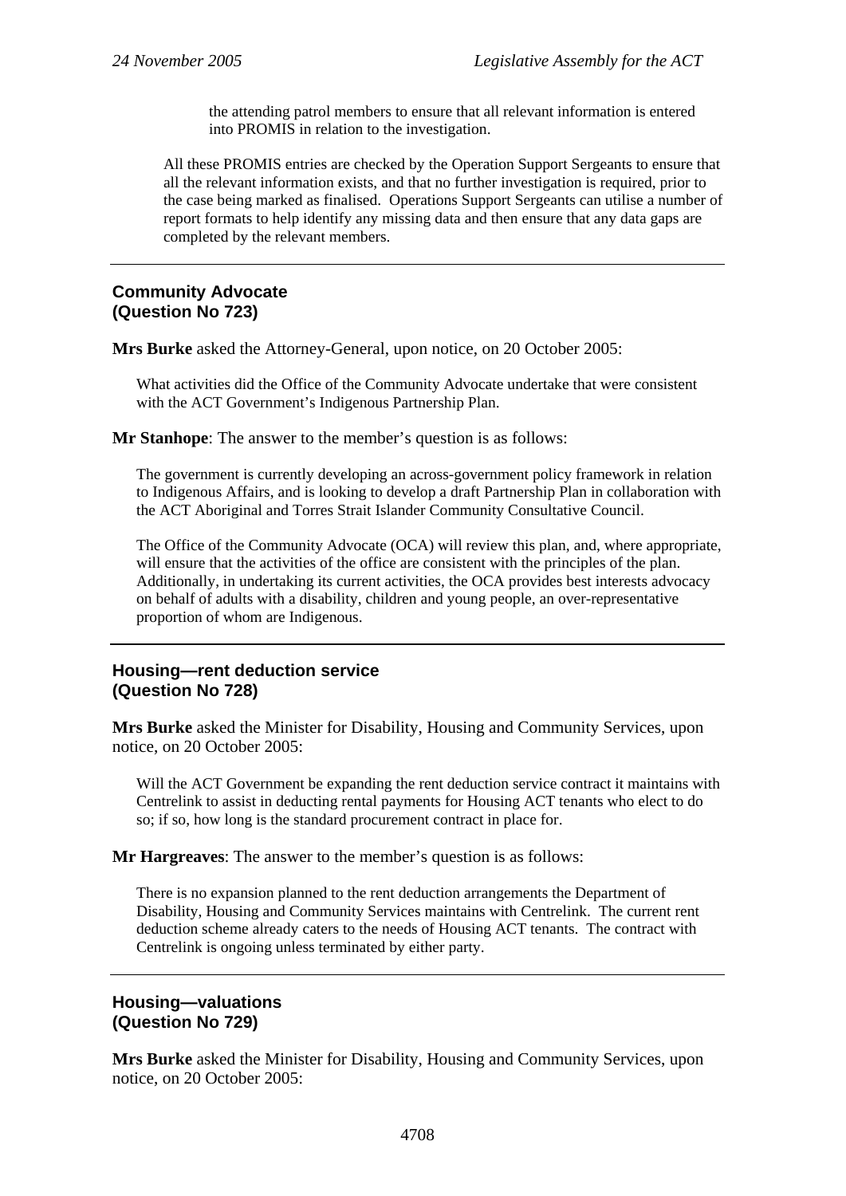the attending patrol members to ensure that all relevant information is entered into PROMIS in relation to the investigation.

All these PROMIS entries are checked by the Operation Support Sergeants to ensure that all the relevant information exists, and that no further investigation is required, prior to the case being marked as finalised. Operations Support Sergeants can utilise a number of report formats to help identify any missing data and then ensure that any data gaps are completed by the relevant members.

---

### Community Advocate (Question No 723)

**Mrs Burke** asked the Attorney-General, upon notice, on 20 October 2005:

What activities did the Office of the Community Advocate undertake that were consistent with the ACT Government's Indigenous Partnership Plan.

**Mr Stanhope**: The answer to the member's question is as follows:

The government is currently developing an across-government policy framework in relation to Indigenous Affairs, and is looking to develop a draft Partnership Plan in collaboration with the ACT Aboriginal and Torres Strait Islander Community Consultative Council.

The Office of the Community Advocate (OCA) will review this plan, and, where appropriate, will ensure that the activities of the office are consistent with the principles of the plan. Additionally, in undertaking its current activities, the OCA provides best interests advocacy on behalf of adults with a disability, children and young people, an over-representative proportion of whom are Indigenous.

---

### Housing—rent deduction service (Question No 728)

**Mrs Burke** asked the Minister for Disability, Housing and Community Services, upon notice, on 20 October 2005:

Will the ACT Government be expanding the rent deduction service contract it maintains with Centrelink to assist in deducting rental payments for Housing ACT tenants who elect to do so; if so, how long is the standard procurement contract in place for.

**Mr Hargreaves**: The answer to the member's question is as follows:

There is no expansion planned to the rent deduction arrangements the Department of Disability, Housing and Community Services maintains with Centrelink. The current rent deduction scheme already caters to the needs of Housing ACT tenants. The contract with Centrelink is ongoing unless terminated by either party.

---

### Housing—valuations (Question No 729)

**Mrs Burke** asked the Minister for Disability, Housing and Community Services, upon notice, on 20 October 2005: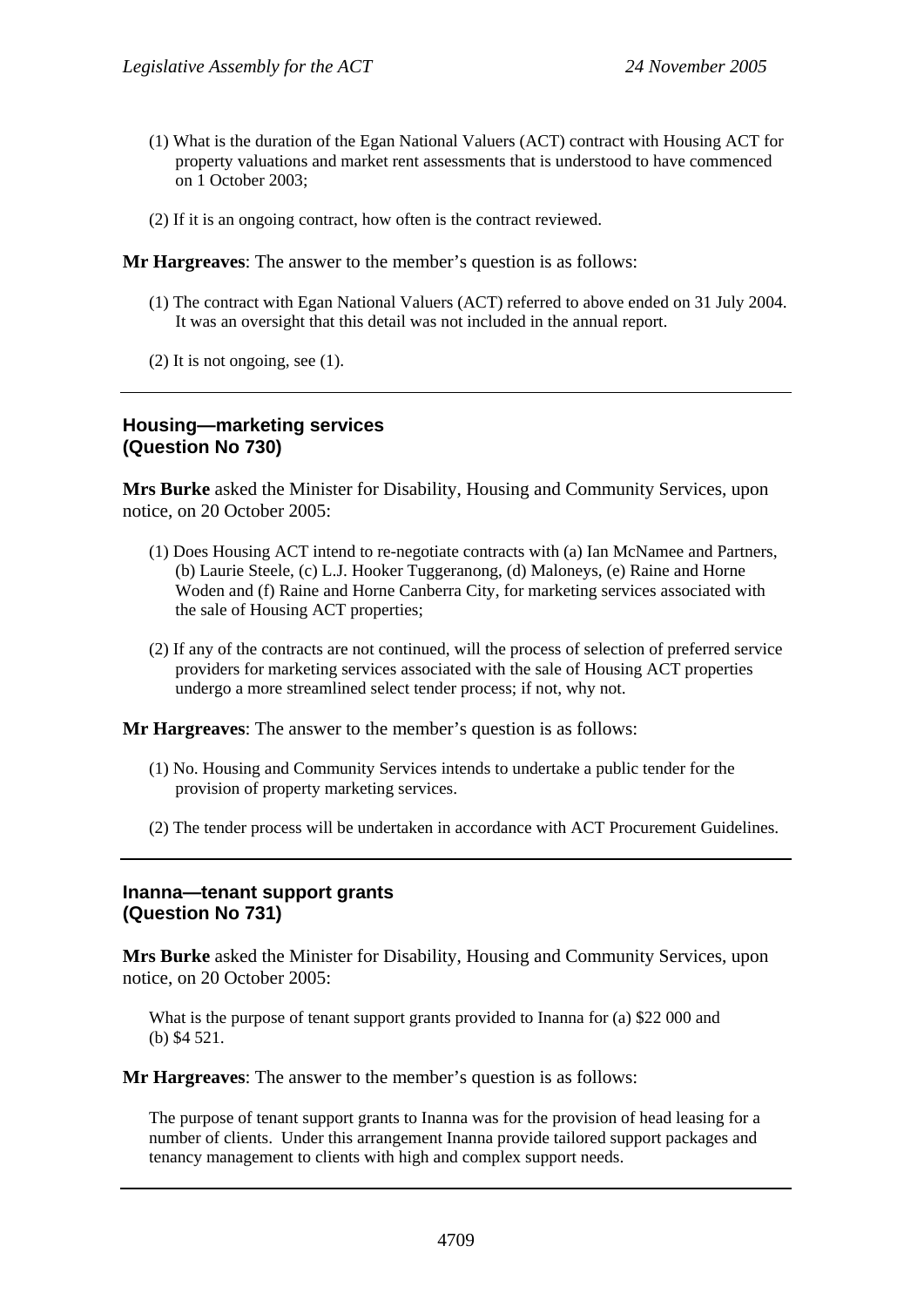(1) What is the duration of the Egan National Valuers (ACT) contract with Housing ACT for property valuations and market rent assessments that is understood to have commenced on 1 October 2003;

(2) If it is an ongoing contract, how often is the contract reviewed.

**Mr Hargreaves**: The answer to the member's question is as follows:

(1) The contract with Egan National Valuers (ACT) referred to above ended on 31 July 2004. It was an oversight that this detail was not included in the annual report.

(2) It is not ongoing, see (1).

---

## Housing—marketing services (Question No 730)

**Mrs Burke** asked the Minister for Disability, Housing and Community Services, upon notice, on 20 October 2005:

(1) Does Housing ACT intend to re-negotiate contracts with (a) Ian McNamee and Partners, (b) Laurie Steele, (c) L.J. Hooker Tuggeranong, (d) Maloneys, (e) Raine and Horne Woden and (f) Raine and Horne Canberra City, for marketing services associated with the sale of Housing ACT properties;

(2) If any of the contracts are not continued, will the process of selection of preferred service providers for marketing services associated with the sale of Housing ACT properties undergo a more streamlined select tender process; if not, why not.

**Mr Hargreaves**: The answer to the member's question is as follows:

(1) No. Housing and Community Services intends to undertake a public tender for the provision of property marketing services.

(2) The tender process will be undertaken in accordance with ACT Procurement Guidelines.

---

## Inanna—tenant support grants (Question No 731)

**Mrs Burke** asked the Minister for Disability, Housing and Community Services, upon notice, on 20 October 2005:

What is the purpose of tenant support grants provided to Inanna for (a) $22 000 and (b) $4 521.

**Mr Hargreaves**: The answer to the member's question is as follows:

The purpose of tenant support grants to Inanna was for the provision of head leasing for a number of clients. Under this arrangement Inanna provide tailored support packages and tenancy management to clients with high and complex support needs.

---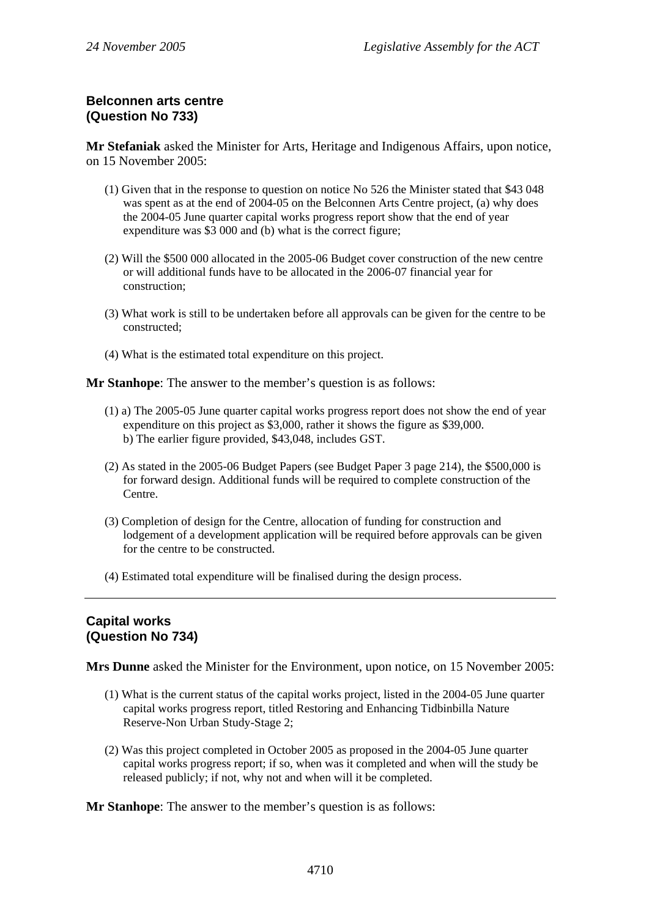## Belconnen arts centre
## (Question No 733)

**Mr Stefaniak** asked the Minister for Arts, Heritage and Indigenous Affairs, upon notice, on 15 November 2005:

(1) Given that in the response to question on notice No 526 the Minister stated that $43 048 was spent as at the end of 2004-05 on the Belconnen Arts Centre project, (a) why does the 2004-05 June quarter capital works progress report show that the end of year expenditure was $3 000 and (b) what is the correct figure;

(2) Will the $500 000 allocated in the 2005-06 Budget cover construction of the new centre or will additional funds have to be allocated in the 2006-07 financial year for construction;

(3) What work is still to be undertaken before all approvals can be given for the centre to be constructed;

(4) What is the estimated total expenditure on this project.

**Mr Stanhope**: The answer to the member's question is as follows:

(1) a) The 2005-05 June quarter capital works progress report does not show the end of year expenditure on this project as $3,000, rather it shows the figure as $39,000.
b) The earlier figure provided, $43,048, includes GST.

(2) As stated in the 2005-06 Budget Papers (see Budget Paper 3 page 214), the $500,000 is for forward design. Additional funds will be required to complete construction of the Centre.

(3) Completion of design for the Centre, allocation of funding for construction and lodgement of a development application will be required before approvals can be given for the centre to be constructed.

(4) Estimated total expenditure will be finalised during the design process.

---

## Capital works
## (Question No 734)

**Mrs Dunne** asked the Minister for the Environment, upon notice, on 15 November 2005:

(1) What is the current status of the capital works project, listed in the 2004-05 June quarter capital works progress report, titled Restoring and Enhancing Tidbinbilla Nature Reserve-Non Urban Study-Stage 2;

(2) Was this project completed in October 2005 as proposed in the 2004-05 June quarter capital works progress report; if so, when was it completed and when will the study be released publicly; if not, why not and when will it be completed.

**Mr Stanhope**: The answer to the member's question is as follows: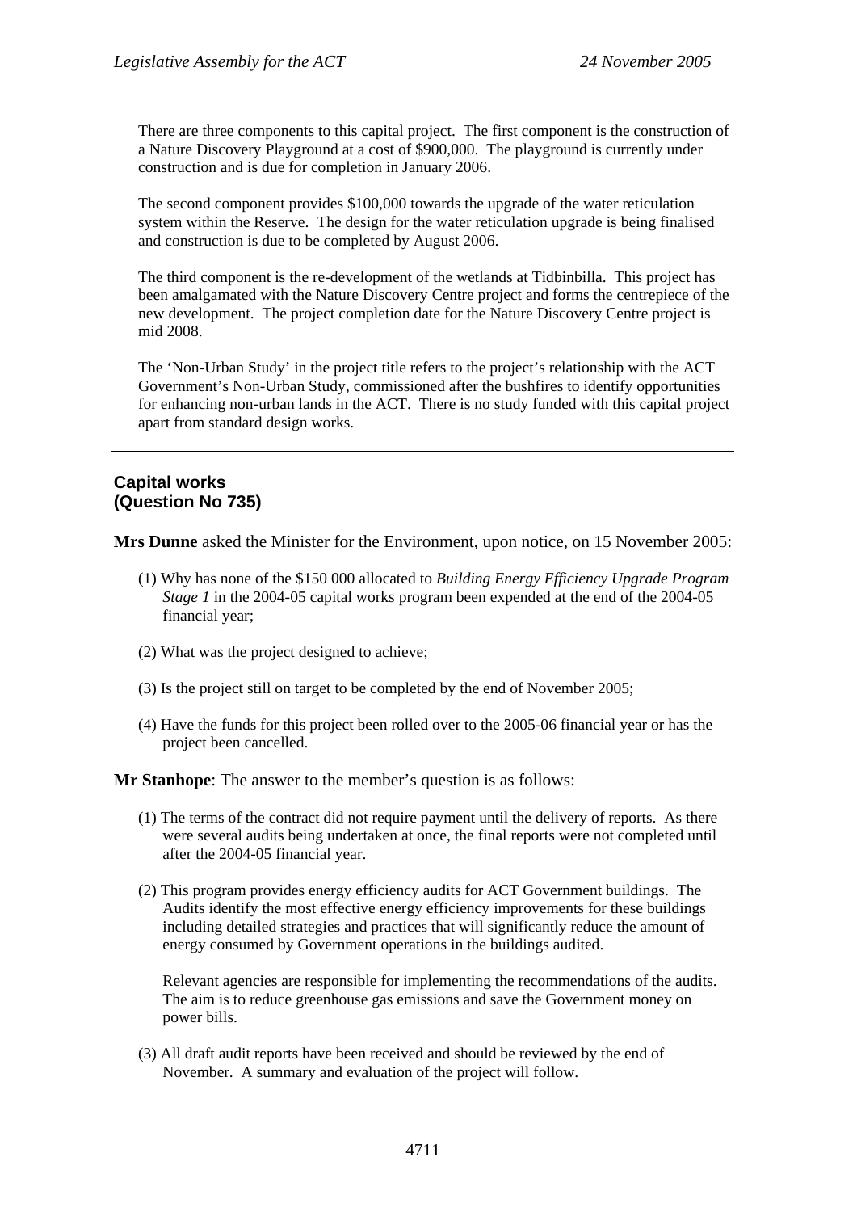There are three components to this capital project. The first component is the construction of a Nature Discovery Playground at a cost of $900,000. The playground is currently under construction and is due for completion in January 2006.

The second component provides $100,000 towards the upgrade of the water reticulation system within the Reserve. The design for the water reticulation upgrade is being finalised and construction is due to be completed by August 2006.

The third component is the re-development of the wetlands at Tidbinbilla. This project has been amalgamated with the Nature Discovery Centre project and forms the centrepiece of the new development. The project completion date for the Nature Discovery Centre project is mid 2008.

The 'Non-Urban Study' in the project title refers to the project's relationship with the ACT Government's Non-Urban Study, commissioned after the bushfires to identify opportunities for enhancing non-urban lands in the ACT. There is no study funded with this capital project apart from standard design works.

---

## Capital works
## (Question No 735)

**Mrs Dunne** asked the Minister for the Environment, upon notice, on 15 November 2005:

(1) Why has none of the $150 000 allocated to *Building Energy Efficiency Upgrade Program Stage 1* in the 2004-05 capital works program been expended at the end of the 2004-05 financial year;

(2) What was the project designed to achieve;

(3) Is the project still on target to be completed by the end of November 2005;

(4) Have the funds for this project been rolled over to the 2005-06 financial year or has the project been cancelled.

**Mr Stanhope**: The answer to the member's question is as follows:

(1) The terms of the contract did not require payment until the delivery of reports. As there were several audits being undertaken at once, the final reports were not completed until after the 2004-05 financial year.

(2) This program provides energy efficiency audits for ACT Government buildings. The Audits identify the most effective energy efficiency improvements for these buildings including detailed strategies and practices that will significantly reduce the amount of energy consumed by Government operations in the buildings audited.

Relevant agencies are responsible for implementing the recommendations of the audits. The aim is to reduce greenhouse gas emissions and save the Government money on power bills.

(3) All draft audit reports have been received and should be reviewed by the end of November. A summary and evaluation of the project will follow.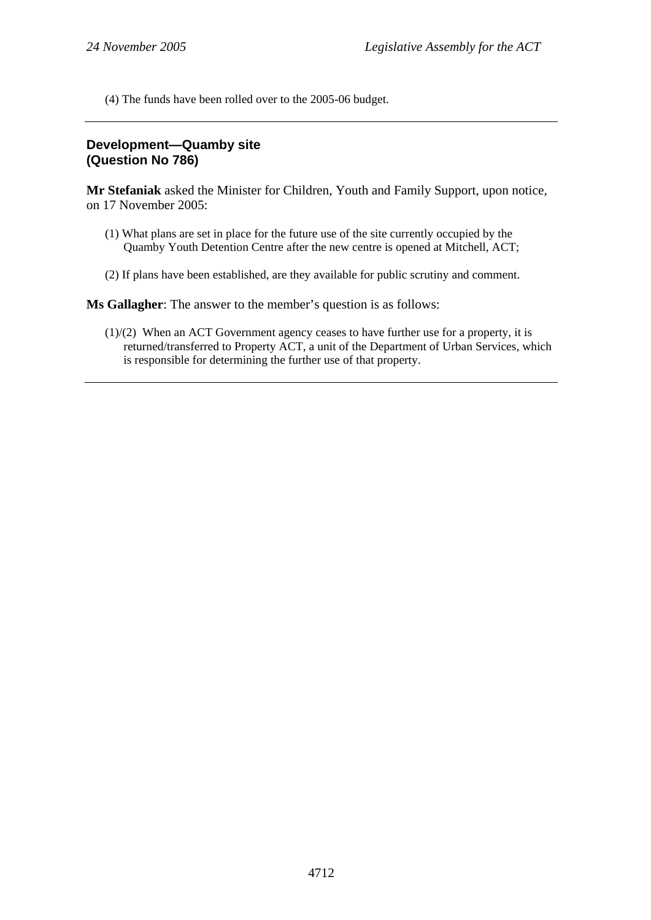(4) The funds have been rolled over to the 2005-06 budget.

---

## Development—Quamby site (Question No 786)

**Mr Stefaniak** asked the Minister for Children, Youth and Family Support, upon notice, on 17 November 2005:

(1) What plans are set in place for the future use of the site currently occupied by the Quamby Youth Detention Centre after the new centre is opened at Mitchell, ACT;

(2) If plans have been established, are they available for public scrutiny and comment.

**Ms Gallagher**: The answer to the member's question is as follows:

(1)/(2) When an ACT Government agency ceases to have further use for a property, it is returned/transferred to Property ACT, a unit of the Department of Urban Services, which is responsible for determining the further use of that property.

---